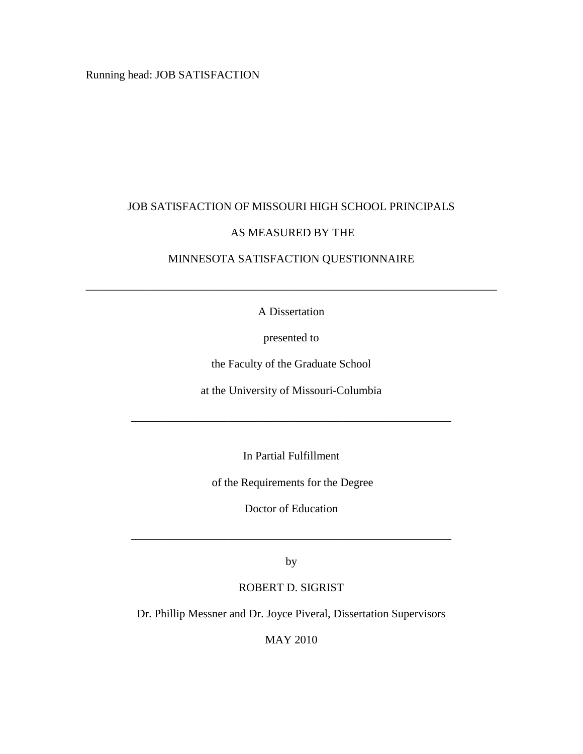# JOB SATISFACTION OF MISSOURI HIGH SCHOOL PRINCIPALS

# AS MEASURED BY THE

# MINNESOTA SATISFACTION QUESTIONNAIRE

---

A Dissertation

presented to

the Faculty of the Graduate School

at the University of Missouri-Columbia

---

In Partial Fulfillment

of the Requirements for the Degree

Doctor of Education

---

by

ROBERT D. SIGRIST

Dr. Phillip Messner and Dr. Joyce Piveral, Dissertation Supervisors

MAY 2010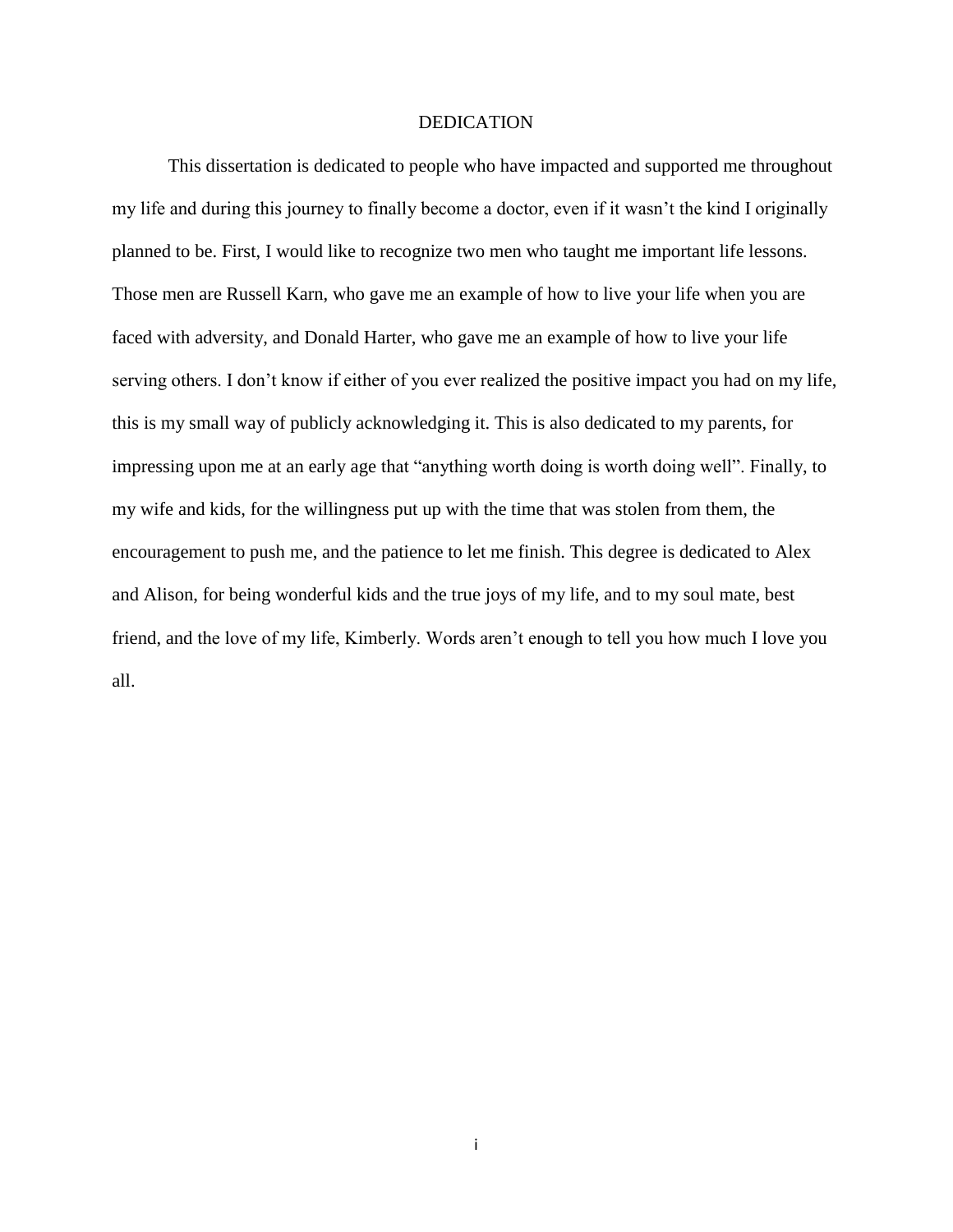# DEDICATION

This dissertation is dedicated to people who have impacted and supported me throughout my life and during this journey to finally become a doctor, even if it wasn't the kind I originally planned to be. First, I would like to recognize two men who taught me important life lessons. Those men are Russell Karn, who gave me an example of how to live your life when you are faced with adversity, and Donald Harter, who gave me an example of how to live your life serving others. I don't know if either of you ever realized the positive impact you had on my life, this is my small way of publicly acknowledging it. This is also dedicated to my parents, for impressing upon me at an early age that "anything worth doing is worth doing well". Finally, to my wife and kids, for the willingness put up with the time that was stolen from them, the encouragement to push me, and the patience to let me finish. This degree is dedicated to Alex and Alison, for being wonderful kids and the true joys of my life, and to my soul mate, best friend, and the love of my life, Kimberly. Words aren't enough to tell you how much I love you all.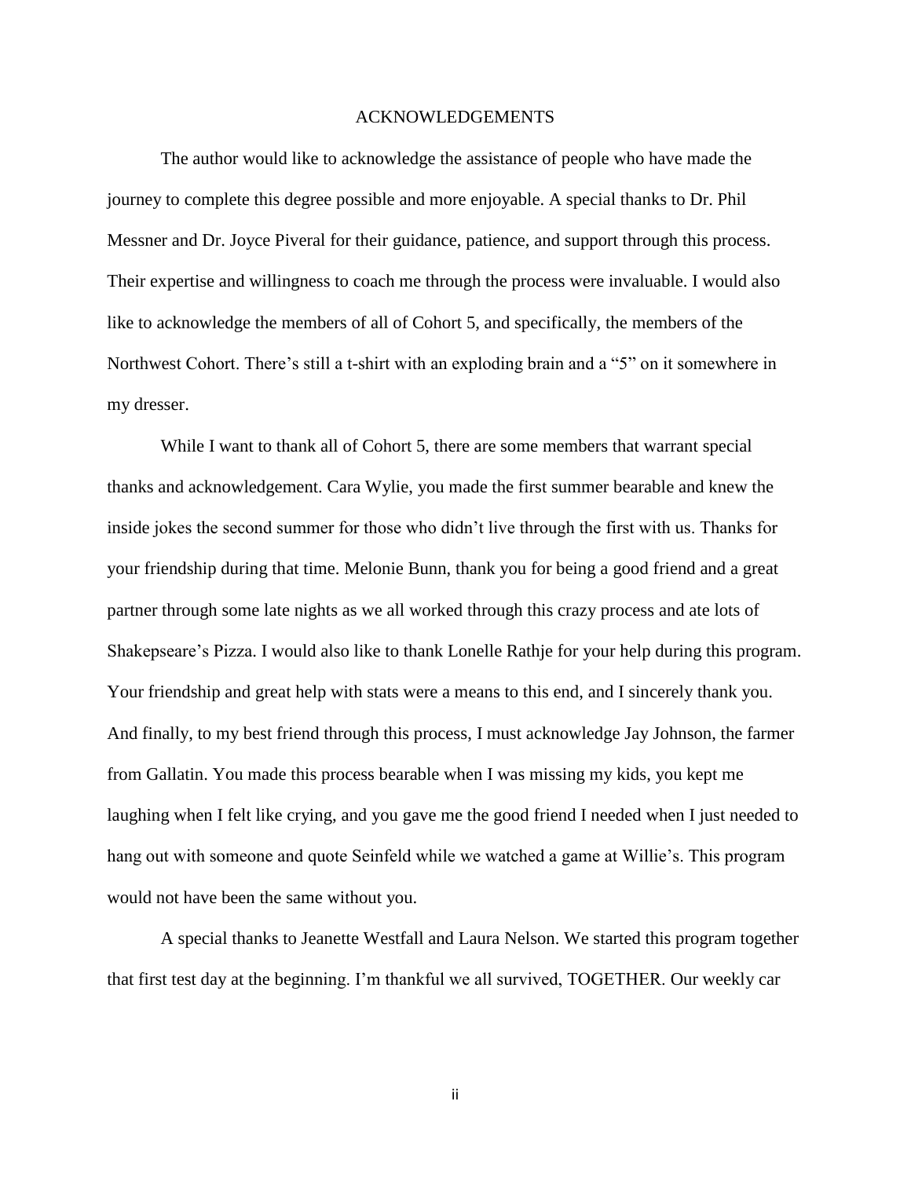# ACKNOWLEDGEMENTS

The author would like to acknowledge the assistance of people who have made the journey to complete this degree possible and more enjoyable. A special thanks to Dr. Phil Messner and Dr. Joyce Piveral for their guidance, patience, and support through this process. Their expertise and willingness to coach me through the process were invaluable. I would also like to acknowledge the members of all of Cohort 5, and specifically, the members of the Northwest Cohort. There's still a t-shirt with an exploding brain and a "5" on it somewhere in my dresser.

While I want to thank all of Cohort 5, there are some members that warrant special thanks and acknowledgement. Cara Wylie, you made the first summer bearable and knew the inside jokes the second summer for those who didn't live through the first with us. Thanks for your friendship during that time. Melonie Bunn, thank you for being a good friend and a great partner through some late nights as we all worked through this crazy process and ate lots of Shakepseare's Pizza. I would also like to thank Lonelle Rathje for your help during this program. Your friendship and great help with stats were a means to this end, and I sincerely thank you. And finally, to my best friend through this process, I must acknowledge Jay Johnson, the farmer from Gallatin. You made this process bearable when I was missing my kids, you kept me laughing when I felt like crying, and you gave me the good friend I needed when I just needed to hang out with someone and quote Seinfeld while we watched a game at Willie's. This program would not have been the same without you.

A special thanks to Jeanette Westfall and Laura Nelson. We started this program together that first test day at the beginning. I'm thankful we all survived, TOGETHER. Our weekly car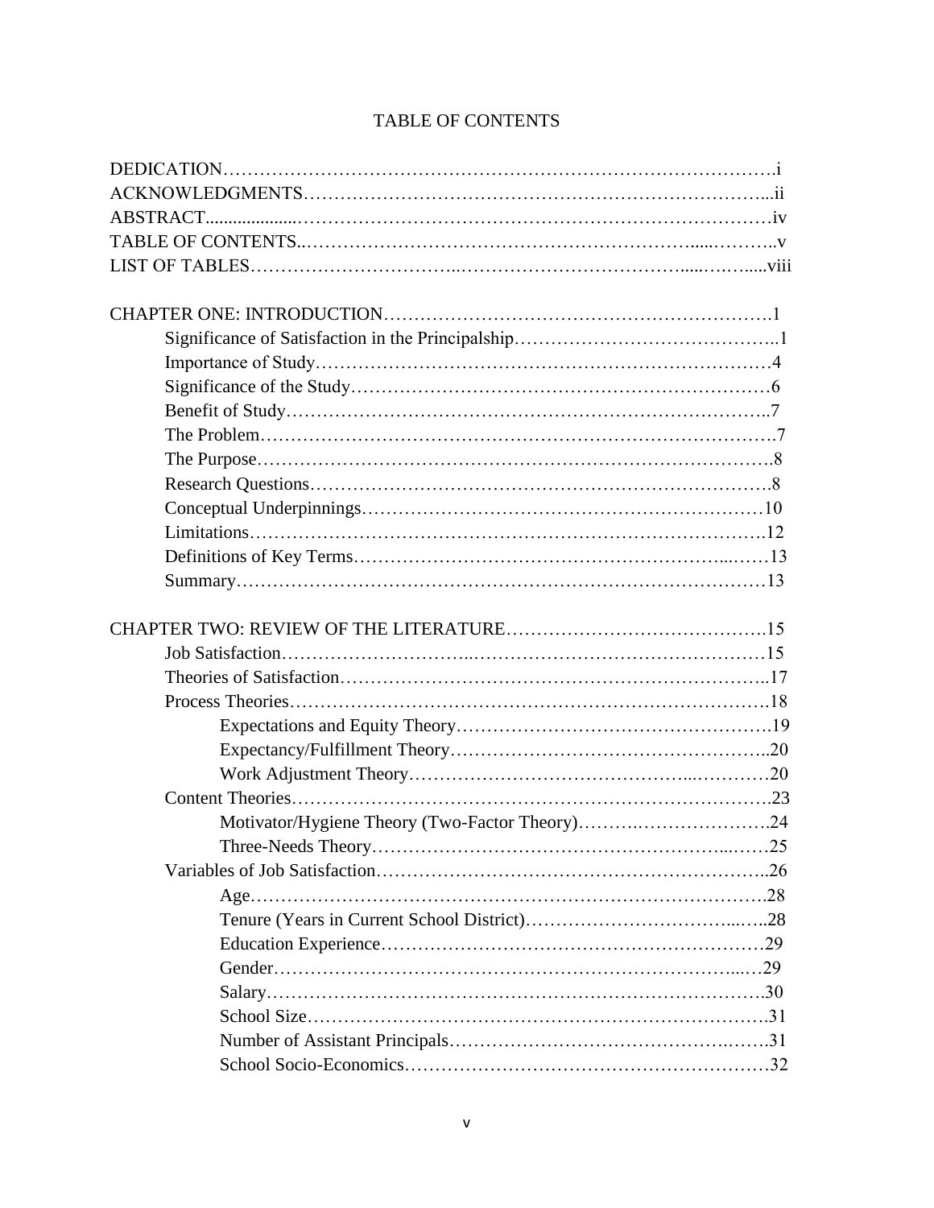# TABLE OF CONTENTS

DEDICATION……………………………………………………………………………….i
ACKNOWLEDGMENTS…………………………………………………………………...ii
ABSTRACT....................…………………………………………………………………iv
TABLE OF CONTENTS..……………………………………………………......………..v
LIST OF TABLES……………………………..…………………………………......…….....viii

CHAPTER ONE: INTRODUCTION……………………………………………………….1
- Significance of Satisfaction in the Principalship……………………………………..1
- Importance of Study………………………………………………………………4
- Significance of the Study…………………………………………………………6
- Benefit of Study…………………………………………………………………..7
- The Problem……………………………………………………………………….7
- The Purpose……………………………………………………………………….8
- Research Questions………………………………………………………………8
- Conceptual Underpinnings………………………………………………………10
- Limitations…………………………………………………………………….12
- Definitions of Key Terms……………………………………………………...……13
- Summary…………………………………………………………………………13

CHAPTER TWO: REVIEW OF THE LITERATURE…………………………………….15
- Job Satisfaction…………………………..…………………………………………15
- Theories of Satisfaction…………………………………………………………..17
- Process Theories………………………………………………………………….18
  - Expectations and Equity Theory…………………………………………….19
  - Expectancy/Fulfillment Theory……………………………………………..20
  - Work Adjustment Theory…………………………………………...…………20
- Content Theories…………………………………………………………………….23
  - Motivator/Hygiene Theory (Two-Factor Theory)……….………………….24
  - Three-Needs Theory……………………………………………………...……25
- Variables of Job Satisfaction……………………………………………………..26
  - Age……………………………………………………………………………….28
  - Tenure (Years in Current School District)…………………………….....…..28
  - Education Experience…………………………………………………………29
  - Gender………………………………………………………………………...…29
  - Salary…………………………………………………………………………….30
  - School Size……………………………………………………………………….31
  - Number of Assistant Principals……………………………………….……..31
  - School Socio-Economics…………………………………………………32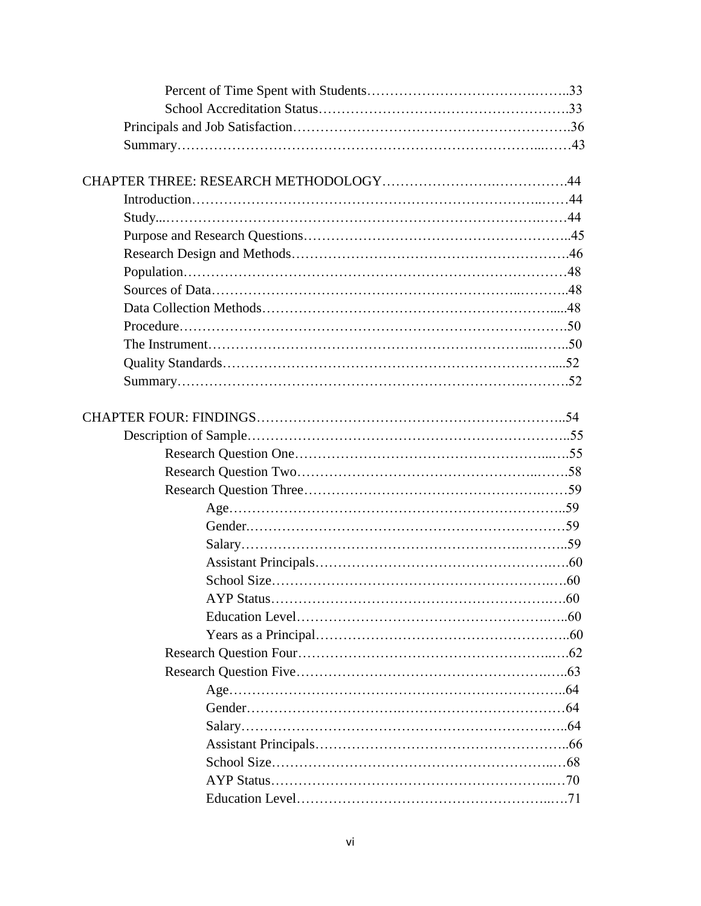Percent of Time Spent with Students……………………………….……..33
School Accreditation Status……………………………………………….33
Principals and Job Satisfaction………………………………………………….36
Summary…………………………………………………………………...……43

CHAPTER THREE: RESEARCH METHODOLOGY………………….…………….44
Introduction…………………………………………………………………..……44
Study...………………………………………………………………….…………44
Purpose and Research Questions………………………………………………..45
Research Design and Methods…………………………………………………….46
Population…………………………………………………………………………48
Sources of Data……………………………………………………………..………..48
Data Collection Methods……………………………………………………….....48
Procedure………………………………………………………………………….50
The Instrument…………………………………………………………...……..50
Quality Standards……………………………………………………………….....52
Summary…………………………………………………………………….……….52

CHAPTER FOUR: FINDINGS…………………………………………………………..54
Description of Sample……………………………………………………………..55
Research Question One……………………………………………...….55
Research Question Two……………………………………………..…….58
Research Question Three……………………………………………….……59
Age………………………………………………………………..59
Gender.……………………………………………………….……59
Salary………………………………………………………..………..59
Assistant Principals……………………………………………….….60
School Size………………….……………………………………….….60
AYP Status……………………………………………………….….60
Education Level…………………………………………………….…..60
Years as a Principal………………………………………………..60
Research Question Four……………………………………………...….62
Research Question Five………………………………………………….…..63
Age………………………………………………………………..64
Gender…………………………….………………………………64
Salary…………………………………………………………….…..64
Assistant Principals……………………………………………….……..66
School Size……………………………………………………..…68
AYP Status……………………………………………………..…70
Education Level………………………………………………..….71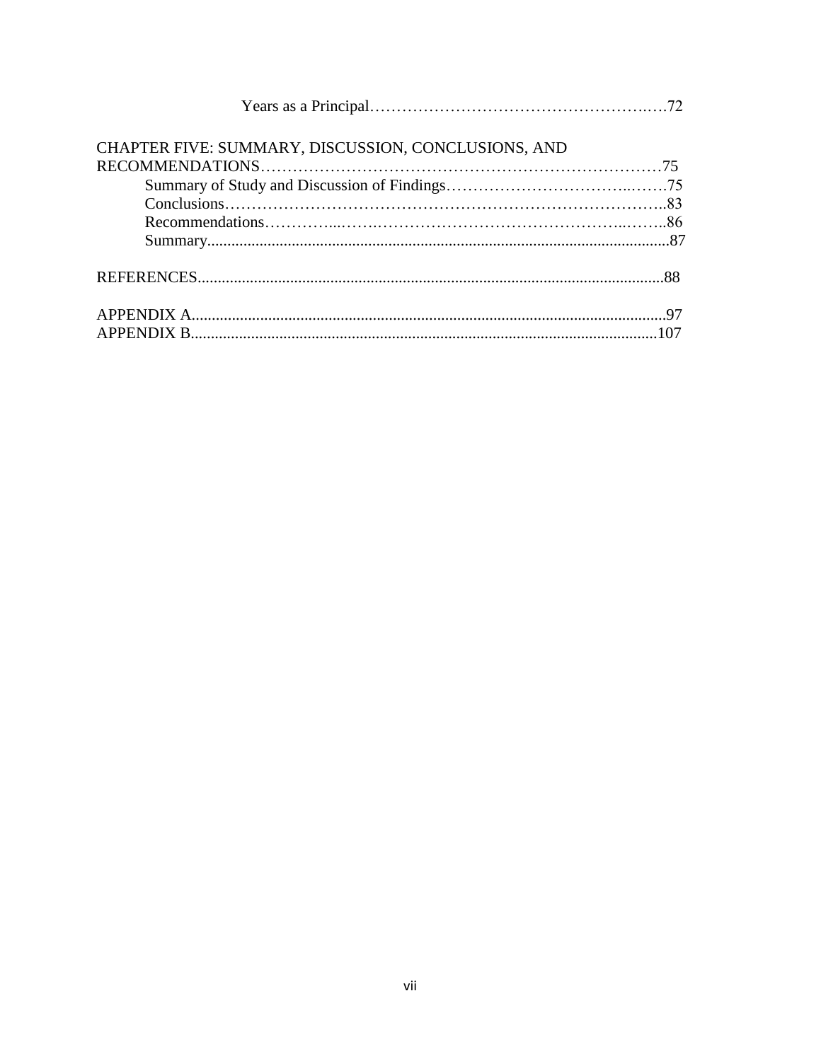Years as a Principal……………………………………………..….72

CHAPTER FIVE: SUMMARY, DISCUSSION, CONCLUSIONS, AND RECOMMENDATIONS……………………………………………………………………75

Summary of Study and Discussion of Findings……………………………..…….75

Conclusions……………………………………………………………………..83

Recommendations…………...…….……………………………………..……..86

Summary..................................................................................................................87

REFERENCES...................................................................................................................88

APPENDIX A....................................................................................................................97

APPENDIX B...................................................................................................................107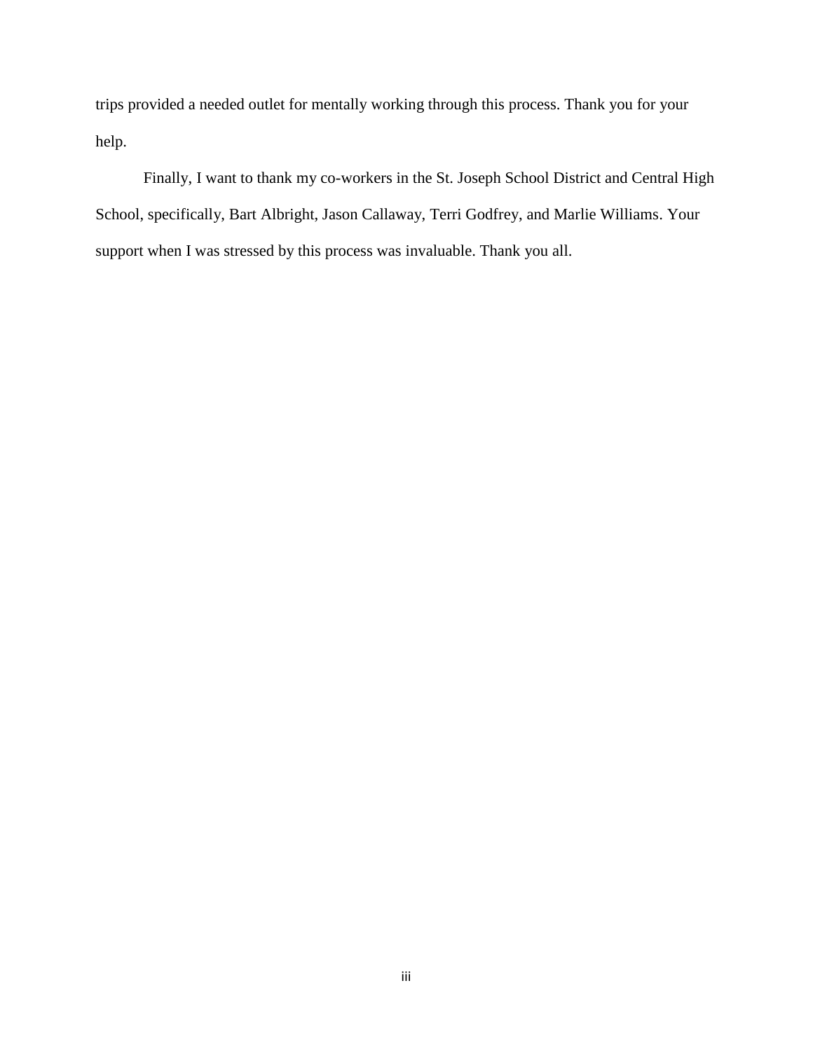trips provided a needed outlet for mentally working through this process. Thank you for your help.

Finally, I want to thank my co-workers in the St. Joseph School District and Central High School, specifically, Bart Albright, Jason Callaway, Terri Godfrey, and Marlie Williams. Your support when I was stressed by this process was invaluable. Thank you all.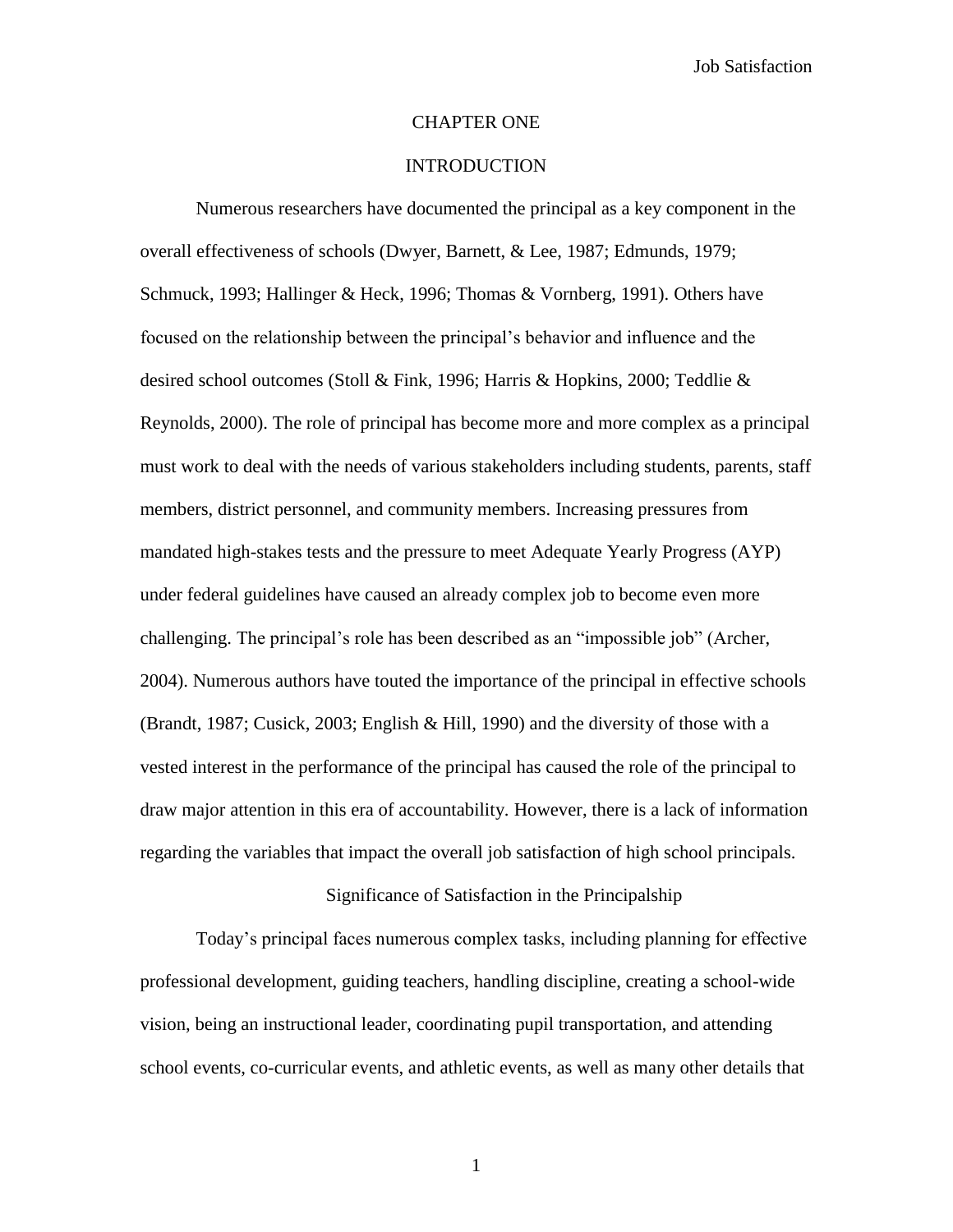# CHAPTER ONE

# INTRODUCTION

Numerous researchers have documented the principal as a key component in the overall effectiveness of schools (Dwyer, Barnett, & Lee, 1987; Edmunds, 1979; Schmuck, 1993; Hallinger & Heck, 1996; Thomas & Vornberg, 1991). Others have focused on the relationship between the principal's behavior and influence and the desired school outcomes (Stoll & Fink, 1996; Harris & Hopkins, 2000; Teddlie & Reynolds, 2000). The role of principal has become more and more complex as a principal must work to deal with the needs of various stakeholders including students, parents, staff members, district personnel, and community members. Increasing pressures from mandated high-stakes tests and the pressure to meet Adequate Yearly Progress (AYP) under federal guidelines have caused an already complex job to become even more challenging. The principal's role has been described as an "impossible job" (Archer, 2004). Numerous authors have touted the importance of the principal in effective schools (Brandt, 1987; Cusick, 2003; English & Hill, 1990) and the diversity of those with a vested interest in the performance of the principal has caused the role of the principal to draw major attention in this era of accountability. However, there is a lack of information regarding the variables that impact the overall job satisfaction of high school principals.

## Significance of Satisfaction in the Principalship

Today's principal faces numerous complex tasks, including planning for effective professional development, guiding teachers, handling discipline, creating a school-wide vision, being an instructional leader, coordinating pupil transportation, and attending school events, co-curricular events, and athletic events, as well as many other details that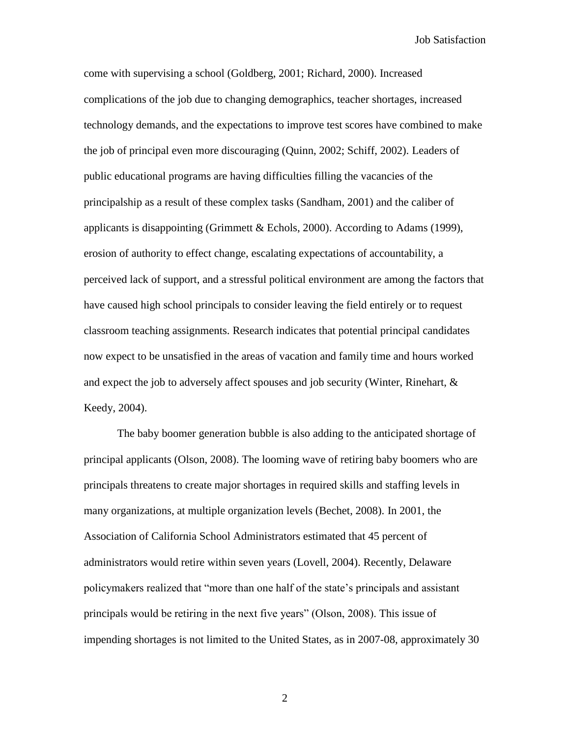come with supervising a school (Goldberg, 2001; Richard, 2000). Increased complications of the job due to changing demographics, teacher shortages, increased technology demands, and the expectations to improve test scores have combined to make the job of principal even more discouraging (Quinn, 2002; Schiff, 2002). Leaders of public educational programs are having difficulties filling the vacancies of the principalship as a result of these complex tasks (Sandham, 2001) and the caliber of applicants is disappointing (Grimmett & Echols, 2000). According to Adams (1999), erosion of authority to effect change, escalating expectations of accountability, a perceived lack of support, and a stressful political environment are among the factors that have caused high school principals to consider leaving the field entirely or to request classroom teaching assignments. Research indicates that potential principal candidates now expect to be unsatisfied in the areas of vacation and family time and hours worked and expect the job to adversely affect spouses and job security (Winter, Rinehart, & Keedy, 2004).

The baby boomer generation bubble is also adding to the anticipated shortage of principal applicants (Olson, 2008). The looming wave of retiring baby boomers who are principals threatens to create major shortages in required skills and staffing levels in many organizations, at multiple organization levels (Bechet, 2008). In 2001, the Association of California School Administrators estimated that 45 percent of administrators would retire within seven years (Lovell, 2004). Recently, Delaware policymakers realized that "more than one half of the state's principals and assistant principals would be retiring in the next five years" (Olson, 2008). This issue of impending shortages is not limited to the United States, as in 2007-08, approximately 30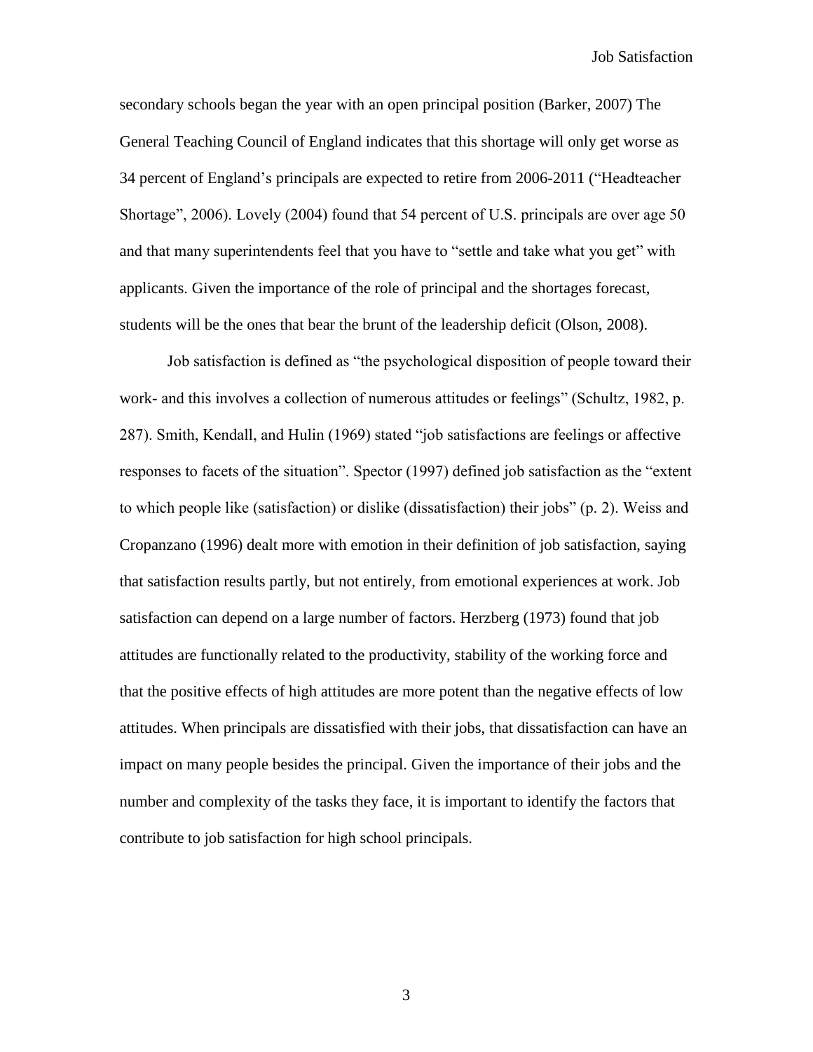secondary schools began the year with an open principal position (Barker, 2007) The General Teaching Council of England indicates that this shortage will only get worse as 34 percent of England's principals are expected to retire from 2006-2011 ("Headteacher Shortage", 2006). Lovely (2004) found that 54 percent of U.S. principals are over age 50 and that many superintendents feel that you have to "settle and take what you get" with applicants. Given the importance of the role of principal and the shortages forecast, students will be the ones that bear the brunt of the leadership deficit (Olson, 2008).

Job satisfaction is defined as "the psychological disposition of people toward their work- and this involves a collection of numerous attitudes or feelings" (Schultz, 1982, p. 287). Smith, Kendall, and Hulin (1969) stated "job satisfactions are feelings or affective responses to facets of the situation". Spector (1997) defined job satisfaction as the "extent to which people like (satisfaction) or dislike (dissatisfaction) their jobs" (p. 2). Weiss and Cropanzano (1996) dealt more with emotion in their definition of job satisfaction, saying that satisfaction results partly, but not entirely, from emotional experiences at work. Job satisfaction can depend on a large number of factors. Herzberg (1973) found that job attitudes are functionally related to the productivity, stability of the working force and that the positive effects of high attitudes are more potent than the negative effects of low attitudes. When principals are dissatisfied with their jobs, that dissatisfaction can have an impact on many people besides the principal. Given the importance of their jobs and the number and complexity of the tasks they face, it is important to identify the factors that contribute to job satisfaction for high school principals.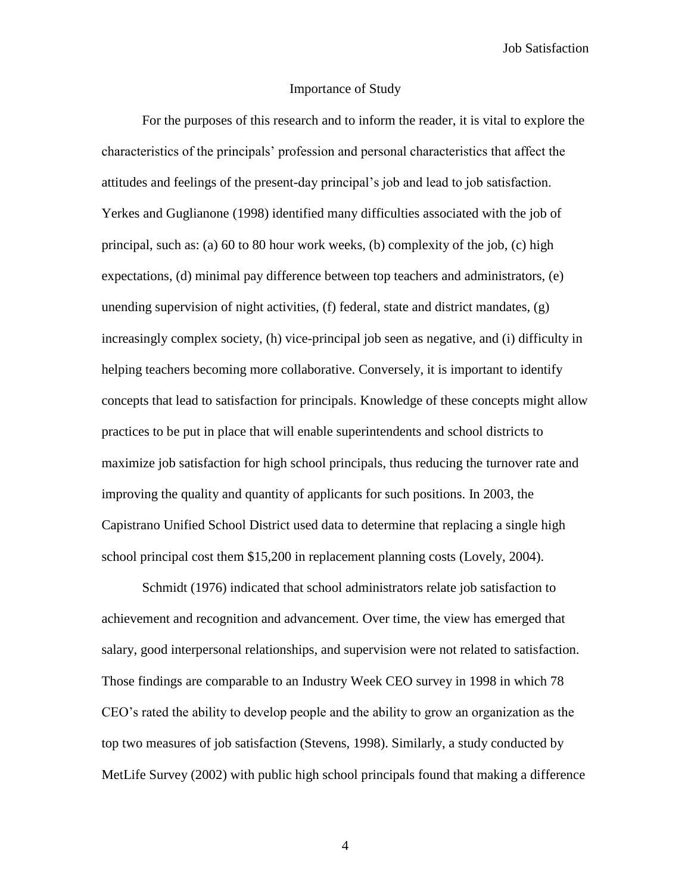## Importance of Study

For the purposes of this research and to inform the reader, it is vital to explore the characteristics of the principals' profession and personal characteristics that affect the attitudes and feelings of the present-day principal's job and lead to job satisfaction. Yerkes and Guglianone (1998) identified many difficulties associated with the job of principal, such as: (a) 60 to 80 hour work weeks, (b) complexity of the job, (c) high expectations, (d) minimal pay difference between top teachers and administrators, (e) unending supervision of night activities, (f) federal, state and district mandates, (g) increasingly complex society, (h) vice-principal job seen as negative, and (i) difficulty in helping teachers becoming more collaborative. Conversely, it is important to identify concepts that lead to satisfaction for principals. Knowledge of these concepts might allow practices to be put in place that will enable superintendents and school districts to maximize job satisfaction for high school principals, thus reducing the turnover rate and improving the quality and quantity of applicants for such positions. In 2003, the Capistrano Unified School District used data to determine that replacing a single high school principal cost them $15,200 in replacement planning costs (Lovely, 2004).

Schmidt (1976) indicated that school administrators relate job satisfaction to achievement and recognition and advancement. Over time, the view has emerged that salary, good interpersonal relationships, and supervision were not related to satisfaction. Those findings are comparable to an Industry Week CEO survey in 1998 in which 78 CEO's rated the ability to develop people and the ability to grow an organization as the top two measures of job satisfaction (Stevens, 1998). Similarly, a study conducted by MetLife Survey (2002) with public high school principals found that making a difference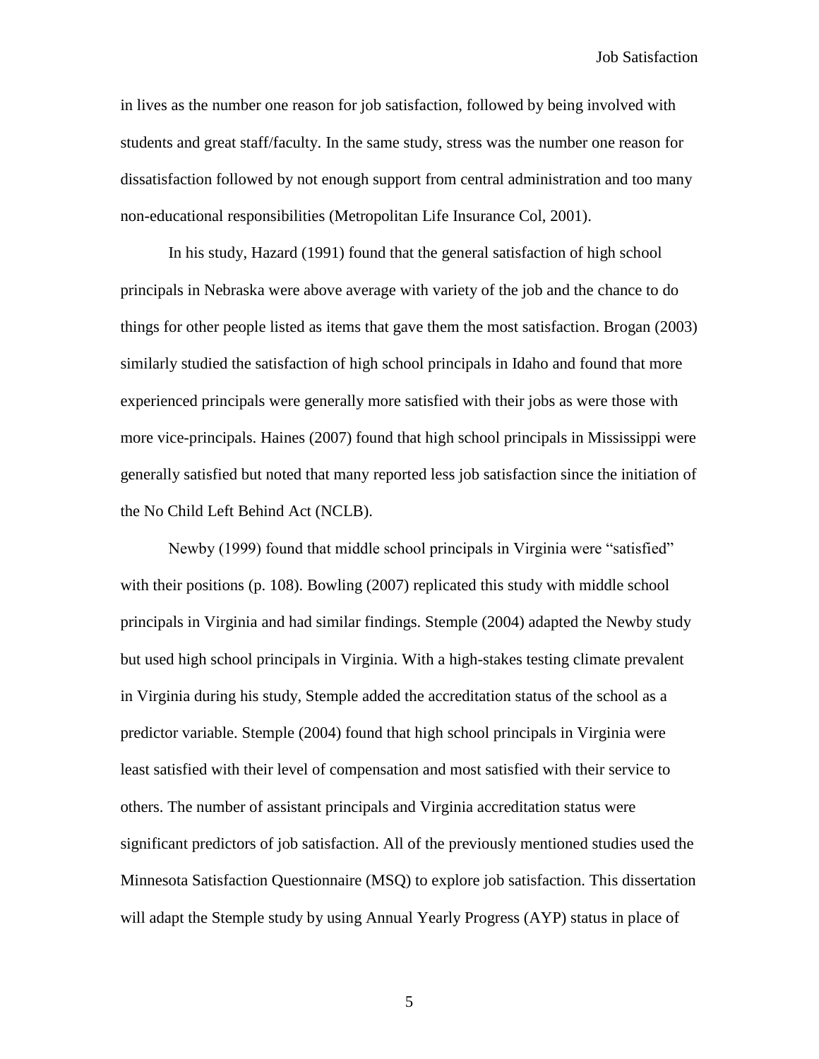in lives as the number one reason for job satisfaction, followed by being involved with students and great staff/faculty. In the same study, stress was the number one reason for dissatisfaction followed by not enough support from central administration and too many non-educational responsibilities (Metropolitan Life Insurance Col, 2001).

In his study, Hazard (1991) found that the general satisfaction of high school principals in Nebraska were above average with variety of the job and the chance to do things for other people listed as items that gave them the most satisfaction. Brogan (2003) similarly studied the satisfaction of high school principals in Idaho and found that more experienced principals were generally more satisfied with their jobs as were those with more vice-principals. Haines (2007) found that high school principals in Mississippi were generally satisfied but noted that many reported less job satisfaction since the initiation of the No Child Left Behind Act (NCLB).

Newby (1999) found that middle school principals in Virginia were "satisfied" with their positions (p. 108). Bowling (2007) replicated this study with middle school principals in Virginia and had similar findings. Stemple (2004) adapted the Newby study but used high school principals in Virginia. With a high-stakes testing climate prevalent in Virginia during his study, Stemple added the accreditation status of the school as a predictor variable. Stemple (2004) found that high school principals in Virginia were least satisfied with their level of compensation and most satisfied with their service to others. The number of assistant principals and Virginia accreditation status were significant predictors of job satisfaction. All of the previously mentioned studies used the Minnesota Satisfaction Questionnaire (MSQ) to explore job satisfaction. This dissertation will adapt the Stemple study by using Annual Yearly Progress (AYP) status in place of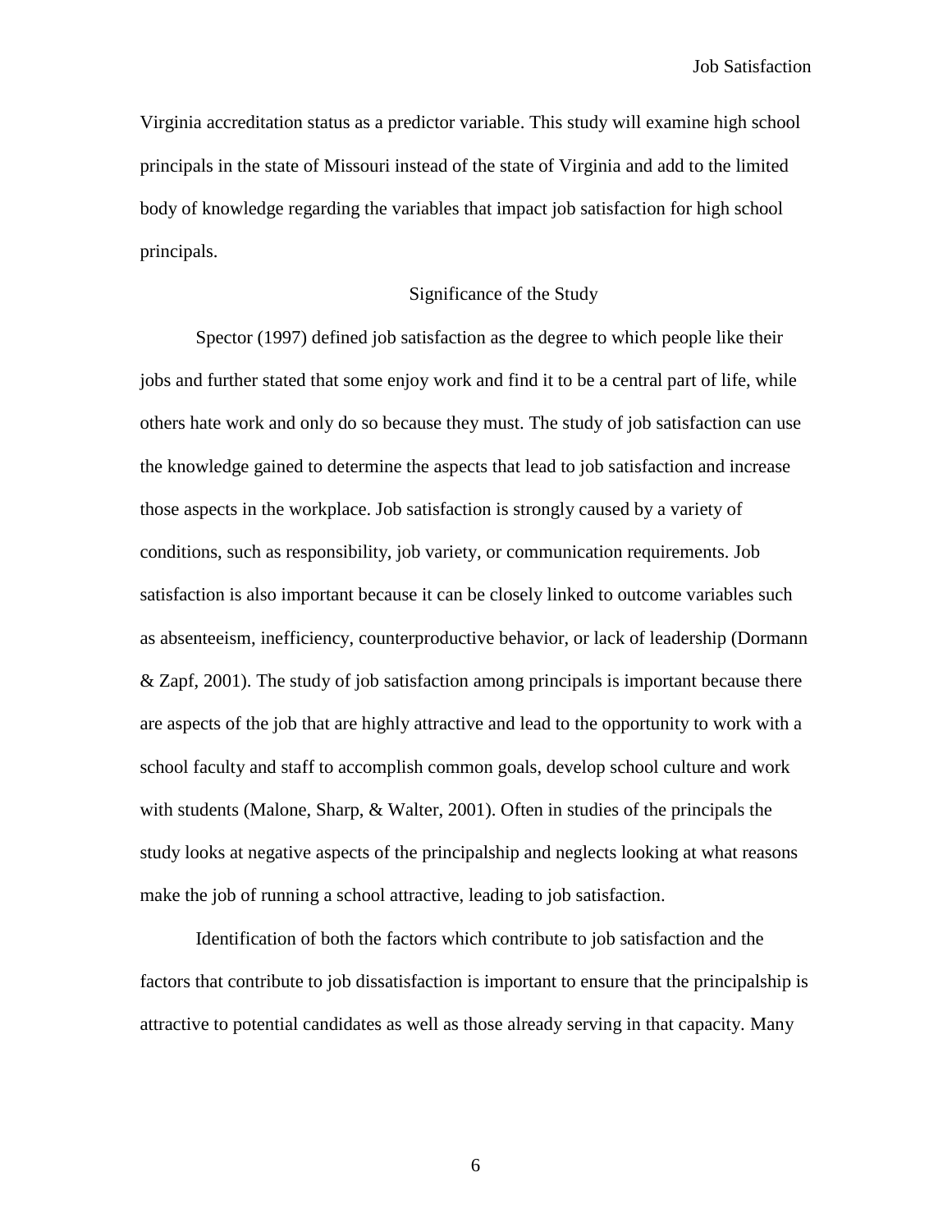Virginia accreditation status as a predictor variable. This study will examine high school principals in the state of Missouri instead of the state of Virginia and add to the limited body of knowledge regarding the variables that impact job satisfaction for high school principals.

## Significance of the Study

Spector (1997) defined job satisfaction as the degree to which people like their jobs and further stated that some enjoy work and find it to be a central part of life, while others hate work and only do so because they must. The study of job satisfaction can use the knowledge gained to determine the aspects that lead to job satisfaction and increase those aspects in the workplace. Job satisfaction is strongly caused by a variety of conditions, such as responsibility, job variety, or communication requirements. Job satisfaction is also important because it can be closely linked to outcome variables such as absenteeism, inefficiency, counterproductive behavior, or lack of leadership (Dormann & Zapf, 2001). The study of job satisfaction among principals is important because there are aspects of the job that are highly attractive and lead to the opportunity to work with a school faculty and staff to accomplish common goals, develop school culture and work with students (Malone, Sharp, & Walter, 2001). Often in studies of the principals the study looks at negative aspects of the principalship and neglects looking at what reasons make the job of running a school attractive, leading to job satisfaction.

Identification of both the factors which contribute to job satisfaction and the factors that contribute to job dissatisfaction is important to ensure that the principalship is attractive to potential candidates as well as those already serving in that capacity. Many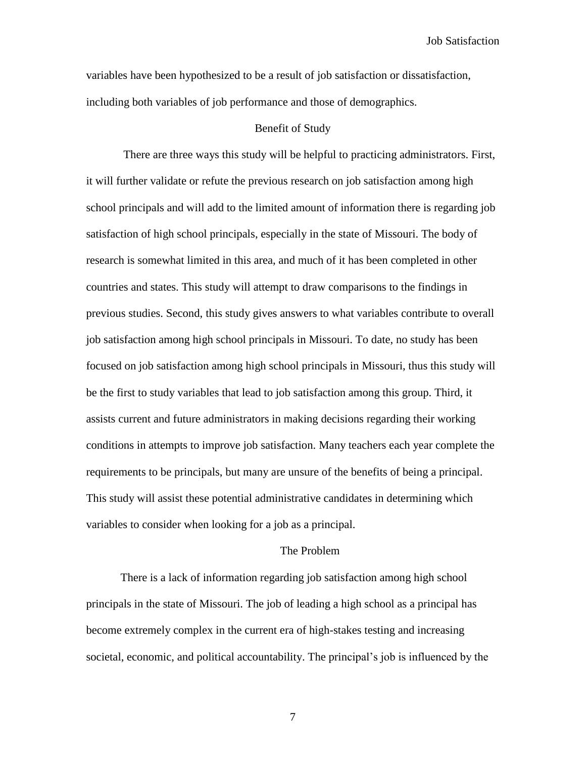variables have been hypothesized to be a result of job satisfaction or dissatisfaction, including both variables of job performance and those of demographics.

## Benefit of Study

There are three ways this study will be helpful to practicing administrators. First, it will further validate or refute the previous research on job satisfaction among high school principals and will add to the limited amount of information there is regarding job satisfaction of high school principals, especially in the state of Missouri. The body of research is somewhat limited in this area, and much of it has been completed in other countries and states. This study will attempt to draw comparisons to the findings in previous studies. Second, this study gives answers to what variables contribute to overall job satisfaction among high school principals in Missouri. To date, no study has been focused on job satisfaction among high school principals in Missouri, thus this study will be the first to study variables that lead to job satisfaction among this group. Third, it assists current and future administrators in making decisions regarding their working conditions in attempts to improve job satisfaction. Many teachers each year complete the requirements to be principals, but many are unsure of the benefits of being a principal. This study will assist these potential administrative candidates in determining which variables to consider when looking for a job as a principal.

## The Problem

There is a lack of information regarding job satisfaction among high school principals in the state of Missouri. The job of leading a high school as a principal has become extremely complex in the current era of high-stakes testing and increasing societal, economic, and political accountability. The principal's job is influenced by the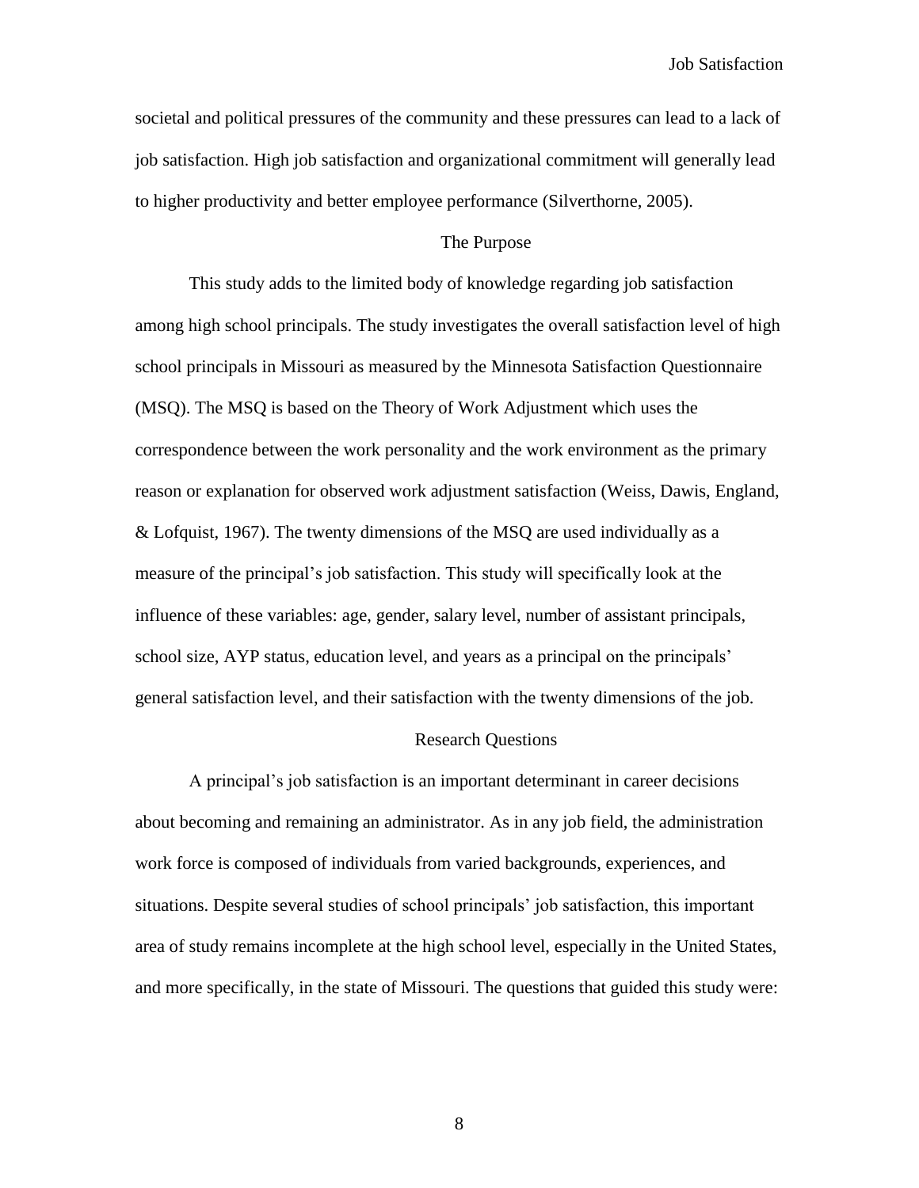societal and political pressures of the community and these pressures can lead to a lack of job satisfaction. High job satisfaction and organizational commitment will generally lead to higher productivity and better employee performance (Silverthorne, 2005).

## The Purpose

This study adds to the limited body of knowledge regarding job satisfaction among high school principals. The study investigates the overall satisfaction level of high school principals in Missouri as measured by the Minnesota Satisfaction Questionnaire (MSQ). The MSQ is based on the Theory of Work Adjustment which uses the correspondence between the work personality and the work environment as the primary reason or explanation for observed work adjustment satisfaction (Weiss, Dawis, England, & Lofquist, 1967). The twenty dimensions of the MSQ are used individually as a measure of the principal's job satisfaction. This study will specifically look at the influence of these variables: age, gender, salary level, number of assistant principals, school size, AYP status, education level, and years as a principal on the principals' general satisfaction level, and their satisfaction with the twenty dimensions of the job.

## Research Questions

A principal's job satisfaction is an important determinant in career decisions about becoming and remaining an administrator. As in any job field, the administration work force is composed of individuals from varied backgrounds, experiences, and situations. Despite several studies of school principals' job satisfaction, this important area of study remains incomplete at the high school level, especially in the United States, and more specifically, in the state of Missouri. The questions that guided this study were: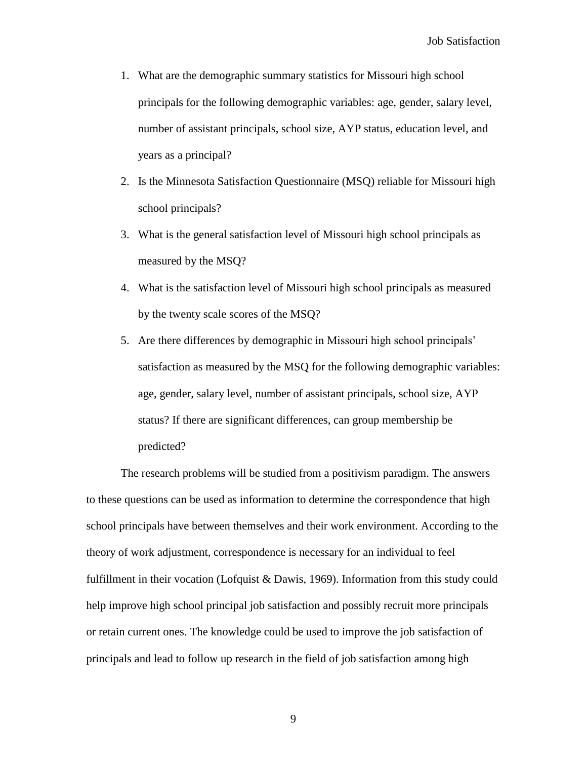1. What are the demographic summary statistics for Missouri high school principals for the following demographic variables: age, gender, salary level, number of assistant principals, school size, AYP status, education level, and years as a principal?
2. Is the Minnesota Satisfaction Questionnaire (MSQ) reliable for Missouri high school principals?
3. What is the general satisfaction level of Missouri high school principals as measured by the MSQ?
4. What is the satisfaction level of Missouri high school principals as measured by the twenty scale scores of the MSQ?
5. Are there differences by demographic in Missouri high school principals' satisfaction as measured by the MSQ for the following demographic variables: age, gender, salary level, number of assistant principals, school size, AYP status? If there are significant differences, can group membership be predicted?

The research problems will be studied from a positivism paradigm. The answers to these questions can be used as information to determine the correspondence that high school principals have between themselves and their work environment. According to the theory of work adjustment, correspondence is necessary for an individual to feel fulfillment in their vocation (Lofquist & Dawis, 1969). Information from this study could help improve high school principal job satisfaction and possibly recruit more principals or retain current ones. The knowledge could be used to improve the job satisfaction of principals and lead to follow up research in the field of job satisfaction among high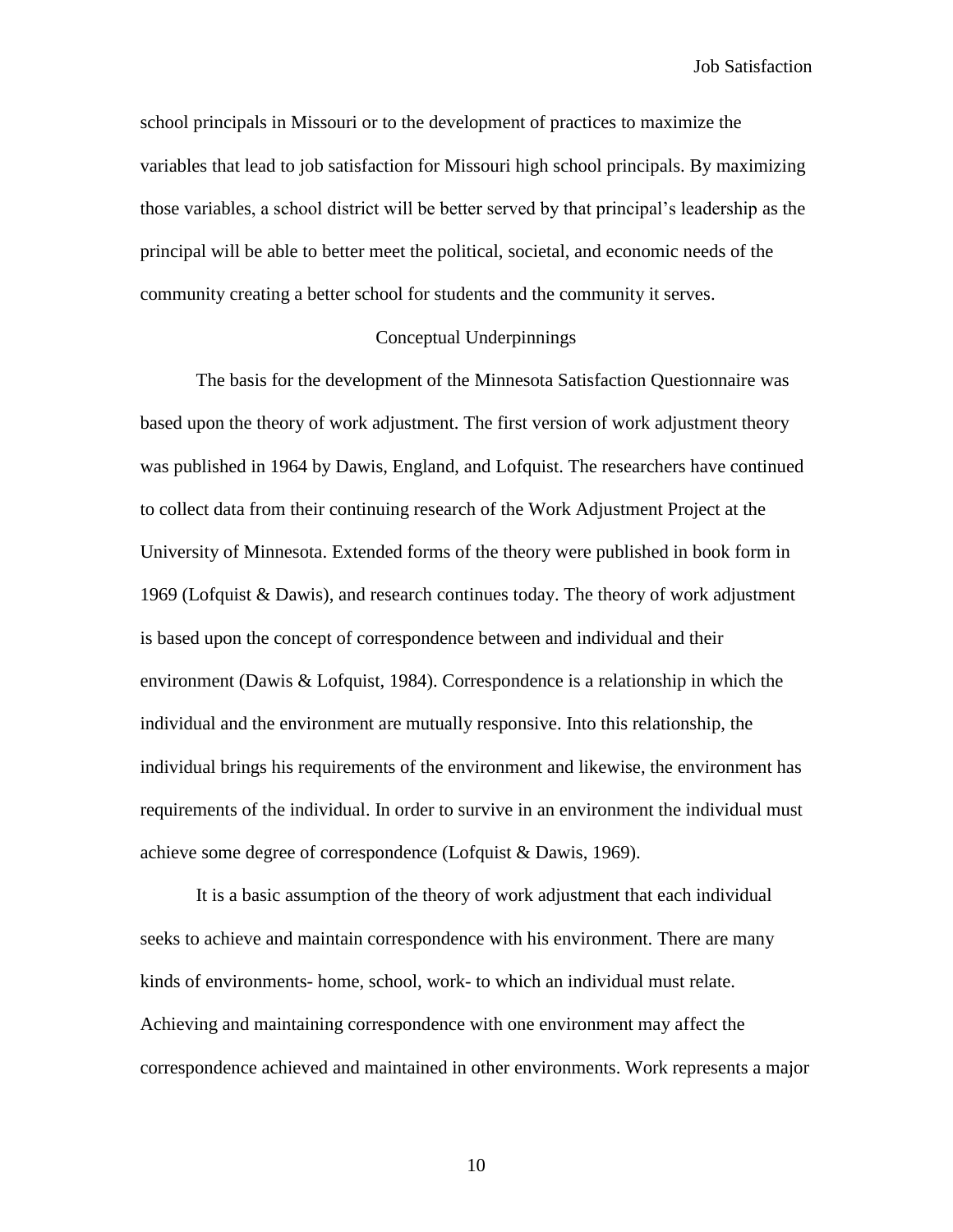school principals in Missouri or to the development of practices to maximize the variables that lead to job satisfaction for Missouri high school principals. By maximizing those variables, a school district will be better served by that principal's leadership as the principal will be able to better meet the political, societal, and economic needs of the community creating a better school for students and the community it serves.

## Conceptual Underpinnings

The basis for the development of the Minnesota Satisfaction Questionnaire was based upon the theory of work adjustment. The first version of work adjustment theory was published in 1964 by Dawis, England, and Lofquist. The researchers have continued to collect data from their continuing research of the Work Adjustment Project at the University of Minnesota. Extended forms of the theory were published in book form in 1969 (Lofquist & Dawis), and research continues today. The theory of work adjustment is based upon the concept of correspondence between and individual and their environment (Dawis & Lofquist, 1984). Correspondence is a relationship in which the individual and the environment are mutually responsive. Into this relationship, the individual brings his requirements of the environment and likewise, the environment has requirements of the individual. In order to survive in an environment the individual must achieve some degree of correspondence (Lofquist & Dawis, 1969).

It is a basic assumption of the theory of work adjustment that each individual seeks to achieve and maintain correspondence with his environment. There are many kinds of environments- home, school, work- to which an individual must relate. Achieving and maintaining correspondence with one environment may affect the correspondence achieved and maintained in other environments. Work represents a major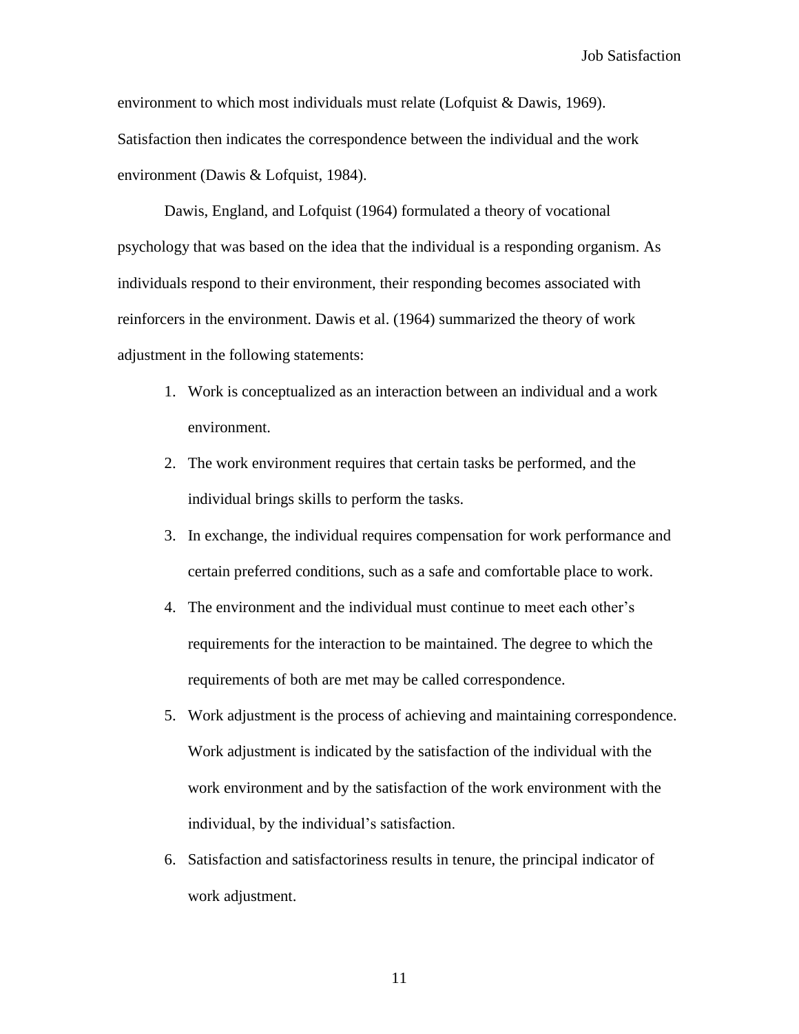environment to which most individuals must relate (Lofquist & Dawis, 1969). Satisfaction then indicates the correspondence between the individual and the work environment (Dawis & Lofquist, 1984).

Dawis, England, and Lofquist (1964) formulated a theory of vocational psychology that was based on the idea that the individual is a responding organism. As individuals respond to their environment, their responding becomes associated with reinforcers in the environment. Dawis et al. (1964) summarized the theory of work adjustment in the following statements:

1. Work is conceptualized as an interaction between an individual and a work environment.
2. The work environment requires that certain tasks be performed, and the individual brings skills to perform the tasks.
3. In exchange, the individual requires compensation for work performance and certain preferred conditions, such as a safe and comfortable place to work.
4. The environment and the individual must continue to meet each other's requirements for the interaction to be maintained. The degree to which the requirements of both are met may be called correspondence.
5. Work adjustment is the process of achieving and maintaining correspondence. Work adjustment is indicated by the satisfaction of the individual with the work environment and by the satisfaction of the work environment with the individual, by the individual's satisfaction.
6. Satisfaction and satisfactoriness results in tenure, the principal indicator of work adjustment.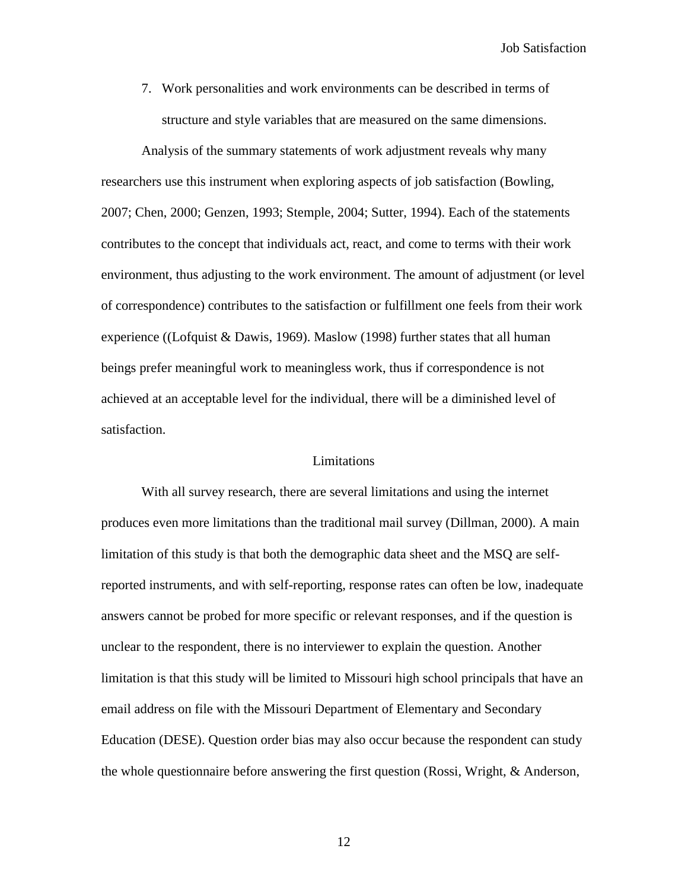7. Work personalities and work environments can be described in terms of structure and style variables that are measured on the same dimensions.

Analysis of the summary statements of work adjustment reveals why many researchers use this instrument when exploring aspects of job satisfaction (Bowling, 2007; Chen, 2000; Genzen, 1993; Stemple, 2004; Sutter, 1994). Each of the statements contributes to the concept that individuals act, react, and come to terms with their work environment, thus adjusting to the work environment. The amount of adjustment (or level of correspondence) contributes to the satisfaction or fulfillment one feels from their work experience ((Lofquist & Dawis, 1969). Maslow (1998) further states that all human beings prefer meaningful work to meaningless work, thus if correspondence is not achieved at an acceptable level for the individual, there will be a diminished level of satisfaction.

## Limitations

With all survey research, there are several limitations and using the internet produces even more limitations than the traditional mail survey (Dillman, 2000). A main limitation of this study is that both the demographic data sheet and the MSQ are self-reported instruments, and with self-reporting, response rates can often be low, inadequate answers cannot be probed for more specific or relevant responses, and if the question is unclear to the respondent, there is no interviewer to explain the question. Another limitation is that this study will be limited to Missouri high school principals that have an email address on file with the Missouri Department of Elementary and Secondary Education (DESE). Question order bias may also occur because the respondent can study the whole questionnaire before answering the first question (Rossi, Wright, & Anderson,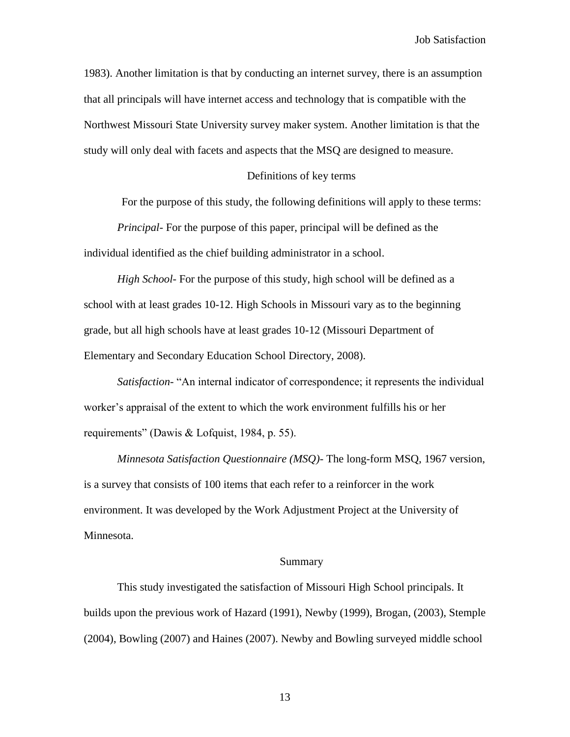1983). Another limitation is that by conducting an internet survey, there is an assumption that all principals will have internet access and technology that is compatible with the Northwest Missouri State University survey maker system. Another limitation is that the study will only deal with facets and aspects that the MSQ are designed to measure.

## Definitions of key terms

For the purpose of this study, the following definitions will apply to these terms:

*Principal*- For the purpose of this paper, principal will be defined as the individual identified as the chief building administrator in a school.

*High School*- For the purpose of this study, high school will be defined as a school with at least grades 10-12. High Schools in Missouri vary as to the beginning grade, but all high schools have at least grades 10-12 (Missouri Department of Elementary and Secondary Education School Directory, 2008).

*Satisfaction*- "An internal indicator of correspondence; it represents the individual worker's appraisal of the extent to which the work environment fulfills his or her requirements" (Dawis & Lofquist, 1984, p. 55).

*Minnesota Satisfaction Questionnaire (MSQ)*- The long-form MSQ, 1967 version, is a survey that consists of 100 items that each refer to a reinforcer in the work environment. It was developed by the Work Adjustment Project at the University of Minnesota.

## Summary

This study investigated the satisfaction of Missouri High School principals. It builds upon the previous work of Hazard (1991), Newby (1999), Brogan, (2003), Stemple (2004), Bowling (2007) and Haines (2007). Newby and Bowling surveyed middle school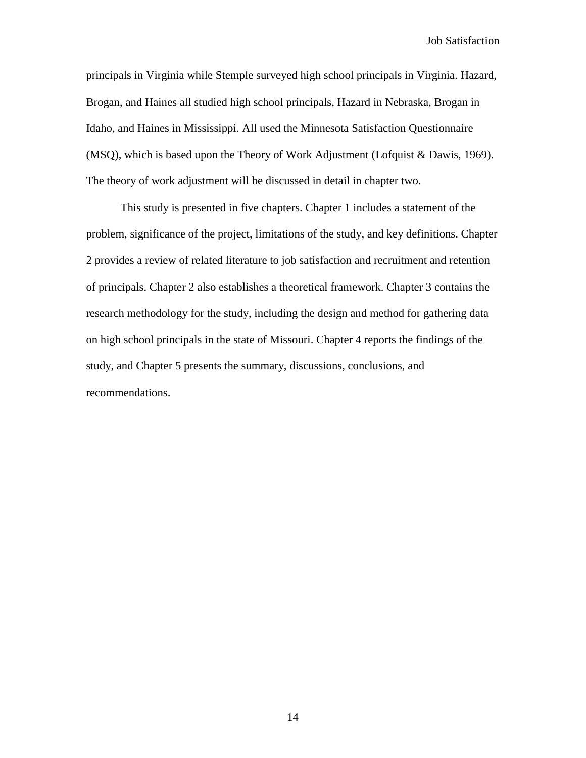principals in Virginia while Stemple surveyed high school principals in Virginia. Hazard, Brogan, and Haines all studied high school principals, Hazard in Nebraska, Brogan in Idaho, and Haines in Mississippi. All used the Minnesota Satisfaction Questionnaire (MSQ), which is based upon the Theory of Work Adjustment (Lofquist & Dawis, 1969). The theory of work adjustment will be discussed in detail in chapter two.

This study is presented in five chapters. Chapter 1 includes a statement of the problem, significance of the project, limitations of the study, and key definitions. Chapter 2 provides a review of related literature to job satisfaction and recruitment and retention of principals. Chapter 2 also establishes a theoretical framework. Chapter 3 contains the research methodology for the study, including the design and method for gathering data on high school principals in the state of Missouri. Chapter 4 reports the findings of the study, and Chapter 5 presents the summary, discussions, conclusions, and recommendations.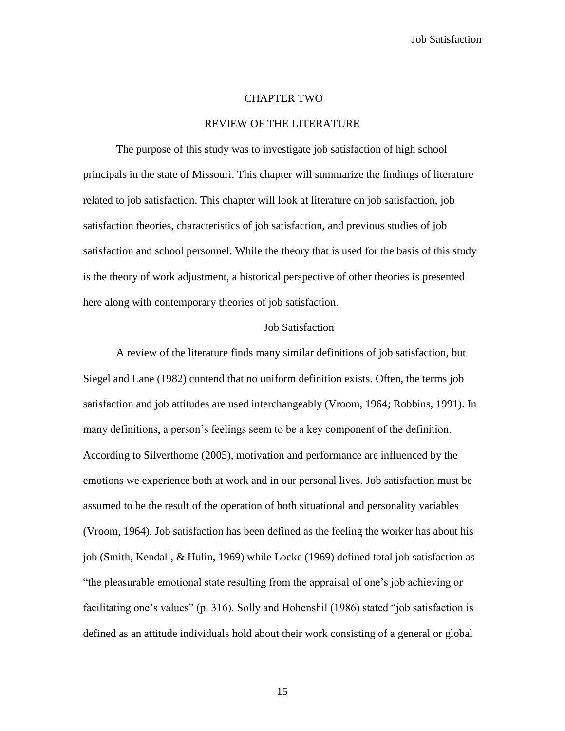# CHAPTER TWO

## REVIEW OF THE LITERATURE

The purpose of this study was to investigate job satisfaction of high school principals in the state of Missouri. This chapter will summarize the findings of literature related to job satisfaction. This chapter will look at literature on job satisfaction, job satisfaction theories, characteristics of job satisfaction, and previous studies of job satisfaction and school personnel. While the theory that is used for the basis of this study is the theory of work adjustment, a historical perspective of other theories is presented here along with contemporary theories of job satisfaction.

### Job Satisfaction

A review of the literature finds many similar definitions of job satisfaction, but Siegel and Lane (1982) contend that no uniform definition exists. Often, the terms job satisfaction and job attitudes are used interchangeably (Vroom, 1964; Robbins, 1991). In many definitions, a person's feelings seem to be a key component of the definition. According to Silverthorne (2005), motivation and performance are influenced by the emotions we experience both at work and in our personal lives. Job satisfaction must be assumed to be the result of the operation of both situational and personality variables (Vroom, 1964). Job satisfaction has been defined as the feeling the worker has about his job (Smith, Kendall, & Hulin, 1969) while Locke (1969) defined total job satisfaction as "the pleasurable emotional state resulting from the appraisal of one's job achieving or facilitating one's values" (p. 316). Solly and Hohenshil (1986) stated "job satisfaction is defined as an attitude individuals hold about their work consisting of a general or global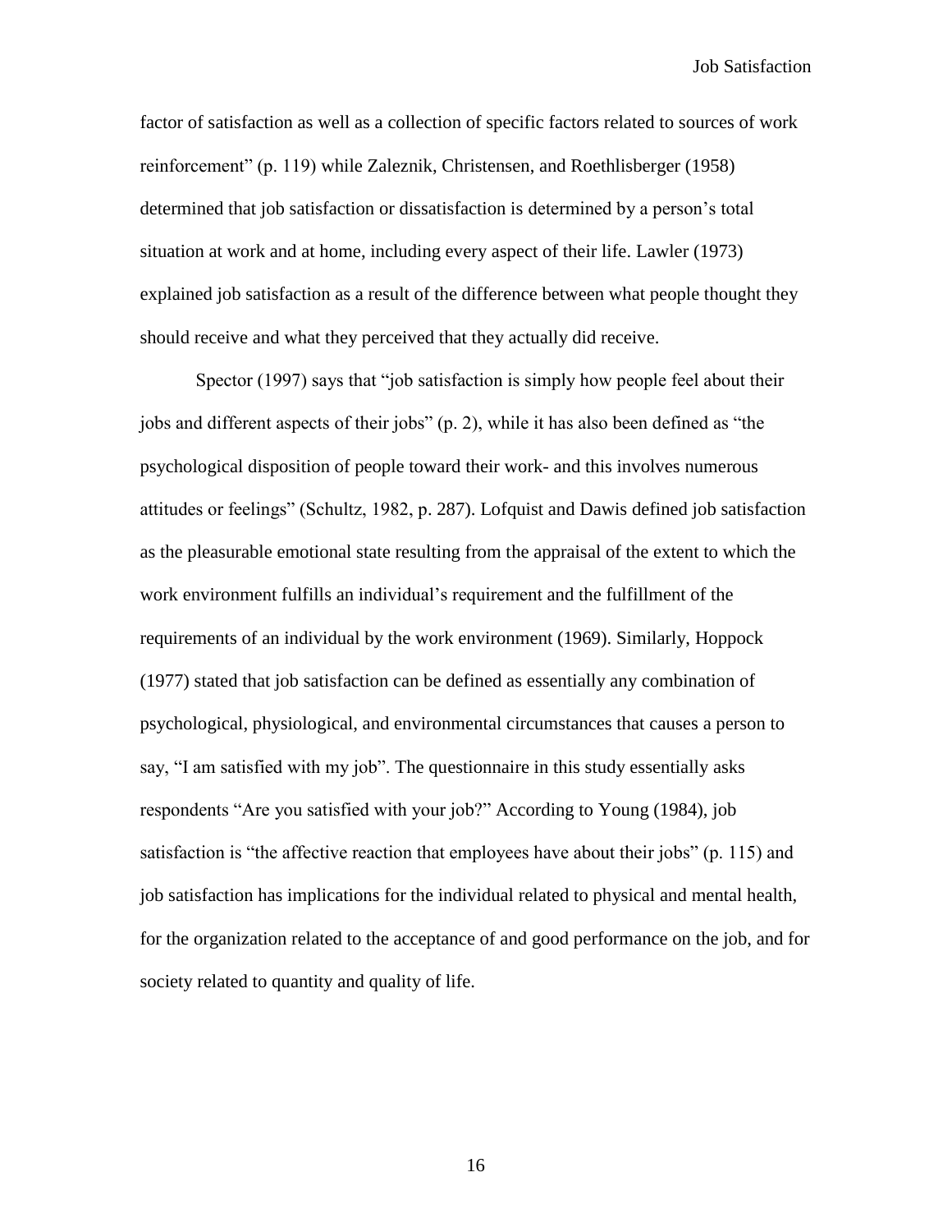factor of satisfaction as well as a collection of specific factors related to sources of work reinforcement" (p. 119) while Zaleznik, Christensen, and Roethlisberger (1958) determined that job satisfaction or dissatisfaction is determined by a person's total situation at work and at home, including every aspect of their life. Lawler (1973) explained job satisfaction as a result of the difference between what people thought they should receive and what they perceived that they actually did receive.

Spector (1997) says that "job satisfaction is simply how people feel about their jobs and different aspects of their jobs" (p. 2), while it has also been defined as "the psychological disposition of people toward their work- and this involves numerous attitudes or feelings" (Schultz, 1982, p. 287). Lofquist and Dawis defined job satisfaction as the pleasurable emotional state resulting from the appraisal of the extent to which the work environment fulfills an individual's requirement and the fulfillment of the requirements of an individual by the work environment (1969). Similarly, Hoppock (1977) stated that job satisfaction can be defined as essentially any combination of psychological, physiological, and environmental circumstances that causes a person to say, "I am satisfied with my job". The questionnaire in this study essentially asks respondents "Are you satisfied with your job?" According to Young (1984), job satisfaction is "the affective reaction that employees have about their jobs" (p. 115) and job satisfaction has implications for the individual related to physical and mental health, for the organization related to the acceptance of and good performance on the job, and for society related to quantity and quality of life.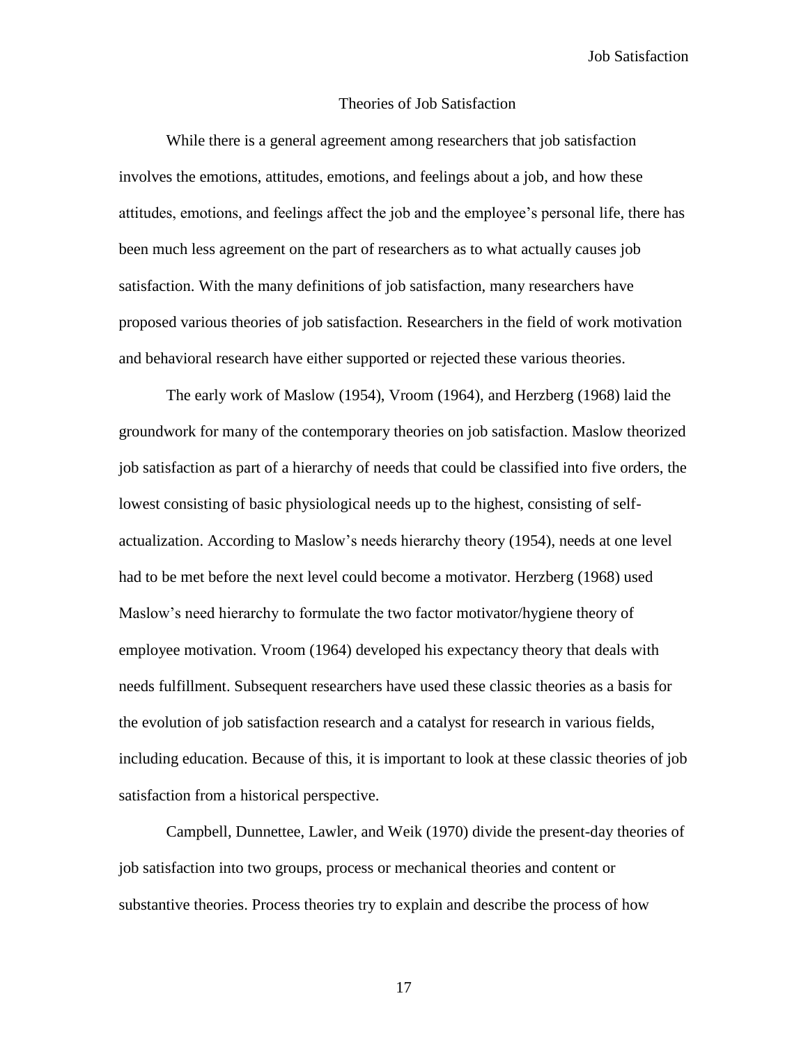## Theories of Job Satisfaction

While there is a general agreement among researchers that job satisfaction involves the emotions, attitudes, emotions, and feelings about a job, and how these attitudes, emotions, and feelings affect the job and the employee's personal life, there has been much less agreement on the part of researchers as to what actually causes job satisfaction. With the many definitions of job satisfaction, many researchers have proposed various theories of job satisfaction. Researchers in the field of work motivation and behavioral research have either supported or rejected these various theories.

The early work of Maslow (1954), Vroom (1964), and Herzberg (1968) laid the groundwork for many of the contemporary theories on job satisfaction. Maslow theorized job satisfaction as part of a hierarchy of needs that could be classified into five orders, the lowest consisting of basic physiological needs up to the highest, consisting of self-actualization. According to Maslow's needs hierarchy theory (1954), needs at one level had to be met before the next level could become a motivator. Herzberg (1968) used Maslow's need hierarchy to formulate the two factor motivator/hygiene theory of employee motivation. Vroom (1964) developed his expectancy theory that deals with needs fulfillment. Subsequent researchers have used these classic theories as a basis for the evolution of job satisfaction research and a catalyst for research in various fields, including education. Because of this, it is important to look at these classic theories of job satisfaction from a historical perspective.

Campbell, Dunnettee, Lawler, and Weik (1970) divide the present-day theories of job satisfaction into two groups, process or mechanical theories and content or substantive theories. Process theories try to explain and describe the process of how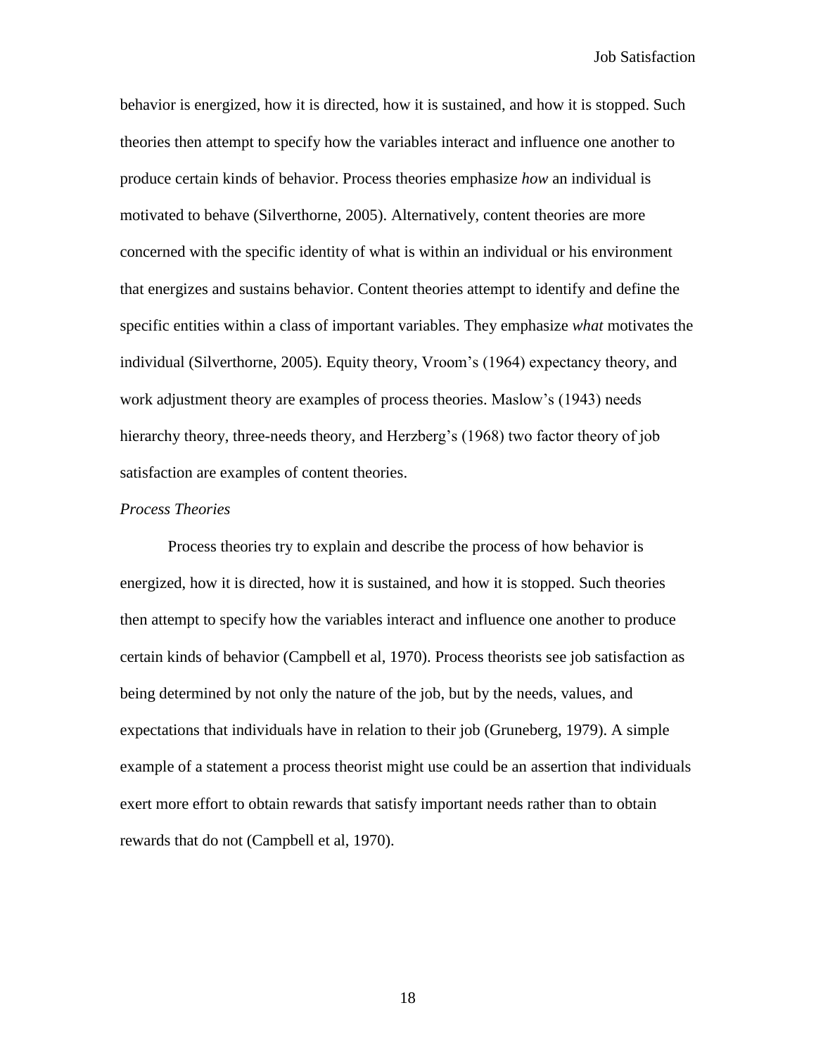behavior is energized, how it is directed, how it is sustained, and how it is stopped. Such theories then attempt to specify how the variables interact and influence one another to produce certain kinds of behavior. Process theories emphasize *how* an individual is motivated to behave (Silverthorne, 2005). Alternatively, content theories are more concerned with the specific identity of what is within an individual or his environment that energizes and sustains behavior. Content theories attempt to identify and define the specific entities within a class of important variables. They emphasize *what* motivates the individual (Silverthorne, 2005). Equity theory, Vroom's (1964) expectancy theory, and work adjustment theory are examples of process theories. Maslow's (1943) needs hierarchy theory, three-needs theory, and Herzberg's (1968) two factor theory of job satisfaction are examples of content theories.

### *Process Theories*

Process theories try to explain and describe the process of how behavior is energized, how it is directed, how it is sustained, and how it is stopped. Such theories then attempt to specify how the variables interact and influence one another to produce certain kinds of behavior (Campbell et al, 1970). Process theorists see job satisfaction as being determined by not only the nature of the job, but by the needs, values, and expectations that individuals have in relation to their job (Gruneberg, 1979). A simple example of a statement a process theorist might use could be an assertion that individuals exert more effort to obtain rewards that satisfy important needs rather than to obtain rewards that do not (Campbell et al, 1970).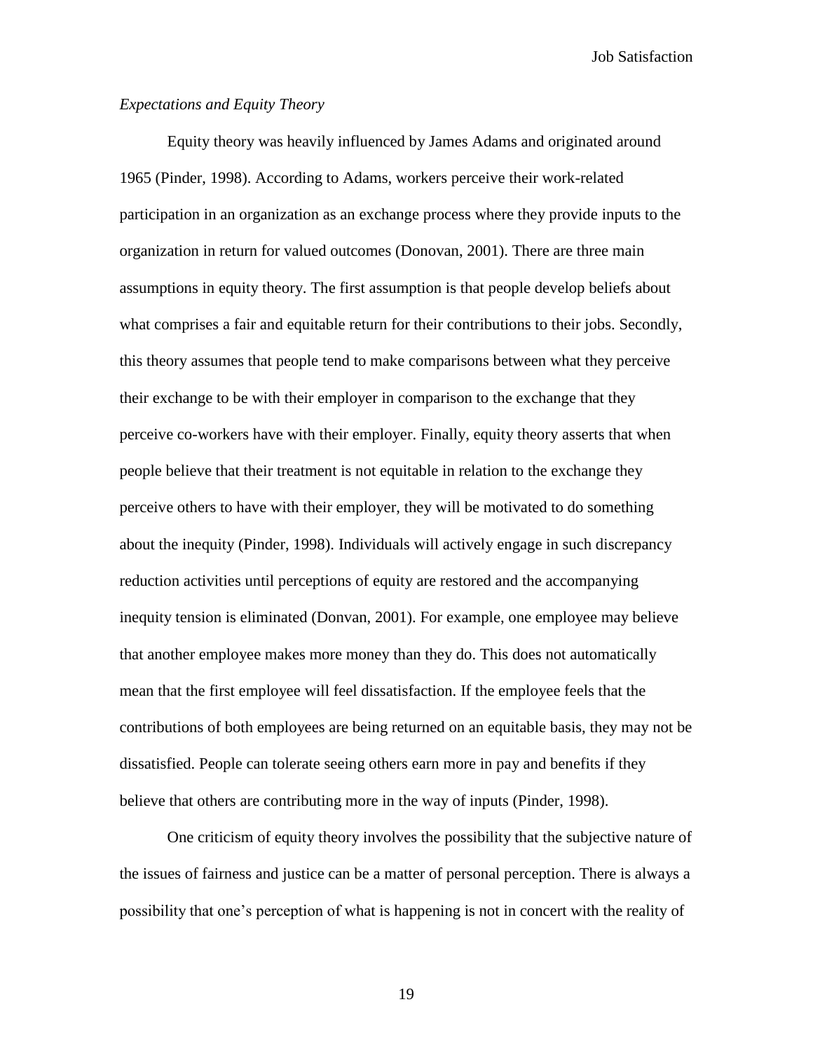*Expectations and Equity Theory*

Equity theory was heavily influenced by James Adams and originated around 1965 (Pinder, 1998). According to Adams, workers perceive their work-related participation in an organization as an exchange process where they provide inputs to the organization in return for valued outcomes (Donovan, 2001). There are three main assumptions in equity theory. The first assumption is that people develop beliefs about what comprises a fair and equitable return for their contributions to their jobs. Secondly, this theory assumes that people tend to make comparisons between what they perceive their exchange to be with their employer in comparison to the exchange that they perceive co-workers have with their employer. Finally, equity theory asserts that when people believe that their treatment is not equitable in relation to the exchange they perceive others to have with their employer, they will be motivated to do something about the inequity (Pinder, 1998). Individuals will actively engage in such discrepancy reduction activities until perceptions of equity are restored and the accompanying inequity tension is eliminated (Donvan, 2001). For example, one employee may believe that another employee makes more money than they do. This does not automatically mean that the first employee will feel dissatisfaction. If the employee feels that the contributions of both employees are being returned on an equitable basis, they may not be dissatisfied. People can tolerate seeing others earn more in pay and benefits if they believe that others are contributing more in the way of inputs (Pinder, 1998).

One criticism of equity theory involves the possibility that the subjective nature of the issues of fairness and justice can be a matter of personal perception. There is always a possibility that one's perception of what is happening is not in concert with the reality of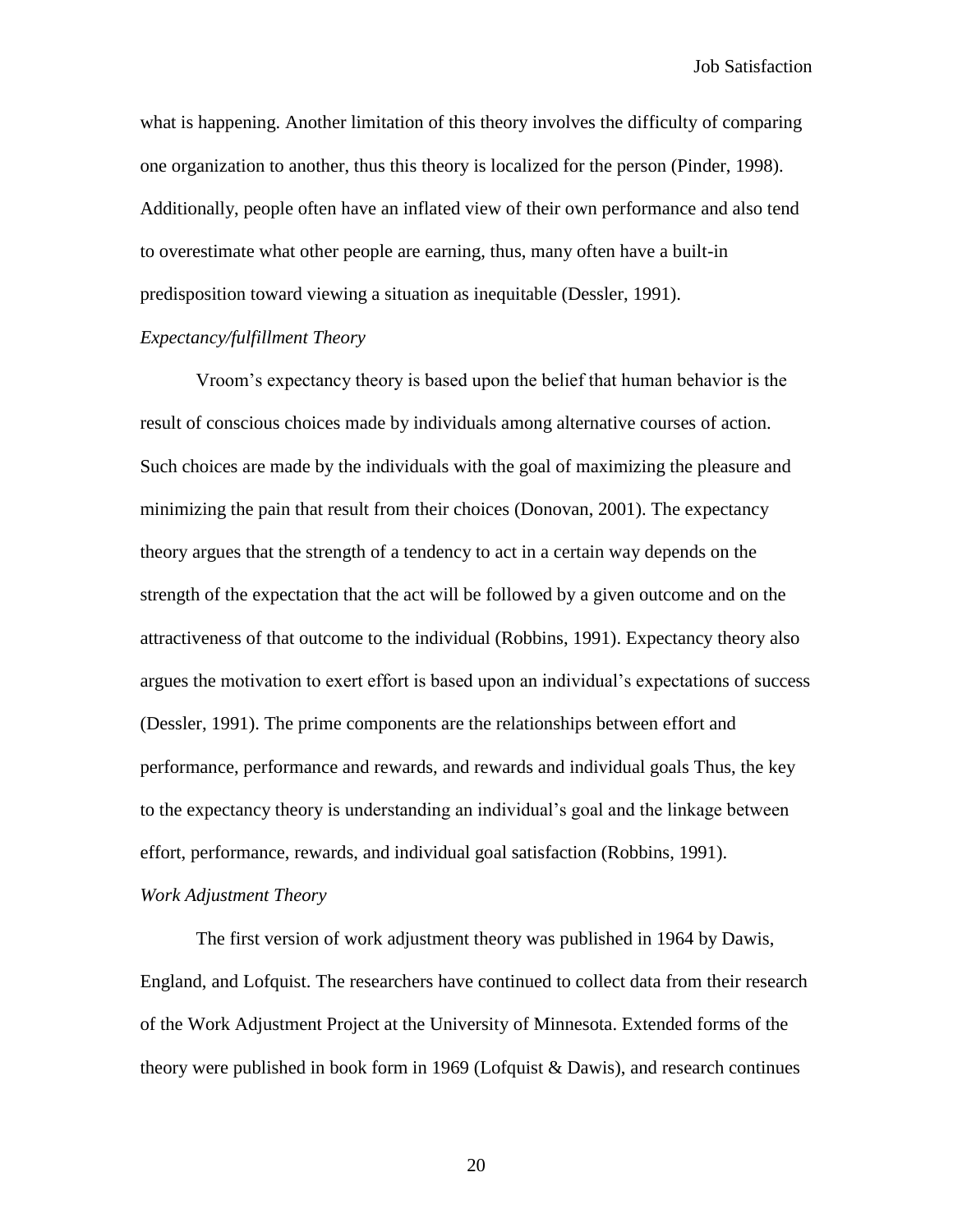what is happening. Another limitation of this theory involves the difficulty of comparing one organization to another, thus this theory is localized for the person (Pinder, 1998). Additionally, people often have an inflated view of their own performance and also tend to overestimate what other people are earning, thus, many often have a built-in predisposition toward viewing a situation as inequitable (Dessler, 1991).

*Expectancy/fulfillment Theory*

Vroom's expectancy theory is based upon the belief that human behavior is the result of conscious choices made by individuals among alternative courses of action. Such choices are made by the individuals with the goal of maximizing the pleasure and minimizing the pain that result from their choices (Donovan, 2001). The expectancy theory argues that the strength of a tendency to act in a certain way depends on the strength of the expectation that the act will be followed by a given outcome and on the attractiveness of that outcome to the individual (Robbins, 1991). Expectancy theory also argues the motivation to exert effort is based upon an individual's expectations of success (Dessler, 1991). The prime components are the relationships between effort and performance, performance and rewards, and rewards and individual goals Thus, the key to the expectancy theory is understanding an individual's goal and the linkage between effort, performance, rewards, and individual goal satisfaction (Robbins, 1991).

*Work Adjustment Theory*

The first version of work adjustment theory was published in 1964 by Dawis, England, and Lofquist. The researchers have continued to collect data from their research of the Work Adjustment Project at the University of Minnesota. Extended forms of the theory were published in book form in 1969 (Lofquist & Dawis), and research continues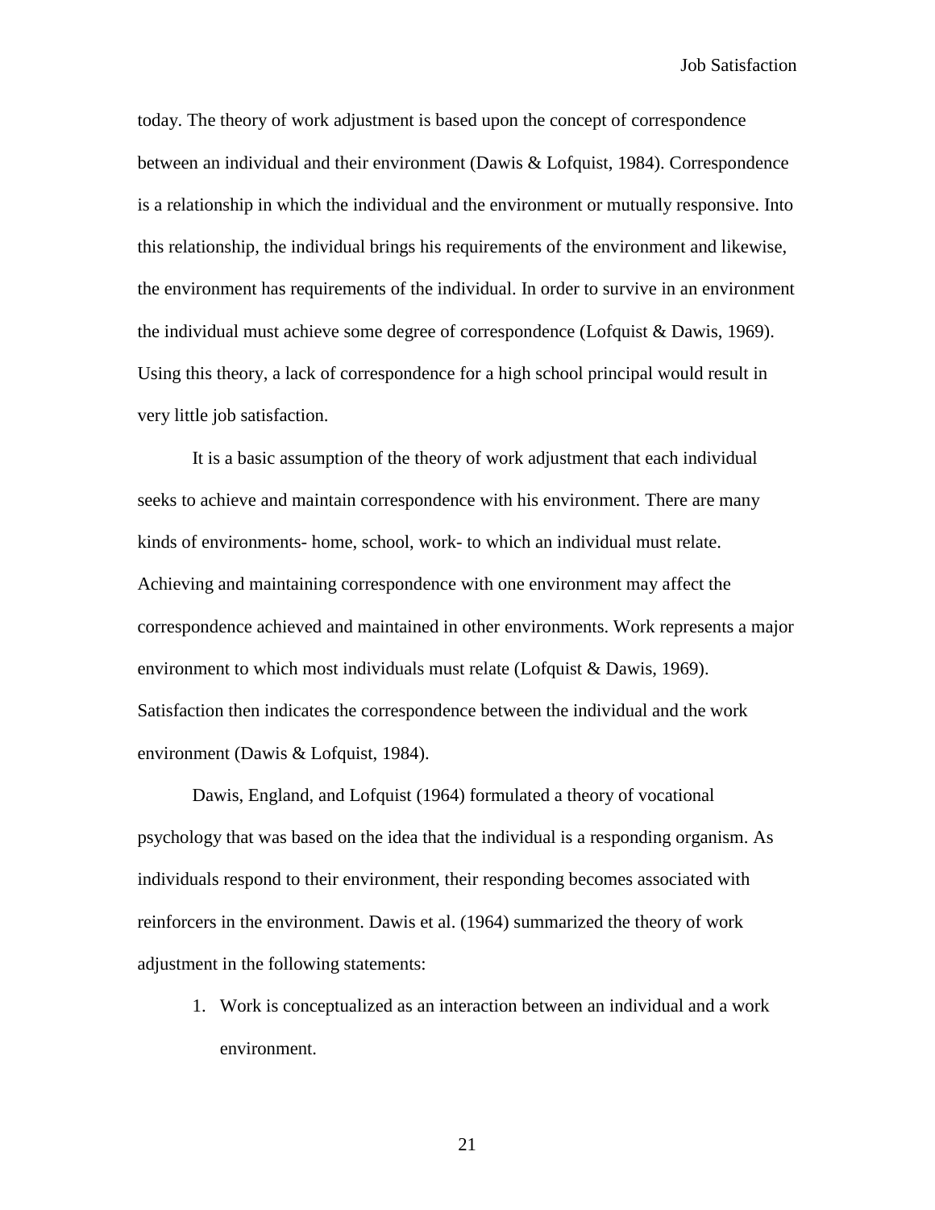today. The theory of work adjustment is based upon the concept of correspondence between an individual and their environment (Dawis & Lofquist, 1984). Correspondence is a relationship in which the individual and the environment or mutually responsive. Into this relationship, the individual brings his requirements of the environment and likewise, the environment has requirements of the individual. In order to survive in an environment the individual must achieve some degree of correspondence (Lofquist & Dawis, 1969). Using this theory, a lack of correspondence for a high school principal would result in very little job satisfaction.

It is a basic assumption of the theory of work adjustment that each individual seeks to achieve and maintain correspondence with his environment. There are many kinds of environments- home, school, work- to which an individual must relate. Achieving and maintaining correspondence with one environment may affect the correspondence achieved and maintained in other environments. Work represents a major environment to which most individuals must relate (Lofquist & Dawis, 1969). Satisfaction then indicates the correspondence between the individual and the work environment (Dawis & Lofquist, 1984).

Dawis, England, and Lofquist (1964) formulated a theory of vocational psychology that was based on the idea that the individual is a responding organism. As individuals respond to their environment, their responding becomes associated with reinforcers in the environment. Dawis et al. (1964) summarized the theory of work adjustment in the following statements:

1. Work is conceptualized as an interaction between an individual and a work environment.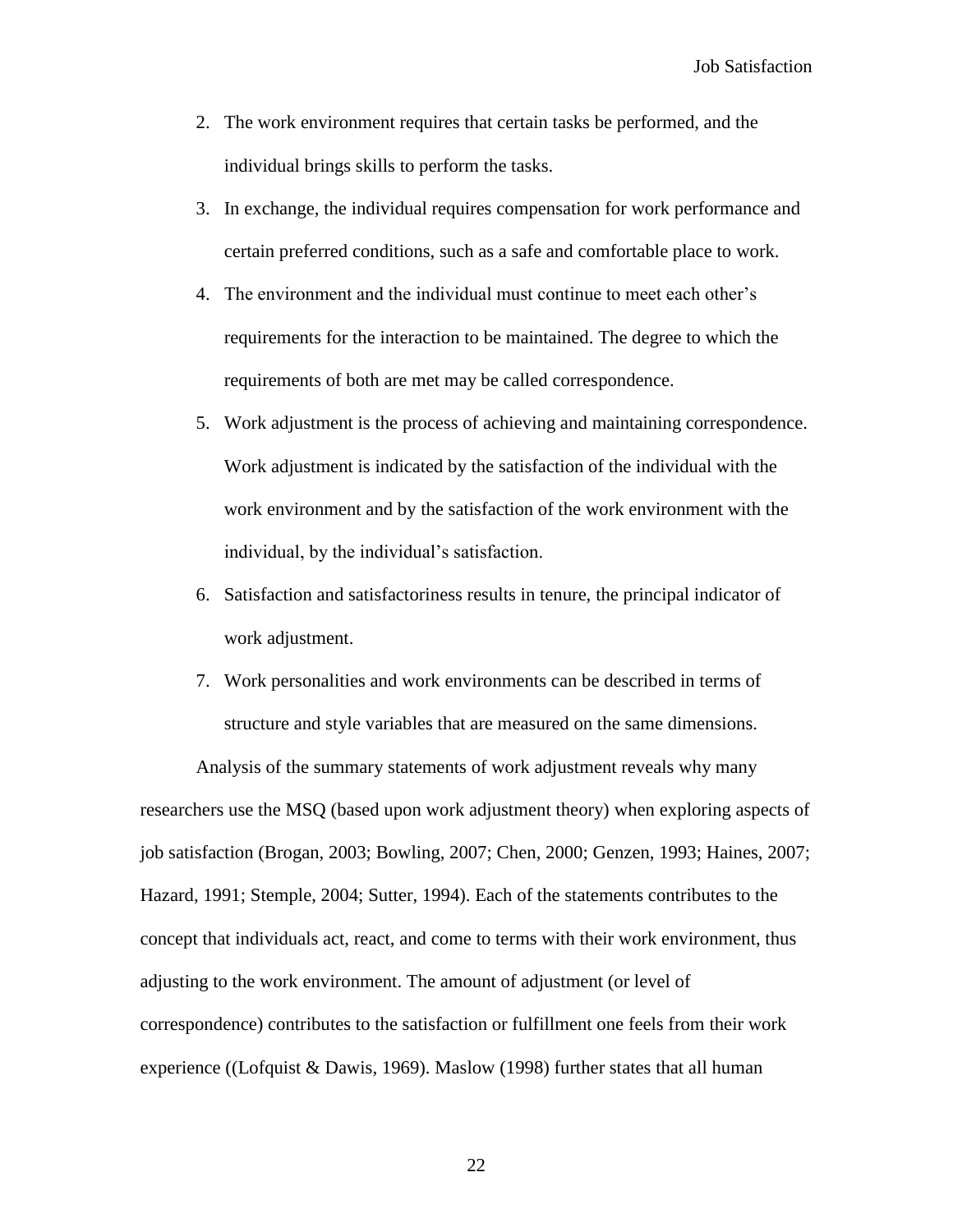2. The work environment requires that certain tasks be performed, and the individual brings skills to perform the tasks.
3. In exchange, the individual requires compensation for work performance and certain preferred conditions, such as a safe and comfortable place to work.
4. The environment and the individual must continue to meet each other's requirements for the interaction to be maintained. The degree to which the requirements of both are met may be called correspondence.
5. Work adjustment is the process of achieving and maintaining correspondence. Work adjustment is indicated by the satisfaction of the individual with the work environment and by the satisfaction of the work environment with the individual, by the individual's satisfaction.
6. Satisfaction and satisfactoriness results in tenure, the principal indicator of work adjustment.
7. Work personalities and work environments can be described in terms of structure and style variables that are measured on the same dimensions.

Analysis of the summary statements of work adjustment reveals why many researchers use the MSQ (based upon work adjustment theory) when exploring aspects of job satisfaction (Brogan, 2003; Bowling, 2007; Chen, 2000; Genzen, 1993; Haines, 2007; Hazard, 1991; Stemple, 2004; Sutter, 1994). Each of the statements contributes to the concept that individuals act, react, and come to terms with their work environment, thus adjusting to the work environment. The amount of adjustment (or level of correspondence) contributes to the satisfaction or fulfillment one feels from their work experience ((Lofquist & Dawis, 1969). Maslow (1998) further states that all human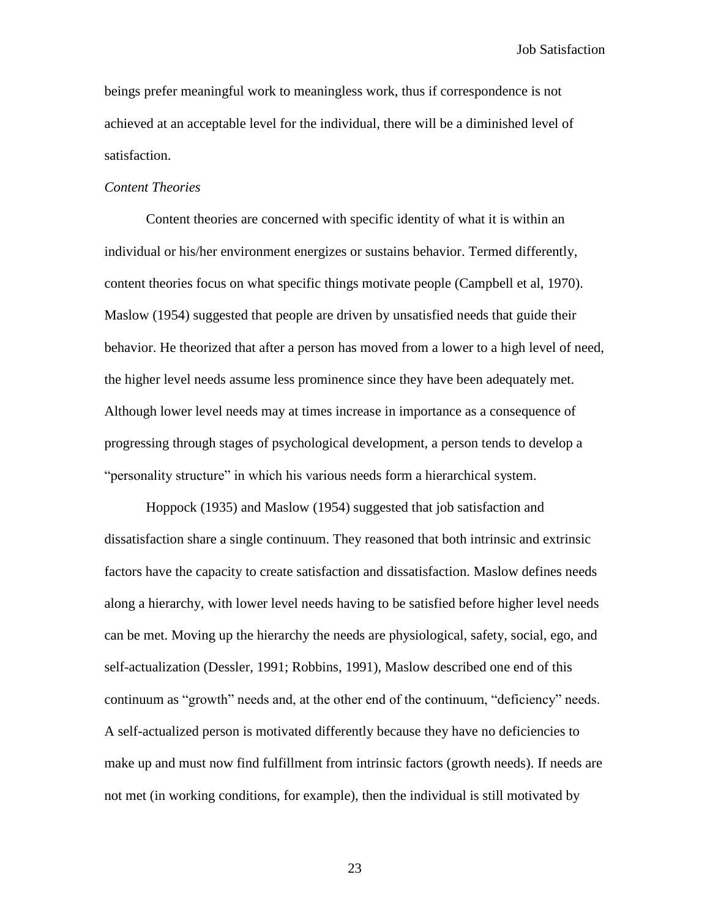beings prefer meaningful work to meaningless work, thus if correspondence is not achieved at an acceptable level for the individual, there will be a diminished level of satisfaction.

*Content Theories*

Content theories are concerned with specific identity of what it is within an individual or his/her environment energizes or sustains behavior. Termed differently, content theories focus on what specific things motivate people (Campbell et al, 1970). Maslow (1954) suggested that people are driven by unsatisfied needs that guide their behavior. He theorized that after a person has moved from a lower to a high level of need, the higher level needs assume less prominence since they have been adequately met. Although lower level needs may at times increase in importance as a consequence of progressing through stages of psychological development, a person tends to develop a "personality structure" in which his various needs form a hierarchical system.

Hoppock (1935) and Maslow (1954) suggested that job satisfaction and dissatisfaction share a single continuum. They reasoned that both intrinsic and extrinsic factors have the capacity to create satisfaction and dissatisfaction. Maslow defines needs along a hierarchy, with lower level needs having to be satisfied before higher level needs can be met. Moving up the hierarchy the needs are physiological, safety, social, ego, and self-actualization (Dessler, 1991; Robbins, 1991), Maslow described one end of this continuum as "growth" needs and, at the other end of the continuum, "deficiency" needs. A self-actualized person is motivated differently because they have no deficiencies to make up and must now find fulfillment from intrinsic factors (growth needs). If needs are not met (in working conditions, for example), then the individual is still motivated by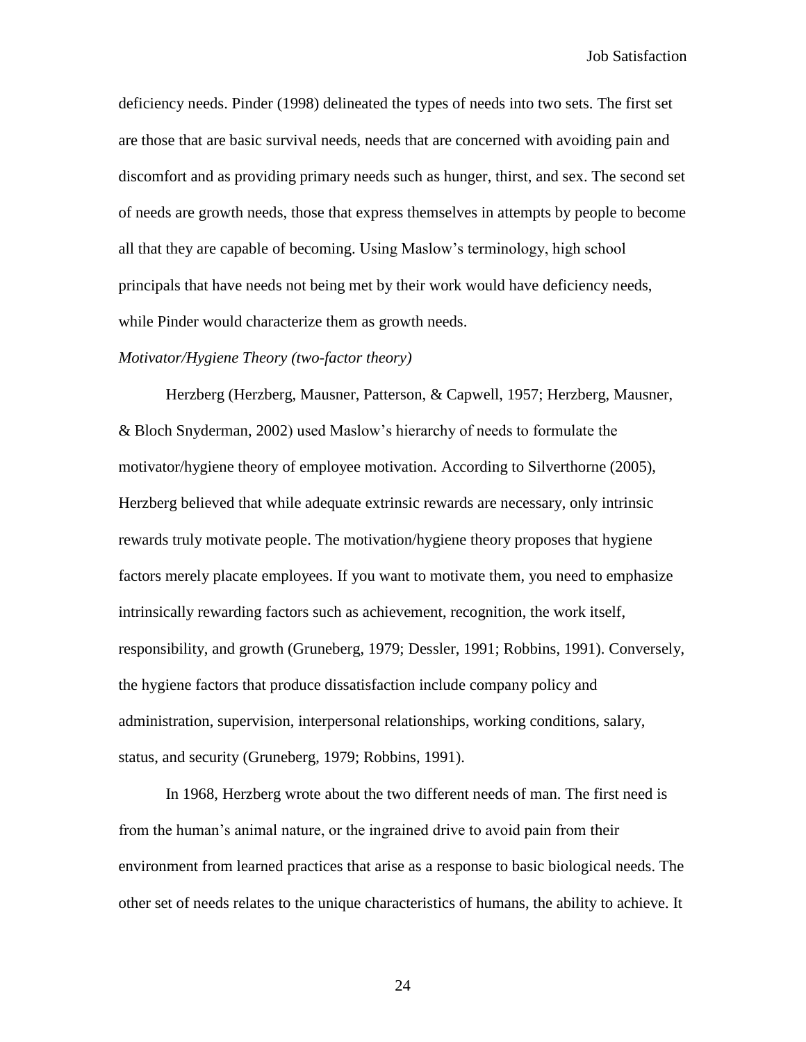deficiency needs. Pinder (1998) delineated the types of needs into two sets. The first set are those that are basic survival needs, needs that are concerned with avoiding pain and discomfort and as providing primary needs such as hunger, thirst, and sex. The second set of needs are growth needs, those that express themselves in attempts by people to become all that they are capable of becoming. Using Maslow's terminology, high school principals that have needs not being met by their work would have deficiency needs, while Pinder would characterize them as growth needs.

*Motivator/Hygiene Theory (two-factor theory)*

Herzberg (Herzberg, Mausner, Patterson, & Capwell, 1957; Herzberg, Mausner, & Bloch Snyderman, 2002) used Maslow's hierarchy of needs to formulate the motivator/hygiene theory of employee motivation. According to Silverthorne (2005), Herzberg believed that while adequate extrinsic rewards are necessary, only intrinsic rewards truly motivate people. The motivation/hygiene theory proposes that hygiene factors merely placate employees. If you want to motivate them, you need to emphasize intrinsically rewarding factors such as achievement, recognition, the work itself, responsibility, and growth (Gruneberg, 1979; Dessler, 1991; Robbins, 1991). Conversely, the hygiene factors that produce dissatisfaction include company policy and administration, supervision, interpersonal relationships, working conditions, salary, status, and security (Gruneberg, 1979; Robbins, 1991).

In 1968, Herzberg wrote about the two different needs of man. The first need is from the human's animal nature, or the ingrained drive to avoid pain from their environment from learned practices that arise as a response to basic biological needs. The other set of needs relates to the unique characteristics of humans, the ability to achieve. It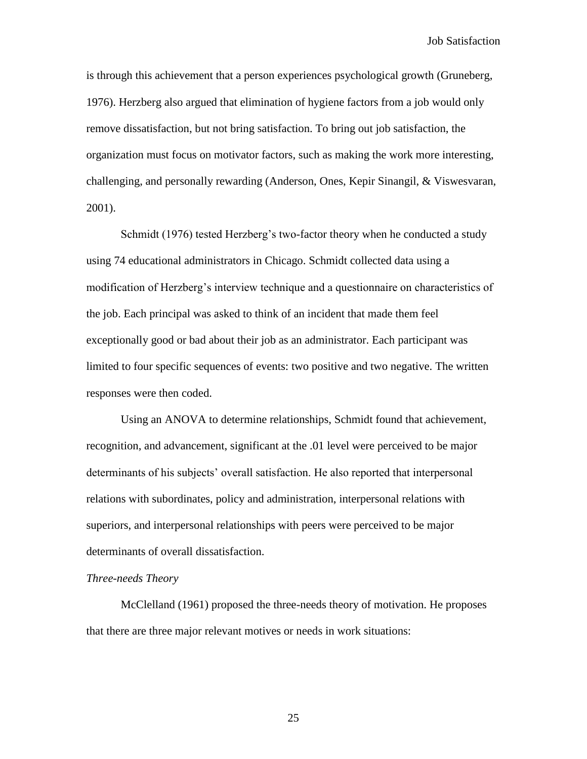is through this achievement that a person experiences psychological growth (Gruneberg, 1976). Herzberg also argued that elimination of hygiene factors from a job would only remove dissatisfaction, but not bring satisfaction. To bring out job satisfaction, the organization must focus on motivator factors, such as making the work more interesting, challenging, and personally rewarding (Anderson, Ones, Kepir Sinangil, & Viswesvaran, 2001).

Schmidt (1976) tested Herzberg's two-factor theory when he conducted a study using 74 educational administrators in Chicago. Schmidt collected data using a modification of Herzberg's interview technique and a questionnaire on characteristics of the job. Each principal was asked to think of an incident that made them feel exceptionally good or bad about their job as an administrator. Each participant was limited to four specific sequences of events: two positive and two negative. The written responses were then coded.

Using an ANOVA to determine relationships, Schmidt found that achievement, recognition, and advancement, significant at the .01 level were perceived to be major determinants of his subjects' overall satisfaction. He also reported that interpersonal relations with subordinates, policy and administration, interpersonal relations with superiors, and interpersonal relationships with peers were perceived to be major determinants of overall dissatisfaction.

*Three-needs Theory*

McClelland (1961) proposed the three-needs theory of motivation. He proposes that there are three major relevant motives or needs in work situations: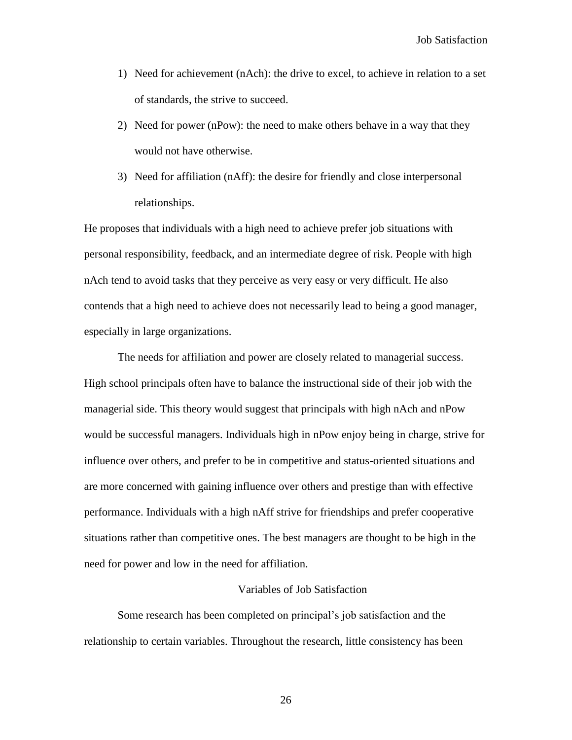1) Need for achievement (nAch): the drive to excel, to achieve in relation to a set of standards, the strive to succeed.
2) Need for power (nPow): the need to make others behave in a way that they would not have otherwise.
3) Need for affiliation (nAff): the desire for friendly and close interpersonal relationships.

He proposes that individuals with a high need to achieve prefer job situations with personal responsibility, feedback, and an intermediate degree of risk. People with high nAch tend to avoid tasks that they perceive as very easy or very difficult. He also contends that a high need to achieve does not necessarily lead to being a good manager, especially in large organizations.

The needs for affiliation and power are closely related to managerial success. High school principals often have to balance the instructional side of their job with the managerial side. This theory would suggest that principals with high nAch and nPow would be successful managers. Individuals high in nPow enjoy being in charge, strive for influence over others, and prefer to be in competitive and status-oriented situations and are more concerned with gaining influence over others and prestige than with effective performance. Individuals with a high nAff strive for friendships and prefer cooperative situations rather than competitive ones. The best managers are thought to be high in the need for power and low in the need for affiliation.

## Variables of Job Satisfaction

Some research has been completed on principal's job satisfaction and the relationship to certain variables. Throughout the research, little consistency has been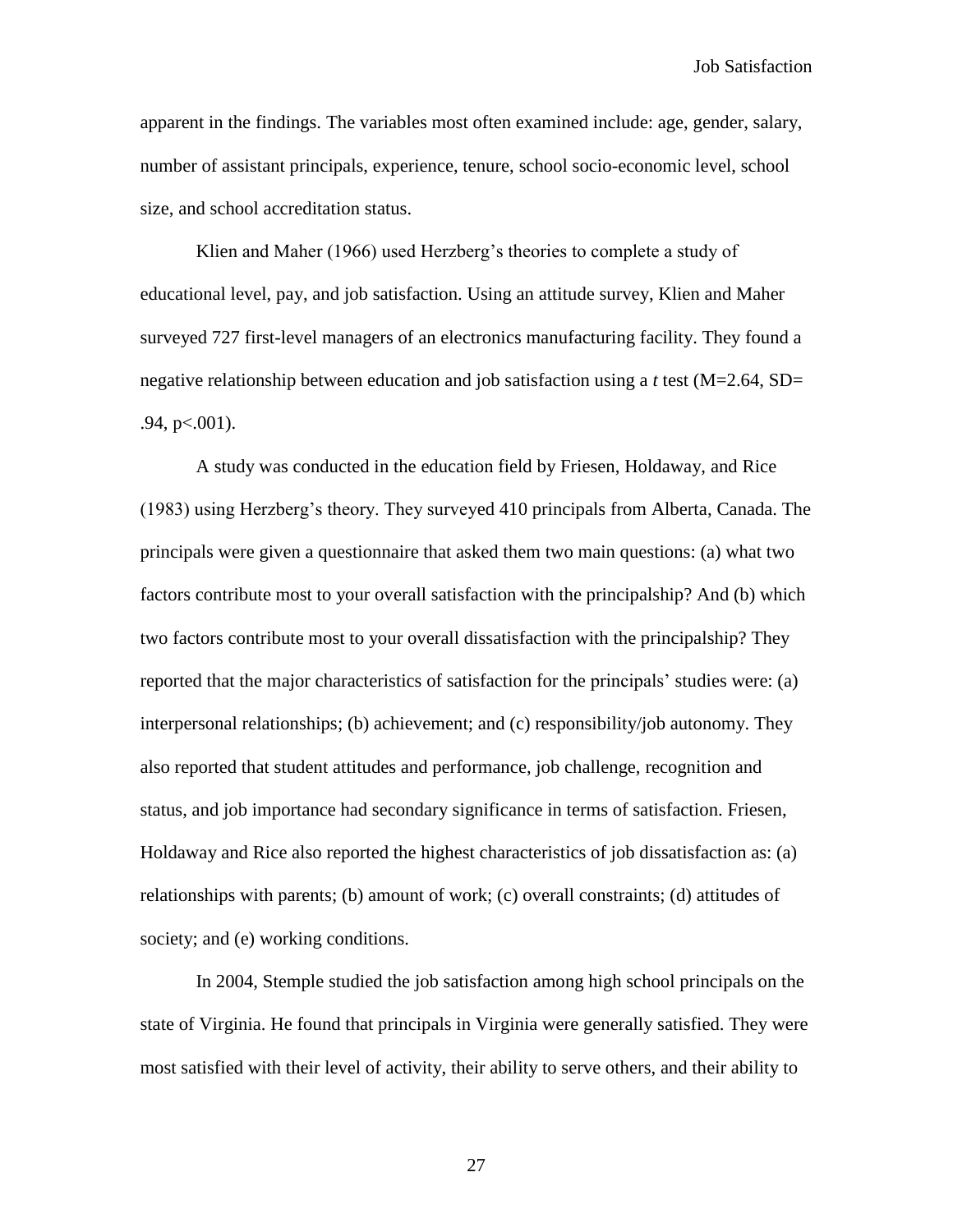apparent in the findings. The variables most often examined include: age, gender, salary, number of assistant principals, experience, tenure, school socio-economic level, school size, and school accreditation status.

Klien and Maher (1966) used Herzberg's theories to complete a study of educational level, pay, and job satisfaction. Using an attitude survey, Klien and Maher surveyed 727 first-level managers of an electronics manufacturing facility. They found a negative relationship between education and job satisfaction using a *t* test ($M=2.64$, $SD=.94$, $p<.001$).

A study was conducted in the education field by Friesen, Holdaway, and Rice (1983) using Herzberg's theory. They surveyed 410 principals from Alberta, Canada. The principals were given a questionnaire that asked them two main questions: (a) what two factors contribute most to your overall satisfaction with the principalship? And (b) which two factors contribute most to your overall dissatisfaction with the principalship? They reported that the major characteristics of satisfaction for the principals' studies were: (a) interpersonal relationships; (b) achievement; and (c) responsibility/job autonomy. They also reported that student attitudes and performance, job challenge, recognition and status, and job importance had secondary significance in terms of satisfaction. Friesen, Holdaway and Rice also reported the highest characteristics of job dissatisfaction as: (a) relationships with parents; (b) amount of work; (c) overall constraints; (d) attitudes of society; and (e) working conditions.

In 2004, Stemple studied the job satisfaction among high school principals on the state of Virginia. He found that principals in Virginia were generally satisfied. They were most satisfied with their level of activity, their ability to serve others, and their ability to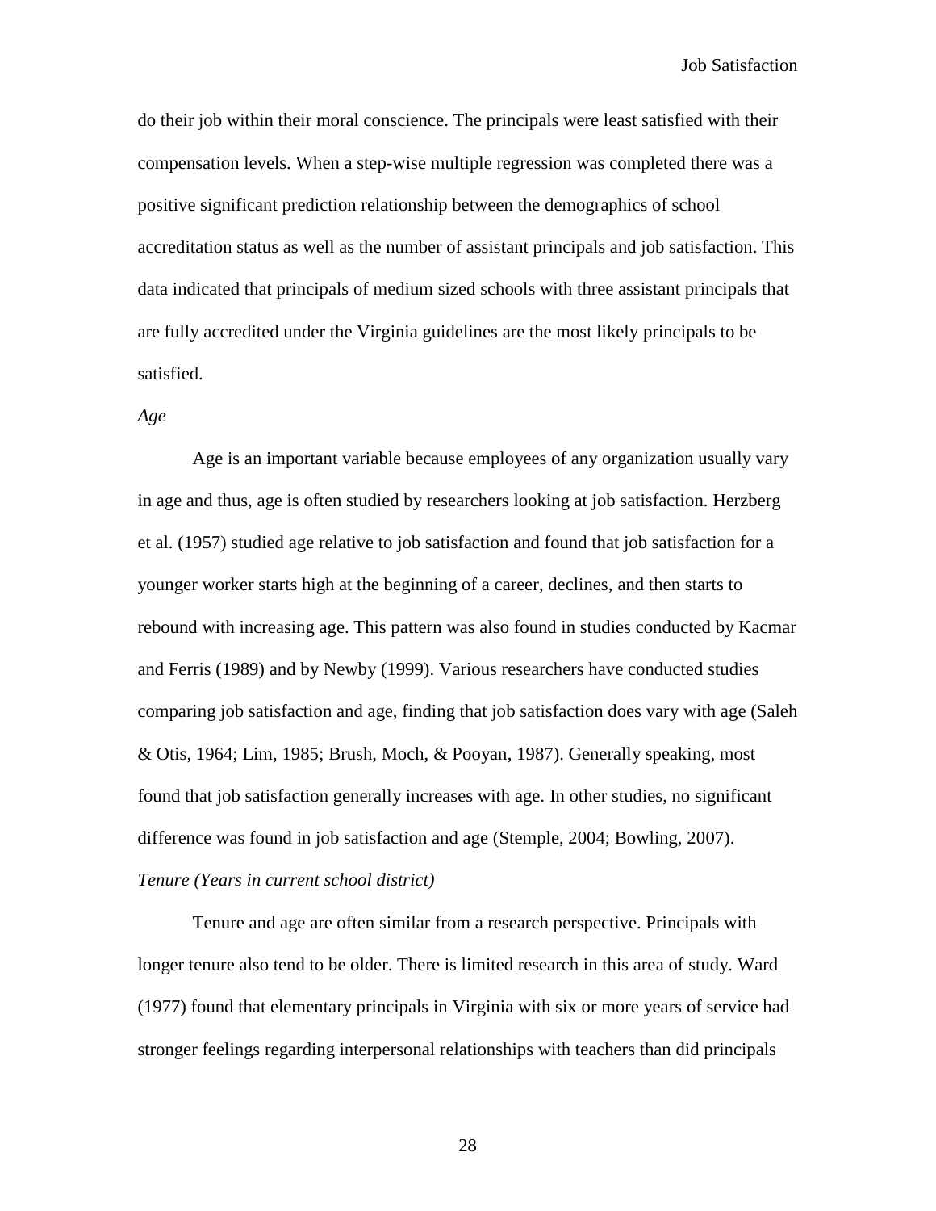do their job within their moral conscience. The principals were least satisfied with their compensation levels. When a step-wise multiple regression was completed there was a positive significant prediction relationship between the demographics of school accreditation status as well as the number of assistant principals and job satisfaction. This data indicated that principals of medium sized schools with three assistant principals that are fully accredited under the Virginia guidelines are the most likely principals to be satisfied.

*Age*

Age is an important variable because employees of any organization usually vary in age and thus, age is often studied by researchers looking at job satisfaction. Herzberg et al. (1957) studied age relative to job satisfaction and found that job satisfaction for a younger worker starts high at the beginning of a career, declines, and then starts to rebound with increasing age. This pattern was also found in studies conducted by Kacmar and Ferris (1989) and by Newby (1999). Various researchers have conducted studies comparing job satisfaction and age, finding that job satisfaction does vary with age (Saleh & Otis, 1964; Lim, 1985; Brush, Moch, & Pooyan, 1987). Generally speaking, most found that job satisfaction generally increases with age. In other studies, no significant difference was found in job satisfaction and age (Stemple, 2004; Bowling, 2007).

*Tenure (Years in current school district)*

Tenure and age are often similar from a research perspective. Principals with longer tenure also tend to be older. There is limited research in this area of study. Ward (1977) found that elementary principals in Virginia with six or more years of service had stronger feelings regarding interpersonal relationships with teachers than did principals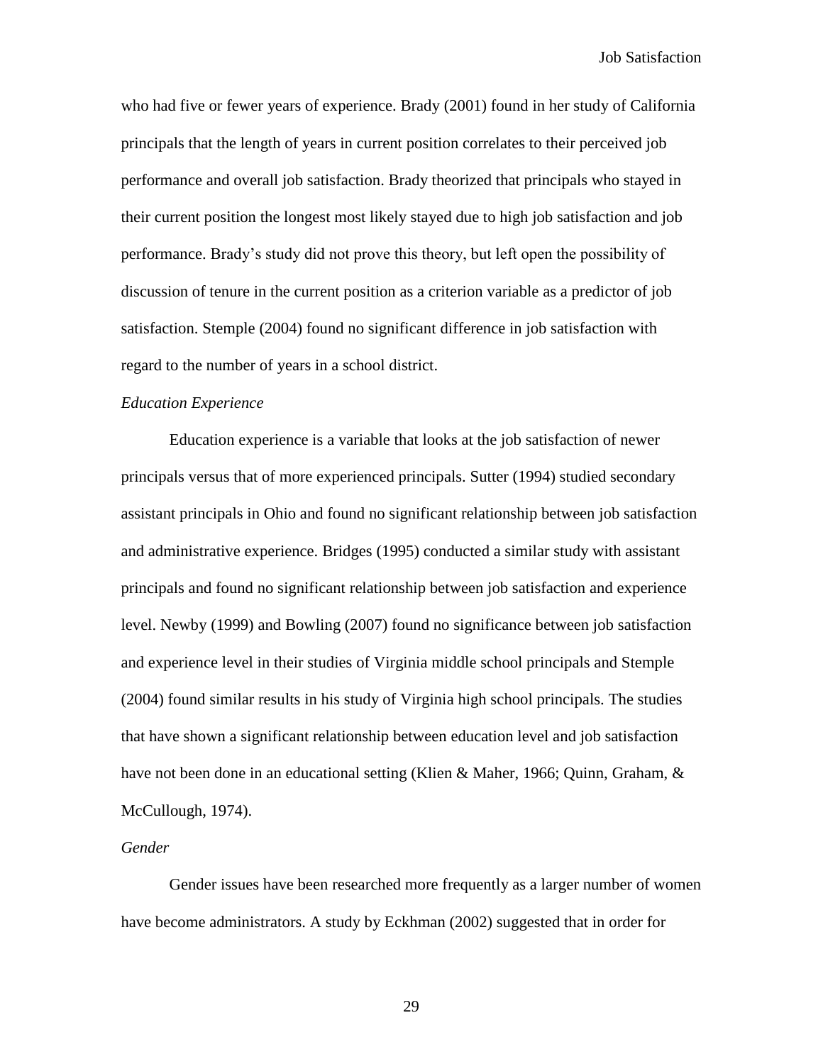who had five or fewer years of experience. Brady (2001) found in her study of California principals that the length of years in current position correlates to their perceived job performance and overall job satisfaction. Brady theorized that principals who stayed in their current position the longest most likely stayed due to high job satisfaction and job performance. Brady's study did not prove this theory, but left open the possibility of discussion of tenure in the current position as a criterion variable as a predictor of job satisfaction. Stemple (2004) found no significant difference in job satisfaction with regard to the number of years in a school district.

*Education Experience*

Education experience is a variable that looks at the job satisfaction of newer principals versus that of more experienced principals. Sutter (1994) studied secondary assistant principals in Ohio and found no significant relationship between job satisfaction and administrative experience. Bridges (1995) conducted a similar study with assistant principals and found no significant relationship between job satisfaction and experience level. Newby (1999) and Bowling (2007) found no significance between job satisfaction and experience level in their studies of Virginia middle school principals and Stemple (2004) found similar results in his study of Virginia high school principals. The studies that have shown a significant relationship between education level and job satisfaction have not been done in an educational setting (Klien & Maher, 1966; Quinn, Graham, & McCullough, 1974).

*Gender*

Gender issues have been researched more frequently as a larger number of women have become administrators. A study by Eckhman (2002) suggested that in order for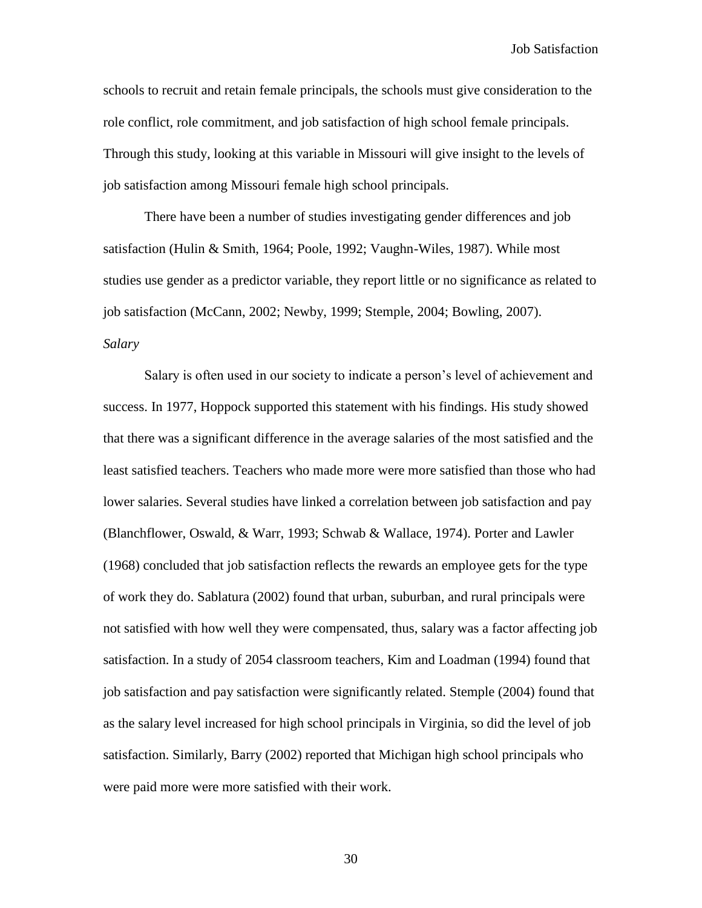schools to recruit and retain female principals, the schools must give consideration to the role conflict, role commitment, and job satisfaction of high school female principals. Through this study, looking at this variable in Missouri will give insight to the levels of job satisfaction among Missouri female high school principals.

There have been a number of studies investigating gender differences and job satisfaction (Hulin & Smith, 1964; Poole, 1992; Vaughn-Wiles, 1987). While most studies use gender as a predictor variable, they report little or no significance as related to job satisfaction (McCann, 2002; Newby, 1999; Stemple, 2004; Bowling, 2007).

*Salary*

Salary is often used in our society to indicate a person's level of achievement and success. In 1977, Hoppock supported this statement with his findings. His study showed that there was a significant difference in the average salaries of the most satisfied and the least satisfied teachers. Teachers who made more were more satisfied than those who had lower salaries. Several studies have linked a correlation between job satisfaction and pay (Blanchflower, Oswald, & Warr, 1993; Schwab & Wallace, 1974). Porter and Lawler (1968) concluded that job satisfaction reflects the rewards an employee gets for the type of work they do. Sablatura (2002) found that urban, suburban, and rural principals were not satisfied with how well they were compensated, thus, salary was a factor affecting job satisfaction. In a study of 2054 classroom teachers, Kim and Loadman (1994) found that job satisfaction and pay satisfaction were significantly related. Stemple (2004) found that as the salary level increased for high school principals in Virginia, so did the level of job satisfaction. Similarly, Barry (2002) reported that Michigan high school principals who were paid more were more satisfied with their work.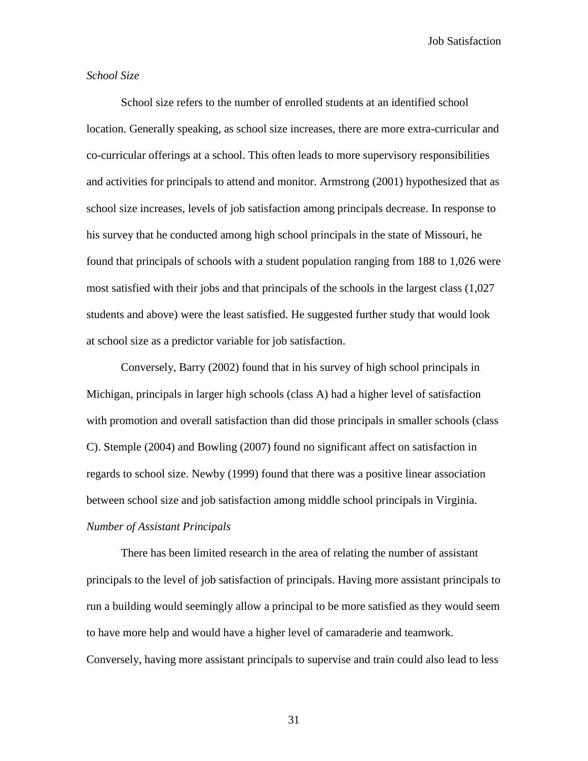*School Size*

School size refers to the number of enrolled students at an identified school location. Generally speaking, as school size increases, there are more extra-curricular and co-curricular offerings at a school. This often leads to more supervisory responsibilities and activities for principals to attend and monitor. Armstrong (2001) hypothesized that as school size increases, levels of job satisfaction among principals decrease. In response to his survey that he conducted among high school principals in the state of Missouri, he found that principals of schools with a student population ranging from 188 to 1,026 were most satisfied with their jobs and that principals of the schools in the largest class (1,027 students and above) were the least satisfied. He suggested further study that would look at school size as a predictor variable for job satisfaction.

Conversely, Barry (2002) found that in his survey of high school principals in Michigan, principals in larger high schools (class A) had a higher level of satisfaction with promotion and overall satisfaction than did those principals in smaller schools (class C). Stemple (2004) and Bowling (2007) found no significant affect on satisfaction in regards to school size. Newby (1999) found that there was a positive linear association between school size and job satisfaction among middle school principals in Virginia.

*Number of Assistant Principals*

There has been limited research in the area of relating the number of assistant principals to the level of job satisfaction of principals. Having more assistant principals to run a building would seemingly allow a principal to be more satisfied as they would seem to have more help and would have a higher level of camaraderie and teamwork. Conversely, having more assistant principals to supervise and train could also lead to less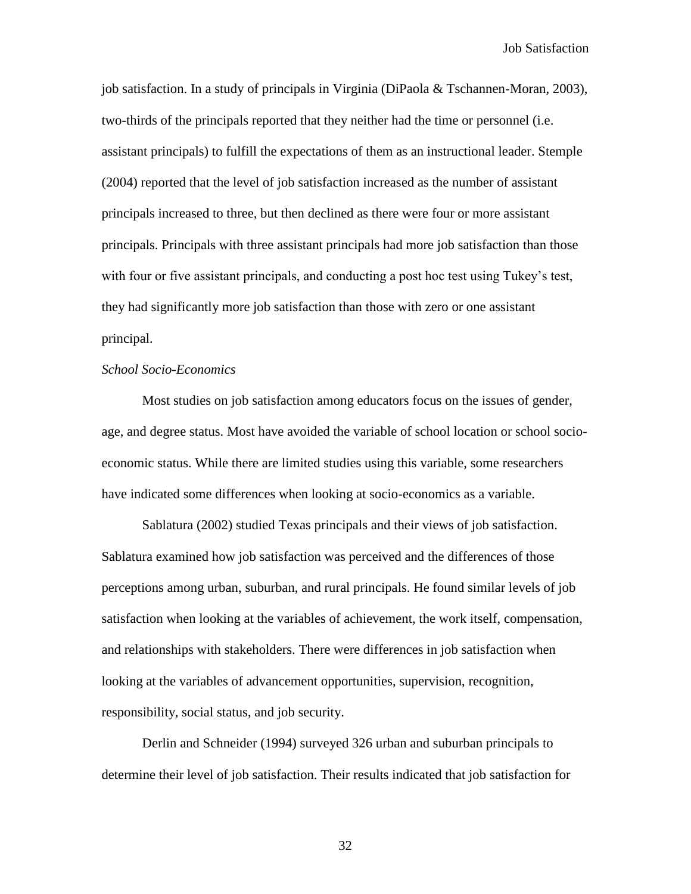job satisfaction. In a study of principals in Virginia (DiPaola & Tschannen-Moran, 2003), two-thirds of the principals reported that they neither had the time or personnel (i.e. assistant principals) to fulfill the expectations of them as an instructional leader. Stemple (2004) reported that the level of job satisfaction increased as the number of assistant principals increased to three, but then declined as there were four or more assistant principals. Principals with three assistant principals had more job satisfaction than those with four or five assistant principals, and conducting a post hoc test using Tukey's test, they had significantly more job satisfaction than those with zero or one assistant principal.

*School Socio-Economics*

Most studies on job satisfaction among educators focus on the issues of gender, age, and degree status. Most have avoided the variable of school location or school socio-economic status. While there are limited studies using this variable, some researchers have indicated some differences when looking at socio-economics as a variable.

Sablatura (2002) studied Texas principals and their views of job satisfaction. Sablatura examined how job satisfaction was perceived and the differences of those perceptions among urban, suburban, and rural principals. He found similar levels of job satisfaction when looking at the variables of achievement, the work itself, compensation, and relationships with stakeholders. There were differences in job satisfaction when looking at the variables of advancement opportunities, supervision, recognition, responsibility, social status, and job security.

Derlin and Schneider (1994) surveyed 326 urban and suburban principals to determine their level of job satisfaction. Their results indicated that job satisfaction for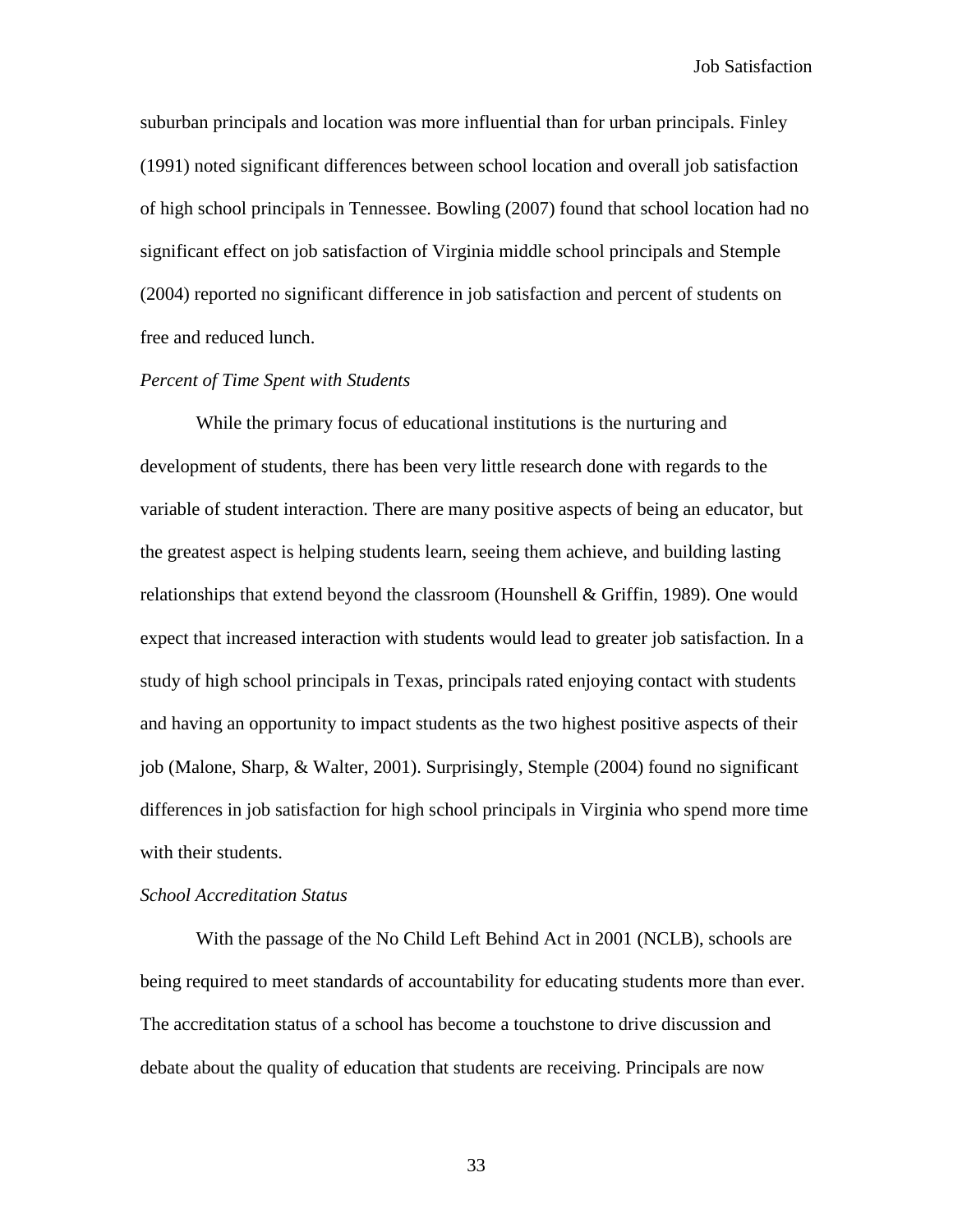suburban principals and location was more influential than for urban principals. Finley (1991) noted significant differences between school location and overall job satisfaction of high school principals in Tennessee. Bowling (2007) found that school location had no significant effect on job satisfaction of Virginia middle school principals and Stemple (2004) reported no significant difference in job satisfaction and percent of students on free and reduced lunch.

*Percent of Time Spent with Students*

While the primary focus of educational institutions is the nurturing and development of students, there has been very little research done with regards to the variable of student interaction. There are many positive aspects of being an educator, but the greatest aspect is helping students learn, seeing them achieve, and building lasting relationships that extend beyond the classroom (Hounshell & Griffin, 1989). One would expect that increased interaction with students would lead to greater job satisfaction. In a study of high school principals in Texas, principals rated enjoying contact with students and having an opportunity to impact students as the two highest positive aspects of their job (Malone, Sharp, & Walter, 2001). Surprisingly, Stemple (2004) found no significant differences in job satisfaction for high school principals in Virginia who spend more time with their students.

*School Accreditation Status*

With the passage of the No Child Left Behind Act in 2001 (NCLB), schools are being required to meet standards of accountability for educating students more than ever. The accreditation status of a school has become a touchstone to drive discussion and debate about the quality of education that students are receiving. Principals are now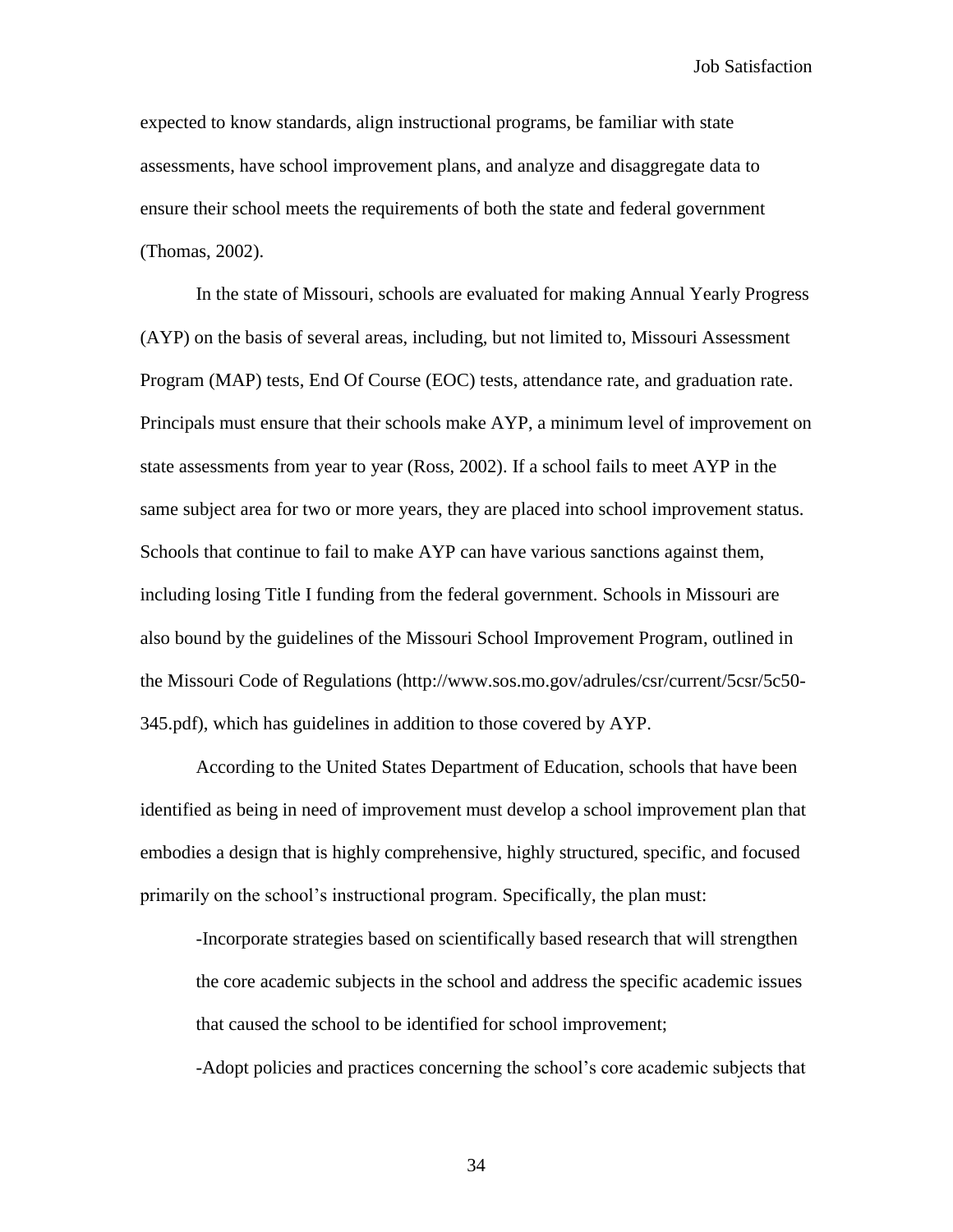expected to know standards, align instructional programs, be familiar with state assessments, have school improvement plans, and analyze and disaggregate data to ensure their school meets the requirements of both the state and federal government (Thomas, 2002).

In the state of Missouri, schools are evaluated for making Annual Yearly Progress (AYP) on the basis of several areas, including, but not limited to, Missouri Assessment Program (MAP) tests, End Of Course (EOC) tests, attendance rate, and graduation rate. Principals must ensure that their schools make AYP, a minimum level of improvement on state assessments from year to year (Ross, 2002). If a school fails to meet AYP in the same subject area for two or more years, they are placed into school improvement status. Schools that continue to fail to make AYP can have various sanctions against them, including losing Title I funding from the federal government. Schools in Missouri are also bound by the guidelines of the Missouri School Improvement Program, outlined in the Missouri Code of Regulations (http://www.sos.mo.gov/adrules/csr/current/5csr/5c50-345.pdf), which has guidelines in addition to those covered by AYP.

According to the United States Department of Education, schools that have been identified as being in need of improvement must develop a school improvement plan that embodies a design that is highly comprehensive, highly structured, specific, and focused primarily on the school's instructional program. Specifically, the plan must:

> -Incorporate strategies based on scientifically based research that will strengthen the core academic subjects in the school and address the specific academic issues that caused the school to be identified for school improvement;
>
> -Adopt policies and practices concerning the school's core academic subjects that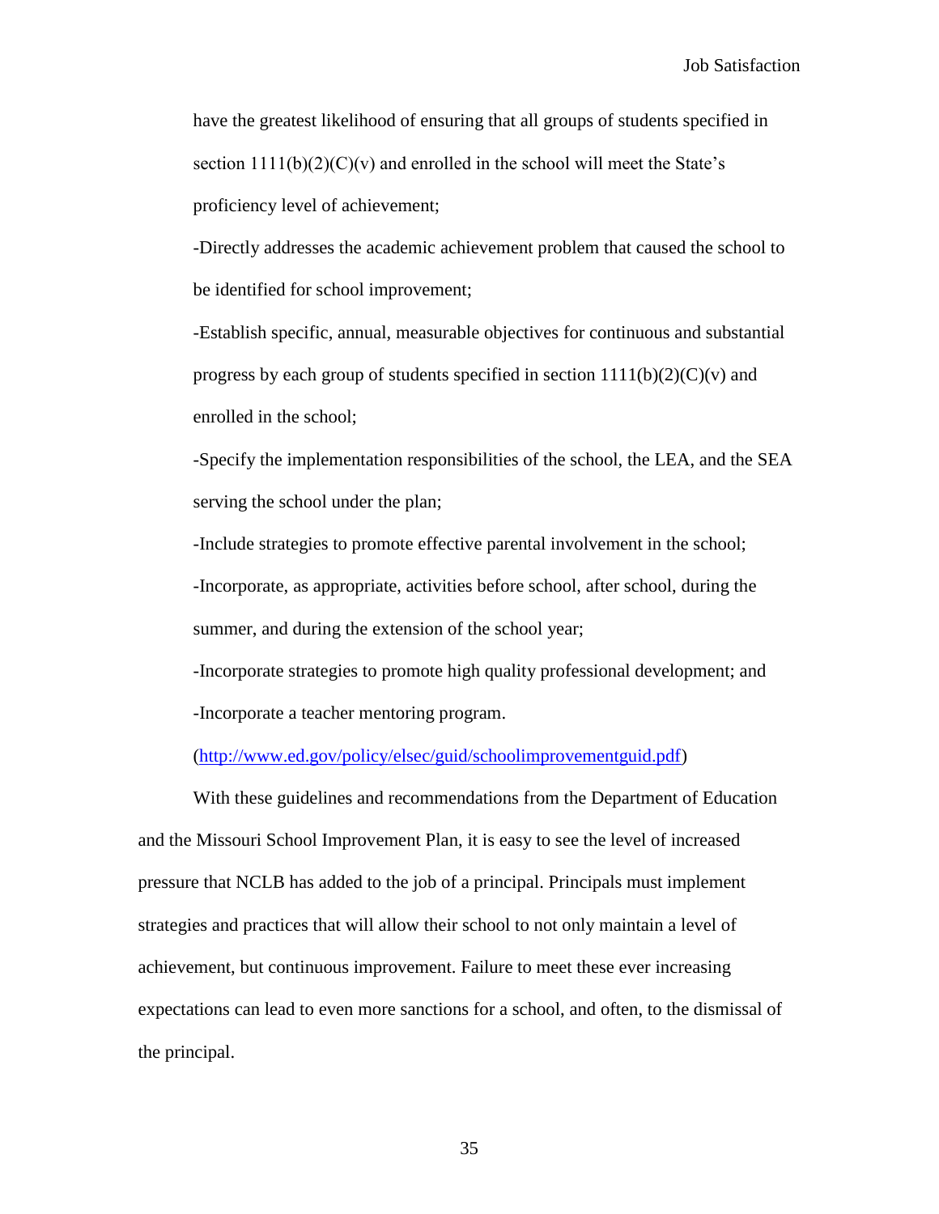have the greatest likelihood of ensuring that all groups of students specified in section 1111(b)(2)(C)(v) and enrolled in the school will meet the State's proficiency level of achievement;

-Directly addresses the academic achievement problem that caused the school to be identified for school improvement;

-Establish specific, annual, measurable objectives for continuous and substantial progress by each group of students specified in section 1111(b)(2)(C)(v) and enrolled in the school;

-Specify the implementation responsibilities of the school, the LEA, and the SEA serving the school under the plan;

-Include strategies to promote effective parental involvement in the school;

-Incorporate, as appropriate, activities before school, after school, during the summer, and during the extension of the school year;

-Incorporate strategies to promote high quality professional development; and

-Incorporate a teacher mentoring program.

(http://www.ed.gov/policy/elsec/guid/schoolimprovementguid.pdf)

With these guidelines and recommendations from the Department of Education and the Missouri School Improvement Plan, it is easy to see the level of increased pressure that NCLB has added to the job of a principal. Principals must implement strategies and practices that will allow their school to not only maintain a level of achievement, but continuous improvement. Failure to meet these ever increasing expectations can lead to even more sanctions for a school, and often, to the dismissal of the principal.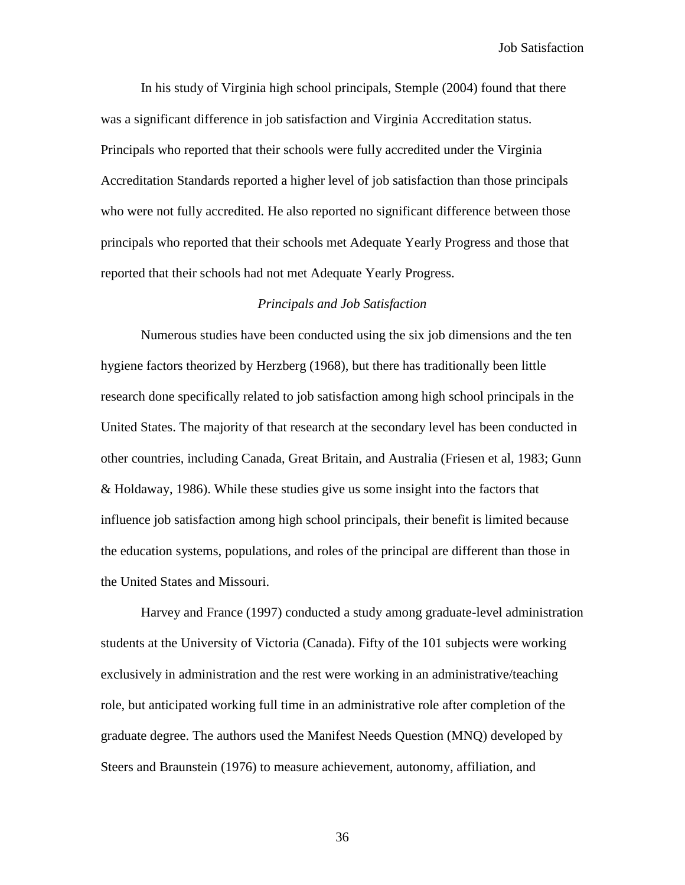In his study of Virginia high school principals, Stemple (2004) found that there was a significant difference in job satisfaction and Virginia Accreditation status. Principals who reported that their schools were fully accredited under the Virginia Accreditation Standards reported a higher level of job satisfaction than those principals who were not fully accredited. He also reported no significant difference between those principals who reported that their schools met Adequate Yearly Progress and those that reported that their schools had not met Adequate Yearly Progress.

### *Principals and Job Satisfaction*

Numerous studies have been conducted using the six job dimensions and the ten hygiene factors theorized by Herzberg (1968), but there has traditionally been little research done specifically related to job satisfaction among high school principals in the United States. The majority of that research at the secondary level has been conducted in other countries, including Canada, Great Britain, and Australia (Friesen et al, 1983; Gunn & Holdaway, 1986). While these studies give us some insight into the factors that influence job satisfaction among high school principals, their benefit is limited because the education systems, populations, and roles of the principal are different than those in the United States and Missouri.

Harvey and France (1997) conducted a study among graduate-level administration students at the University of Victoria (Canada). Fifty of the 101 subjects were working exclusively in administration and the rest were working in an administrative/teaching role, but anticipated working full time in an administrative role after completion of the graduate degree. The authors used the Manifest Needs Question (MNQ) developed by Steers and Braunstein (1976) to measure achievement, autonomy, affiliation, and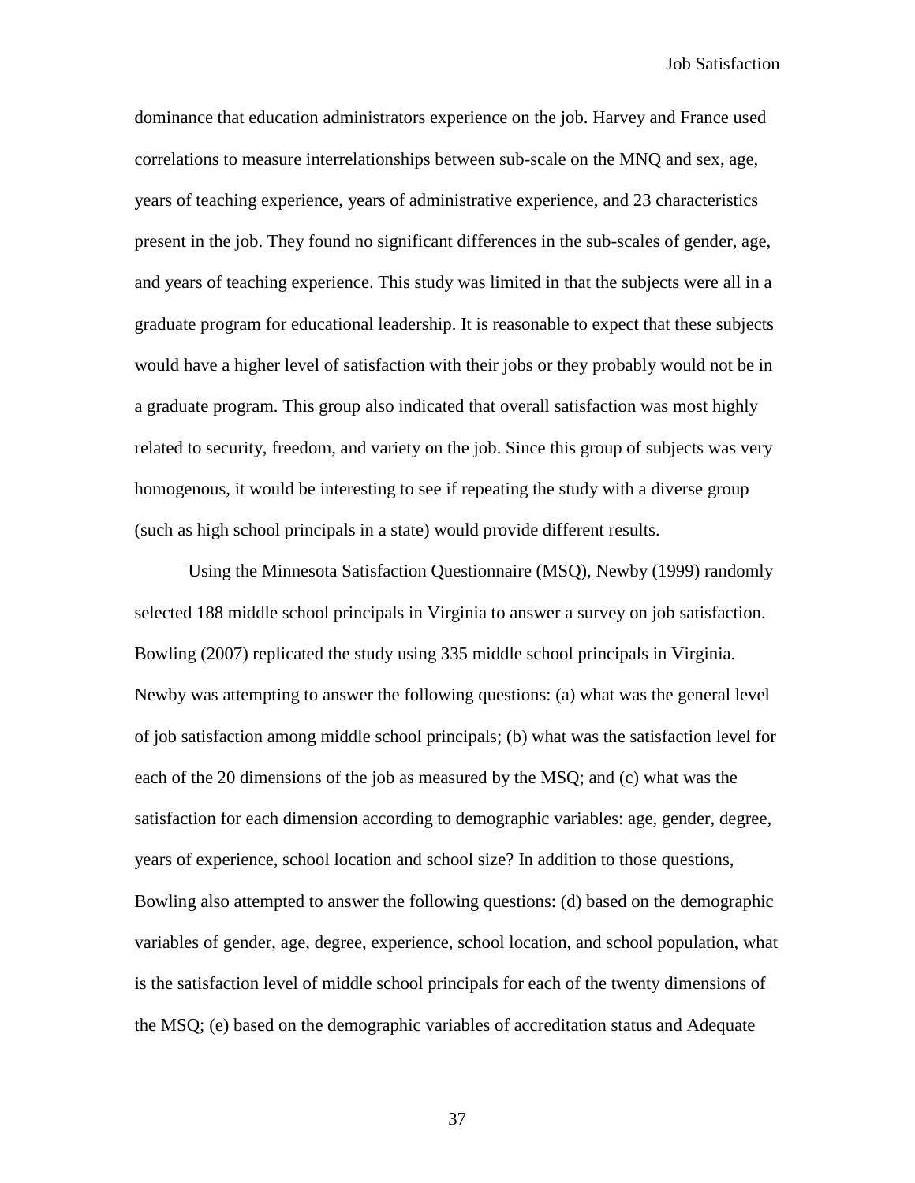dominance that education administrators experience on the job. Harvey and France used correlations to measure interrelationships between sub-scale on the MNQ and sex, age, years of teaching experience, years of administrative experience, and 23 characteristics present in the job. They found no significant differences in the sub-scales of gender, age, and years of teaching experience. This study was limited in that the subjects were all in a graduate program for educational leadership. It is reasonable to expect that these subjects would have a higher level of satisfaction with their jobs or they probably would not be in a graduate program. This group also indicated that overall satisfaction was most highly related to security, freedom, and variety on the job. Since this group of subjects was very homogenous, it would be interesting to see if repeating the study with a diverse group (such as high school principals in a state) would provide different results.

Using the Minnesota Satisfaction Questionnaire (MSQ), Newby (1999) randomly selected 188 middle school principals in Virginia to answer a survey on job satisfaction. Bowling (2007) replicated the study using 335 middle school principals in Virginia. Newby was attempting to answer the following questions: (a) what was the general level of job satisfaction among middle school principals; (b) what was the satisfaction level for each of the 20 dimensions of the job as measured by the MSQ; and (c) what was the satisfaction for each dimension according to demographic variables: age, gender, degree, years of experience, school location and school size? In addition to those questions, Bowling also attempted to answer the following questions: (d) based on the demographic variables of gender, age, degree, experience, school location, and school population, what is the satisfaction level of middle school principals for each of the twenty dimensions of the MSQ; (e) based on the demographic variables of accreditation status and Adequate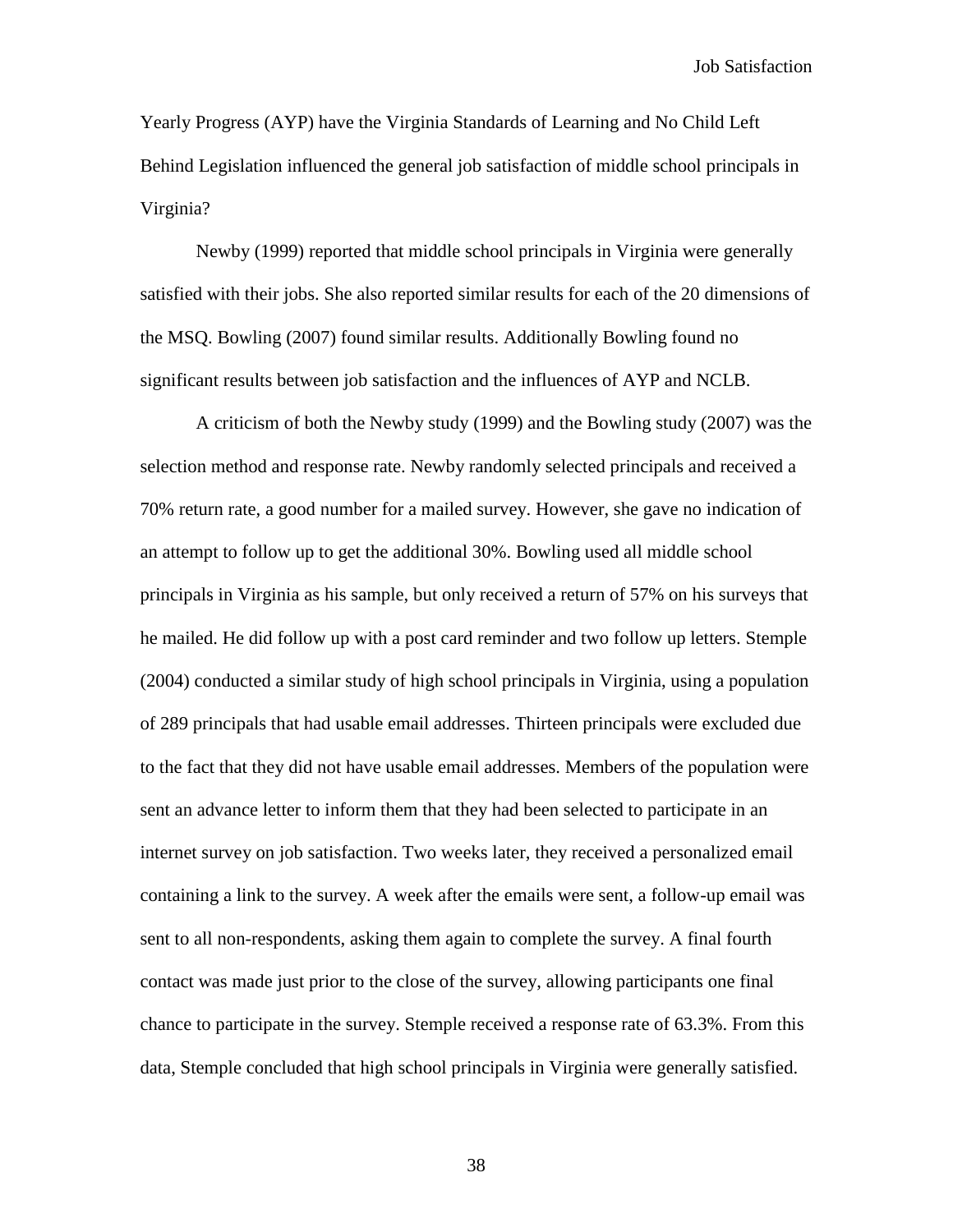Yearly Progress (AYP) have the Virginia Standards of Learning and No Child Left Behind Legislation influenced the general job satisfaction of middle school principals in Virginia?

Newby (1999) reported that middle school principals in Virginia were generally satisfied with their jobs. She also reported similar results for each of the 20 dimensions of the MSQ. Bowling (2007) found similar results. Additionally Bowling found no significant results between job satisfaction and the influences of AYP and NCLB.

A criticism of both the Newby study (1999) and the Bowling study (2007) was the selection method and response rate. Newby randomly selected principals and received a 70% return rate, a good number for a mailed survey. However, she gave no indication of an attempt to follow up to get the additional 30%. Bowling used all middle school principals in Virginia as his sample, but only received a return of 57% on his surveys that he mailed. He did follow up with a post card reminder and two follow up letters. Stemple (2004) conducted a similar study of high school principals in Virginia, using a population of 289 principals that had usable email addresses. Thirteen principals were excluded due to the fact that they did not have usable email addresses. Members of the population were sent an advance letter to inform them that they had been selected to participate in an internet survey on job satisfaction. Two weeks later, they received a personalized email containing a link to the survey. A week after the emails were sent, a follow-up email was sent to all non-respondents, asking them again to complete the survey. A final fourth contact was made just prior to the close of the survey, allowing participants one final chance to participate in the survey. Stemple received a response rate of 63.3%. From this data, Stemple concluded that high school principals in Virginia were generally satisfied.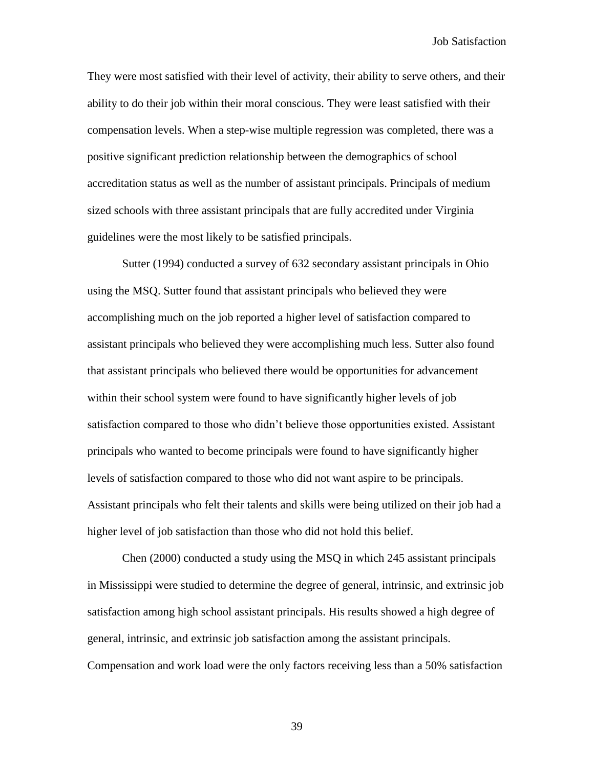They were most satisfied with their level of activity, their ability to serve others, and their ability to do their job within their moral conscious. They were least satisfied with their compensation levels. When a step-wise multiple regression was completed, there was a positive significant prediction relationship between the demographics of school accreditation status as well as the number of assistant principals. Principals of medium sized schools with three assistant principals that are fully accredited under Virginia guidelines were the most likely to be satisfied principals.

Sutter (1994) conducted a survey of 632 secondary assistant principals in Ohio using the MSQ. Sutter found that assistant principals who believed they were accomplishing much on the job reported a higher level of satisfaction compared to assistant principals who believed they were accomplishing much less. Sutter also found that assistant principals who believed there would be opportunities for advancement within their school system were found to have significantly higher levels of job satisfaction compared to those who didn't believe those opportunities existed. Assistant principals who wanted to become principals were found to have significantly higher levels of satisfaction compared to those who did not want aspire to be principals. Assistant principals who felt their talents and skills were being utilized on their job had a higher level of job satisfaction than those who did not hold this belief.

Chen (2000) conducted a study using the MSQ in which 245 assistant principals in Mississippi were studied to determine the degree of general, intrinsic, and extrinsic job satisfaction among high school assistant principals. His results showed a high degree of general, intrinsic, and extrinsic job satisfaction among the assistant principals. Compensation and work load were the only factors receiving less than a 50% satisfaction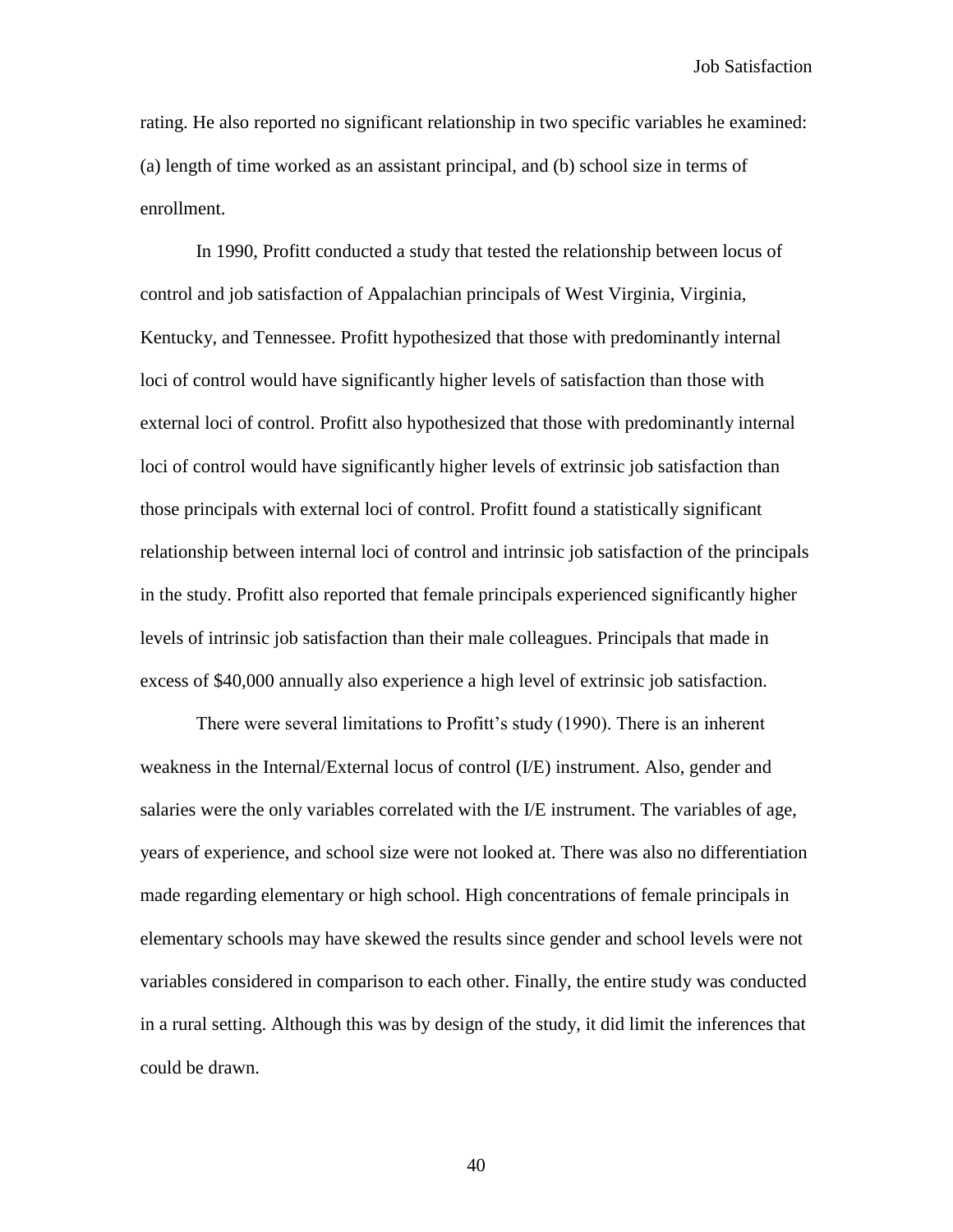rating. He also reported no significant relationship in two specific variables he examined: (a) length of time worked as an assistant principal, and (b) school size in terms of enrollment.

In 1990, Profitt conducted a study that tested the relationship between locus of control and job satisfaction of Appalachian principals of West Virginia, Virginia, Kentucky, and Tennessee. Profitt hypothesized that those with predominantly internal loci of control would have significantly higher levels of satisfaction than those with external loci of control. Profitt also hypothesized that those with predominantly internal loci of control would have significantly higher levels of extrinsic job satisfaction than those principals with external loci of control. Profitt found a statistically significant relationship between internal loci of control and intrinsic job satisfaction of the principals in the study. Profitt also reported that female principals experienced significantly higher levels of intrinsic job satisfaction than their male colleagues. Principals that made in excess of $40,000 annually also experience a high level of extrinsic job satisfaction.

There were several limitations to Profitt's study (1990). There is an inherent weakness in the Internal/External locus of control (I/E) instrument. Also, gender and salaries were the only variables correlated with the I/E instrument. The variables of age, years of experience, and school size were not looked at. There was also no differentiation made regarding elementary or high school. High concentrations of female principals in elementary schools may have skewed the results since gender and school levels were not variables considered in comparison to each other. Finally, the entire study was conducted in a rural setting. Although this was by design of the study, it did limit the inferences that could be drawn.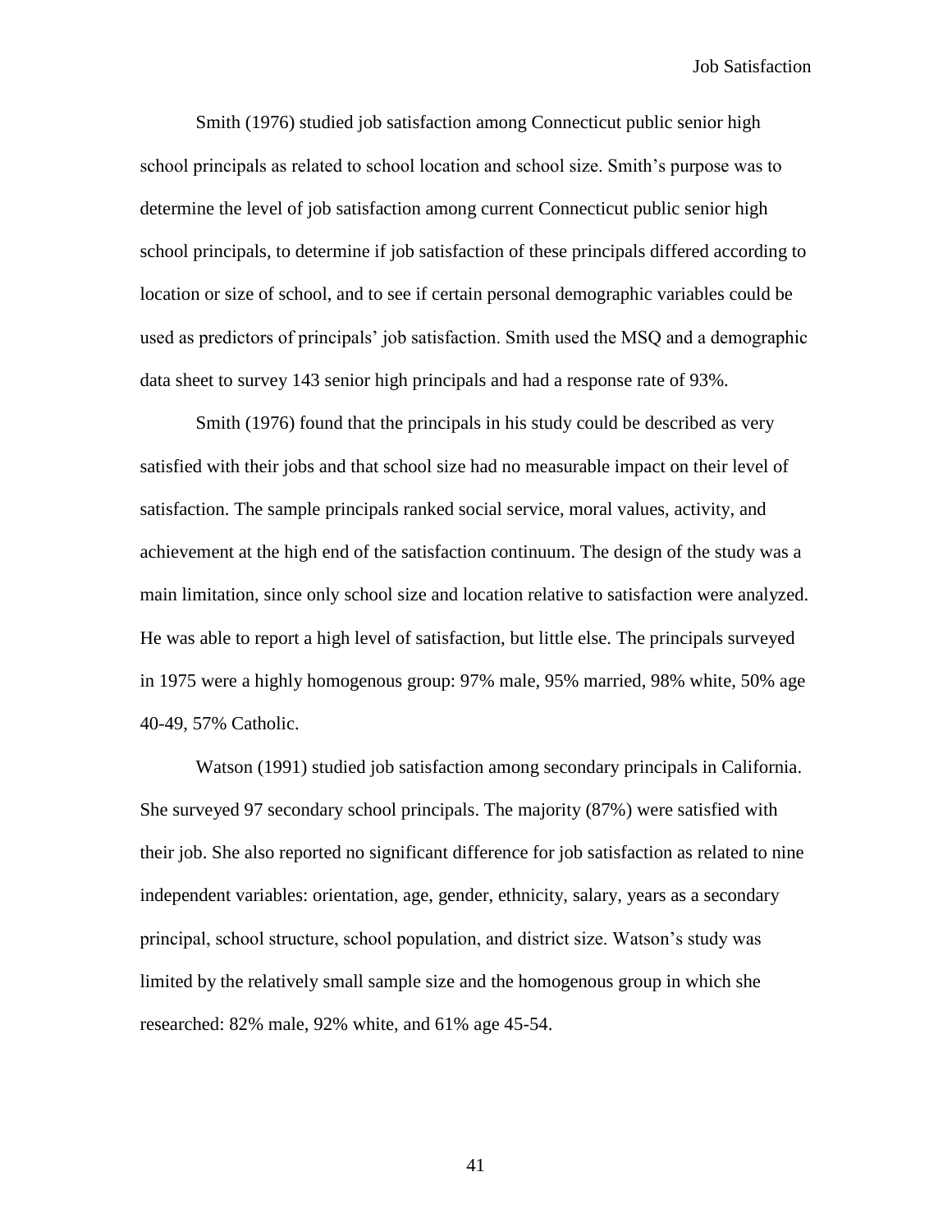Smith (1976) studied job satisfaction among Connecticut public senior high school principals as related to school location and school size. Smith's purpose was to determine the level of job satisfaction among current Connecticut public senior high school principals, to determine if job satisfaction of these principals differed according to location or size of school, and to see if certain personal demographic variables could be used as predictors of principals' job satisfaction. Smith used the MSQ and a demographic data sheet to survey 143 senior high principals and had a response rate of 93%.

Smith (1976) found that the principals in his study could be described as very satisfied with their jobs and that school size had no measurable impact on their level of satisfaction. The sample principals ranked social service, moral values, activity, and achievement at the high end of the satisfaction continuum. The design of the study was a main limitation, since only school size and location relative to satisfaction were analyzed. He was able to report a high level of satisfaction, but little else. The principals surveyed in 1975 were a highly homogenous group: 97% male, 95% married, 98% white, 50% age 40-49, 57% Catholic.

Watson (1991) studied job satisfaction among secondary principals in California. She surveyed 97 secondary school principals. The majority (87%) were satisfied with their job. She also reported no significant difference for job satisfaction as related to nine independent variables: orientation, age, gender, ethnicity, salary, years as a secondary principal, school structure, school population, and district size. Watson's study was limited by the relatively small sample size and the homogenous group in which she researched: 82% male, 92% white, and 61% age 45-54.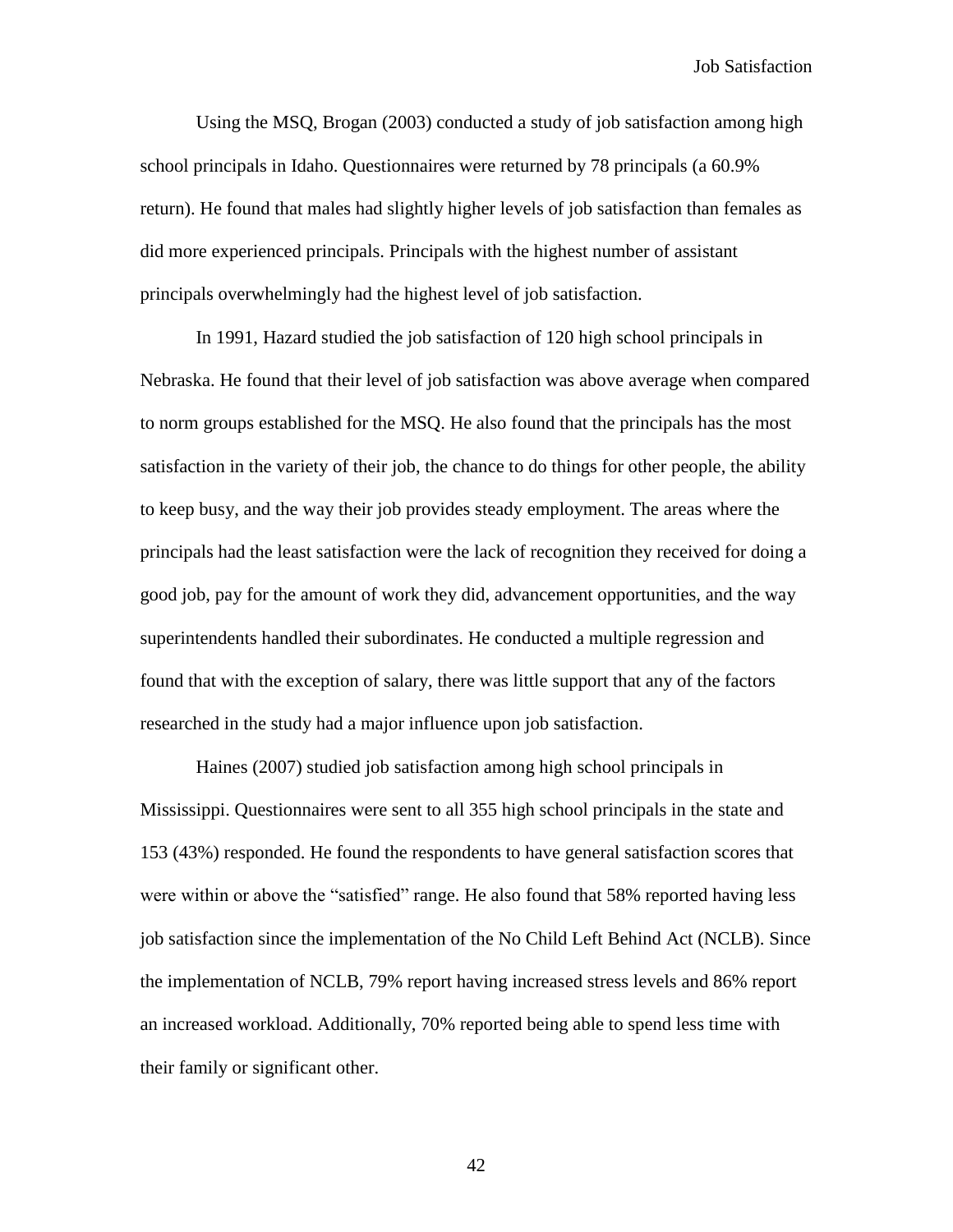Using the MSQ, Brogan (2003) conducted a study of job satisfaction among high school principals in Idaho. Questionnaires were returned by 78 principals (a 60.9% return). He found that males had slightly higher levels of job satisfaction than females as did more experienced principals. Principals with the highest number of assistant principals overwhelmingly had the highest level of job satisfaction.

In 1991, Hazard studied the job satisfaction of 120 high school principals in Nebraska. He found that their level of job satisfaction was above average when compared to norm groups established for the MSQ. He also found that the principals has the most satisfaction in the variety of their job, the chance to do things for other people, the ability to keep busy, and the way their job provides steady employment. The areas where the principals had the least satisfaction were the lack of recognition they received for doing a good job, pay for the amount of work they did, advancement opportunities, and the way superintendents handled their subordinates. He conducted a multiple regression and found that with the exception of salary, there was little support that any of the factors researched in the study had a major influence upon job satisfaction.

Haines (2007) studied job satisfaction among high school principals in Mississippi. Questionnaires were sent to all 355 high school principals in the state and 153 (43%) responded. He found the respondents to have general satisfaction scores that were within or above the "satisfied" range. He also found that 58% reported having less job satisfaction since the implementation of the No Child Left Behind Act (NCLB). Since the implementation of NCLB, 79% report having increased stress levels and 86% report an increased workload. Additionally, 70% reported being able to spend less time with their family or significant other.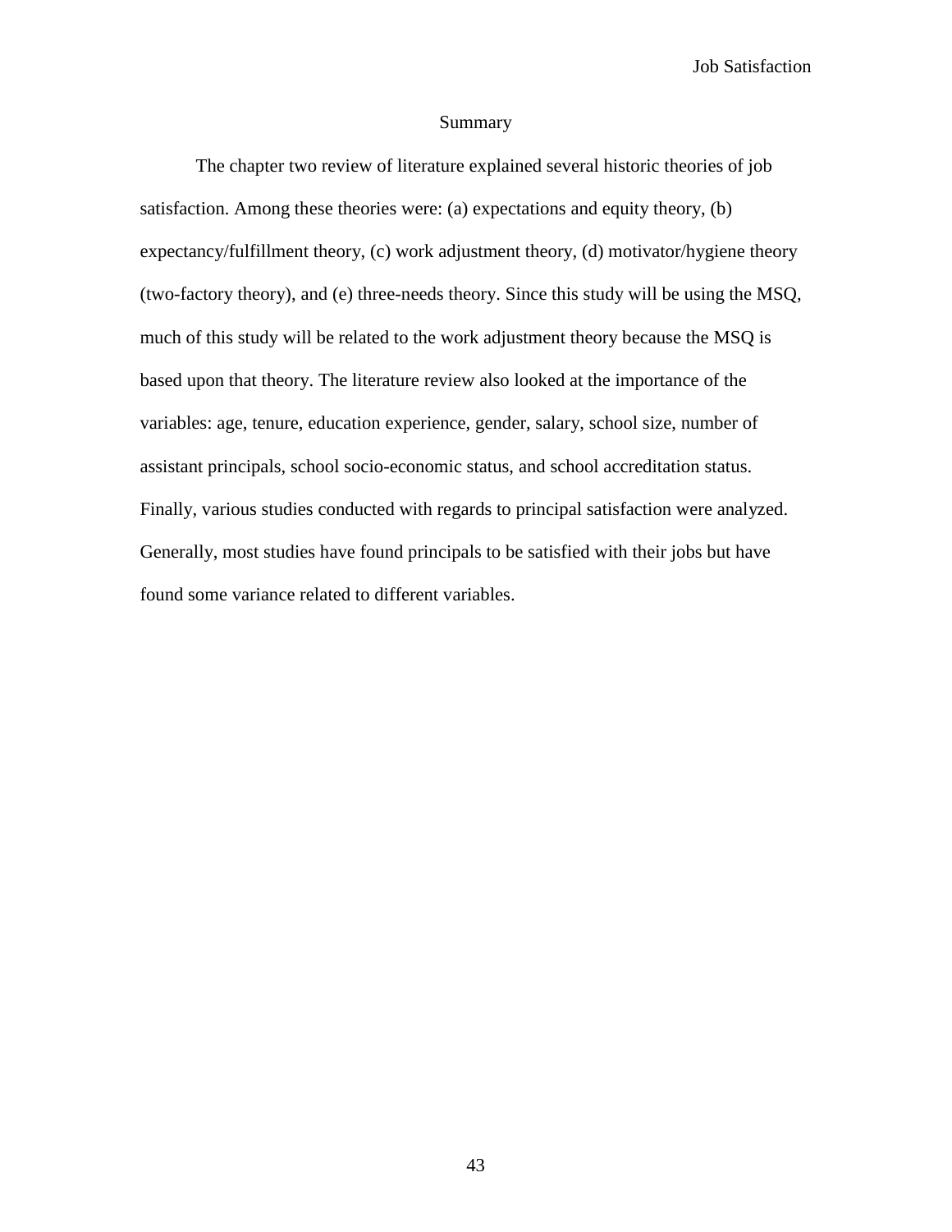## Summary

The chapter two review of literature explained several historic theories of job satisfaction. Among these theories were: (a) expectations and equity theory, (b) expectancy/fulfillment theory, (c) work adjustment theory, (d) motivator/hygiene theory (two-factory theory), and (e) three-needs theory. Since this study will be using the MSQ, much of this study will be related to the work adjustment theory because the MSQ is based upon that theory. The literature review also looked at the importance of the variables: age, tenure, education experience, gender, salary, school size, number of assistant principals, school socio-economic status, and school accreditation status. Finally, various studies conducted with regards to principal satisfaction were analyzed. Generally, most studies have found principals to be satisfied with their jobs but have found some variance related to different variables.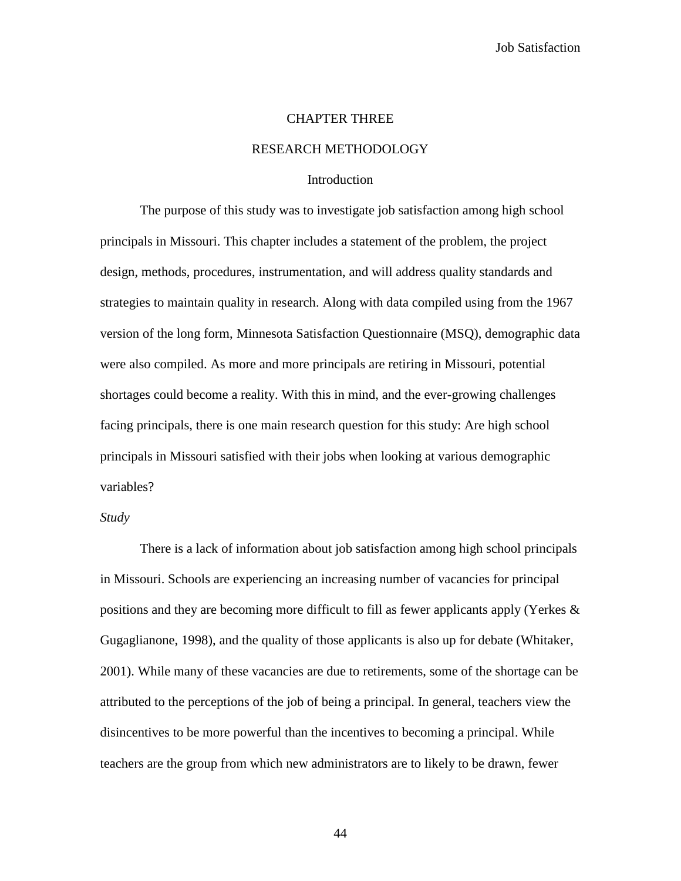# CHAPTER THREE

## RESEARCH METHODOLOGY

### Introduction

The purpose of this study was to investigate job satisfaction among high school principals in Missouri. This chapter includes a statement of the problem, the project design, methods, procedures, instrumentation, and will address quality standards and strategies to maintain quality in research. Along with data compiled using from the 1967 version of the long form, Minnesota Satisfaction Questionnaire (MSQ), demographic data were also compiled. As more and more principals are retiring in Missouri, potential shortages could become a reality. With this in mind, and the ever-growing challenges facing principals, there is one main research question for this study: Are high school principals in Missouri satisfied with their jobs when looking at various demographic variables?

*Study*

There is a lack of information about job satisfaction among high school principals in Missouri. Schools are experiencing an increasing number of vacancies for principal positions and they are becoming more difficult to fill as fewer applicants apply (Yerkes & Gugaglianone, 1998), and the quality of those applicants is also up for debate (Whitaker, 2001). While many of these vacancies are due to retirements, some of the shortage can be attributed to the perceptions of the job of being a principal. In general, teachers view the disincentives to be more powerful than the incentives to becoming a principal. While teachers are the group from which new administrators are to likely to be drawn, fewer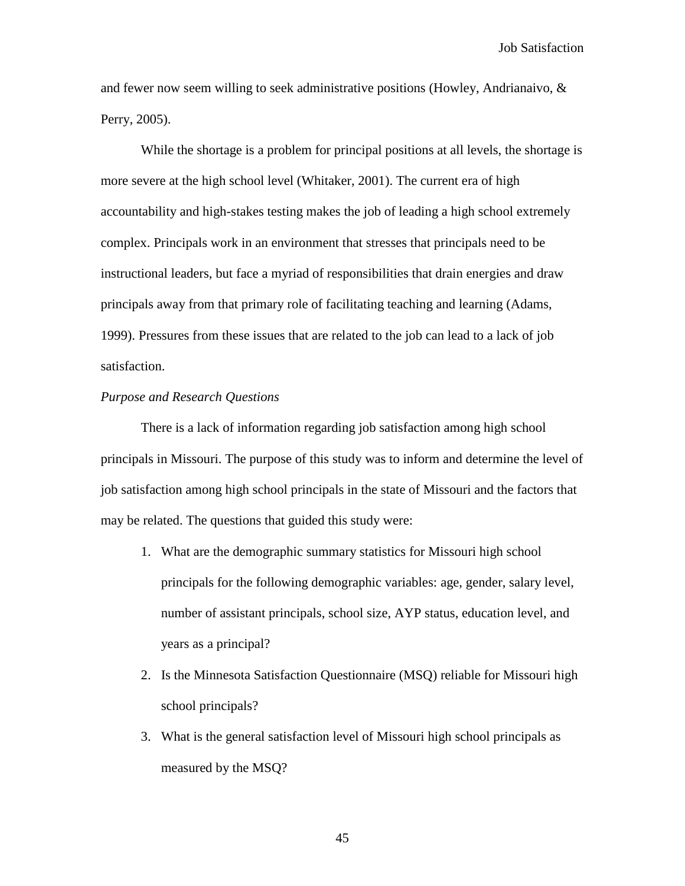and fewer now seem willing to seek administrative positions (Howley, Andrianaivo, & Perry, 2005).

While the shortage is a problem for principal positions at all levels, the shortage is more severe at the high school level (Whitaker, 2001). The current era of high accountability and high-stakes testing makes the job of leading a high school extremely complex. Principals work in an environment that stresses that principals need to be instructional leaders, but face a myriad of responsibilities that drain energies and draw principals away from that primary role of facilitating teaching and learning (Adams, 1999). Pressures from these issues that are related to the job can lead to a lack of job satisfaction.

*Purpose and Research Questions*

There is a lack of information regarding job satisfaction among high school principals in Missouri. The purpose of this study was to inform and determine the level of job satisfaction among high school principals in the state of Missouri and the factors that may be related. The questions that guided this study were:

1. What are the demographic summary statistics for Missouri high school principals for the following demographic variables: age, gender, salary level, number of assistant principals, school size, AYP status, education level, and years as a principal?
2. Is the Minnesota Satisfaction Questionnaire (MSQ) reliable for Missouri high school principals?
3. What is the general satisfaction level of Missouri high school principals as measured by the MSQ?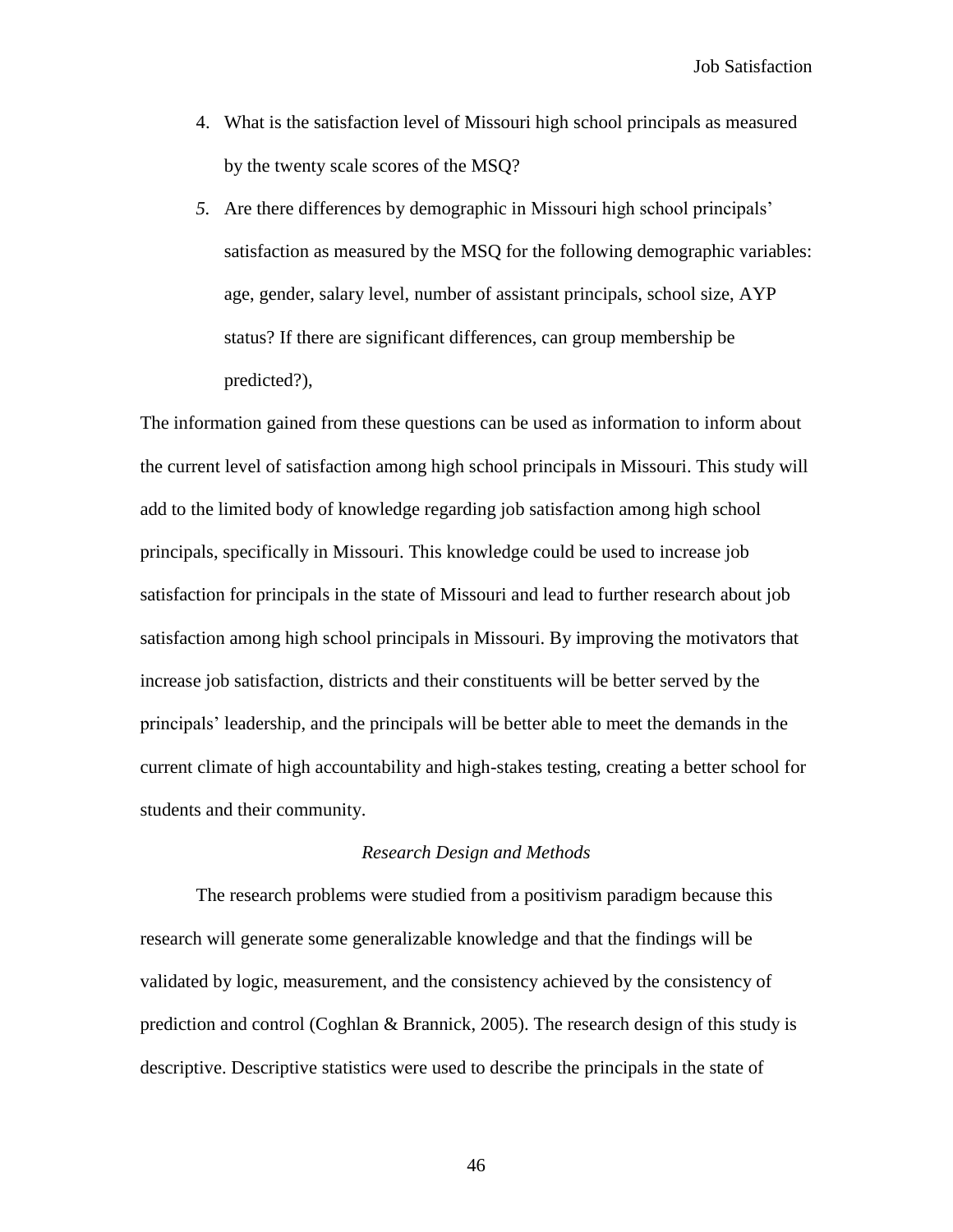4. What is the satisfaction level of Missouri high school principals as measured by the twenty scale scores of the MSQ?
5. Are there differences by demographic in Missouri high school principals' satisfaction as measured by the MSQ for the following demographic variables: age, gender, salary level, number of assistant principals, school size, AYP status? If there are significant differences, can group membership be predicted?),

The information gained from these questions can be used as information to inform about the current level of satisfaction among high school principals in Missouri. This study will add to the limited body of knowledge regarding job satisfaction among high school principals, specifically in Missouri. This knowledge could be used to increase job satisfaction for principals in the state of Missouri and lead to further research about job satisfaction among high school principals in Missouri. By improving the motivators that increase job satisfaction, districts and their constituents will be better served by the principals' leadership, and the principals will be better able to meet the demands in the current climate of high accountability and high-stakes testing, creating a better school for students and their community.

### *Research Design and Methods*

The research problems were studied from a positivism paradigm because this research will generate some generalizable knowledge and that the findings will be validated by logic, measurement, and the consistency achieved by the consistency of prediction and control (Coghlan & Brannick, 2005). The research design of this study is descriptive. Descriptive statistics were used to describe the principals in the state of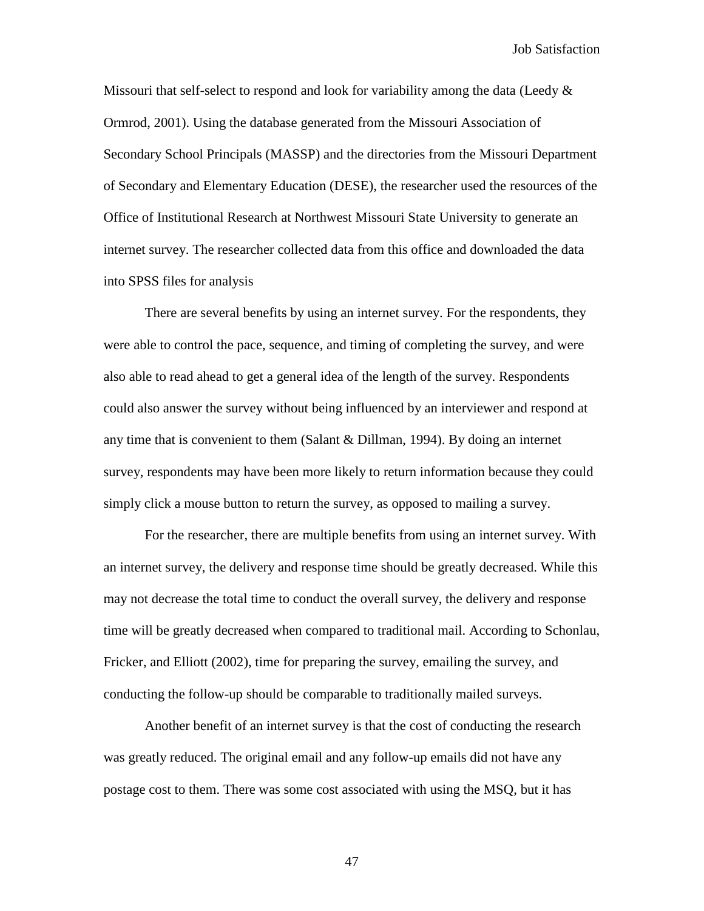Missouri that self-select to respond and look for variability among the data (Leedy & Ormrod, 2001). Using the database generated from the Missouri Association of Secondary School Principals (MASSP) and the directories from the Missouri Department of Secondary and Elementary Education (DESE), the researcher used the resources of the Office of Institutional Research at Northwest Missouri State University to generate an internet survey. The researcher collected data from this office and downloaded the data into SPSS files for analysis

There are several benefits by using an internet survey. For the respondents, they were able to control the pace, sequence, and timing of completing the survey, and were also able to read ahead to get a general idea of the length of the survey. Respondents could also answer the survey without being influenced by an interviewer and respond at any time that is convenient to them (Salant & Dillman, 1994). By doing an internet survey, respondents may have been more likely to return information because they could simply click a mouse button to return the survey, as opposed to mailing a survey.

For the researcher, there are multiple benefits from using an internet survey. With an internet survey, the delivery and response time should be greatly decreased. While this may not decrease the total time to conduct the overall survey, the delivery and response time will be greatly decreased when compared to traditional mail. According to Schonlau, Fricker, and Elliott (2002), time for preparing the survey, emailing the survey, and conducting the follow-up should be comparable to traditionally mailed surveys.

Another benefit of an internet survey is that the cost of conducting the research was greatly reduced. The original email and any follow-up emails did not have any postage cost to them. There was some cost associated with using the MSQ, but it has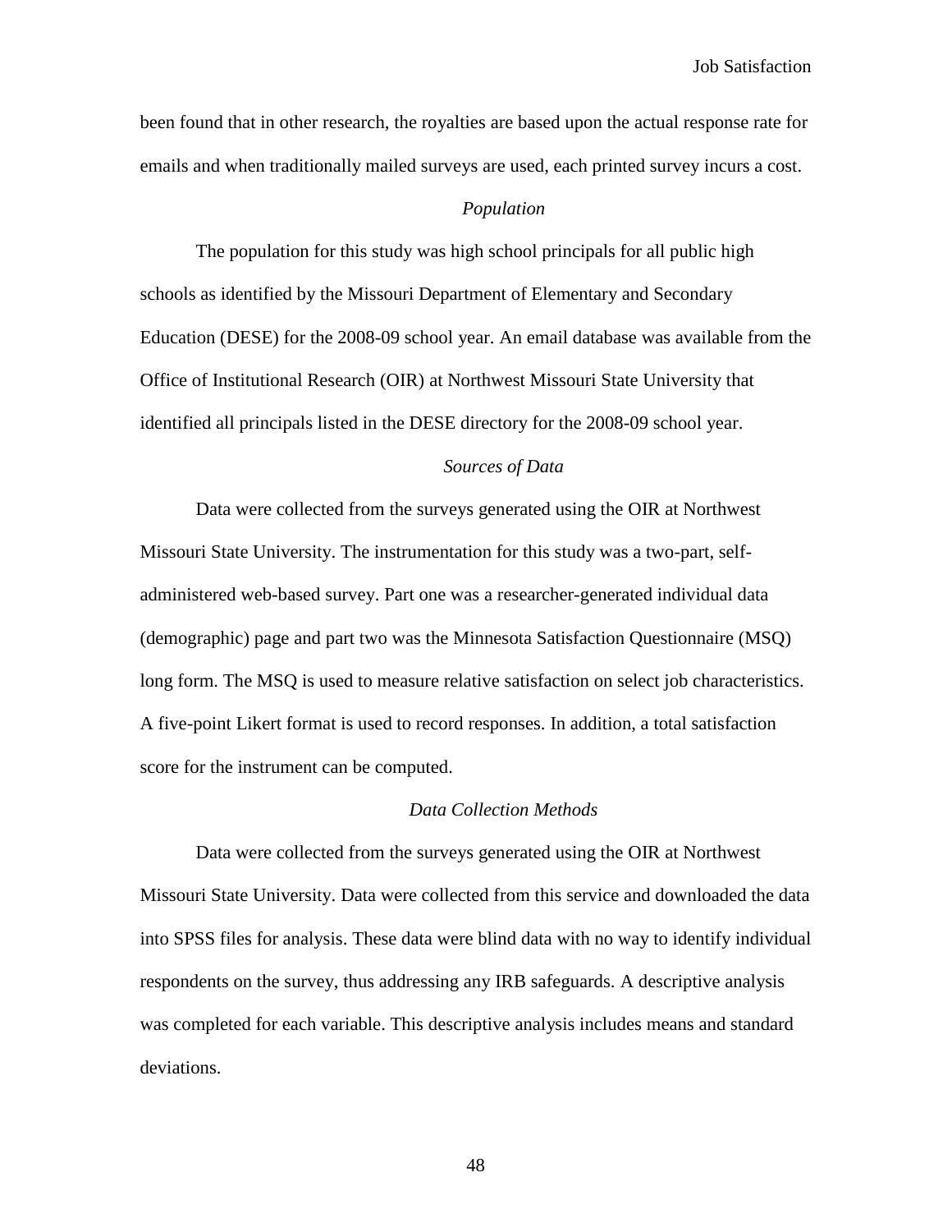been found that in other research, the royalties are based upon the actual response rate for emails and when traditionally mailed surveys are used, each printed survey incurs a cost.

### *Population*

The population for this study was high school principals for all public high schools as identified by the Missouri Department of Elementary and Secondary Education (DESE) for the 2008-09 school year. An email database was available from the Office of Institutional Research (OIR) at Northwest Missouri State University that identified all principals listed in the DESE directory for the 2008-09 school year.

### *Sources of Data*

Data were collected from the surveys generated using the OIR at Northwest Missouri State University. The instrumentation for this study was a two-part, self-administered web-based survey. Part one was a researcher-generated individual data (demographic) page and part two was the Minnesota Satisfaction Questionnaire (MSQ) long form. The MSQ is used to measure relative satisfaction on select job characteristics. A five-point Likert format is used to record responses. In addition, a total satisfaction score for the instrument can be computed.

### *Data Collection Methods*

Data were collected from the surveys generated using the OIR at Northwest Missouri State University. Data were collected from this service and downloaded the data into SPSS files for analysis. These data were blind data with no way to identify individual respondents on the survey, thus addressing any IRB safeguards. A descriptive analysis was completed for each variable. This descriptive analysis includes means and standard deviations.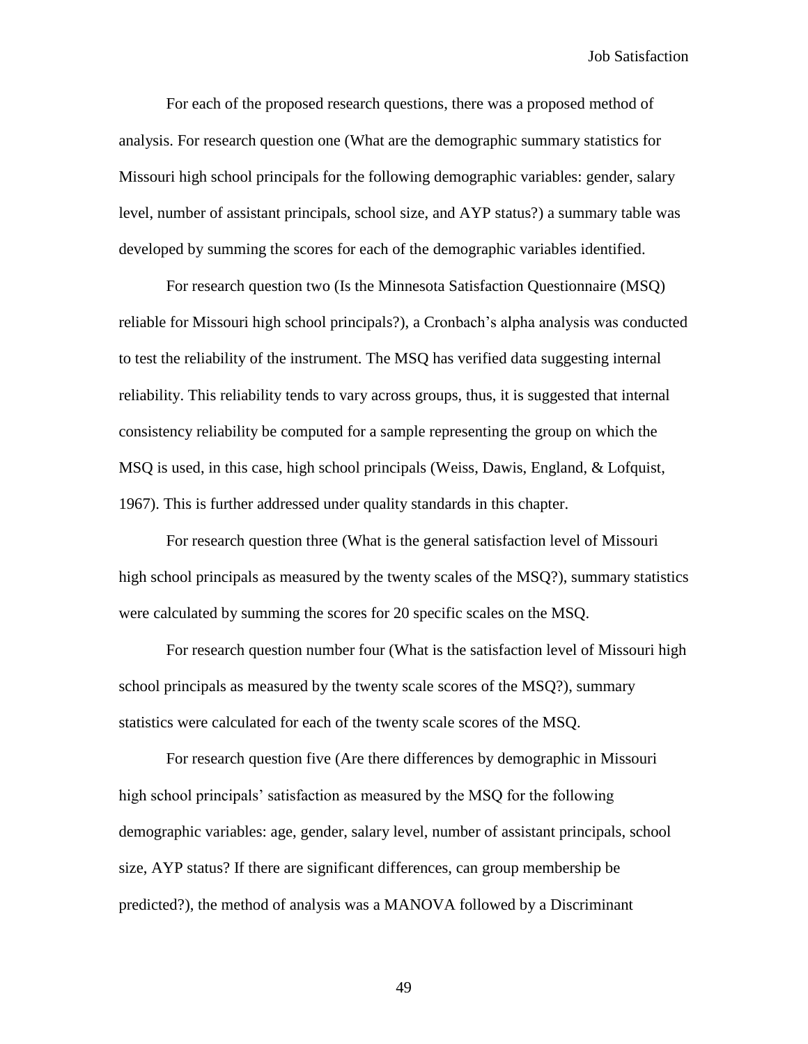For each of the proposed research questions, there was a proposed method of analysis. For research question one (What are the demographic summary statistics for Missouri high school principals for the following demographic variables: gender, salary level, number of assistant principals, school size, and AYP status?) a summary table was developed by summing the scores for each of the demographic variables identified.

For research question two (Is the Minnesota Satisfaction Questionnaire (MSQ) reliable for Missouri high school principals?), a Cronbach's alpha analysis was conducted to test the reliability of the instrument. The MSQ has verified data suggesting internal reliability. This reliability tends to vary across groups, thus, it is suggested that internal consistency reliability be computed for a sample representing the group on which the MSQ is used, in this case, high school principals (Weiss, Dawis, England, & Lofquist, 1967). This is further addressed under quality standards in this chapter.

For research question three (What is the general satisfaction level of Missouri high school principals as measured by the twenty scales of the MSQ?), summary statistics were calculated by summing the scores for 20 specific scales on the MSQ.

For research question number four (What is the satisfaction level of Missouri high school principals as measured by the twenty scale scores of the MSQ?), summary statistics were calculated for each of the twenty scale scores of the MSQ.

For research question five (Are there differences by demographic in Missouri high school principals' satisfaction as measured by the MSQ for the following demographic variables: age, gender, salary level, number of assistant principals, school size, AYP status? If there are significant differences, can group membership be predicted?), the method of analysis was a MANOVA followed by a Discriminant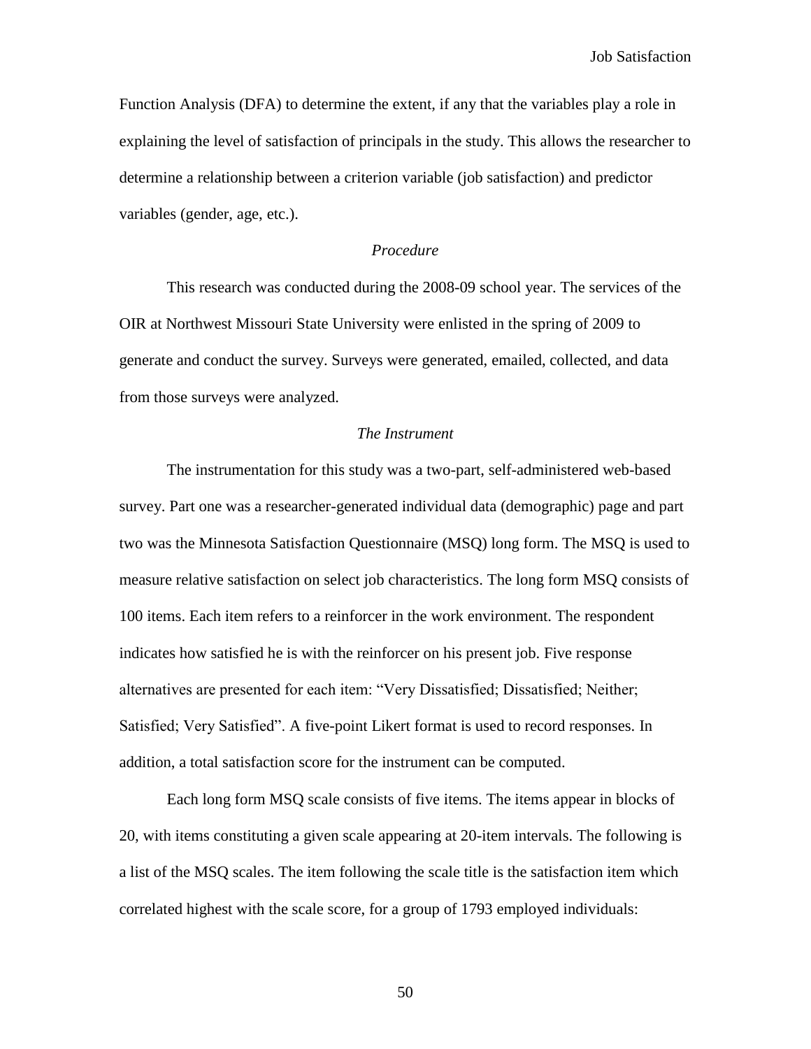Function Analysis (DFA) to determine the extent, if any that the variables play a role in explaining the level of satisfaction of principals in the study. This allows the researcher to determine a relationship between a criterion variable (job satisfaction) and predictor variables (gender, age, etc.).

### *Procedure*

This research was conducted during the 2008-09 school year. The services of the OIR at Northwest Missouri State University were enlisted in the spring of 2009 to generate and conduct the survey. Surveys were generated, emailed, collected, and data from those surveys were analyzed.

### *The Instrument*

The instrumentation for this study was a two-part, self-administered web-based survey. Part one was a researcher-generated individual data (demographic) page and part two was the Minnesota Satisfaction Questionnaire (MSQ) long form. The MSQ is used to measure relative satisfaction on select job characteristics. The long form MSQ consists of 100 items. Each item refers to a reinforcer in the work environment. The respondent indicates how satisfied he is with the reinforcer on his present job. Five response alternatives are presented for each item: "Very Dissatisfied; Dissatisfied; Neither; Satisfied; Very Satisfied". A five-point Likert format is used to record responses. In addition, a total satisfaction score for the instrument can be computed.

Each long form MSQ scale consists of five items. The items appear in blocks of 20, with items constituting a given scale appearing at 20-item intervals. The following is a list of the MSQ scales. The item following the scale title is the satisfaction item which correlated highest with the scale score, for a group of 1793 employed individuals: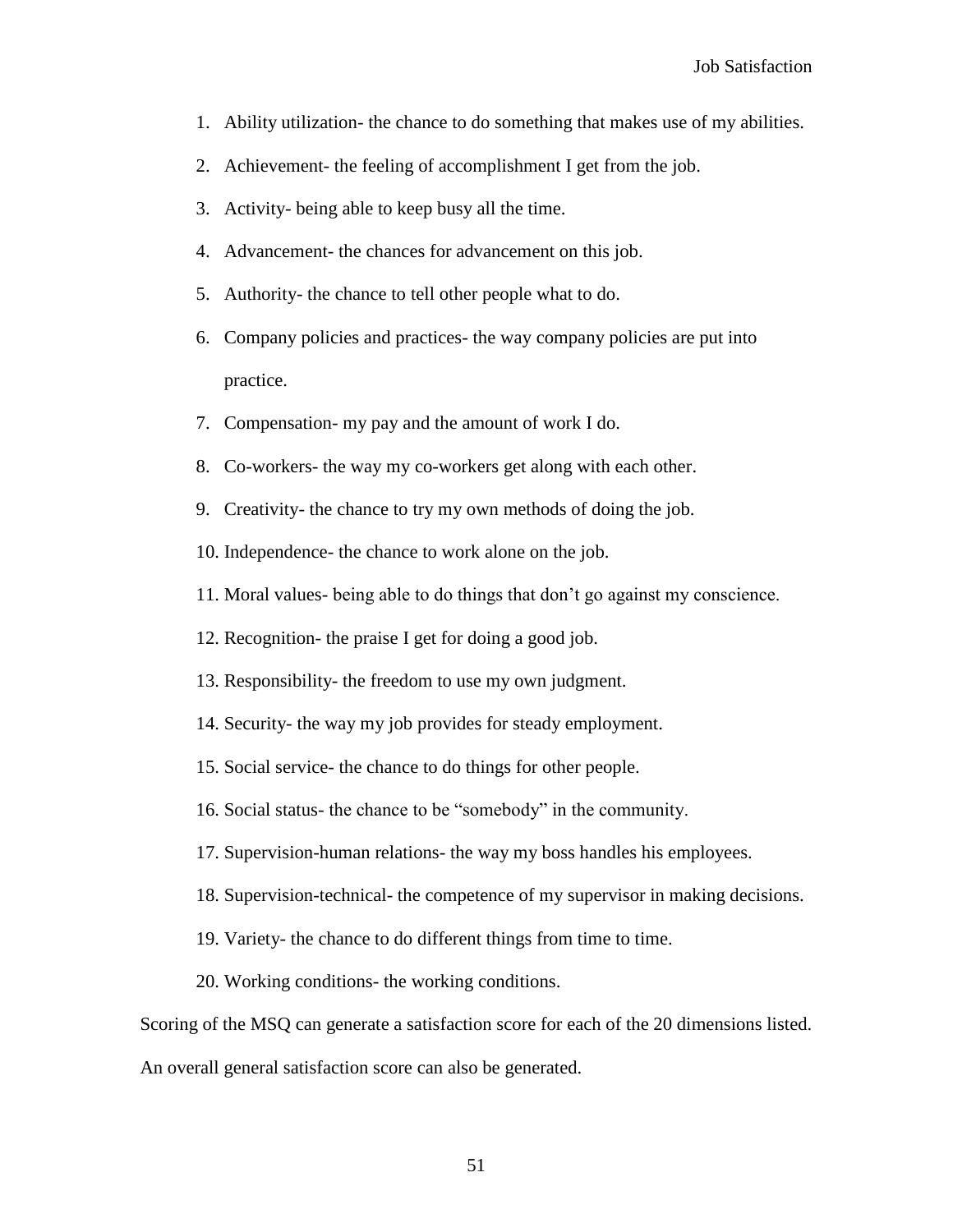1. Ability utilization- the chance to do something that makes use of my abilities.
2. Achievement- the feeling of accomplishment I get from the job.
3. Activity- being able to keep busy all the time.
4. Advancement- the chances for advancement on this job.
5. Authority- the chance to tell other people what to do.
6. Company policies and practices- the way company policies are put into practice.
7. Compensation- my pay and the amount of work I do.
8. Co-workers- the way my co-workers get along with each other.
9. Creativity- the chance to try my own methods of doing the job.
10. Independence- the chance to work alone on the job.
11. Moral values- being able to do things that don't go against my conscience.
12. Recognition- the praise I get for doing a good job.
13. Responsibility- the freedom to use my own judgment.
14. Security- the way my job provides for steady employment.
15. Social service- the chance to do things for other people.
16. Social status- the chance to be "somebody" in the community.
17. Supervision-human relations- the way my boss handles his employees.
18. Supervision-technical- the competence of my supervisor in making decisions.
19. Variety- the chance to do different things from time to time.
20. Working conditions- the working conditions.

Scoring of the MSQ can generate a satisfaction score for each of the 20 dimensions listed. An overall general satisfaction score can also be generated.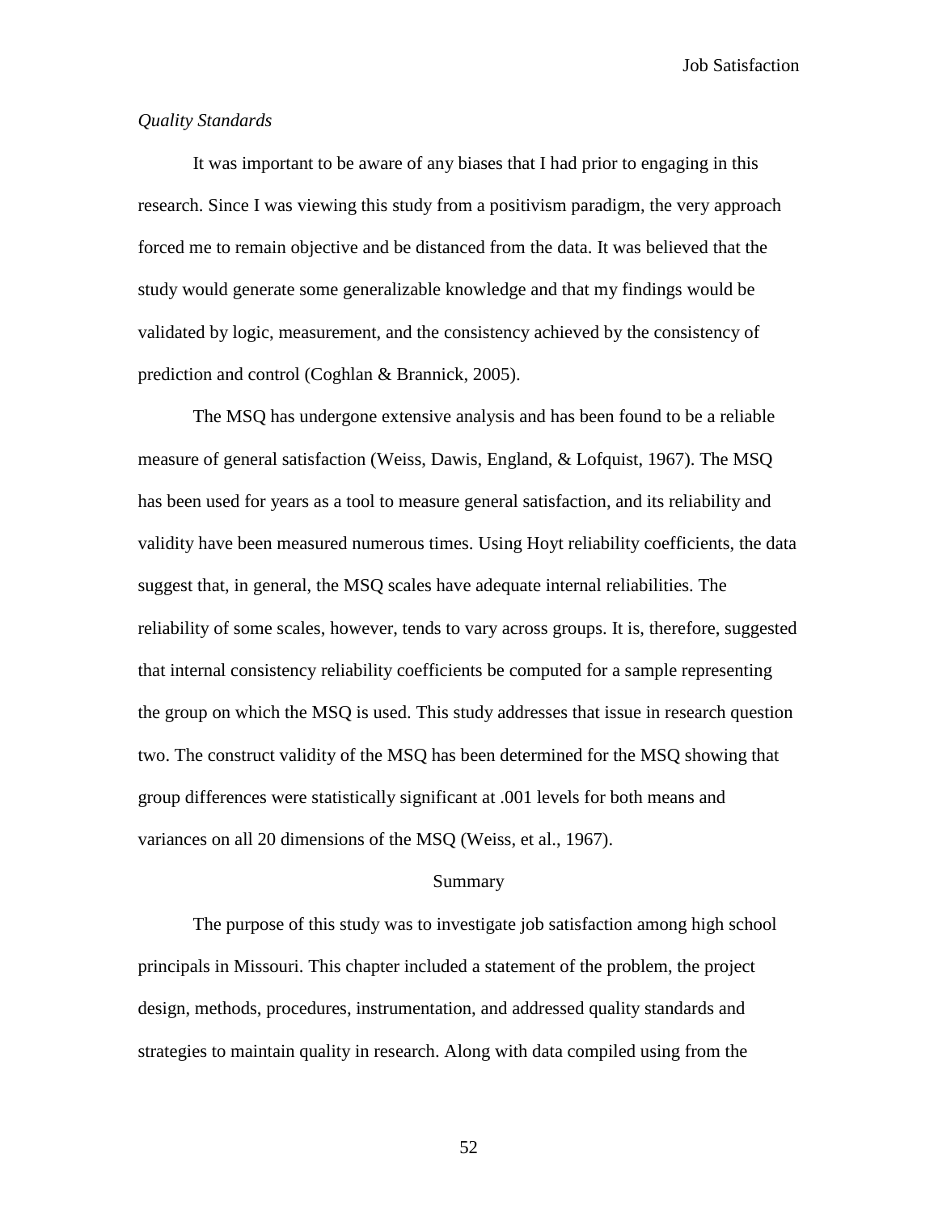*Quality Standards*

It was important to be aware of any biases that I had prior to engaging in this research. Since I was viewing this study from a positivism paradigm, the very approach forced me to remain objective and be distanced from the data. It was believed that the study would generate some generalizable knowledge and that my findings would be validated by logic, measurement, and the consistency achieved by the consistency of prediction and control (Coghlan & Brannick, 2005).

The MSQ has undergone extensive analysis and has been found to be a reliable measure of general satisfaction (Weiss, Dawis, England, & Lofquist, 1967). The MSQ has been used for years as a tool to measure general satisfaction, and its reliability and validity have been measured numerous times. Using Hoyt reliability coefficients, the data suggest that, in general, the MSQ scales have adequate internal reliabilities. The reliability of some scales, however, tends to vary across groups. It is, therefore, suggested that internal consistency reliability coefficients be computed for a sample representing the group on which the MSQ is used. This study addresses that issue in research question two. The construct validity of the MSQ has been determined for the MSQ showing that group differences were statistically significant at .001 levels for both means and variances on all 20 dimensions of the MSQ (Weiss, et al., 1967).

## Summary

The purpose of this study was to investigate job satisfaction among high school principals in Missouri. This chapter included a statement of the problem, the project design, methods, procedures, instrumentation, and addressed quality standards and strategies to maintain quality in research. Along with data compiled using from the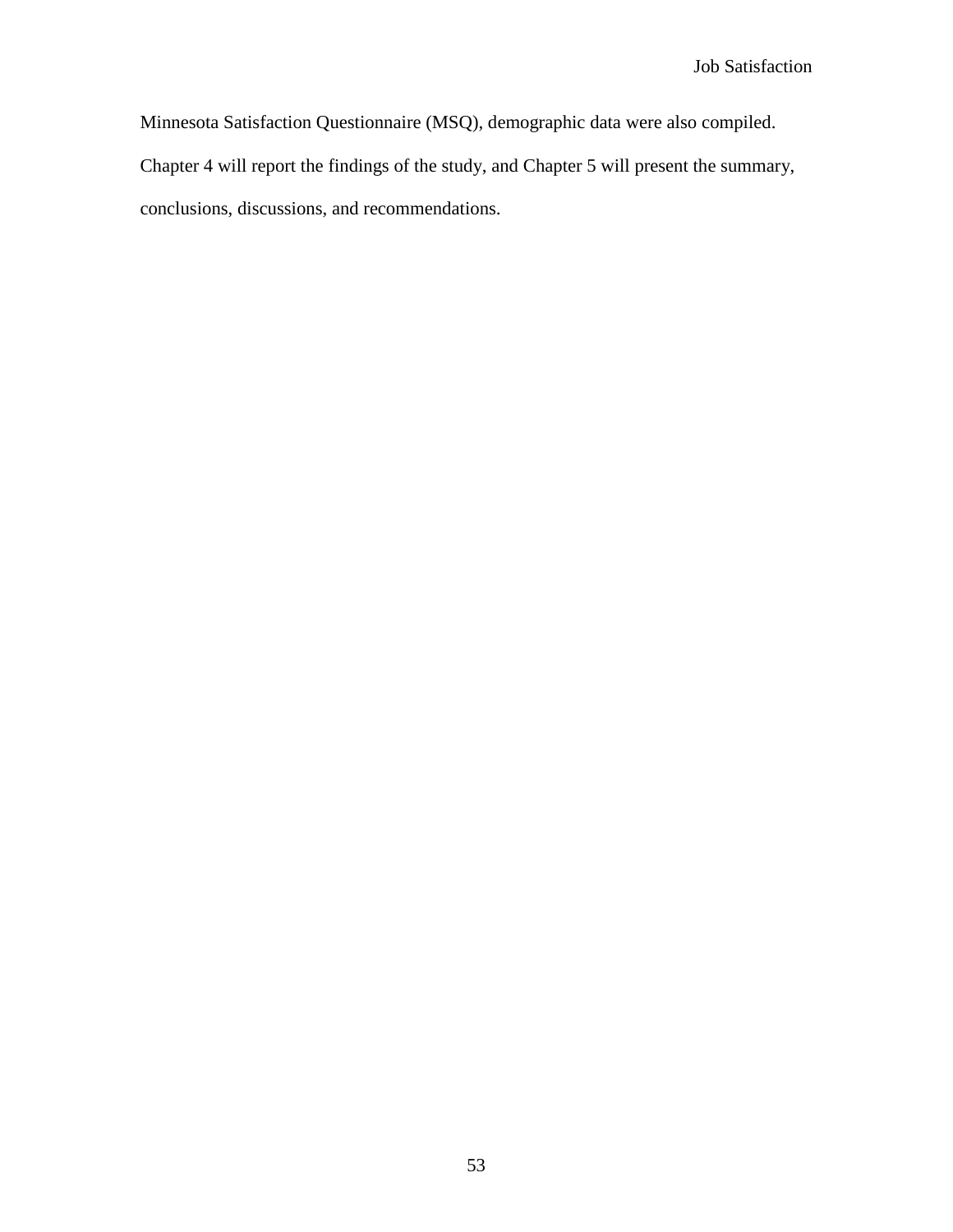Minnesota Satisfaction Questionnaire (MSQ), demographic data were also compiled. Chapter 4 will report the findings of the study, and Chapter 5 will present the summary, conclusions, discussions, and recommendations.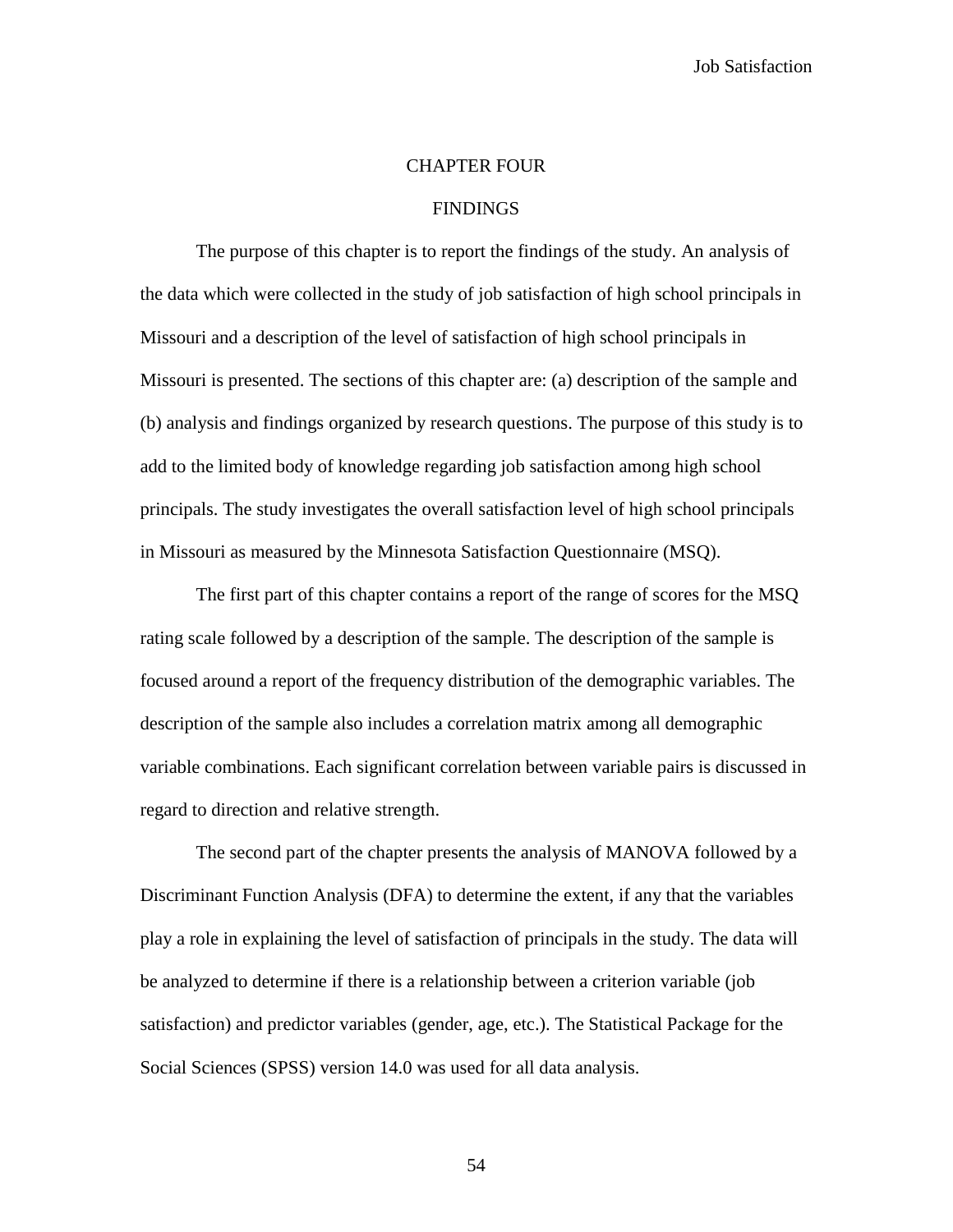# CHAPTER FOUR

## FINDINGS

The purpose of this chapter is to report the findings of the study. An analysis of the data which were collected in the study of job satisfaction of high school principals in Missouri and a description of the level of satisfaction of high school principals in Missouri is presented. The sections of this chapter are: (a) description of the sample and (b) analysis and findings organized by research questions. The purpose of this study is to add to the limited body of knowledge regarding job satisfaction among high school principals. The study investigates the overall satisfaction level of high school principals in Missouri as measured by the Minnesota Satisfaction Questionnaire (MSQ).

The first part of this chapter contains a report of the range of scores for the MSQ rating scale followed by a description of the sample. The description of the sample is focused around a report of the frequency distribution of the demographic variables. The description of the sample also includes a correlation matrix among all demographic variable combinations. Each significant correlation between variable pairs is discussed in regard to direction and relative strength.

The second part of the chapter presents the analysis of MANOVA followed by a Discriminant Function Analysis (DFA) to determine the extent, if any that the variables play a role in explaining the level of satisfaction of principals in the study. The data will be analyzed to determine if there is a relationship between a criterion variable (job satisfaction) and predictor variables (gender, age, etc.). The Statistical Package for the Social Sciences (SPSS) version 14.0 was used for all data analysis.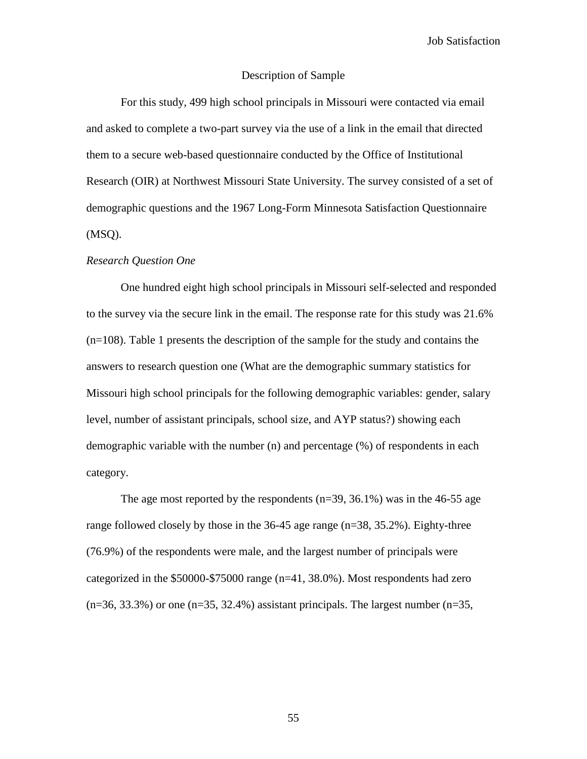## Description of Sample

For this study, 499 high school principals in Missouri were contacted via email and asked to complete a two-part survey via the use of a link in the email that directed them to a secure web-based questionnaire conducted by the Office of Institutional Research (OIR) at Northwest Missouri State University. The survey consisted of a set of demographic questions and the 1967 Long-Form Minnesota Satisfaction Questionnaire (MSQ).

### *Research Question One*

One hundred eight high school principals in Missouri self-selected and responded to the survey via the secure link in the email. The response rate for this study was 21.6% (n=108). Table 1 presents the description of the sample for the study and contains the answers to research question one (What are the demographic summary statistics for Missouri high school principals for the following demographic variables: gender, salary level, number of assistant principals, school size, and AYP status?) showing each demographic variable with the number (n) and percentage (%) of respondents in each category.

The age most reported by the respondents (n=39, 36.1%) was in the 46-55 age range followed closely by those in the 36-45 age range (n=38, 35.2%). Eighty-three (76.9%) of the respondents were male, and the largest number of principals were categorized in the $50000-$75000 range (n=41, 38.0%). Most respondents had zero (n=36, 33.3%) or one (n=35, 32.4%) assistant principals. The largest number (n=35,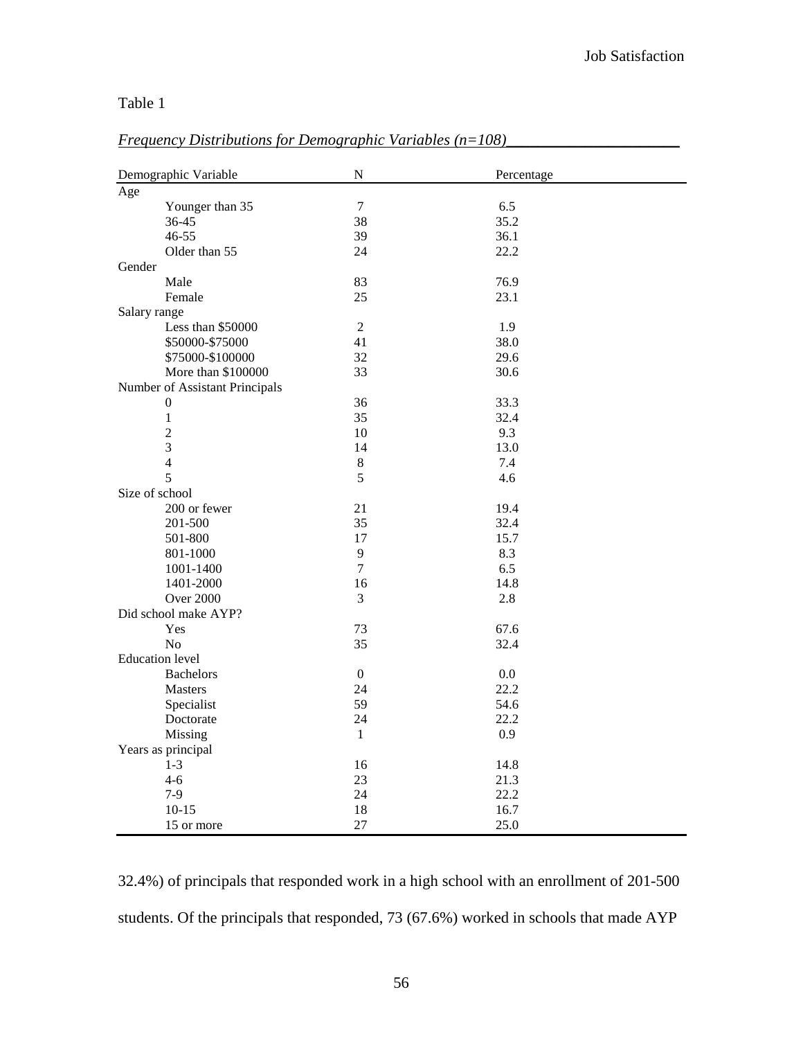Table 1

*Frequency Distributions for Demographic Variables (n=108)*

| Demographic Variable | N | Percentage |
|---|---|---|
| Age | | |
| Younger than 35 | 7 | 6.5 |
| 36-45 | 38 | 35.2 |
| 46-55 | 39 | 36.1 |
| Older than 55 | 24 | 22.2 |
| Gender | | |
| Male | 83 | 76.9 |
| Female | 25 | 23.1 |
| Salary range | | |
| Less than $50000 | 2 | 1.9 |
| $50000-$75000 | 41 | 38.0 |
| $75000-$100000 | 32 | 29.6 |
| More than $100000 | 33 | 30.6 |
| Number of Assistant Principals | | |
| 0 | 36 | 33.3 |
| 1 | 35 | 32.4 |
| 2 | 10 | 9.3 |
| 3 | 14 | 13.0 |
| 4 | 8 | 7.4 |
| 5 | 5 | 4.6 |
| Size of school | | |
| 200 or fewer | 21 | 19.4 |
| 201-500 | 35 | 32.4 |
| 501-800 | 17 | 15.7 |
| 801-1000 | 9 | 8.3 |
| 1001-1400 | 7 | 6.5 |
| 1401-2000 | 16 | 14.8 |
| Over 2000 | 3 | 2.8 |
| Did school make AYP? | | |
| Yes | 73 | 67.6 |
| No | 35 | 32.4 |
| Education level | | |
| Bachelors | 0 | 0.0 |
| Masters | 24 | 22.2 |
| Specialist | 59 | 54.6 |
| Doctorate | 24 | 22.2 |
| Missing | 1 | 0.9 |
| Years as principal | | |
| 1-3 | 16 | 14.8 |
| 4-6 | 23 | 21.3 |
| 7-9 | 24 | 22.2 |
| 10-15 | 18 | 16.7 |
| 15 or more | 27 | 25.0 |

32.4%) of principals that responded work in a high school with an enrollment of 201-500 students. Of the principals that responded, 73 (67.6%) worked in schools that made AYP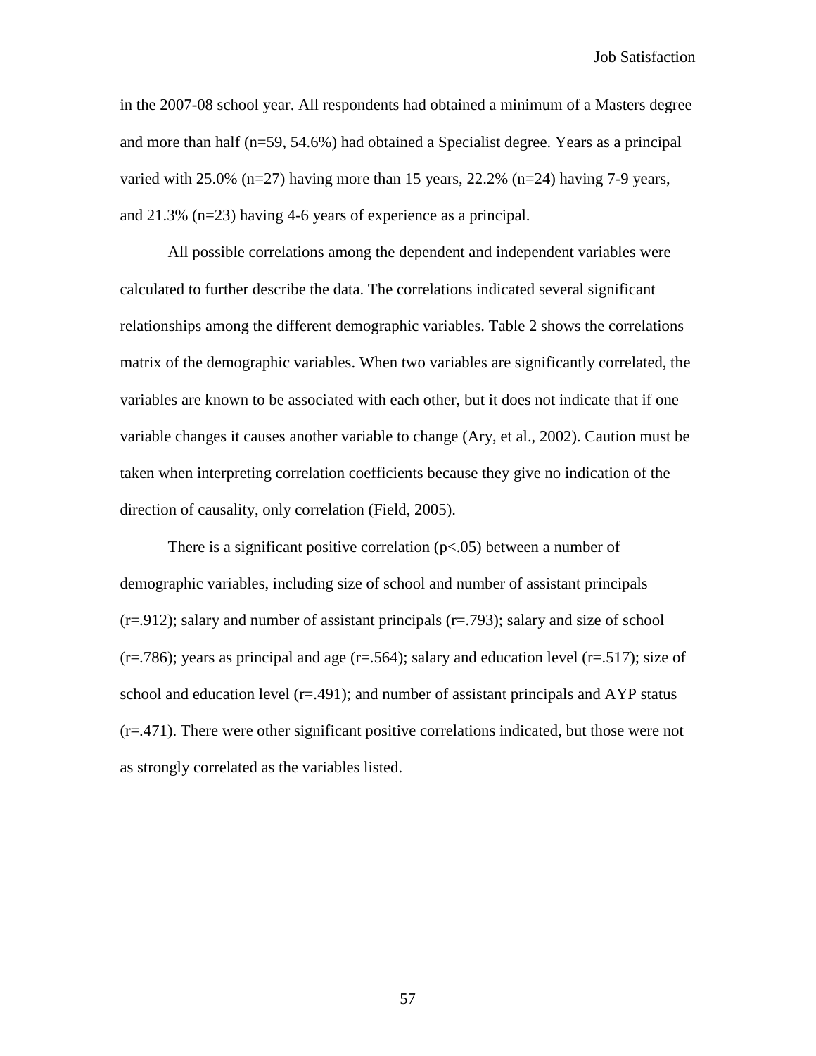in the 2007-08 school year. All respondents had obtained a minimum of a Masters degree and more than half (n=59, 54.6%) had obtained a Specialist degree. Years as a principal varied with 25.0% (n=27) having more than 15 years, 22.2% (n=24) having 7-9 years, and 21.3% (n=23) having 4-6 years of experience as a principal.

All possible correlations among the dependent and independent variables were calculated to further describe the data. The correlations indicated several significant relationships among the different demographic variables. Table 2 shows the correlations matrix of the demographic variables. When two variables are significantly correlated, the variables are known to be associated with each other, but it does not indicate that if one variable changes it causes another variable to change (Ary, et al., 2002). Caution must be taken when interpreting correlation coefficients because they give no indication of the direction of causality, only correlation (Field, 2005).

There is a significant positive correlation ($p<.05$) between a number of demographic variables, including size of school and number of assistant principals ($r=.912$); salary and number of assistant principals ($r=.793$); salary and size of school ($r=.786$); years as principal and age ($r=.564$); salary and education level ($r=.517$); size of school and education level ($r=.491$); and number of assistant principals and AYP status ($r=.471$). There were other significant positive correlations indicated, but those were not as strongly correlated as the variables listed.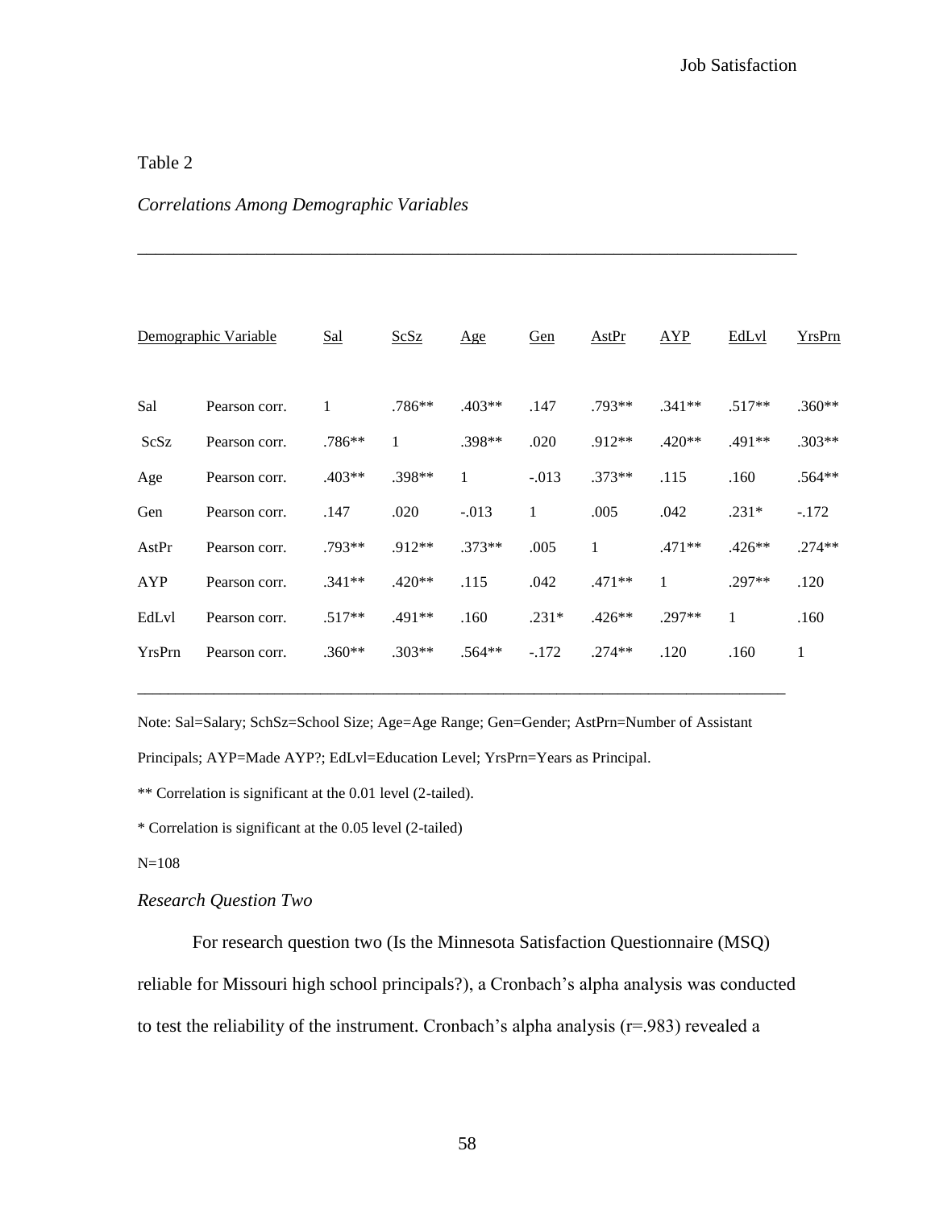Table 2

*Correlations Among Demographic Variables*

| Demographic Variable | | Sal | ScSz | Age | Gen | AstPr | AYP | EdLvl | YrsPrn |
|---|---|---|---|---|---|---|---|---|---|
| Sal | Pearson corr. | 1 | .786** | .403** | .147 | .793** | .341** | .517** | .360** |
| ScSz | Pearson corr. | .786** | 1 | .398** | .020 | .912** | .420** | .491** | .303** |
| Age | Pearson corr. | .403** | .398** | 1 | -.013 | .373** | .115 | .160 | .564** |
| Gen | Pearson corr. | .147 | .020 | -.013 | 1 | .005 | .042 | .231* | -.172 |
| AstPr | Pearson corr. | .793** | .912** | .373** | .005 | 1 | .471** | .426** | .274** |
| AYP | Pearson corr. | .341** | .420** | .115 | .042 | .471** | 1 | .297** | .120 |
| EdLvl | Pearson corr. | .517** | .491** | .160 | .231* | .426** | .297** | 1 | .160 |
| YrsPrn | Pearson corr. | .360** | .303** | .564** | -.172 | .274** | .120 | .160 | 1 |

Note: Sal=Salary; SchSz=School Size; Age=Age Range; Gen=Gender; AstPrn=Number of Assistant Principals; AYP=Made AYP?; EdLvl=Education Level; YrsPrn=Years as Principal.

** Correlation is significant at the 0.01 level (2-tailed).

* Correlation is significant at the 0.05 level (2-tailed)

N=108

*Research Question Two*

For research question two (Is the Minnesota Satisfaction Questionnaire (MSQ) reliable for Missouri high school principals?), a Cronbach's alpha analysis was conducted to test the reliability of the instrument. Cronbach's alpha analysis (r=.983) revealed a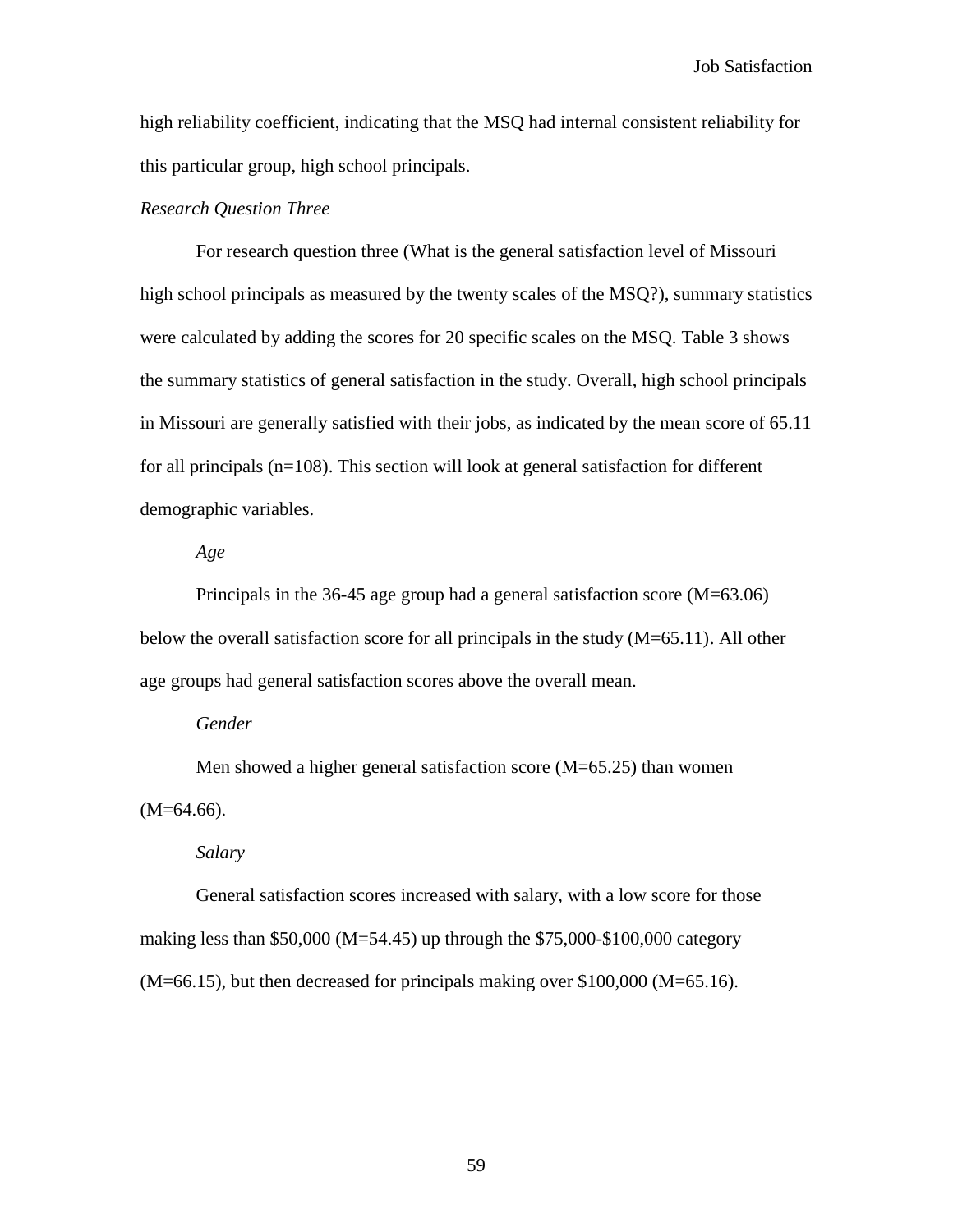high reliability coefficient, indicating that the MSQ had internal consistent reliability for this particular group, high school principals.

*Research Question Three*

For research question three (What is the general satisfaction level of Missouri high school principals as measured by the twenty scales of the MSQ?), summary statistics were calculated by adding the scores for 20 specific scales on the MSQ. Table 3 shows the summary statistics of general satisfaction in the study. Overall, high school principals in Missouri are generally satisfied with their jobs, as indicated by the mean score of 65.11 for all principals (n=108). This section will look at general satisfaction for different demographic variables.

*Age*

Principals in the 36-45 age group had a general satisfaction score (M=63.06) below the overall satisfaction score for all principals in the study (M=65.11). All other age groups had general satisfaction scores above the overall mean.

*Gender*

Men showed a higher general satisfaction score (M=65.25) than women (M=64.66).

*Salary*

General satisfaction scores increased with salary, with a low score for those making less than $50,000 (M=54.45) up through the $75,000-$100,000 category (M=66.15), but then decreased for principals making over $100,000 (M=65.16).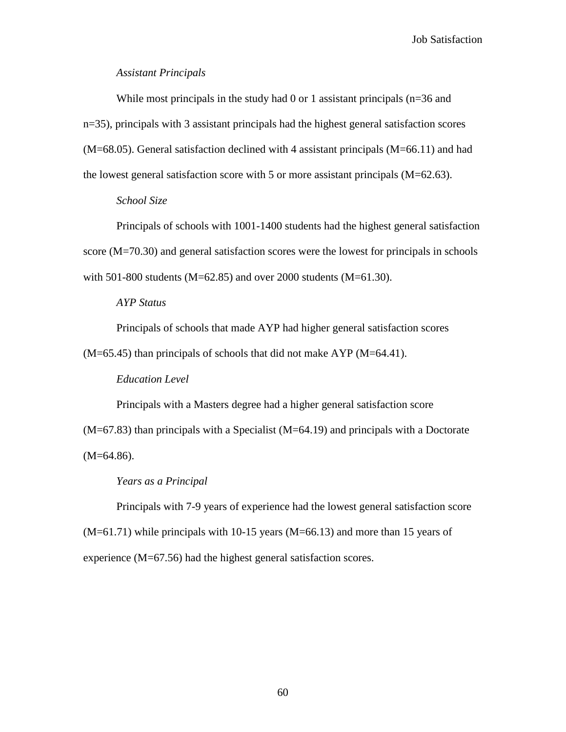*Assistant Principals*

While most principals in the study had 0 or 1 assistant principals (n=36 and n=35), principals with 3 assistant principals had the highest general satisfaction scores (M=68.05). General satisfaction declined with 4 assistant principals (M=66.11) and had the lowest general satisfaction score with 5 or more assistant principals (M=62.63).

*School Size*

Principals of schools with 1001-1400 students had the highest general satisfaction score (M=70.30) and general satisfaction scores were the lowest for principals in schools with 501-800 students (M=62.85) and over 2000 students (M=61.30).

*AYP Status*

Principals of schools that made AYP had higher general satisfaction scores (M=65.45) than principals of schools that did not make AYP (M=64.41).

*Education Level*

Principals with a Masters degree had a higher general satisfaction score (M=67.83) than principals with a Specialist (M=64.19) and principals with a Doctorate (M=64.86).

*Years as a Principal*

Principals with 7-9 years of experience had the lowest general satisfaction score (M=61.71) while principals with 10-15 years (M=66.13) and more than 15 years of experience (M=67.56) had the highest general satisfaction scores.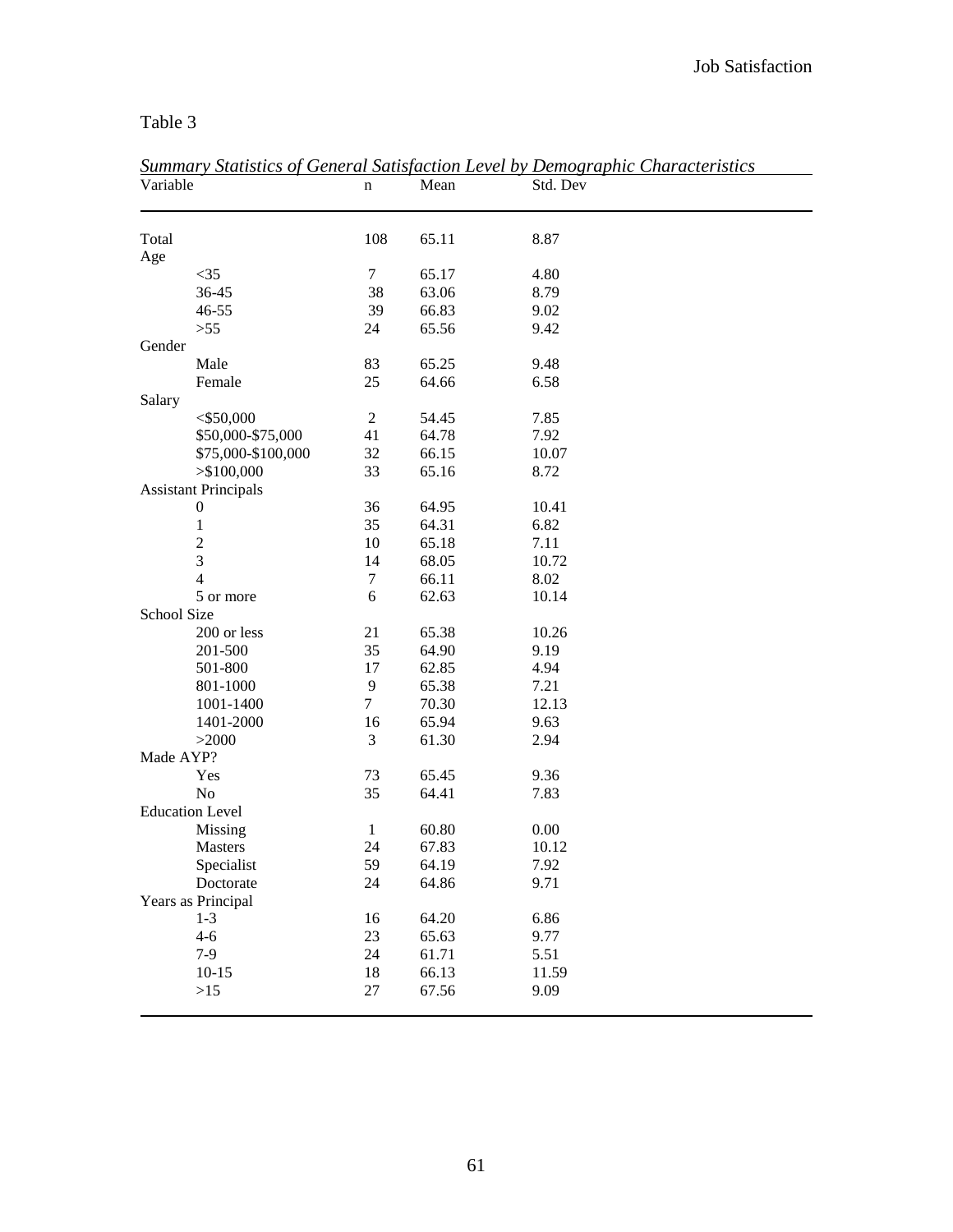Table 3

*Summary Statistics of General Satisfaction Level by Demographic Characteristics*

| Variable | n | Mean | Std. Dev |
|---|---|---|---|
| Total | 108 | 65.11 | 8.87 |
| Age | | | |
| <35 | 7 | 65.17 | 4.80 |
| 36-45 | 38 | 63.06 | 8.79 |
| 46-55 | 39 | 66.83 | 9.02 |
| >55 | 24 | 65.56 | 9.42 |
| Gender | | | |
| Male | 83 | 65.25 | 9.48 |
| Female | 25 | 64.66 | 6.58 |
| Salary | | | |
| <$50,000 | 2 | 54.45 | 7.85 |
| $50,000-$75,000 | 41 | 64.78 | 7.92 |
| $75,000-$100,000 | 32 | 66.15 | 10.07 |
| >$100,000 | 33 | 65.16 | 8.72 |
| Assistant Principals | | | |
| 0 | 36 | 64.95 | 10.41 |
| 1 | 35 | 64.31 | 6.82 |
| 2 | 10 | 65.18 | 7.11 |
| 3 | 14 | 68.05 | 10.72 |
| 4 | 7 | 66.11 | 8.02 |
| 5 or more | 6 | 62.63 | 10.14 |
| School Size | | | |
| 200 or less | 21 | 65.38 | 10.26 |
| 201-500 | 35 | 64.90 | 9.19 |
| 501-800 | 17 | 62.85 | 4.94 |
| 801-1000 | 9 | 65.38 | 7.21 |
| 1001-1400 | 7 | 70.30 | 12.13 |
| 1401-2000 | 16 | 65.94 | 9.63 |
| >2000 | 3 | 61.30 | 2.94 |
| Made AYP? | | | |
| Yes | 73 | 65.45 | 9.36 |
| No | 35 | 64.41 | 7.83 |
| Education Level | | | |
| Missing | 1 | 60.80 | 0.00 |
| Masters | 24 | 67.83 | 10.12 |
| Specialist | 59 | 64.19 | 7.92 |
| Doctorate | 24 | 64.86 | 9.71 |
| Years as Principal | | | |
| 1-3 | 16 | 64.20 | 6.86 |
| 4-6 | 23 | 65.63 | 9.77 |
| 7-9 | 24 | 61.71 | 5.51 |
| 10-15 | 18 | 66.13 | 11.59 |
| >15 | 27 | 67.56 | 9.09 |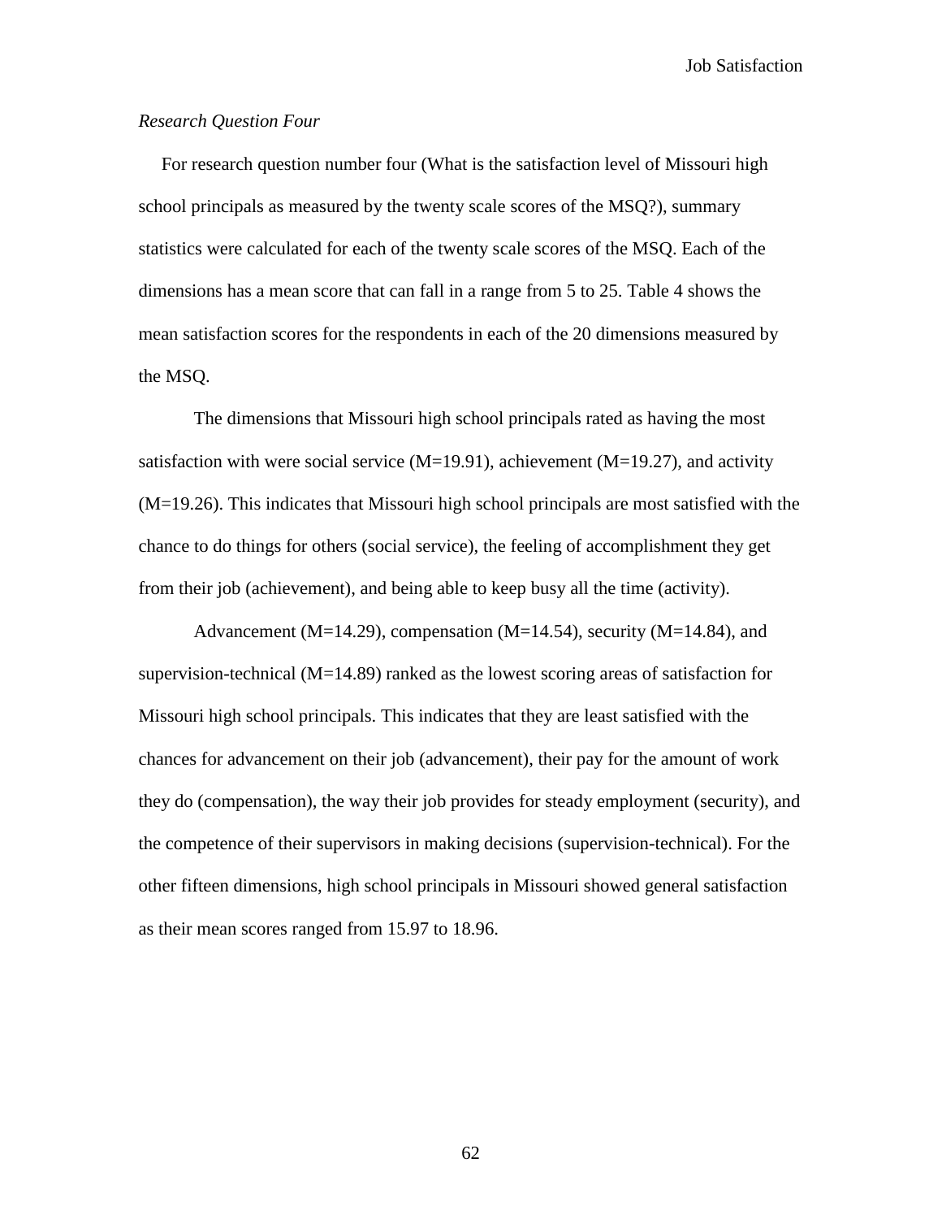*Research Question Four*

For research question number four (What is the satisfaction level of Missouri high school principals as measured by the twenty scale scores of the MSQ?), summary statistics were calculated for each of the twenty scale scores of the MSQ. Each of the dimensions has a mean score that can fall in a range from 5 to 25. Table 4 shows the mean satisfaction scores for the respondents in each of the 20 dimensions measured by the MSQ.

The dimensions that Missouri high school principals rated as having the most satisfaction with were social service (M=19.91), achievement (M=19.27), and activity (M=19.26). This indicates that Missouri high school principals are most satisfied with the chance to do things for others (social service), the feeling of accomplishment they get from their job (achievement), and being able to keep busy all the time (activity).

Advancement (M=14.29), compensation (M=14.54), security (M=14.84), and supervision-technical (M=14.89) ranked as the lowest scoring areas of satisfaction for Missouri high school principals. This indicates that they are least satisfied with the chances for advancement on their job (advancement), their pay for the amount of work they do (compensation), the way their job provides for steady employment (security), and the competence of their supervisors in making decisions (supervision-technical). For the other fifteen dimensions, high school principals in Missouri showed general satisfaction as their mean scores ranged from 15.97 to 18.96.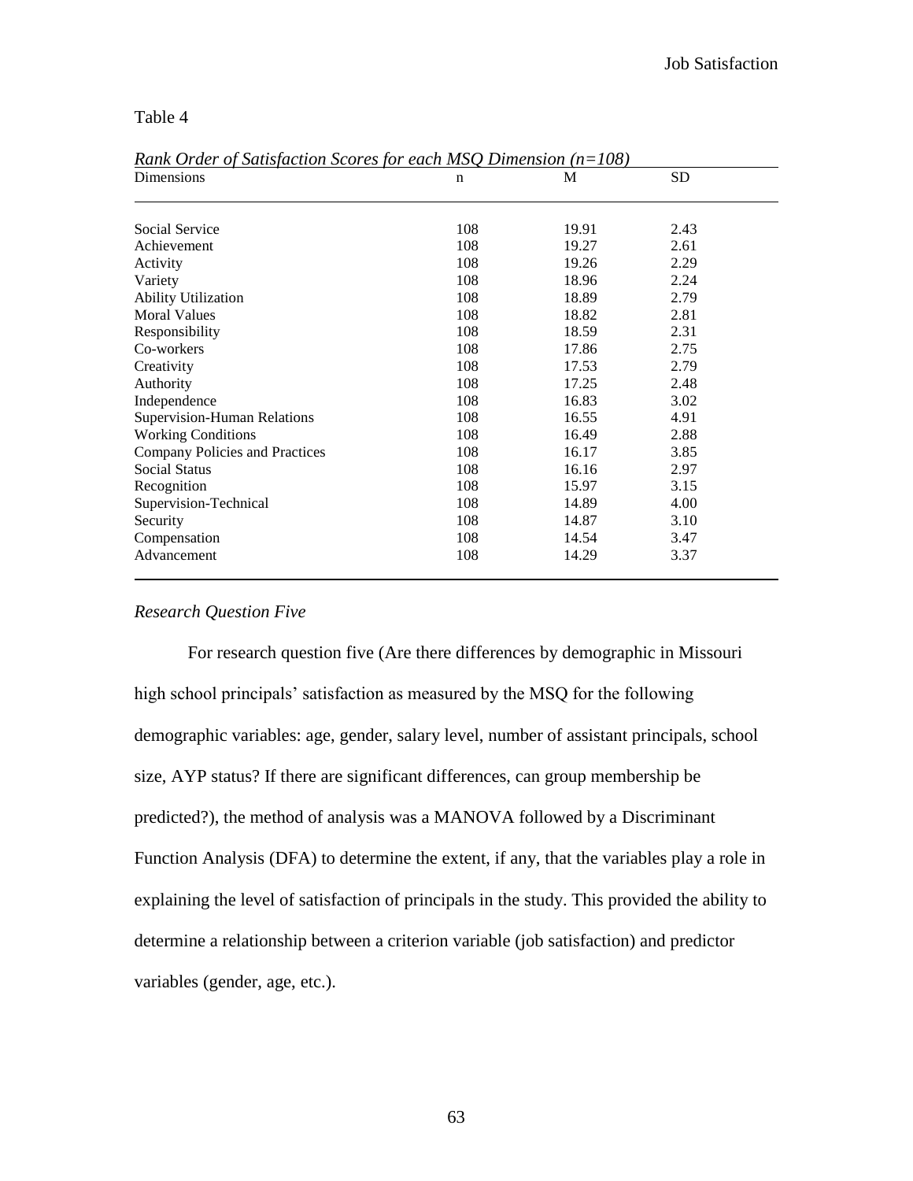Table 4

*Rank Order of Satisfaction Scores for each MSQ Dimension (n=108)*

| Dimensions | n | M | SD |
|---|---|---|---|
| Social Service | 108 | 19.91 | 2.43 |
| Achievement | 108 | 19.27 | 2.61 |
| Activity | 108 | 19.26 | 2.29 |
| Variety | 108 | 18.96 | 2.24 |
| Ability Utilization | 108 | 18.89 | 2.79 |
| Moral Values | 108 | 18.82 | 2.81 |
| Responsibility | 108 | 18.59 | 2.31 |
| Co-workers | 108 | 17.86 | 2.75 |
| Creativity | 108 | 17.53 | 2.79 |
| Authority | 108 | 17.25 | 2.48 |
| Independence | 108 | 16.83 | 3.02 |
| Supervision-Human Relations | 108 | 16.55 | 4.91 |
| Working Conditions | 108 | 16.49 | 2.88 |
| Company Policies and Practices | 108 | 16.17 | 3.85 |
| Social Status | 108 | 16.16 | 2.97 |
| Recognition | 108 | 15.97 | 3.15 |
| Supervision-Technical | 108 | 14.89 | 4.00 |
| Security | 108 | 14.87 | 3.10 |
| Compensation | 108 | 14.54 | 3.47 |
| Advancement | 108 | 14.29 | 3.37 |

*Research Question Five*

For research question five (Are there differences by demographic in Missouri high school principals' satisfaction as measured by the MSQ for the following demographic variables: age, gender, salary level, number of assistant principals, school size, AYP status? If there are significant differences, can group membership be predicted?), the method of analysis was a MANOVA followed by a Discriminant Function Analysis (DFA) to determine the extent, if any, that the variables play a role in explaining the level of satisfaction of principals in the study. This provided the ability to determine a relationship between a criterion variable (job satisfaction) and predictor variables (gender, age, etc.).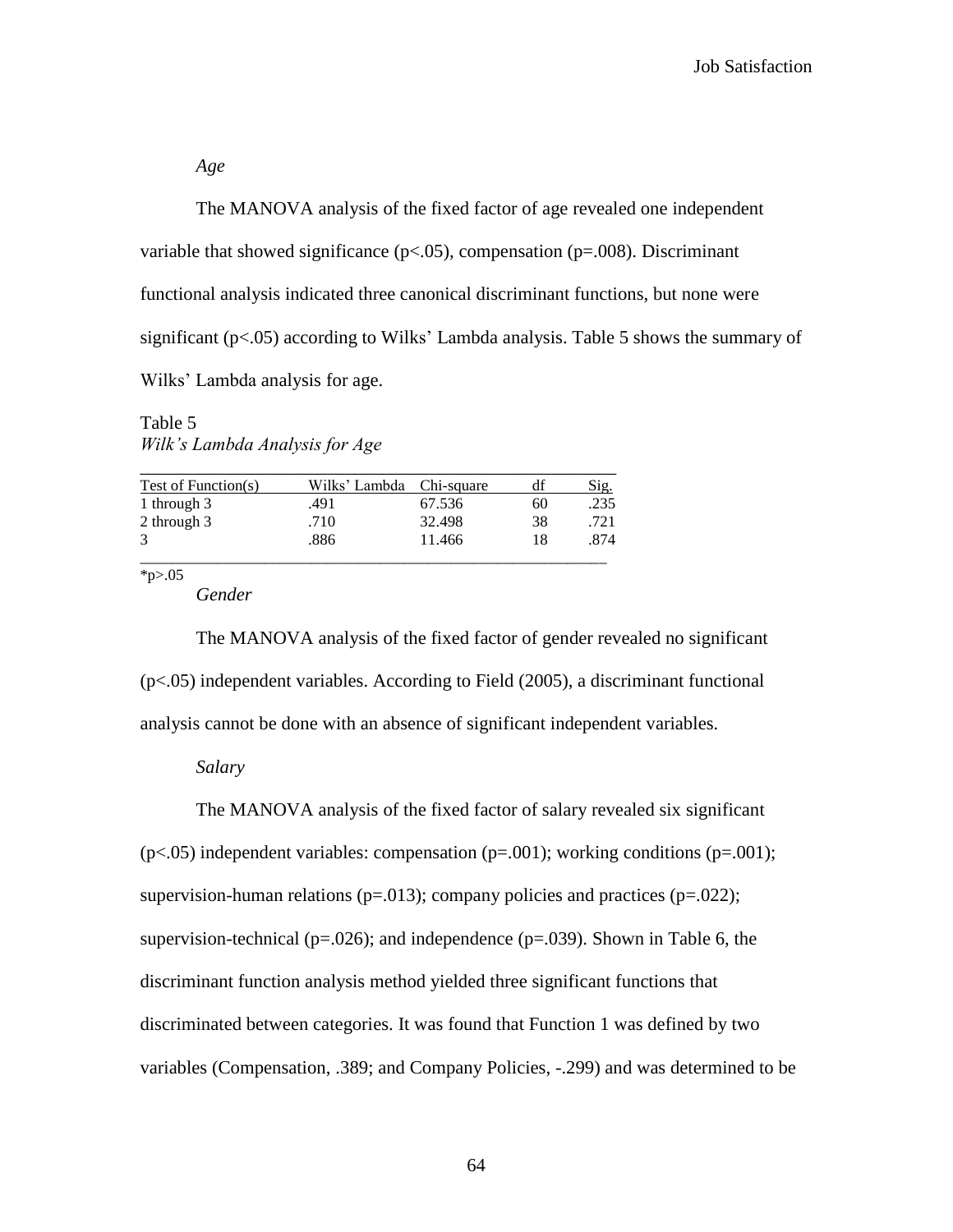*Age*

The MANOVA analysis of the fixed factor of age revealed one independent variable that showed significance ($p<.05$), compensation ($p=.008$). Discriminant functional analysis indicated three canonical discriminant functions, but none were significant ($p<.05$) according to Wilks' Lambda analysis. Table 5 shows the summary of Wilks' Lambda analysis for age.

Table 5
*Wilk's Lambda Analysis for Age*

| Test of Function(s) | Wilks' Lambda | Chi-square | df | Sig. |
|---|---|---|---|---|
| 1 through 3 | .491 | 67.536 | 60 | .235 |
| 2 through 3 | .710 | 32.498 | 38 | .721 |
| 3 | .886 | 11.466 | 18 | .874 |

*$p>.05$

*Gender*

The MANOVA analysis of the fixed factor of gender revealed no significant ($p<.05$) independent variables. According to Field (2005), a discriminant functional analysis cannot be done with an absence of significant independent variables.

*Salary*

The MANOVA analysis of the fixed factor of salary revealed six significant ($p<.05$) independent variables: compensation ($p=.001$); working conditions ($p=.001$); supervision-human relations ($p=.013$); company policies and practices ($p=.022$); supervision-technical ($p=.026$); and independence ($p=.039$). Shown in Table 6, the discriminant function analysis method yielded three significant functions that discriminated between categories. It was found that Function 1 was defined by two variables (Compensation, .389; and Company Policies, -.299) and was determined to be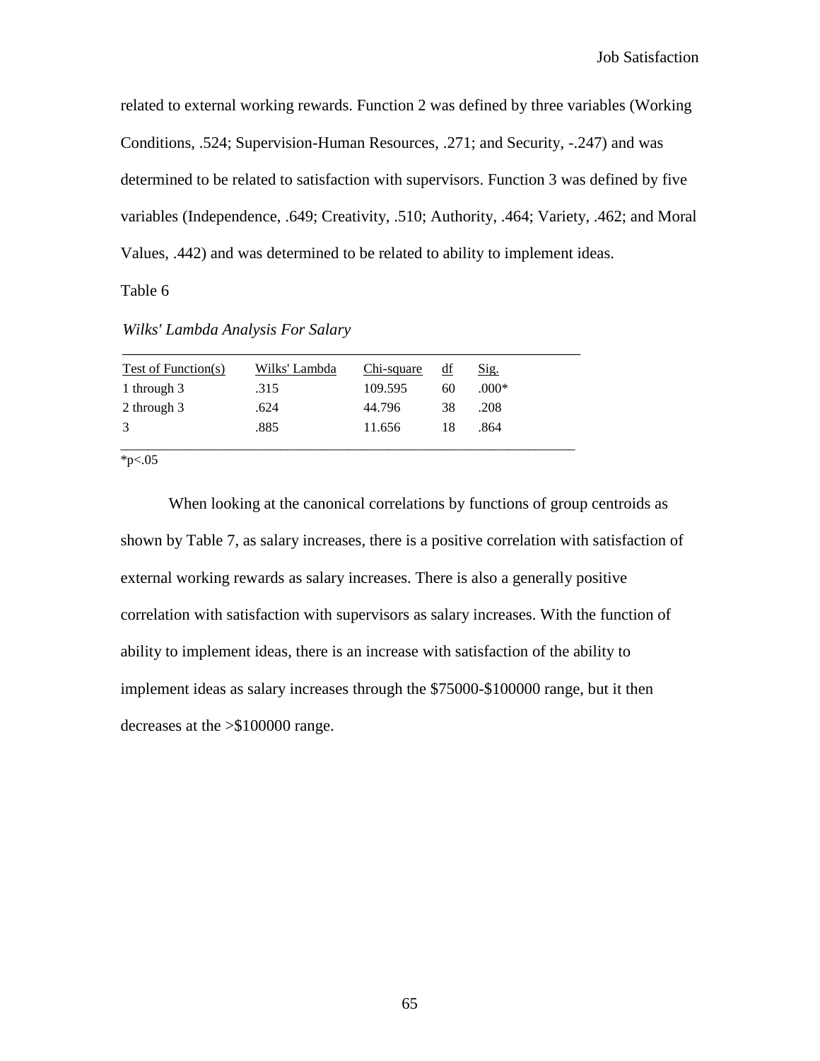related to external working rewards. Function 2 was defined by three variables (Working Conditions, .524; Supervision-Human Resources, .271; and Security, -.247) and was determined to be related to satisfaction with supervisors. Function 3 was defined by five variables (Independence, .649; Creativity, .510; Authority, .464; Variety, .462; and Moral Values, .442) and was determined to be related to ability to implement ideas.

Table 6

*Wilks' Lambda Analysis For Salary*

| Test of Function(s) | Wilks' Lambda | Chi-square | df | Sig. |
|---|---|---|---|---|
| 1 through 3 | .315 | 109.595 | 60 | .000* |
| 2 through 3 | .624 | 44.796 | 38 | .208 |
| 3 | .885 | 11.656 | 18 | .864 |

*p<.05

When looking at the canonical correlations by functions of group centroids as shown by Table 7, as salary increases, there is a positive correlation with satisfaction of external working rewards as salary increases. There is also a generally positive correlation with satisfaction with supervisors as salary increases. With the function of ability to implement ideas, there is an increase with satisfaction of the ability to implement ideas as salary increases through the $75000-$100000 range, but it then decreases at the >$100000 range.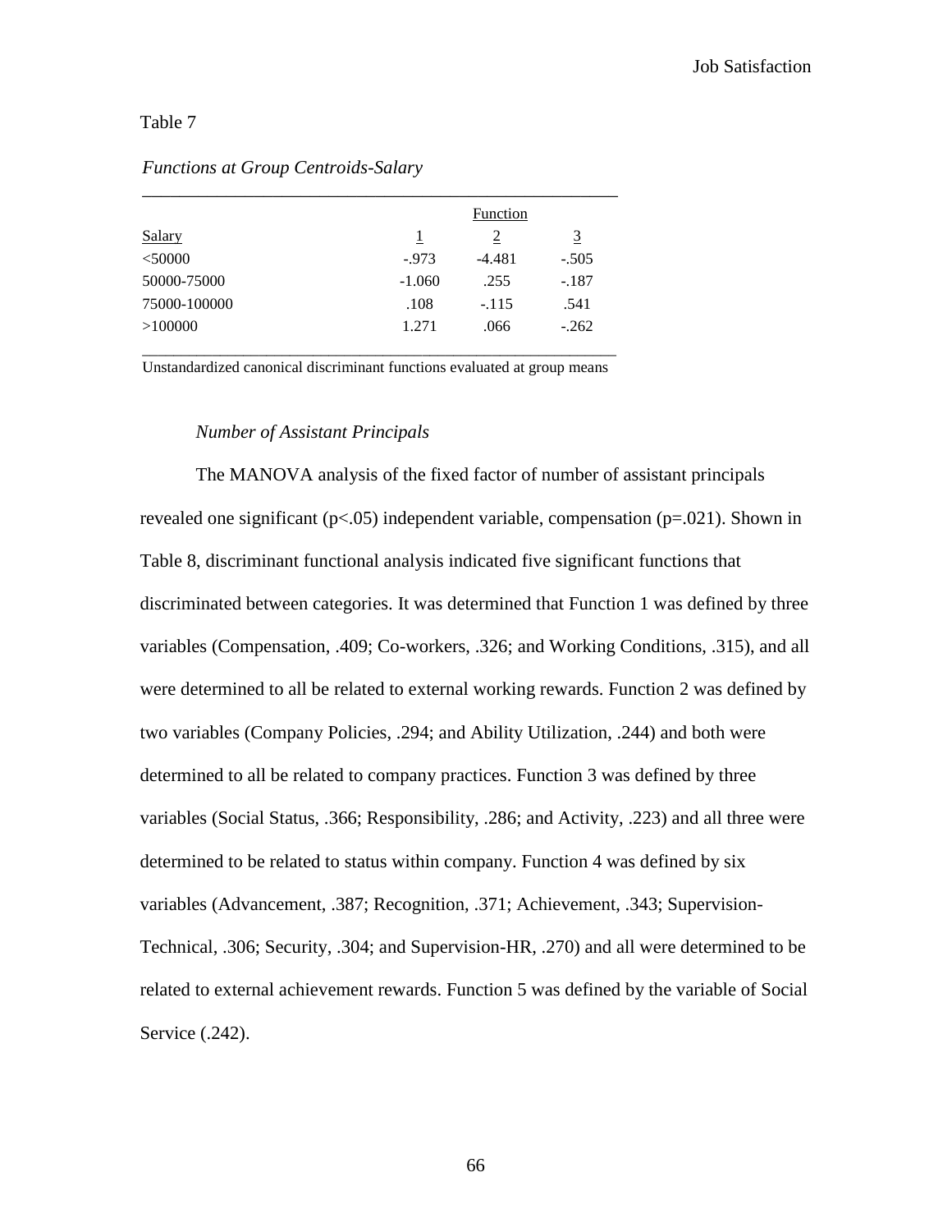Table 7

*Functions at Group Centroids-Salary*

| | Function | | |
|---|---|---|---|
| Salary | 1 | 2 | 3 |
| <50000 | -.973 | -4.481 | -.505 |
| 50000-75000 | -1.060 | .255 | -.187 |
| 75000-100000 | .108 | -.115 | .541 |
| >100000 | 1.271 | .066 | -.262 |

Unstandardized canonical discriminant functions evaluated at group means

*Number of Assistant Principals*

The MANOVA analysis of the fixed factor of number of assistant principals revealed one significant ($p<.05$) independent variable, compensation ($p=.021$). Shown in Table 8, discriminant functional analysis indicated five significant functions that discriminated between categories. It was determined that Function 1 was defined by three variables (Compensation, .409; Co-workers, .326; and Working Conditions, .315), and all were determined to all be related to external working rewards. Function 2 was defined by two variables (Company Policies, .294; and Ability Utilization, .244) and both were determined to all be related to company practices. Function 3 was defined by three variables (Social Status, .366; Responsibility, .286; and Activity, .223) and all three were determined to be related to status within company. Function 4 was defined by six variables (Advancement, .387; Recognition, .371; Achievement, .343; Supervision-Technical, .306; Security, .304; and Supervision-HR, .270) and all were determined to be related to external achievement rewards. Function 5 was defined by the variable of Social Service (.242).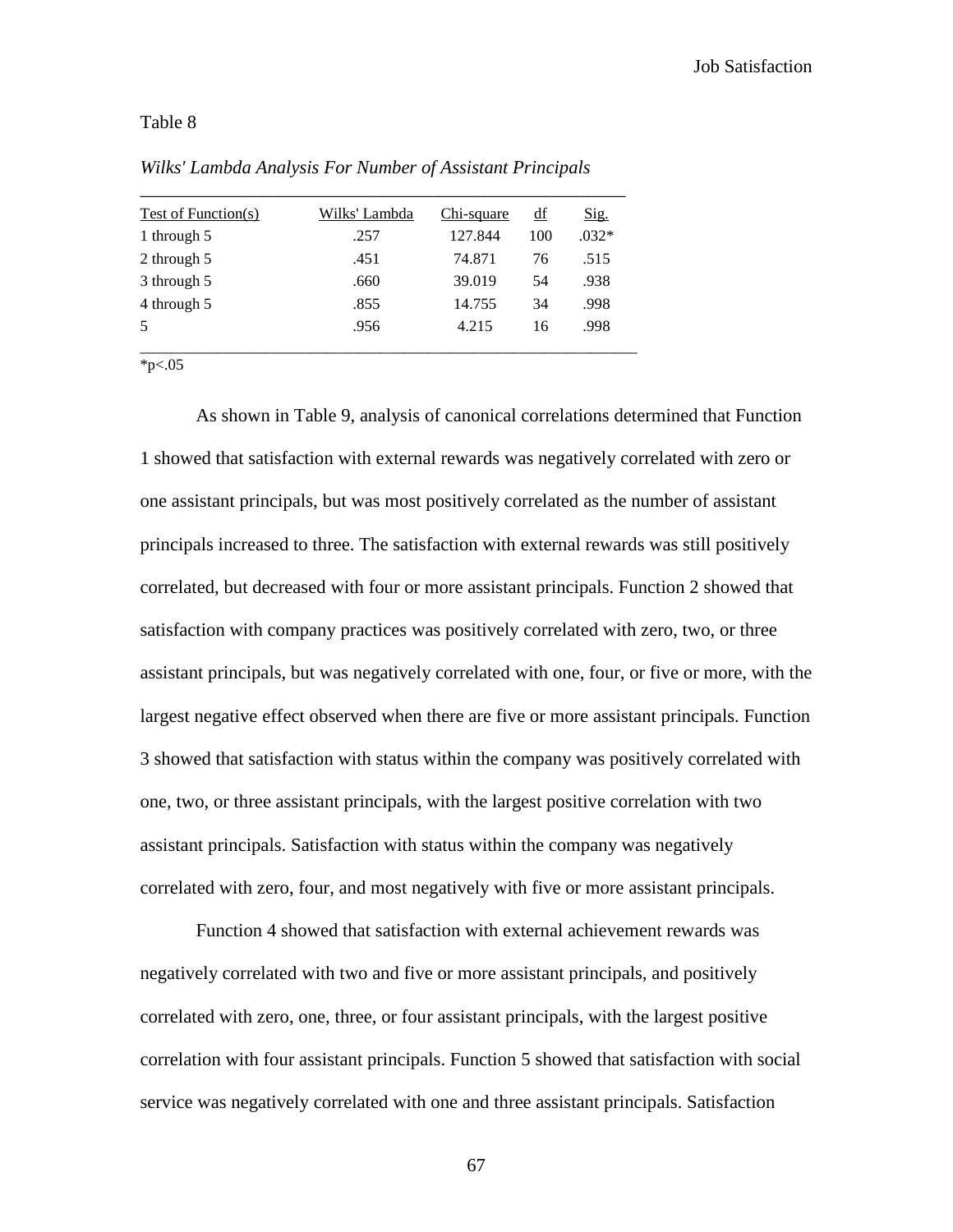Table 8

*Wilks' Lambda Analysis For Number of Assistant Principals*

| Test of Function(s) | Wilks' Lambda | Chi-square | df | Sig. |
|---|---|---|---|---|
| 1 through 5 | .257 | 127.844 | 100 | .032* |
| 2 through 5 | .451 | 74.871 | 76 | .515 |
| 3 through 5 | .660 | 39.019 | 54 | .938 |
| 4 through 5 | .855 | 14.755 | 34 | .998 |
| 5 | .956 | 4.215 | 16 | .998 |

*$p<.05$

As shown in Table 9, analysis of canonical correlations determined that Function 1 showed that satisfaction with external rewards was negatively correlated with zero or one assistant principals, but was most positively correlated as the number of assistant principals increased to three. The satisfaction with external rewards was still positively correlated, but decreased with four or more assistant principals. Function 2 showed that satisfaction with company practices was positively correlated with zero, two, or three assistant principals, but was negatively correlated with one, four, or five or more, with the largest negative effect observed when there are five or more assistant principals. Function 3 showed that satisfaction with status within the company was positively correlated with one, two, or three assistant principals, with the largest positive correlation with two assistant principals. Satisfaction with status within the company was negatively correlated with zero, four, and most negatively with five or more assistant principals.

Function 4 showed that satisfaction with external achievement rewards was negatively correlated with two and five or more assistant principals, and positively correlated with zero, one, three, or four assistant principals, with the largest positive correlation with four assistant principals. Function 5 showed that satisfaction with social service was negatively correlated with one and three assistant principals. Satisfaction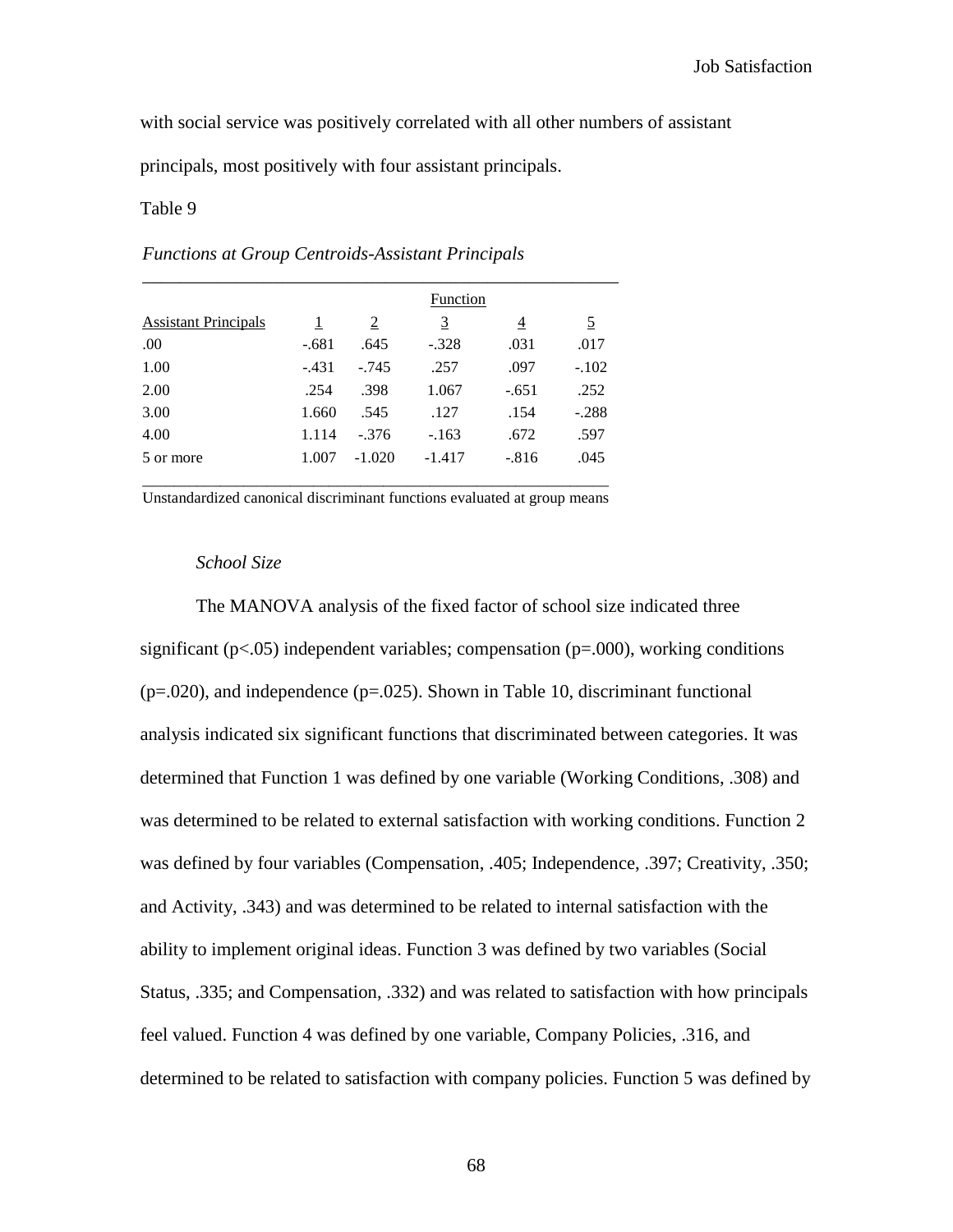with social service was positively correlated with all other numbers of assistant principals, most positively with four assistant principals.

Table 9

*Functions at Group Centroids-Assistant Principals*

| | Function | | | | |
|---|---|---|---|---|---|
| Assistant Principals | 1 | 2 | 3 | 4 | 5 |
| .00 | -.681 | .645 | -.328 | .031 | .017 |
| 1.00 | -.431 | -.745 | .257 | .097 | -.102 |
| 2.00 | .254 | .398 | 1.067 | -.651 | .252 |
| 3.00 | 1.660 | .545 | .127 | .154 | -.288 |
| 4.00 | 1.114 | -.376 | -.163 | .672 | .597 |
| 5 or more | 1.007 | -1.020 | -1.417 | -.816 | .045 |

Unstandardized canonical discriminant functions evaluated at group means

*School Size*

The MANOVA analysis of the fixed factor of school size indicated three significant ($p<.05$) independent variables; compensation ($p=.000$), working conditions ($p=.020$), and independence ($p=.025$). Shown in Table 10, discriminant functional analysis indicated six significant functions that discriminated between categories. It was determined that Function 1 was defined by one variable (Working Conditions, .308) and was determined to be related to external satisfaction with working conditions. Function 2 was defined by four variables (Compensation, .405; Independence, .397; Creativity, .350; and Activity, .343) and was determined to be related to internal satisfaction with the ability to implement original ideas. Function 3 was defined by two variables (Social Status, .335; and Compensation, .332) and was related to satisfaction with how principals feel valued. Function 4 was defined by one variable, Company Policies, .316, and determined to be related to satisfaction with company policies. Function 5 was defined by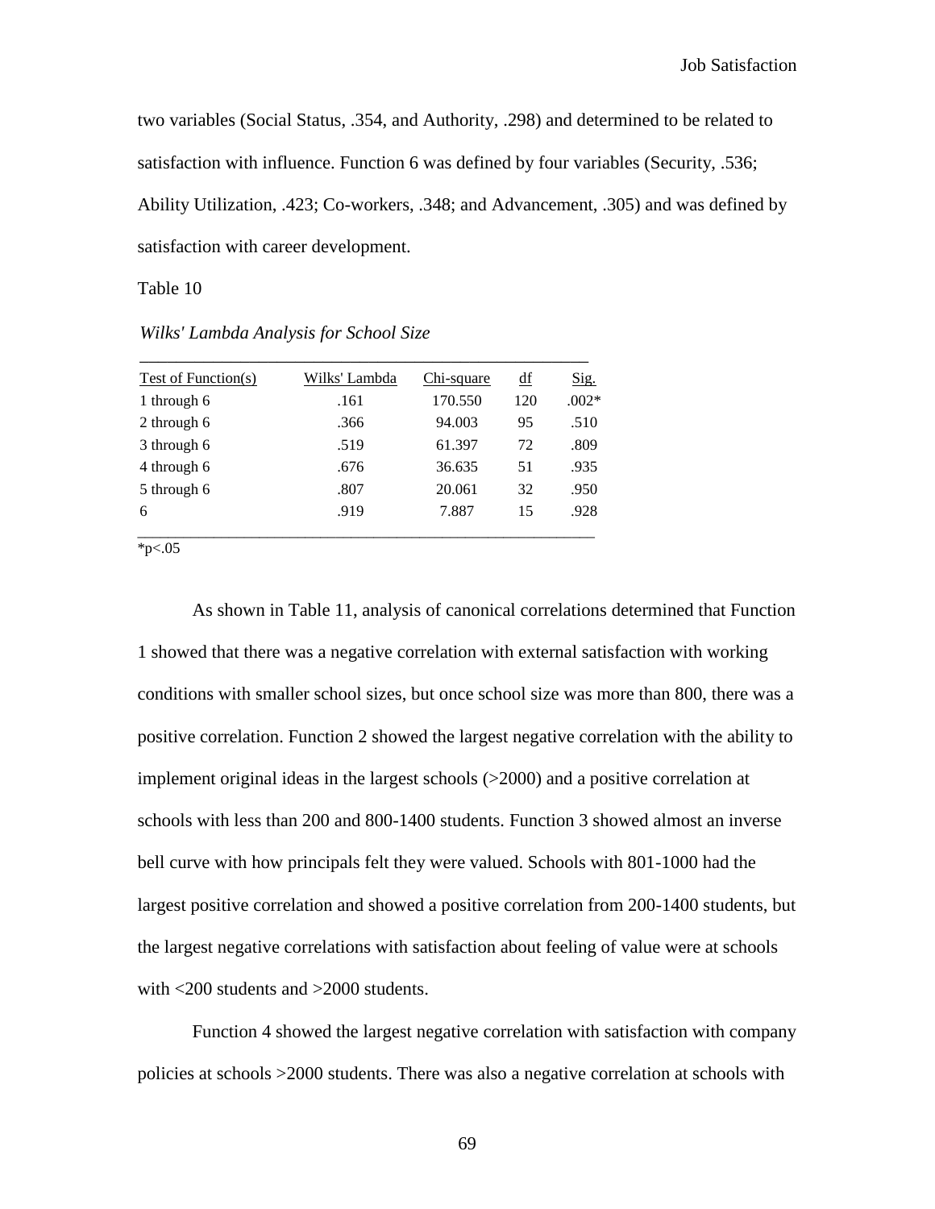two variables (Social Status, .354, and Authority, .298) and determined to be related to satisfaction with influence. Function 6 was defined by four variables (Security, .536; Ability Utilization, .423; Co-workers, .348; and Advancement, .305) and was defined by satisfaction with career development.

Table 10

*Wilks' Lambda Analysis for School Size*

| Test of Function(s) | Wilks' Lambda | Chi-square | df | Sig. |
|---|---|---|---|---|
| 1 through 6 | .161 | 170.550 | 120 | .002* |
| 2 through 6 | .366 | 94.003 | 95 | .510 |
| 3 through 6 | .519 | 61.397 | 72 | .809 |
| 4 through 6 | .676 | 36.635 | 51 | .935 |
| 5 through 6 | .807 | 20.061 | 32 | .950 |
| 6 | .919 | 7.887 | 15 | .928 |

*p<.05

As shown in Table 11, analysis of canonical correlations determined that Function 1 showed that there was a negative correlation with external satisfaction with working conditions with smaller school sizes, but once school size was more than 800, there was a positive correlation. Function 2 showed the largest negative correlation with the ability to implement original ideas in the largest schools (>2000) and a positive correlation at schools with less than 200 and 800-1400 students. Function 3 showed almost an inverse bell curve with how principals felt they were valued. Schools with 801-1000 had the largest positive correlation and showed a positive correlation from 200-1400 students, but the largest negative correlations with satisfaction about feeling of value were at schools with <200 students and >2000 students.

Function 4 showed the largest negative correlation with satisfaction with company policies at schools >2000 students. There was also a negative correlation at schools with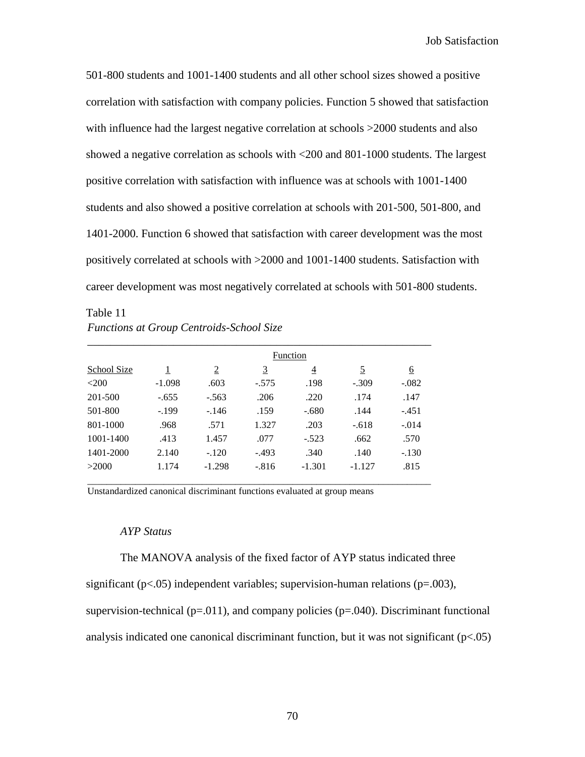501-800 students and 1001-1400 students and all other school sizes showed a positive correlation with satisfaction with company policies. Function 5 showed that satisfaction with influence had the largest negative correlation at schools >2000 students and also showed a negative correlation as schools with <200 and 801-1000 students. The largest positive correlation with satisfaction with influence was at schools with 1001-1400 students and also showed a positive correlation at schools with 201-500, 501-800, and 1401-2000. Function 6 showed that satisfaction with career development was the most positively correlated at schools with >2000 and 1001-1400 students. Satisfaction with career development was most negatively correlated at schools with 501-800 students.

Table 11
*Functions at Group Centroids-School Size*

| | Function | | | | | |
|---|---|---|---|---|---|---|
| School Size | 1 | 2 | 3 | 4 | 5 | 6 |
| <200 | -1.098 | .603 | -.575 | .198 | -.309 | -.082 |
| 201-500 | -.655 | -.563 | .206 | .220 | .174 | .147 |
| 501-800 | -.199 | -.146 | .159 | -.680 | .144 | -.451 |
| 801-1000 | .968 | .571 | 1.327 | .203 | -.618 | -.014 |
| 1001-1400 | .413 | 1.457 | .077 | -.523 | .662 | .570 |
| 1401-2000 | 2.140 | -.120 | -.493 | .340 | .140 | -.130 |
| >2000 | 1.174 | -1.298 | -.816 | -1.301 | -1.127 | .815 |

Unstandardized canonical discriminant functions evaluated at group means

*AYP Status*

The MANOVA analysis of the fixed factor of AYP status indicated three significant ($p<.05$) independent variables; supervision-human relations ($p=.003$), supervision-technical ($p=.011$), and company policies ($p=.040$). Discriminant functional analysis indicated one canonical discriminant function, but it was not significant ($p<.05$)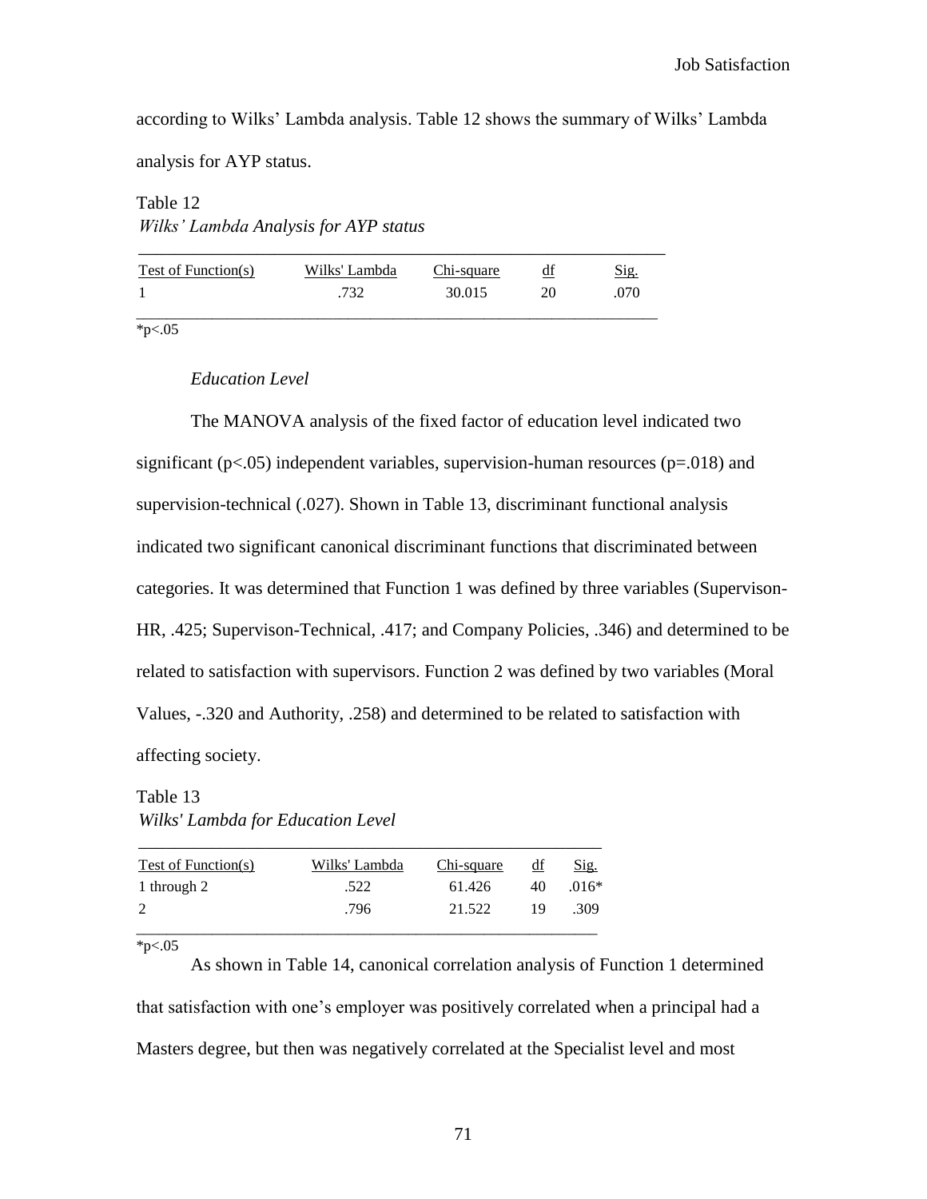according to Wilks' Lambda analysis. Table 12 shows the summary of Wilks' Lambda analysis for AYP status.

Table 12

*Wilks' Lambda Analysis for AYP status*

| Test of Function(s) | Wilks' Lambda | Chi-square | df | Sig. |
|---|---|---|---|---|
| 1 | .732 | 30.015 | 20 | .070 |

*p<.05

*Education Level*

The MANOVA analysis of the fixed factor of education level indicated two significant ($p<.05$) independent variables, supervision-human resources ($p=.018$) and supervision-technical (.027). Shown in Table 13, discriminant functional analysis indicated two significant canonical discriminant functions that discriminated between categories. It was determined that Function 1 was defined by three variables (Supervison-HR, .425; Supervison-Technical, .417; and Company Policies, .346) and determined to be related to satisfaction with supervisors. Function 2 was defined by two variables (Moral Values, -.320 and Authority, .258) and determined to be related to satisfaction with affecting society.

Table 13

*Wilks' Lambda for Education Level*

| Test of Function(s) | Wilks' Lambda | Chi-square | df | Sig. |
|---|---|---|---|---|
| 1 through 2 | .522 | 61.426 | 40 | .016* |
| 2 | .796 | 21.522 | 19 | .309 |

*p<.05

As shown in Table 14, canonical correlation analysis of Function 1 determined that satisfaction with one's employer was positively correlated when a principal had a Masters degree, but then was negatively correlated at the Specialist level and most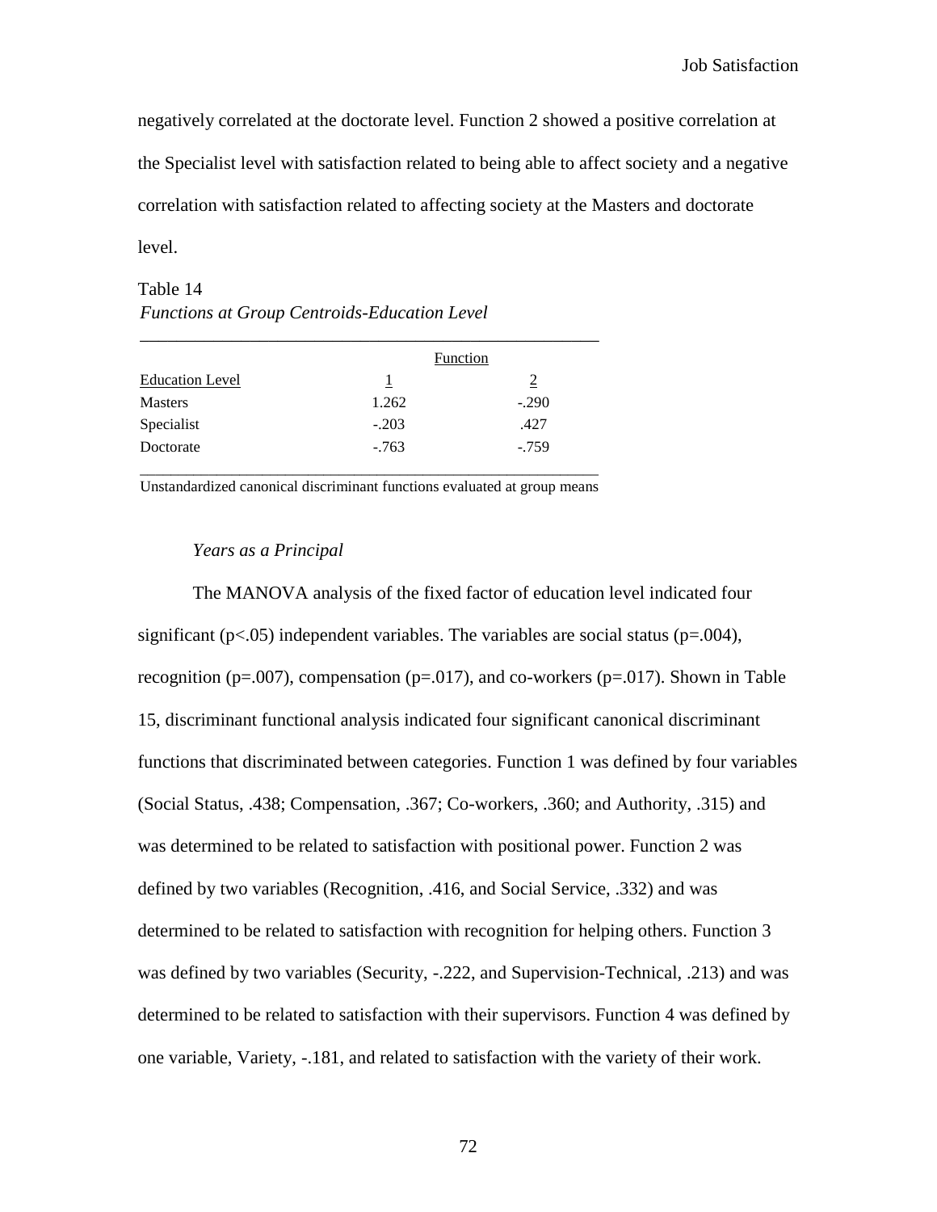negatively correlated at the doctorate level. Function 2 showed a positive correlation at the Specialist level with satisfaction related to being able to affect society and a negative correlation with satisfaction related to affecting society at the Masters and doctorate level.

Table 14
*Functions at Group Centroids-Education Level*

| | Function | |
|---|---|---|
| Education Level | 1 | 2 |
| Masters | 1.262 | -.290 |
| Specialist | -.203 | .427 |
| Doctorate | -.763 | -.759 |

Unstandardized canonical discriminant functions evaluated at group means

*Years as a Principal*

The MANOVA analysis of the fixed factor of education level indicated four significant ($p<.05$) independent variables. The variables are social status ($p=.004$), recognition ($p=.007$), compensation ($p=.017$), and co-workers ($p=.017$). Shown in Table 15, discriminant functional analysis indicated four significant canonical discriminant functions that discriminated between categories. Function 1 was defined by four variables (Social Status, .438; Compensation, .367; Co-workers, .360; and Authority, .315) and was determined to be related to satisfaction with positional power. Function 2 was defined by two variables (Recognition, .416, and Social Service, .332) and was determined to be related to satisfaction with recognition for helping others. Function 3 was defined by two variables (Security, -.222, and Supervision-Technical, .213) and was determined to be related to satisfaction with their supervisors. Function 4 was defined by one variable, Variety, -.181, and related to satisfaction with the variety of their work.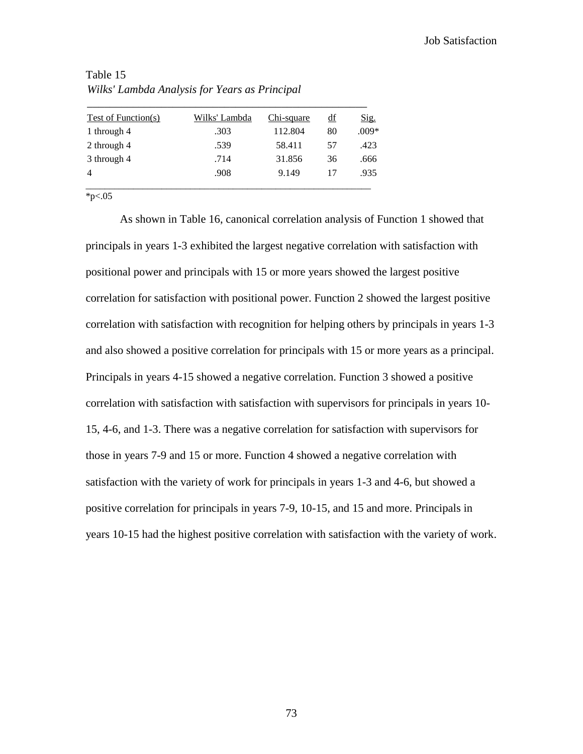Table 15

*Wilks' Lambda Analysis for Years as Principal*

| Test of Function(s) | Wilks' Lambda | Chi-square | df | Sig. |
|---|---|---|---|---|
| 1 through 4 | .303 | 112.804 | 80 | .009* |
| 2 through 4 | .539 | 58.411 | 57 | .423 |
| 3 through 4 | .714 | 31.856 | 36 | .666 |
| 4 | .908 | 9.149 | 17 | .935 |

*p<.05

As shown in Table 16, canonical correlation analysis of Function 1 showed that principals in years 1-3 exhibited the largest negative correlation with satisfaction with positional power and principals with 15 or more years showed the largest positive correlation for satisfaction with positional power. Function 2 showed the largest positive correlation with satisfaction with recognition for helping others by principals in years 1-3 and also showed a positive correlation for principals with 15 or more years as a principal. Principals in years 4-15 showed a negative correlation. Function 3 showed a positive correlation with satisfaction with satisfaction with supervisors for principals in years 10-15, 4-6, and 1-3. There was a negative correlation for satisfaction with supervisors for those in years 7-9 and 15 or more. Function 4 showed a negative correlation with satisfaction with the variety of work for principals in years 1-3 and 4-6, but showed a positive correlation for principals in years 7-9, 10-15, and 15 and more. Principals in years 10-15 had the highest positive correlation with satisfaction with the variety of work.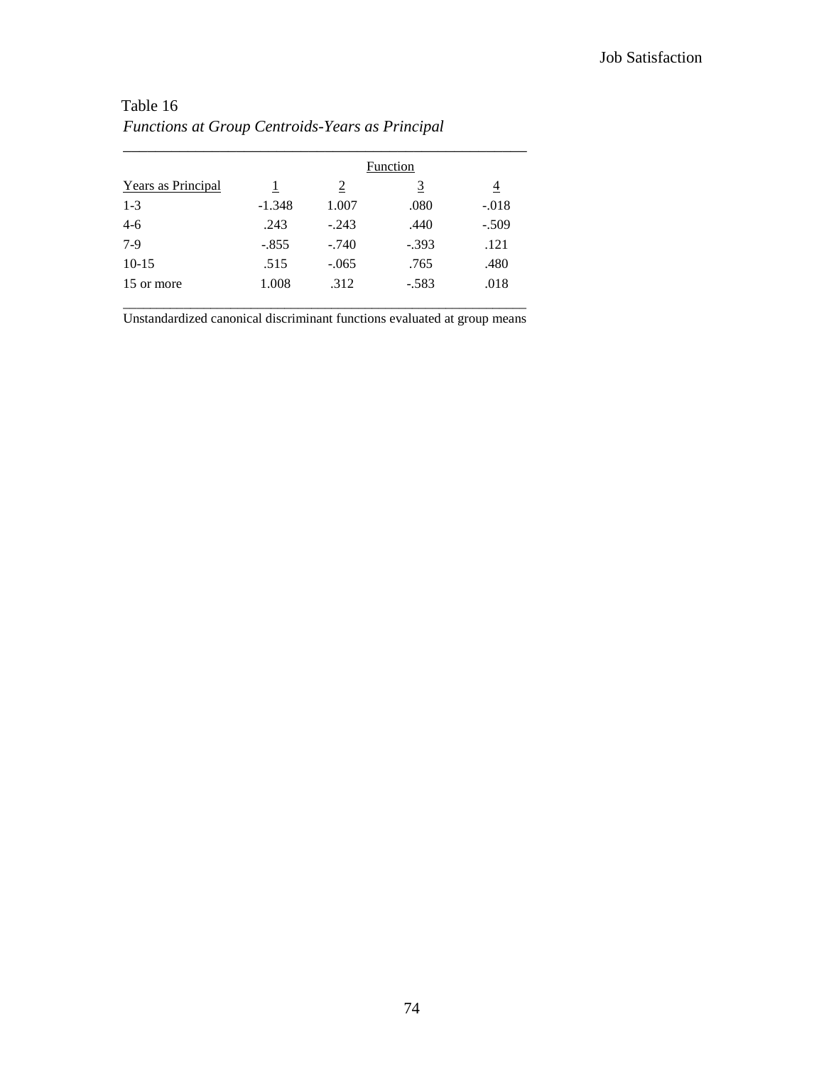Table 16

*Functions at Group Centroids-Years as Principal*

| Years as Principal | Function | | | |
|---|---|---|---|---|
| | 1 | 2 | 3 | 4 |
| 1-3 | -1.348 | 1.007 | .080 | -.018 |
| 4-6 | .243 | -.243 | .440 | -.509 |
| 7-9 | -.855 | -.740 | -.393 | .121 |
| 10-15 | .515 | -.065 | .765 | .480 |
| 15 or more | 1.008 | .312 | -.583 | .018 |

Unstandardized canonical discriminant functions evaluated at group means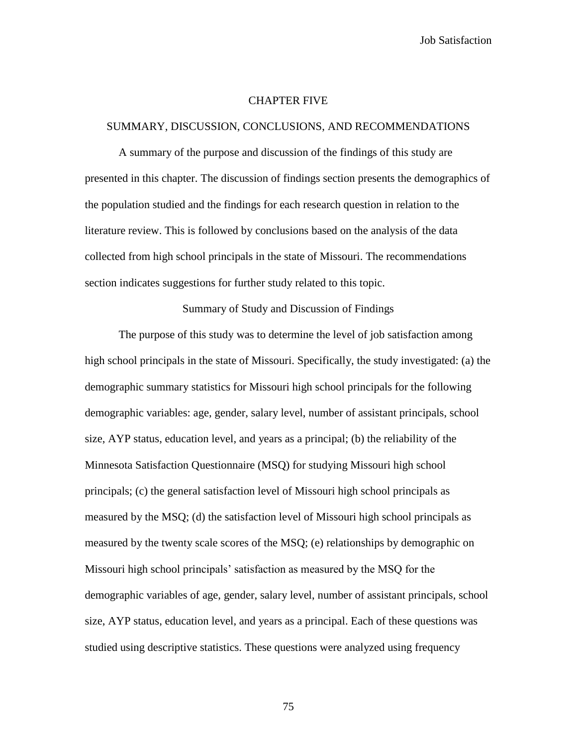# CHAPTER FIVE

## SUMMARY, DISCUSSION, CONCLUSIONS, AND RECOMMENDATIONS

A summary of the purpose and discussion of the findings of this study are presented in this chapter. The discussion of findings section presents the demographics of the population studied and the findings for each research question in relation to the literature review. This is followed by conclusions based on the analysis of the data collected from high school principals in the state of Missouri. The recommendations section indicates suggestions for further study related to this topic.

### Summary of Study and Discussion of Findings

The purpose of this study was to determine the level of job satisfaction among high school principals in the state of Missouri. Specifically, the study investigated: (a) the demographic summary statistics for Missouri high school principals for the following demographic variables: age, gender, salary level, number of assistant principals, school size, AYP status, education level, and years as a principal; (b) the reliability of the Minnesota Satisfaction Questionnaire (MSQ) for studying Missouri high school principals; (c) the general satisfaction level of Missouri high school principals as measured by the MSQ; (d) the satisfaction level of Missouri high school principals as measured by the twenty scale scores of the MSQ; (e) relationships by demographic on Missouri high school principals' satisfaction as measured by the MSQ for the demographic variables of age, gender, salary level, number of assistant principals, school size, AYP status, education level, and years as a principal. Each of these questions was studied using descriptive statistics. These questions were analyzed using frequency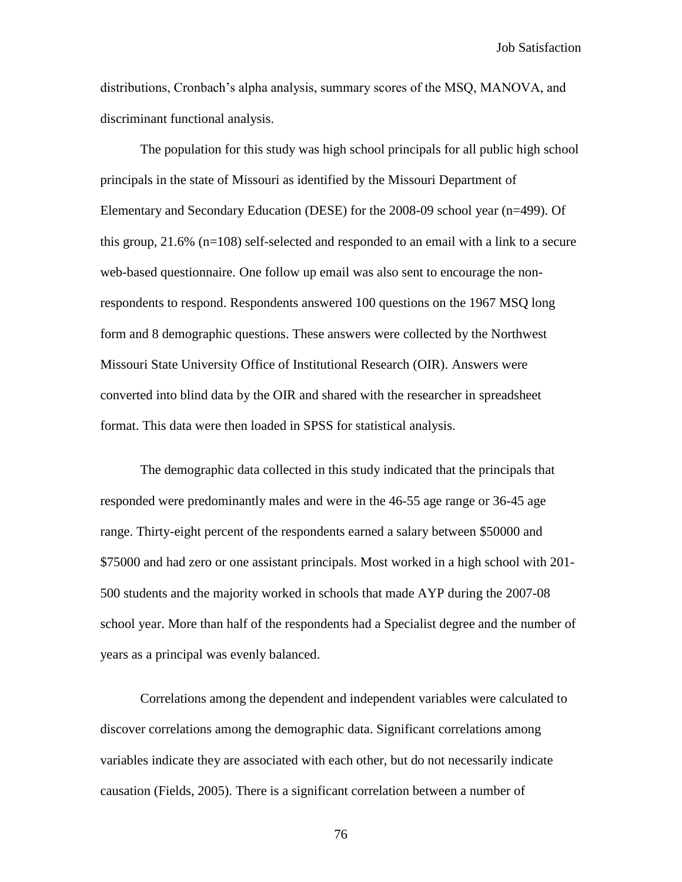distributions, Cronbach's alpha analysis, summary scores of the MSQ, MANOVA, and discriminant functional analysis.

The population for this study was high school principals for all public high school principals in the state of Missouri as identified by the Missouri Department of Elementary and Secondary Education (DESE) for the 2008-09 school year (n=499). Of this group, 21.6% (n=108) self-selected and responded to an email with a link to a secure web-based questionnaire. One follow up email was also sent to encourage the non-respondents to respond. Respondents answered 100 questions on the 1967 MSQ long form and 8 demographic questions. These answers were collected by the Northwest Missouri State University Office of Institutional Research (OIR). Answers were converted into blind data by the OIR and shared with the researcher in spreadsheet format. This data were then loaded in SPSS for statistical analysis.

The demographic data collected in this study indicated that the principals that responded were predominantly males and were in the 46-55 age range or 36-45 age range. Thirty-eight percent of the respondents earned a salary between $50000 and $75000 and had zero or one assistant principals. Most worked in a high school with 201-500 students and the majority worked in schools that made AYP during the 2007-08 school year. More than half of the respondents had a Specialist degree and the number of years as a principal was evenly balanced.

Correlations among the dependent and independent variables were calculated to discover correlations among the demographic data. Significant correlations among variables indicate they are associated with each other, but do not necessarily indicate causation (Fields, 2005). There is a significant correlation between a number of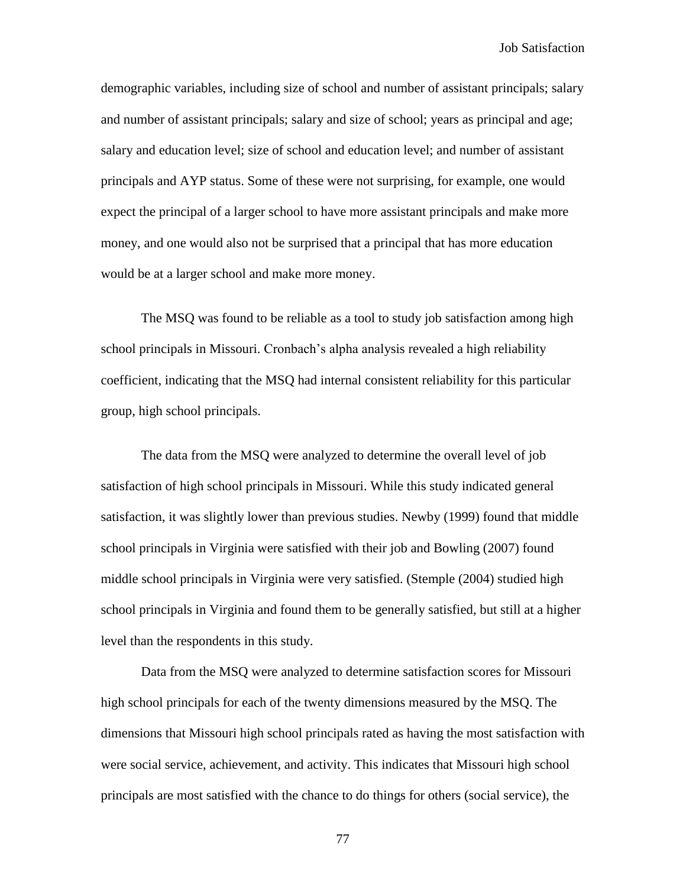demographic variables, including size of school and number of assistant principals; salary and number of assistant principals; salary and size of school; years as principal and age; salary and education level; size of school and education level; and number of assistant principals and AYP status. Some of these were not surprising, for example, one would expect the principal of a larger school to have more assistant principals and make more money, and one would also not be surprised that a principal that has more education would be at a larger school and make more money.

The MSQ was found to be reliable as a tool to study job satisfaction among high school principals in Missouri. Cronbach's alpha analysis revealed a high reliability coefficient, indicating that the MSQ had internal consistent reliability for this particular group, high school principals.

The data from the MSQ were analyzed to determine the overall level of job satisfaction of high school principals in Missouri. While this study indicated general satisfaction, it was slightly lower than previous studies. Newby (1999) found that middle school principals in Virginia were satisfied with their job and Bowling (2007) found middle school principals in Virginia were very satisfied. (Stemple (2004) studied high school principals in Virginia and found them to be generally satisfied, but still at a higher level than the respondents in this study.

Data from the MSQ were analyzed to determine satisfaction scores for Missouri high school principals for each of the twenty dimensions measured by the MSQ. The dimensions that Missouri high school principals rated as having the most satisfaction with were social service, achievement, and activity. This indicates that Missouri high school principals are most satisfied with the chance to do things for others (social service), the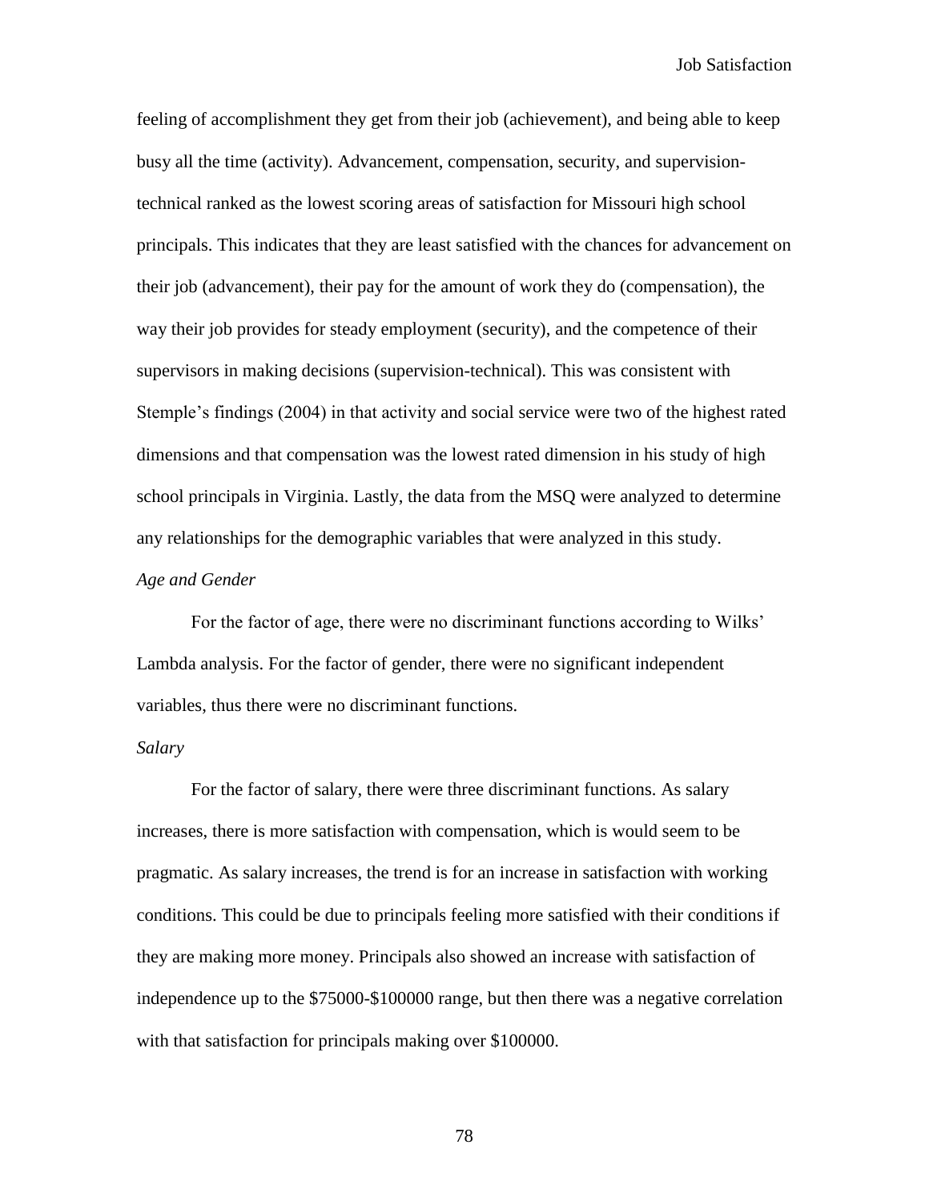feeling of accomplishment they get from their job (achievement), and being able to keep busy all the time (activity). Advancement, compensation, security, and supervision-technical ranked as the lowest scoring areas of satisfaction for Missouri high school principals. This indicates that they are least satisfied with the chances for advancement on their job (advancement), their pay for the amount of work they do (compensation), the way their job provides for steady employment (security), and the competence of their supervisors in making decisions (supervision-technical). This was consistent with Stemple's findings (2004) in that activity and social service were two of the highest rated dimensions and that compensation was the lowest rated dimension in his study of high school principals in Virginia. Lastly, the data from the MSQ were analyzed to determine any relationships for the demographic variables that were analyzed in this study.

*Age and Gender*

For the factor of age, there were no discriminant functions according to Wilks' Lambda analysis. For the factor of gender, there were no significant independent variables, thus there were no discriminant functions.

*Salary*

For the factor of salary, there were three discriminant functions. As salary increases, there is more satisfaction with compensation, which is would seem to be pragmatic. As salary increases, the trend is for an increase in satisfaction with working conditions. This could be due to principals feeling more satisfied with their conditions if they are making more money. Principals also showed an increase with satisfaction of independence up to the $75000-$100000 range, but then there was a negative correlation with that satisfaction for principals making over $100000.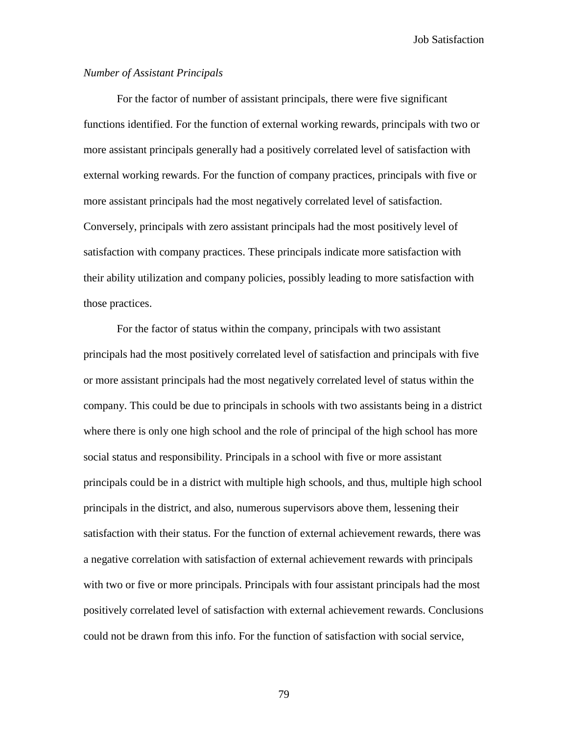*Number of Assistant Principals*

For the factor of number of assistant principals, there were five significant functions identified. For the function of external working rewards, principals with two or more assistant principals generally had a positively correlated level of satisfaction with external working rewards. For the function of company practices, principals with five or more assistant principals had the most negatively correlated level of satisfaction. Conversely, principals with zero assistant principals had the most positively level of satisfaction with company practices. These principals indicate more satisfaction with their ability utilization and company policies, possibly leading to more satisfaction with those practices.

For the factor of status within the company, principals with two assistant principals had the most positively correlated level of satisfaction and principals with five or more assistant principals had the most negatively correlated level of status within the company. This could be due to principals in schools with two assistants being in a district where there is only one high school and the role of principal of the high school has more social status and responsibility. Principals in a school with five or more assistant principals could be in a district with multiple high schools, and thus, multiple high school principals in the district, and also, numerous supervisors above them, lessening their satisfaction with their status. For the function of external achievement rewards, there was a negative correlation with satisfaction of external achievement rewards with principals with two or five or more principals. Principals with four assistant principals had the most positively correlated level of satisfaction with external achievement rewards. Conclusions could not be drawn from this info. For the function of satisfaction with social service,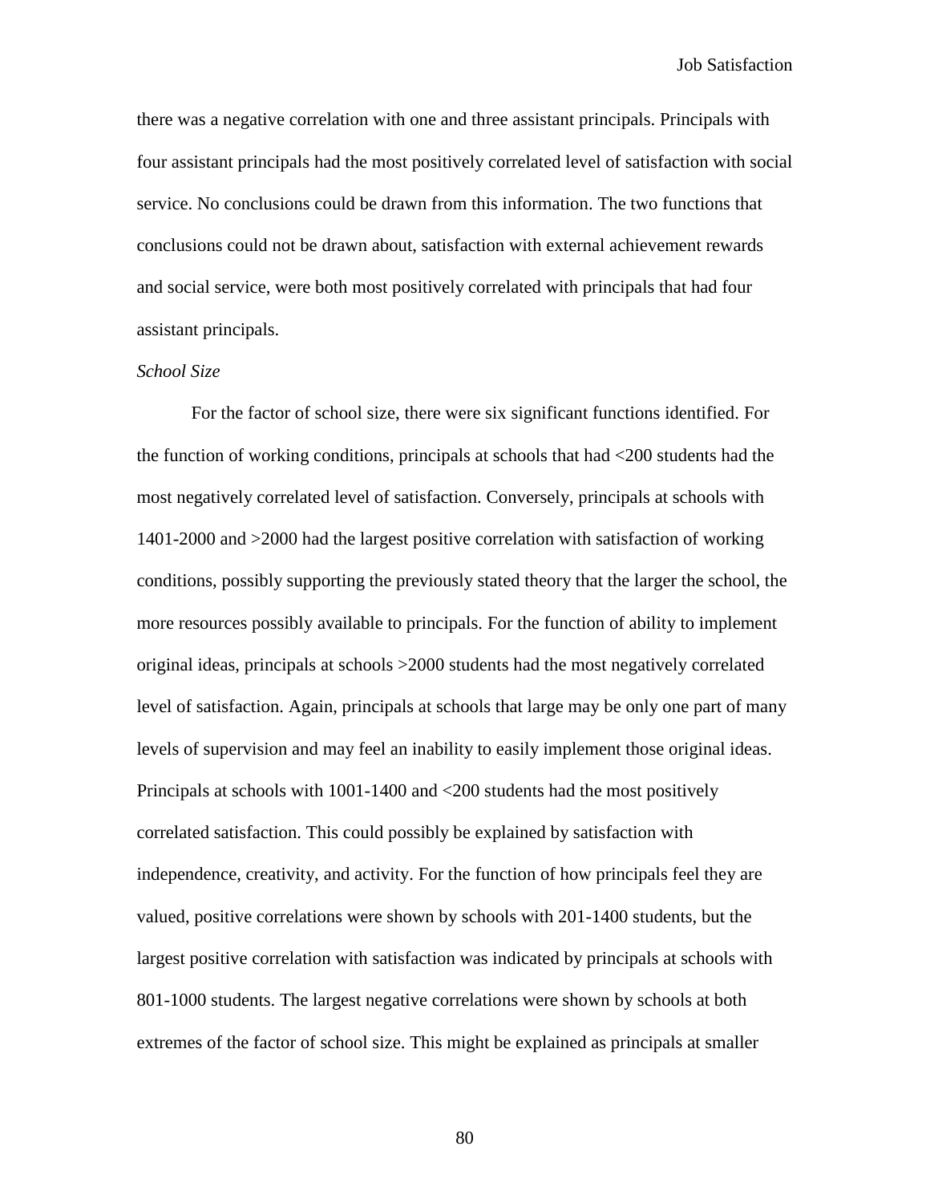there was a negative correlation with one and three assistant principals. Principals with four assistant principals had the most positively correlated level of satisfaction with social service. No conclusions could be drawn from this information. The two functions that conclusions could not be drawn about, satisfaction with external achievement rewards and social service, were both most positively correlated with principals that had four assistant principals.

*School Size*

For the factor of school size, there were six significant functions identified. For the function of working conditions, principals at schools that had <200 students had the most negatively correlated level of satisfaction. Conversely, principals at schools with 1401-2000 and >2000 had the largest positive correlation with satisfaction of working conditions, possibly supporting the previously stated theory that the larger the school, the more resources possibly available to principals. For the function of ability to implement original ideas, principals at schools >2000 students had the most negatively correlated level of satisfaction. Again, principals at schools that large may be only one part of many levels of supervision and may feel an inability to easily implement those original ideas. Principals at schools with 1001-1400 and <200 students had the most positively correlated satisfaction. This could possibly be explained by satisfaction with independence, creativity, and activity. For the function of how principals feel they are valued, positive correlations were shown by schools with 201-1400 students, but the largest positive correlation with satisfaction was indicated by principals at schools with 801-1000 students. The largest negative correlations were shown by schools at both extremes of the factor of school size. This might be explained as principals at smaller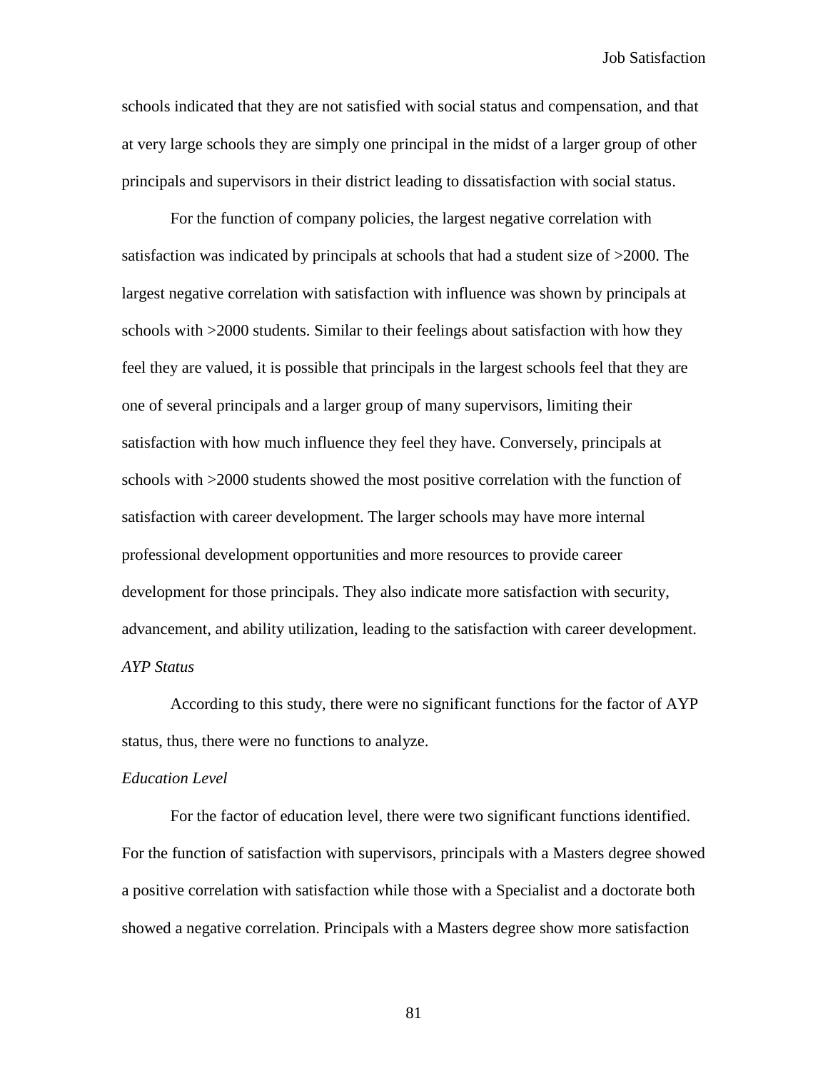schools indicated that they are not satisfied with social status and compensation, and that at very large schools they are simply one principal in the midst of a larger group of other principals and supervisors in their district leading to dissatisfaction with social status.

For the function of company policies, the largest negative correlation with satisfaction was indicated by principals at schools that had a student size of >2000. The largest negative correlation with satisfaction with influence was shown by principals at schools with >2000 students. Similar to their feelings about satisfaction with how they feel they are valued, it is possible that principals in the largest schools feel that they are one of several principals and a larger group of many supervisors, limiting their satisfaction with how much influence they feel they have. Conversely, principals at schools with >2000 students showed the most positive correlation with the function of satisfaction with career development. The larger schools may have more internal professional development opportunities and more resources to provide career development for those principals. They also indicate more satisfaction with security, advancement, and ability utilization, leading to the satisfaction with career development.

*AYP Status*

According to this study, there were no significant functions for the factor of AYP status, thus, there were no functions to analyze.

*Education Level*

For the factor of education level, there were two significant functions identified. For the function of satisfaction with supervisors, principals with a Masters degree showed a positive correlation with satisfaction while those with a Specialist and a doctorate both showed a negative correlation. Principals with a Masters degree show more satisfaction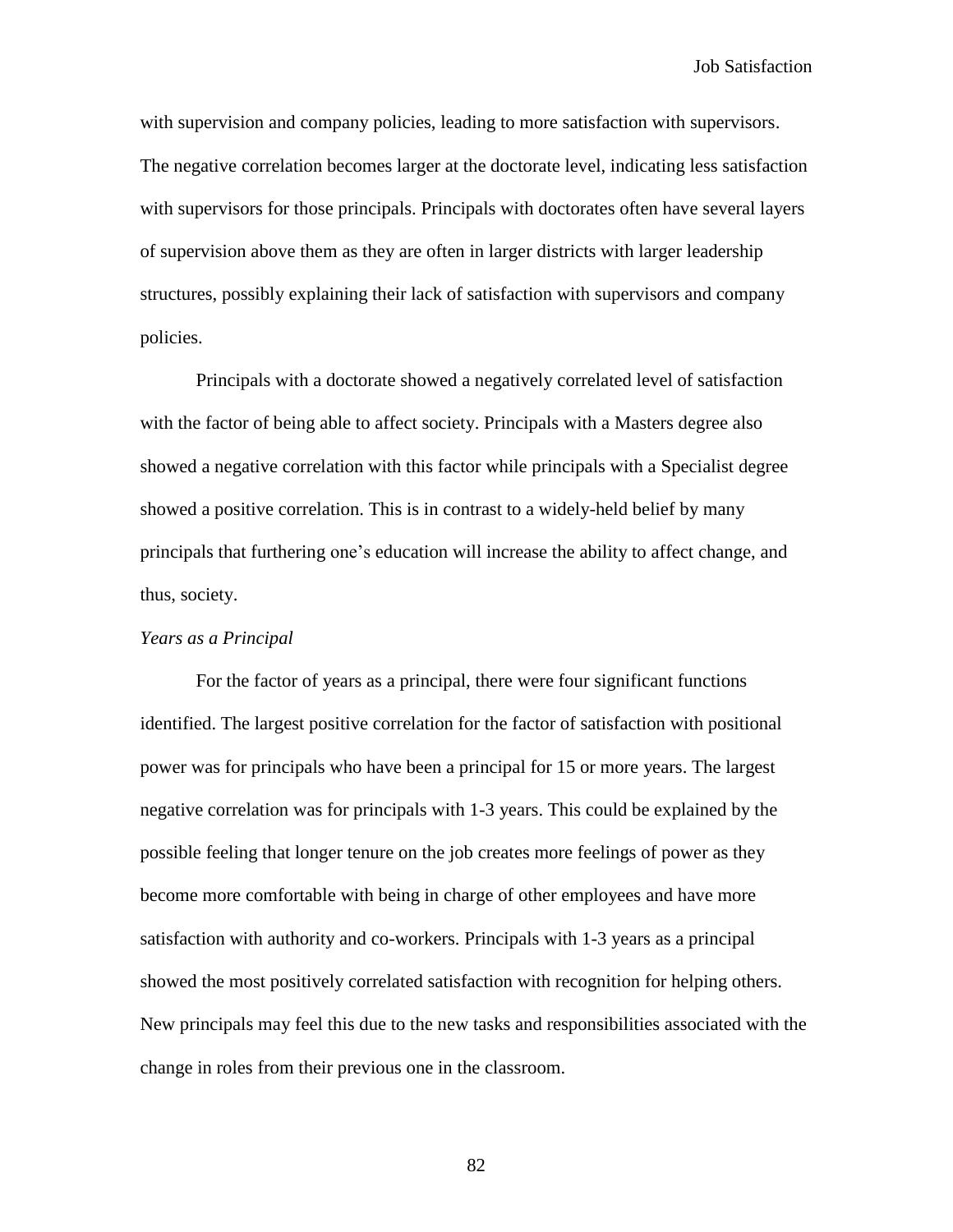with supervision and company policies, leading to more satisfaction with supervisors. The negative correlation becomes larger at the doctorate level, indicating less satisfaction with supervisors for those principals. Principals with doctorates often have several layers of supervision above them as they are often in larger districts with larger leadership structures, possibly explaining their lack of satisfaction with supervisors and company policies.

Principals with a doctorate showed a negatively correlated level of satisfaction with the factor of being able to affect society. Principals with a Masters degree also showed a negative correlation with this factor while principals with a Specialist degree showed a positive correlation. This is in contrast to a widely-held belief by many principals that furthering one's education will increase the ability to affect change, and thus, society.

*Years as a Principal*

For the factor of years as a principal, there were four significant functions identified. The largest positive correlation for the factor of satisfaction with positional power was for principals who have been a principal for 15 or more years. The largest negative correlation was for principals with 1-3 years. This could be explained by the possible feeling that longer tenure on the job creates more feelings of power as they become more comfortable with being in charge of other employees and have more satisfaction with authority and co-workers. Principals with 1-3 years as a principal showed the most positively correlated satisfaction with recognition for helping others. New principals may feel this due to the new tasks and responsibilities associated with the change in roles from their previous one in the classroom.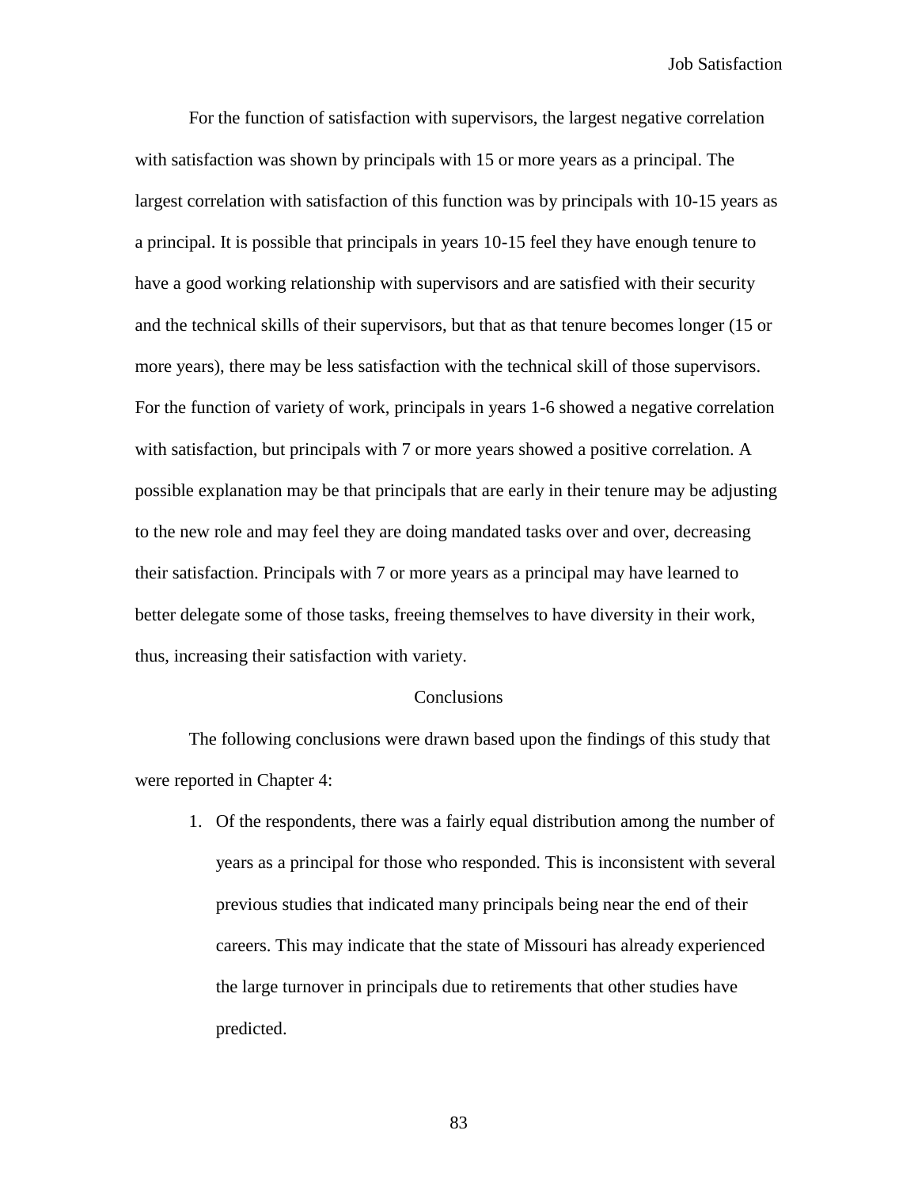For the function of satisfaction with supervisors, the largest negative correlation with satisfaction was shown by principals with 15 or more years as a principal. The largest correlation with satisfaction of this function was by principals with 10-15 years as a principal. It is possible that principals in years 10-15 feel they have enough tenure to have a good working relationship with supervisors and are satisfied with their security and the technical skills of their supervisors, but that as that tenure becomes longer (15 or more years), there may be less satisfaction with the technical skill of those supervisors. For the function of variety of work, principals in years 1-6 showed a negative correlation with satisfaction, but principals with 7 or more years showed a positive correlation. A possible explanation may be that principals that are early in their tenure may be adjusting to the new role and may feel they are doing mandated tasks over and over, decreasing their satisfaction. Principals with 7 or more years as a principal may have learned to better delegate some of those tasks, freeing themselves to have diversity in their work, thus, increasing their satisfaction with variety.

## Conclusions

The following conclusions were drawn based upon the findings of this study that were reported in Chapter 4:

1. Of the respondents, there was a fairly equal distribution among the number of years as a principal for those who responded. This is inconsistent with several previous studies that indicated many principals being near the end of their careers. This may indicate that the state of Missouri has already experienced the large turnover in principals due to retirements that other studies have predicted.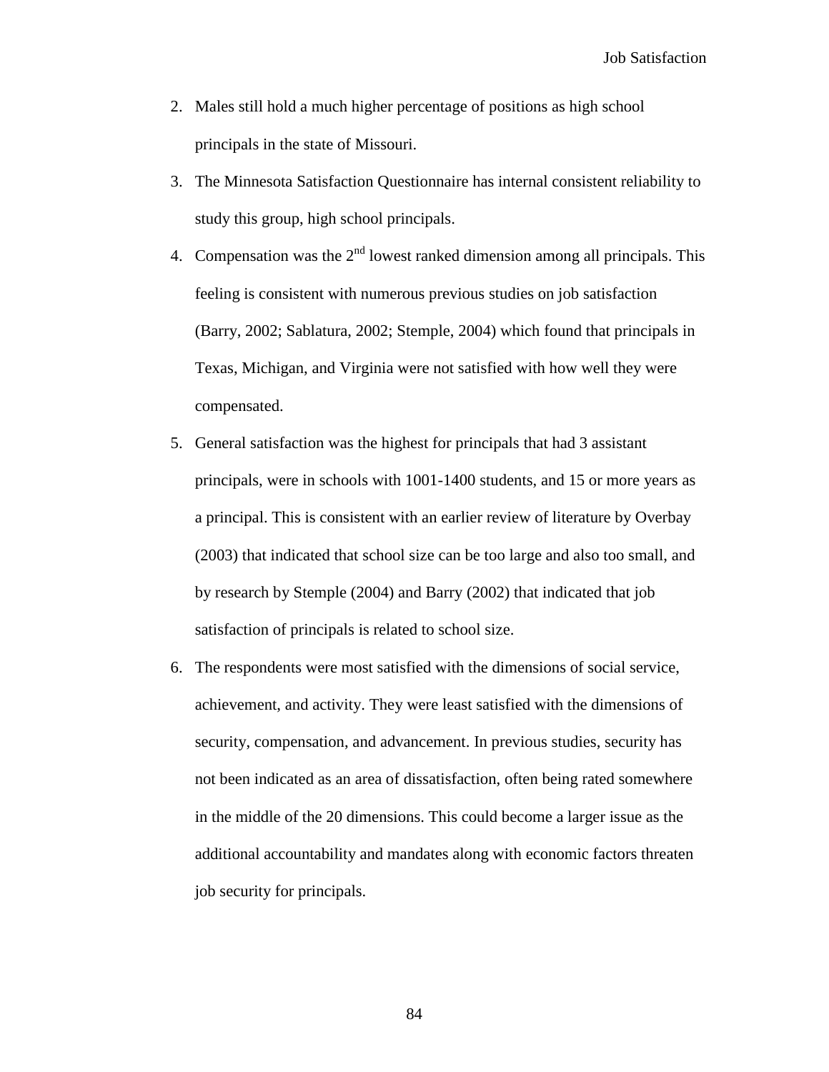2. Males still hold a much higher percentage of positions as high school principals in the state of Missouri.
3. The Minnesota Satisfaction Questionnaire has internal consistent reliability to study this group, high school principals.
4. Compensation was the 2nd lowest ranked dimension among all principals. This feeling is consistent with numerous previous studies on job satisfaction (Barry, 2002; Sablatura, 2002; Stemple, 2004) which found that principals in Texas, Michigan, and Virginia were not satisfied with how well they were compensated.
5. General satisfaction was the highest for principals that had 3 assistant principals, were in schools with 1001-1400 students, and 15 or more years as a principal. This is consistent with an earlier review of literature by Overbay (2003) that indicated that school size can be too large and also too small, and by research by Stemple (2004) and Barry (2002) that indicated that job satisfaction of principals is related to school size.
6. The respondents were most satisfied with the dimensions of social service, achievement, and activity. They were least satisfied with the dimensions of security, compensation, and advancement. In previous studies, security has not been indicated as an area of dissatisfaction, often being rated somewhere in the middle of the 20 dimensions. This could become a larger issue as the additional accountability and mandates along with economic factors threaten job security for principals.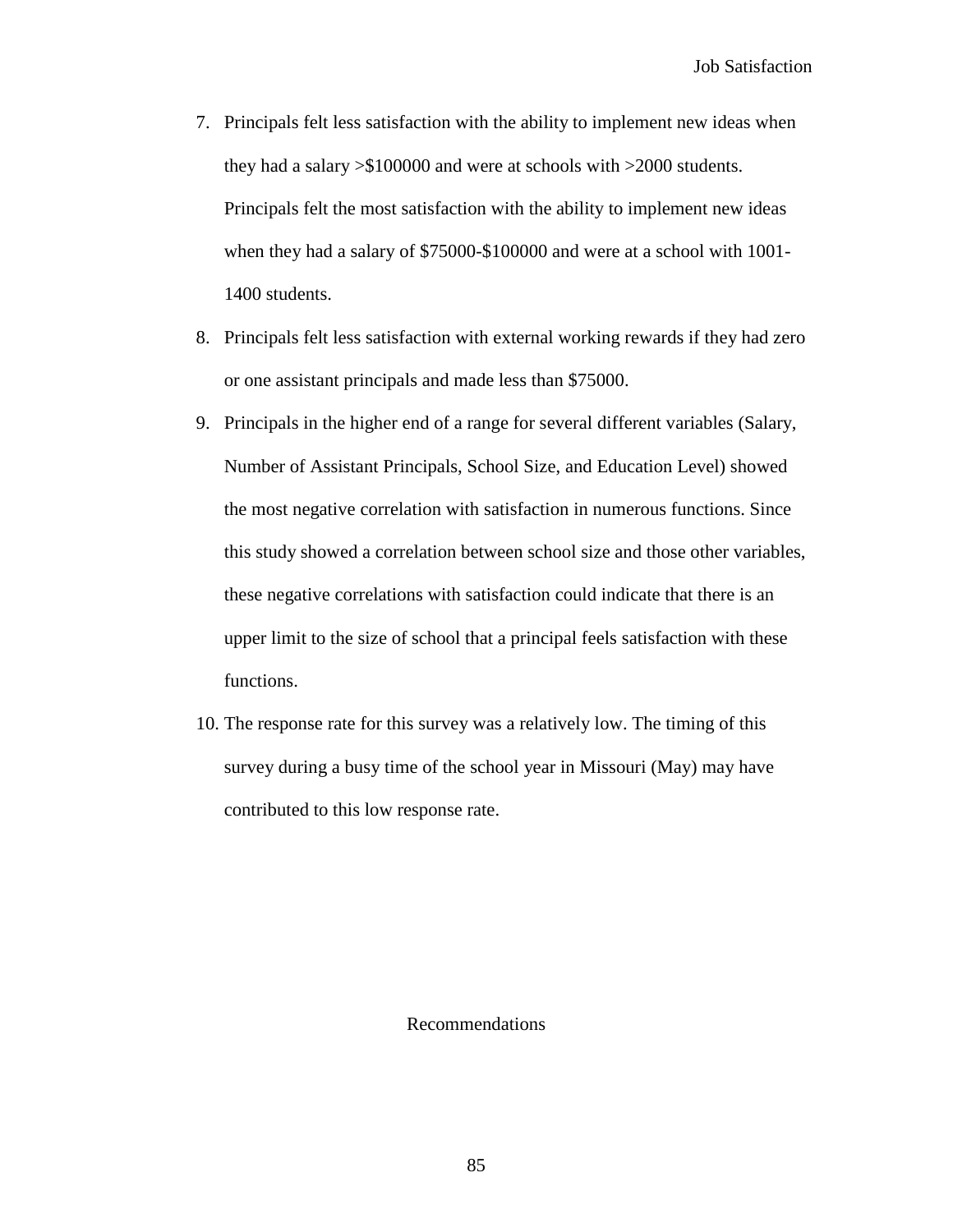7. Principals felt less satisfaction with the ability to implement new ideas when they had a salary >$100000 and were at schools with >2000 students. Principals felt the most satisfaction with the ability to implement new ideas when they had a salary of $75000-$100000 and were at a school with 1001-1400 students.
8. Principals felt less satisfaction with external working rewards if they had zero or one assistant principals and made less than $75000.
9. Principals in the higher end of a range for several different variables (Salary, Number of Assistant Principals, School Size, and Education Level) showed the most negative correlation with satisfaction in numerous functions. Since this study showed a correlation between school size and those other variables, these negative correlations with satisfaction could indicate that there is an upper limit to the size of school that a principal feels satisfaction with these functions.
10. The response rate for this survey was a relatively low. The timing of this survey during a busy time of the school year in Missouri (May) may have contributed to this low response rate.

## Recommendations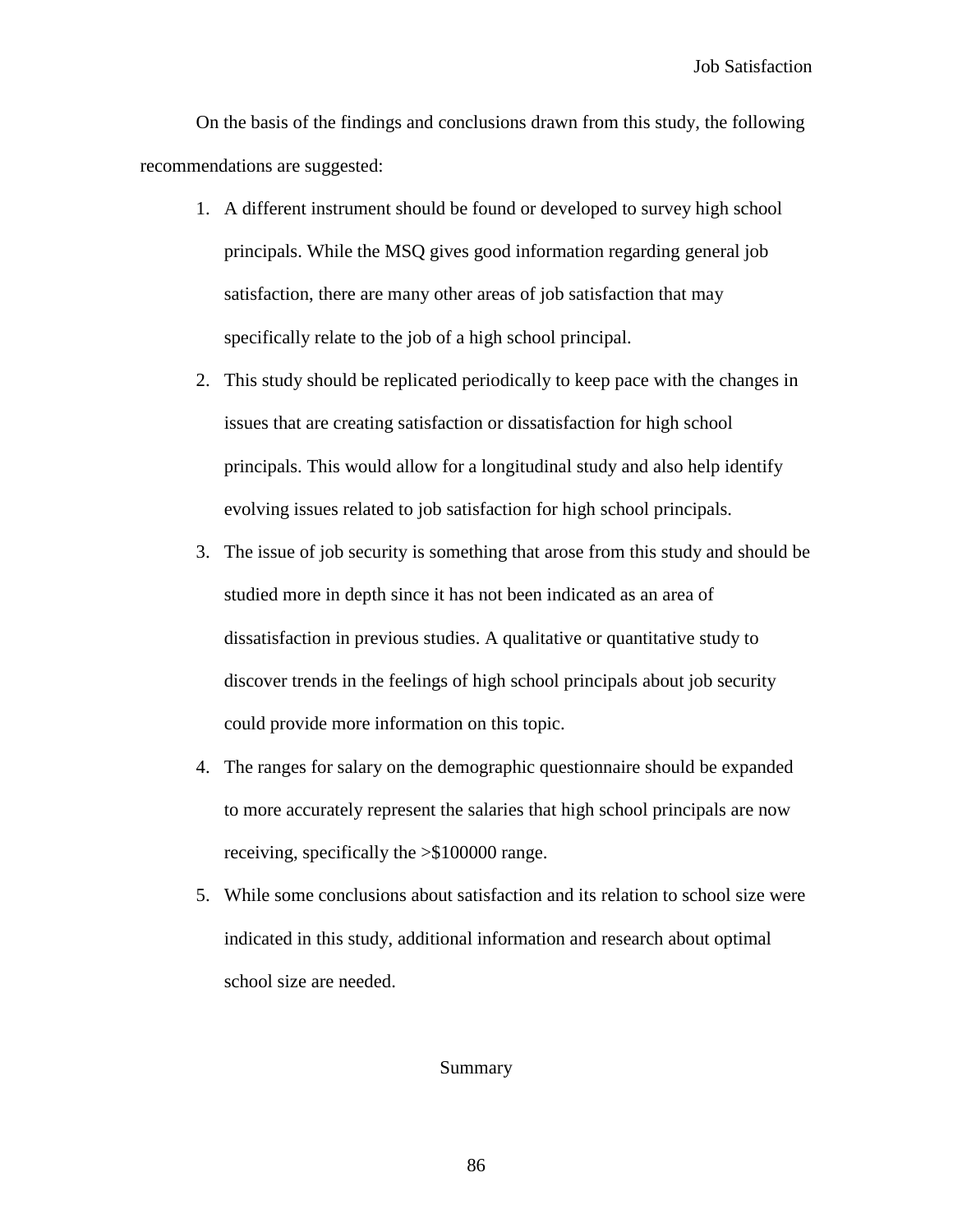On the basis of the findings and conclusions drawn from this study, the following recommendations are suggested:

1. A different instrument should be found or developed to survey high school principals. While the MSQ gives good information regarding general job satisfaction, there are many other areas of job satisfaction that may specifically relate to the job of a high school principal.
2. This study should be replicated periodically to keep pace with the changes in issues that are creating satisfaction or dissatisfaction for high school principals. This would allow for a longitudinal study and also help identify evolving issues related to job satisfaction for high school principals.
3. The issue of job security is something that arose from this study and should be studied more in depth since it has not been indicated as an area of dissatisfaction in previous studies. A qualitative or quantitative study to discover trends in the feelings of high school principals about job security could provide more information on this topic.
4. The ranges for salary on the demographic questionnaire should be expanded to more accurately represent the salaries that high school principals are now receiving, specifically the >$100000 range.
5. While some conclusions about satisfaction and its relation to school size were indicated in this study, additional information and research about optimal school size are needed.

## Summary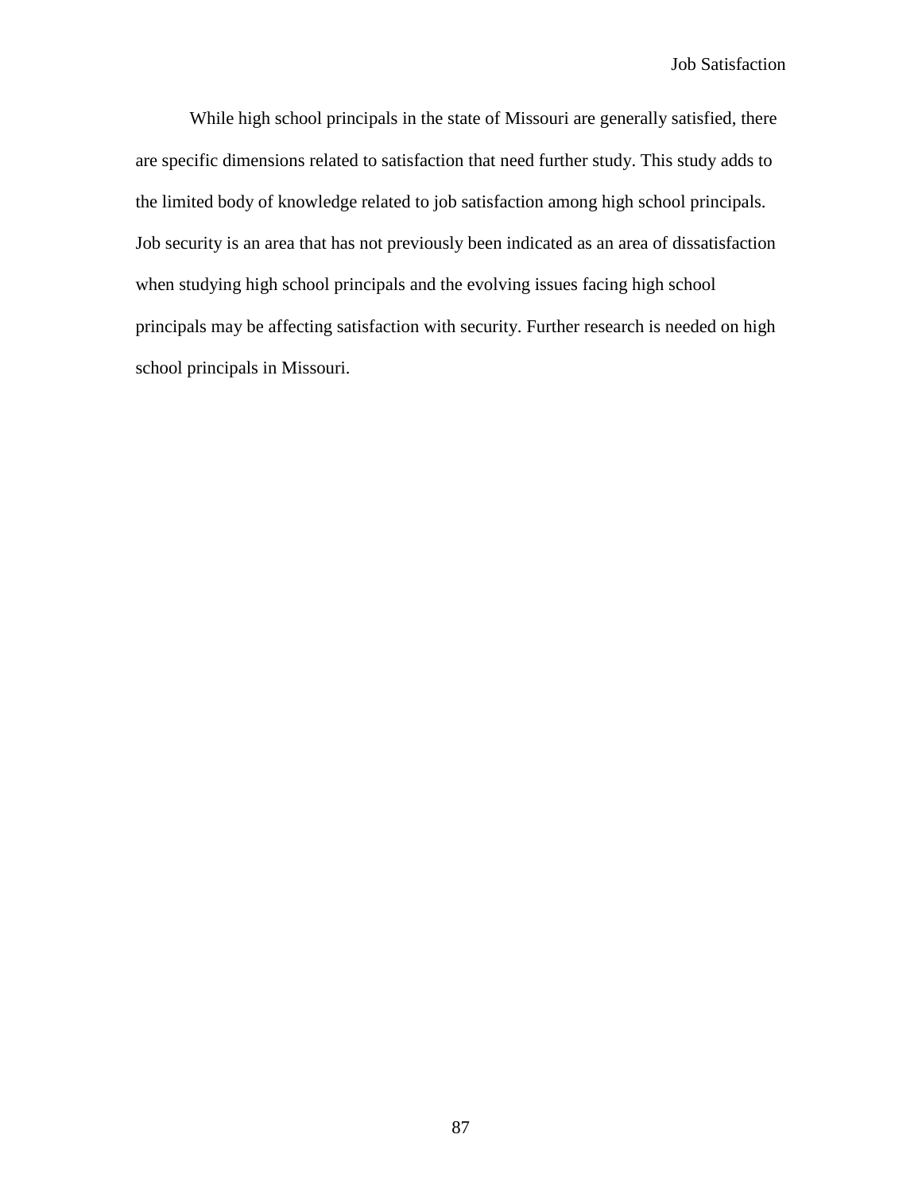While high school principals in the state of Missouri are generally satisfied, there are specific dimensions related to satisfaction that need further study. This study adds to the limited body of knowledge related to job satisfaction among high school principals. Job security is an area that has not previously been indicated as an area of dissatisfaction when studying high school principals and the evolving issues facing high school principals may be affecting satisfaction with security. Further research is needed on high school principals in Missouri.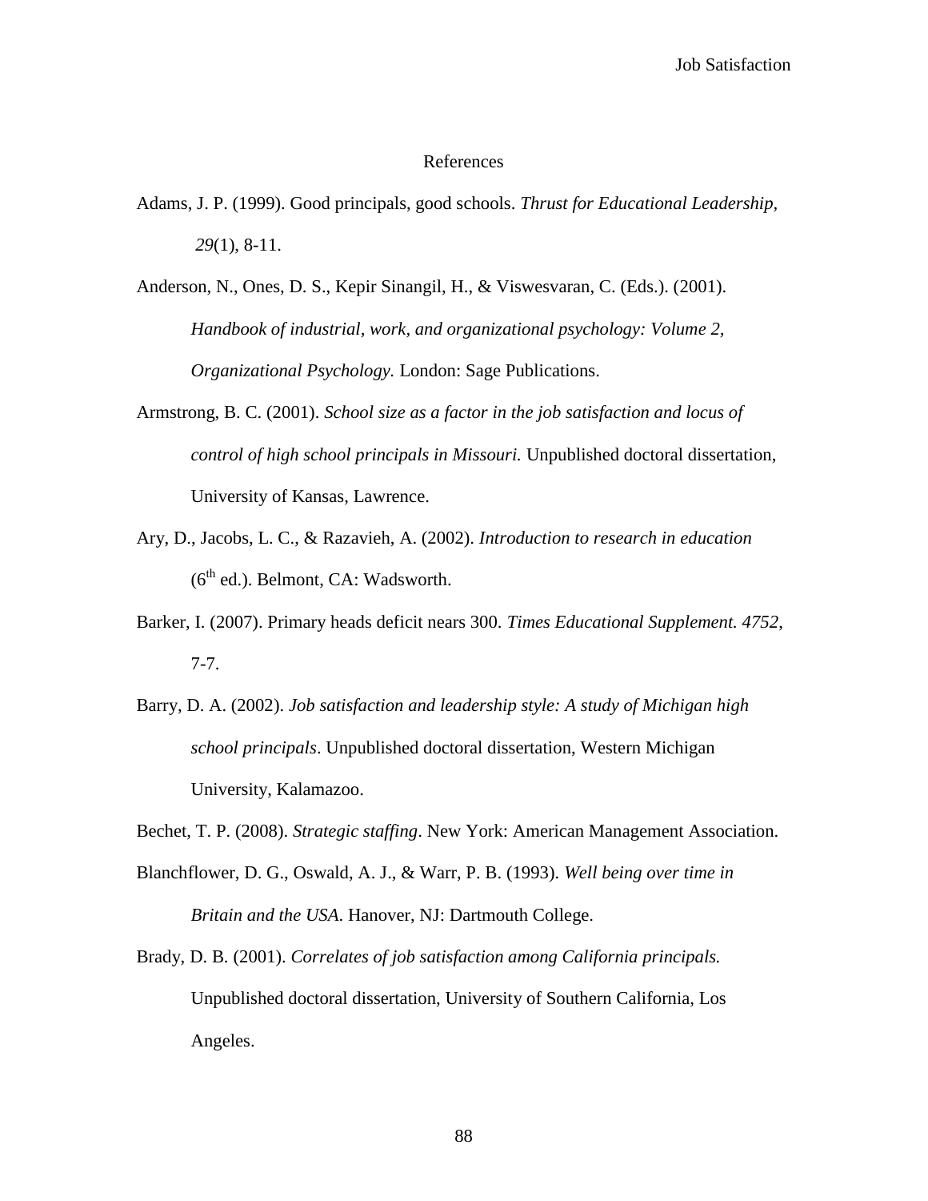# References

Adams, J. P. (1999). Good principals, good schools. *Thrust for Educational Leadership, 29*(1), 8-11.

Anderson, N., Ones, D. S., Kepir Sinangil, H., & Viswesvaran, C. (Eds.). (2001). *Handbook of industrial, work, and organizational psychology: Volume 2, Organizational Psychology.* London: Sage Publications.

Armstrong, B. C. (2001). *School size as a factor in the job satisfaction and locus of control of high school principals in Missouri.* Unpublished doctoral dissertation, University of Kansas, Lawrence.

Ary, D., Jacobs, L. C., & Razavieh, A. (2002). *Introduction to research in education* (6th ed.). Belmont, CA: Wadsworth.

Barker, I. (2007). Primary heads deficit nears 300. *Times Educational Supplement. 4752,* 7-7.

Barry, D. A. (2002). *Job satisfaction and leadership style: A study of Michigan high school principals*. Unpublished doctoral dissertation, Western Michigan University, Kalamazoo.

Bechet, T. P. (2008). *Strategic staffing*. New York: American Management Association.

Blanchflower, D. G., Oswald, A. J., & Warr, P. B. (1993). *Well being over time in Britain and the USA.* Hanover, NJ: Dartmouth College.

Brady, D. B. (2001). *Correlates of job satisfaction among California principals.* Unpublished doctoral dissertation, University of Southern California, Los Angeles.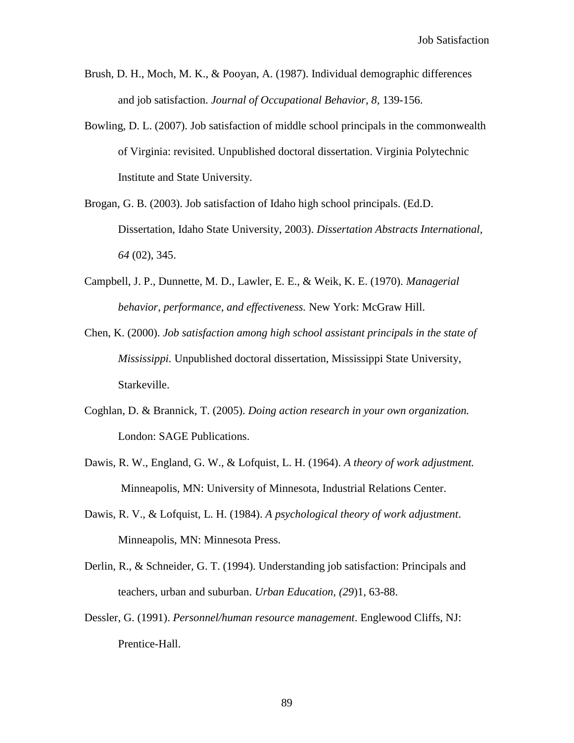Brush, D. H., Moch, M. K., & Pooyan, A. (1987). Individual demographic differences and job satisfaction. *Journal of Occupational Behavior, 8*, 139-156.

Bowling, D. L. (2007). Job satisfaction of middle school principals in the commonwealth of Virginia: revisited. Unpublished doctoral dissertation. Virginia Polytechnic Institute and State University.

Brogan, G. B. (2003). Job satisfaction of Idaho high school principals. (Ed.D. Dissertation, Idaho State University, 2003). *Dissertation Abstracts International, 64* (02), 345.

Campbell, J. P., Dunnette, M. D., Lawler, E. E., & Weik, K. E. (1970). *Managerial behavior, performance, and effectiveness.* New York: McGraw Hill.

Chen, K. (2000). *Job satisfaction among high school assistant principals in the state of Mississippi.* Unpublished doctoral dissertation, Mississippi State University, Starkeville.

Coghlan, D. & Brannick, T. (2005). *Doing action research in your own organization.* London: SAGE Publications.

Dawis, R. W., England, G. W., & Lofquist, L. H. (1964). *A theory of work adjustment.* Minneapolis, MN: University of Minnesota, Industrial Relations Center.

Dawis, R. V., & Lofquist, L. H. (1984). *A psychological theory of work adjustment*. Minneapolis, MN: Minnesota Press.

Derlin, R., & Schneider, G. T. (1994). Understanding job satisfaction: Principals and teachers, urban and suburban. *Urban Education, (29*)1, 63-88.

Dessler, G. (1991). *Personnel/human resource management*. Englewood Cliffs, NJ: Prentice-Hall.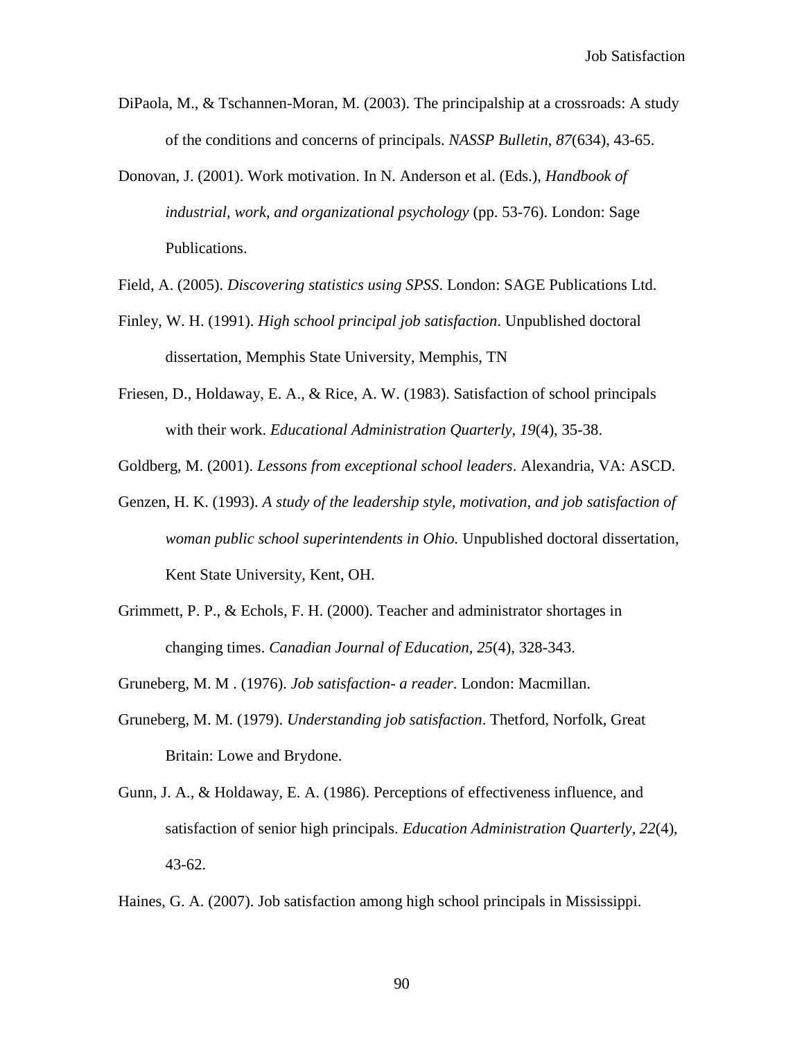DiPaola, M., & Tschannen-Moran, M. (2003). The principalship at a crossroads: A study of the conditions and concerns of principals. *NASSP Bulletin, 87*(634), 43-65.

Donovan, J. (2001). Work motivation. In N. Anderson et al. (Eds.), *Handbook of industrial, work, and organizational psychology* (pp. 53-76). London: Sage Publications.

Field, A. (2005). *Discovering statistics using SPSS*. London: SAGE Publications Ltd.

Finley, W. H. (1991). *High school principal job satisfaction*. Unpublished doctoral dissertation, Memphis State University, Memphis, TN

Friesen, D., Holdaway, E. A., & Rice, A. W. (1983). Satisfaction of school principals with their work. *Educational Administration Quarterly, 19*(4), 35-38.

Goldberg, M. (2001). *Lessons from exceptional school leaders*. Alexandria, VA: ASCD.

Genzen, H. K. (1993). *A study of the leadership style, motivation, and job satisfaction of woman public school superintendents in Ohio.* Unpublished doctoral dissertation, Kent State University, Kent, OH.

Grimmett, P. P., & Echols, F. H. (2000). Teacher and administrator shortages in changing times. *Canadian Journal of Education, 25*(4), 328-343.

Gruneberg, M. M . (1976). *Job satisfaction- a reader*. London: Macmillan.

Gruneberg, M. M. (1979). *Understanding job satisfaction*. Thetford, Norfolk, Great Britain: Lowe and Brydone.

Gunn, J. A., & Holdaway, E. A. (1986). Perceptions of effectiveness influence, and satisfaction of senior high principals. *Education Administration Quarterly, 22*(4), 43-62.

Haines, G. A. (2007). Job satisfaction among high school principals in Mississippi.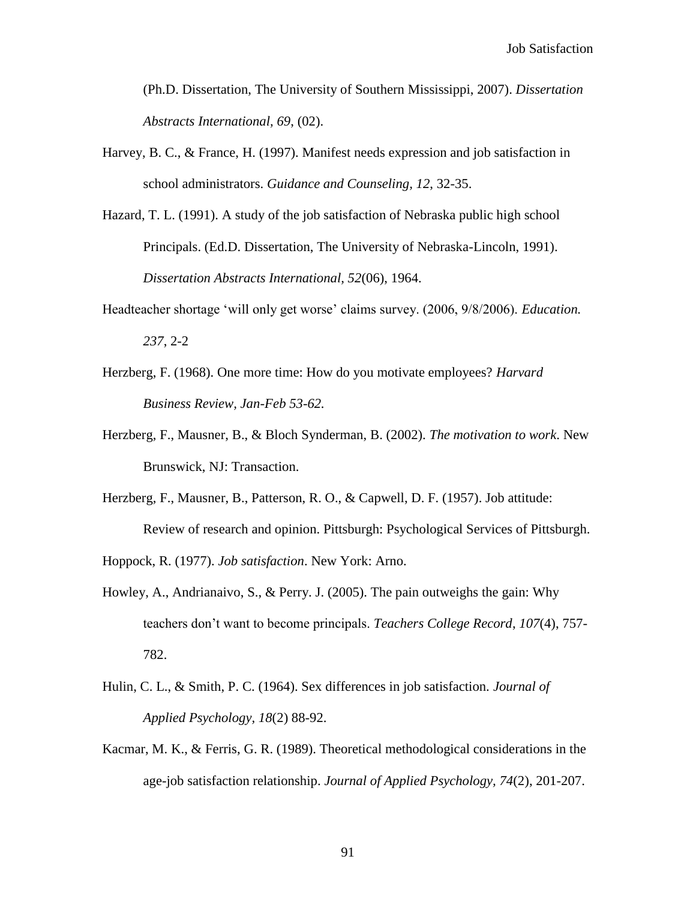(Ph.D. Dissertation, The University of Southern Mississippi, 2007). *Dissertation Abstracts International, 69,* (02).

Harvey, B. C., & France, H. (1997). Manifest needs expression and job satisfaction in school administrators. *Guidance and Counseling, 12*, 32-35.

Hazard, T. L. (1991). A study of the job satisfaction of Nebraska public high school Principals. (Ed.D. Dissertation, The University of Nebraska-Lincoln, 1991). *Dissertation Abstracts International, 52*(06), 1964.

Headteacher shortage 'will only get worse' claims survey. (2006, 9/8/2006). *Education. 237*, 2-2

Herzberg, F. (1968). One more time: How do you motivate employees? *Harvard Business Review, Jan-Feb 53-62.*

Herzberg, F., Mausner, B., & Bloch Synderman, B. (2002). *The motivation to work*. New Brunswick, NJ: Transaction.

Herzberg, F., Mausner, B., Patterson, R. O., & Capwell, D. F. (1957). Job attitude: Review of research and opinion. Pittsburgh: Psychological Services of Pittsburgh.

Hoppock, R. (1977). *Job satisfaction*. New York: Arno.

Howley, A., Andrianaivo, S., & Perry. J. (2005). The pain outweighs the gain: Why teachers don't want to become principals. *Teachers College Record, 107*(4), 757-782.

Hulin, C. L., & Smith, P. C. (1964). Sex differences in job satisfaction. *Journal of Applied Psychology, 18*(2) 88-92.

Kacmar, M. K., & Ferris, G. R. (1989). Theoretical methodological considerations in the age-job satisfaction relationship. *Journal of Applied Psychology, 74*(2), 201-207.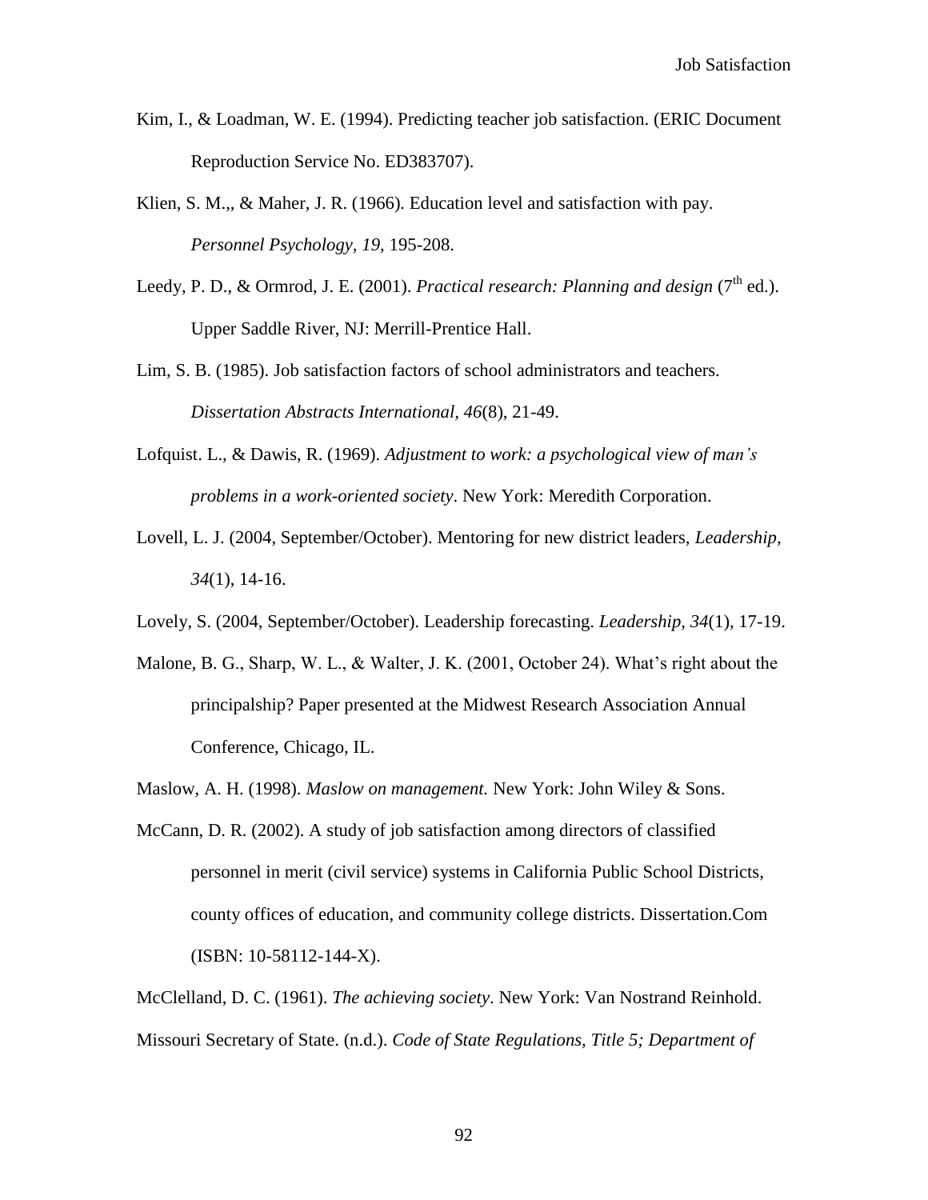Kim, I., & Loadman, W. E. (1994). Predicting teacher job satisfaction. (ERIC Document Reproduction Service No. ED383707).

Klien, S. M.,, & Maher, J. R. (1966). Education level and satisfaction with pay. *Personnel Psychology, 19,* 195-208.

Leedy, P. D., & Ormrod, J. E. (2001). *Practical research: Planning and design* (7th ed.). Upper Saddle River, NJ: Merrill-Prentice Hall.

Lim, S. B. (1985). Job satisfaction factors of school administrators and teachers. *Dissertation Abstracts International, 46*(8), 21-49.

Lofquist. L., & Dawis, R. (1969). *Adjustment to work: a psychological view of man's problems in a work-oriented society*. New York: Meredith Corporation.

Lovell, L. J. (2004, September/October). Mentoring for new district leaders, *Leadership, 34*(1), 14-16.

Lovely, S. (2004, September/October). Leadership forecasting. *Leadership, 34*(1), 17-19.

Malone, B. G., Sharp, W. L., & Walter, J. K. (2001, October 24). What's right about the principalship? Paper presented at the Midwest Research Association Annual Conference, Chicago, IL.

Maslow, A. H. (1998). *Maslow on management.* New York: John Wiley & Sons.

McCann, D. R. (2002). A study of job satisfaction among directors of classified personnel in merit (civil service) systems in California Public School Districts, county offices of education, and community college districts. Dissertation.Com (ISBN: 10-58112-144-X).

McClelland, D. C. (1961). *The achieving society*. New York: Van Nostrand Reinhold.

Missouri Secretary of State. (n.d.). *Code of State Regulations, Title 5; Department of*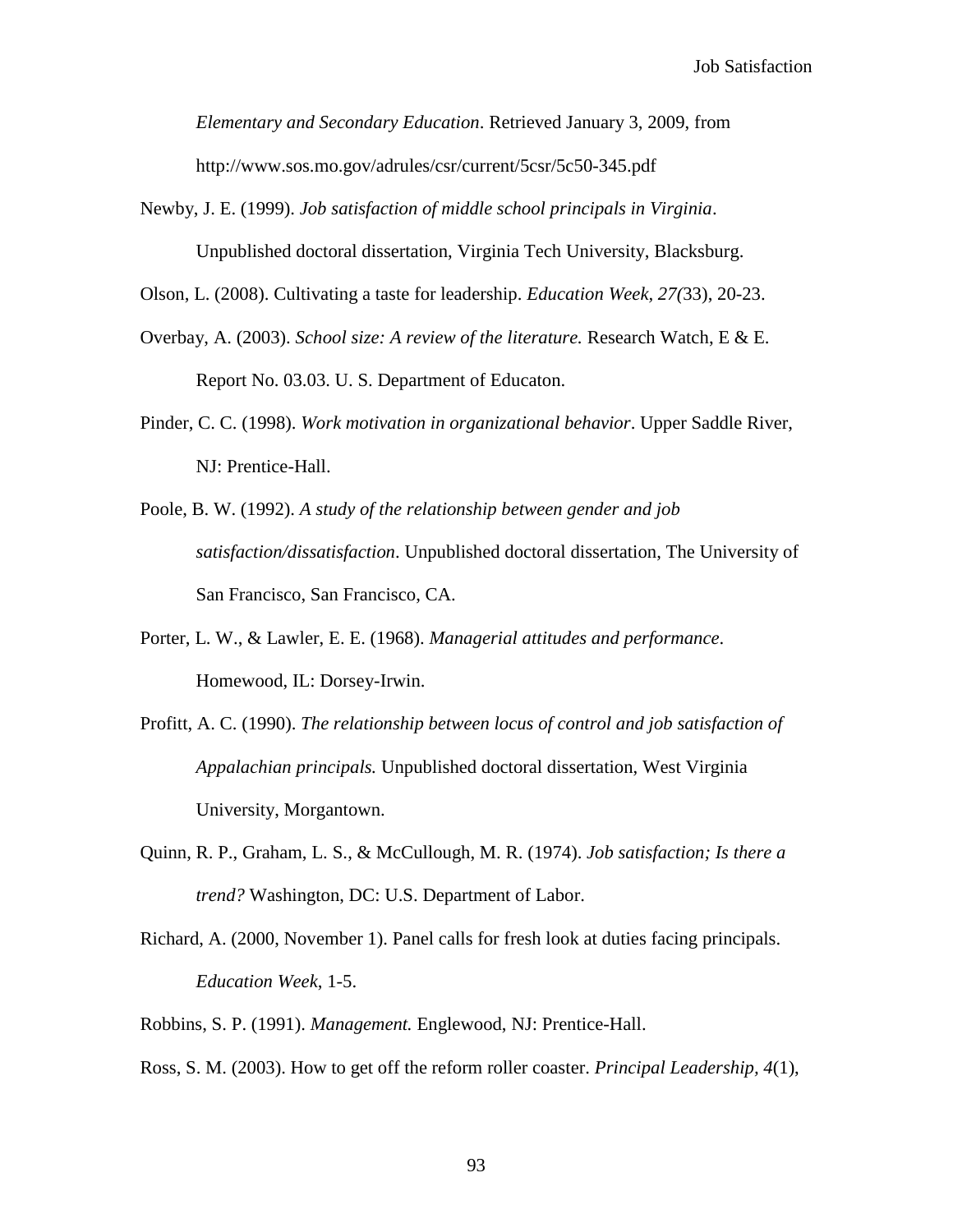*Elementary and Secondary Education*. Retrieved January 3, 2009, from http://www.sos.mo.gov/adrules/csr/current/5csr/5c50-345.pdf

Newby, J. E. (1999). *Job satisfaction of middle school principals in Virginia*. Unpublished doctoral dissertation, Virginia Tech University, Blacksburg.

Olson, L. (2008). Cultivating a taste for leadership. *Education Week, 27(*33), 20-23.

Overbay, A. (2003). *School size: A review of the literature.* Research Watch, E & E. Report No. 03.03. U. S. Department of Educaton.

Pinder, C. C. (1998). *Work motivation in organizational behavior*. Upper Saddle River, NJ: Prentice-Hall.

Poole, B. W. (1992). *A study of the relationship between gender and job satisfaction/dissatisfaction*. Unpublished doctoral dissertation, The University of San Francisco, San Francisco, CA.

Porter, L. W., & Lawler, E. E. (1968). *Managerial attitudes and performance*. Homewood, IL: Dorsey-Irwin.

Profitt, A. C. (1990). *The relationship between locus of control and job satisfaction of Appalachian principals.* Unpublished doctoral dissertation, West Virginia University, Morgantown.

Quinn, R. P., Graham, L. S., & McCullough, M. R. (1974). *Job satisfaction; Is there a trend?* Washington, DC: U.S. Department of Labor.

Richard, A. (2000, November 1). Panel calls for fresh look at duties facing principals. *Education Week*, 1-5.

Robbins, S. P. (1991). *Management.* Englewood, NJ: Prentice-Hall.

Ross, S. M. (2003). How to get off the reform roller coaster. *Principal Leadership, 4*(1),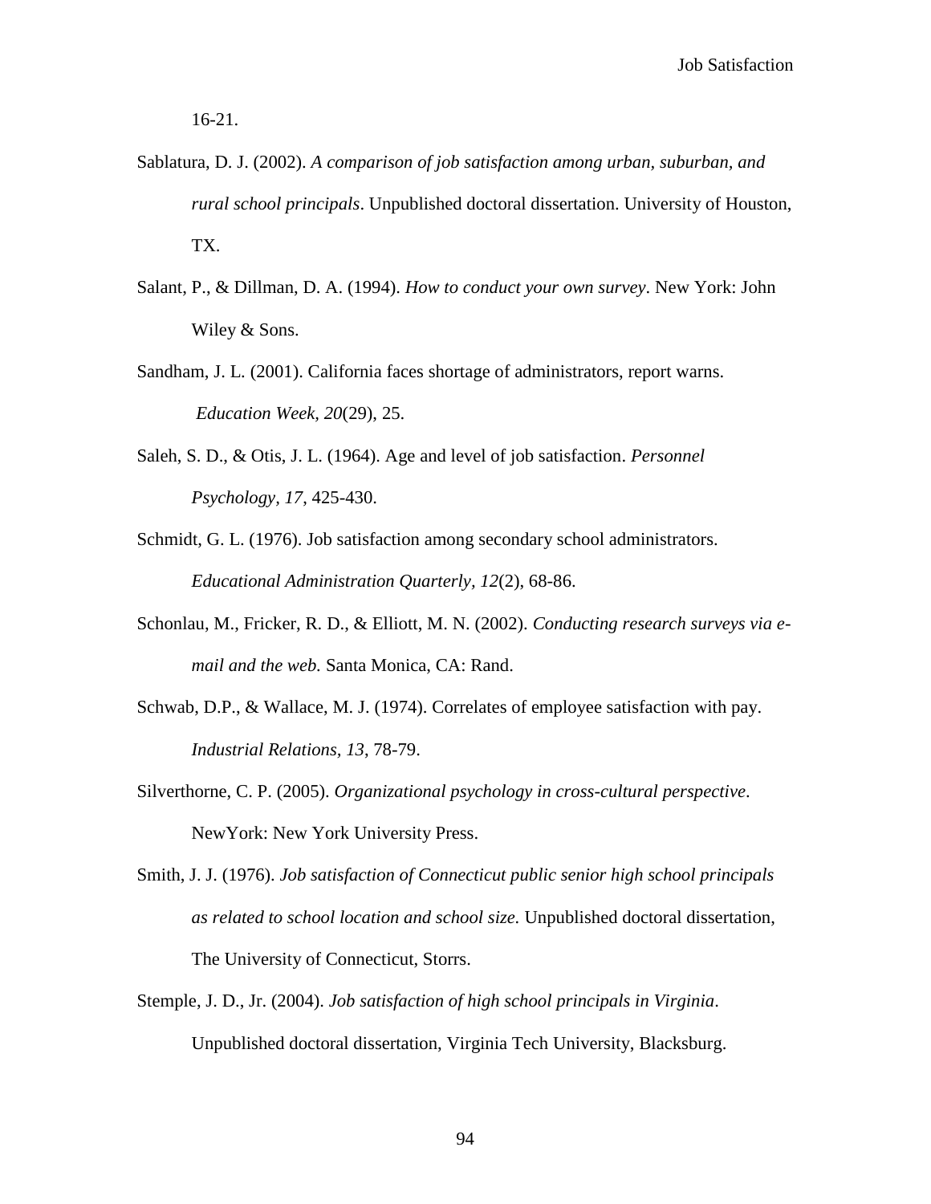16-21.

Sablatura, D. J. (2002). *A comparison of job satisfaction among urban, suburban, and rural school principals*. Unpublished doctoral dissertation. University of Houston, TX.

Salant, P., & Dillman, D. A. (1994). *How to conduct your own survey*. New York: John Wiley & Sons.

Sandham, J. L. (2001). California faces shortage of administrators, report warns. *Education Week, 20*(29), 25.

Saleh, S. D., & Otis, J. L. (1964). Age and level of job satisfaction. *Personnel Psychology, 17*, 425-430.

Schmidt, G. L. (1976). Job satisfaction among secondary school administrators. *Educational Administration Quarterly, 12*(2), 68-86.

Schonlau, M., Fricker, R. D., & Elliott, M. N. (2002). *Conducting research surveys via e-mail and the web.* Santa Monica, CA: Rand.

Schwab, D.P., & Wallace, M. J. (1974). Correlates of employee satisfaction with pay. *Industrial Relations, 13*, 78-79.

Silverthorne, C. P. (2005). *Organizational psychology in cross-cultural perspective*. NewYork: New York University Press.

Smith, J. J. (1976). *Job satisfaction of Connecticut public senior high school principals as related to school location and school size.* Unpublished doctoral dissertation, The University of Connecticut, Storrs.

Stemple, J. D., Jr. (2004). *Job satisfaction of high school principals in Virginia*. Unpublished doctoral dissertation, Virginia Tech University, Blacksburg.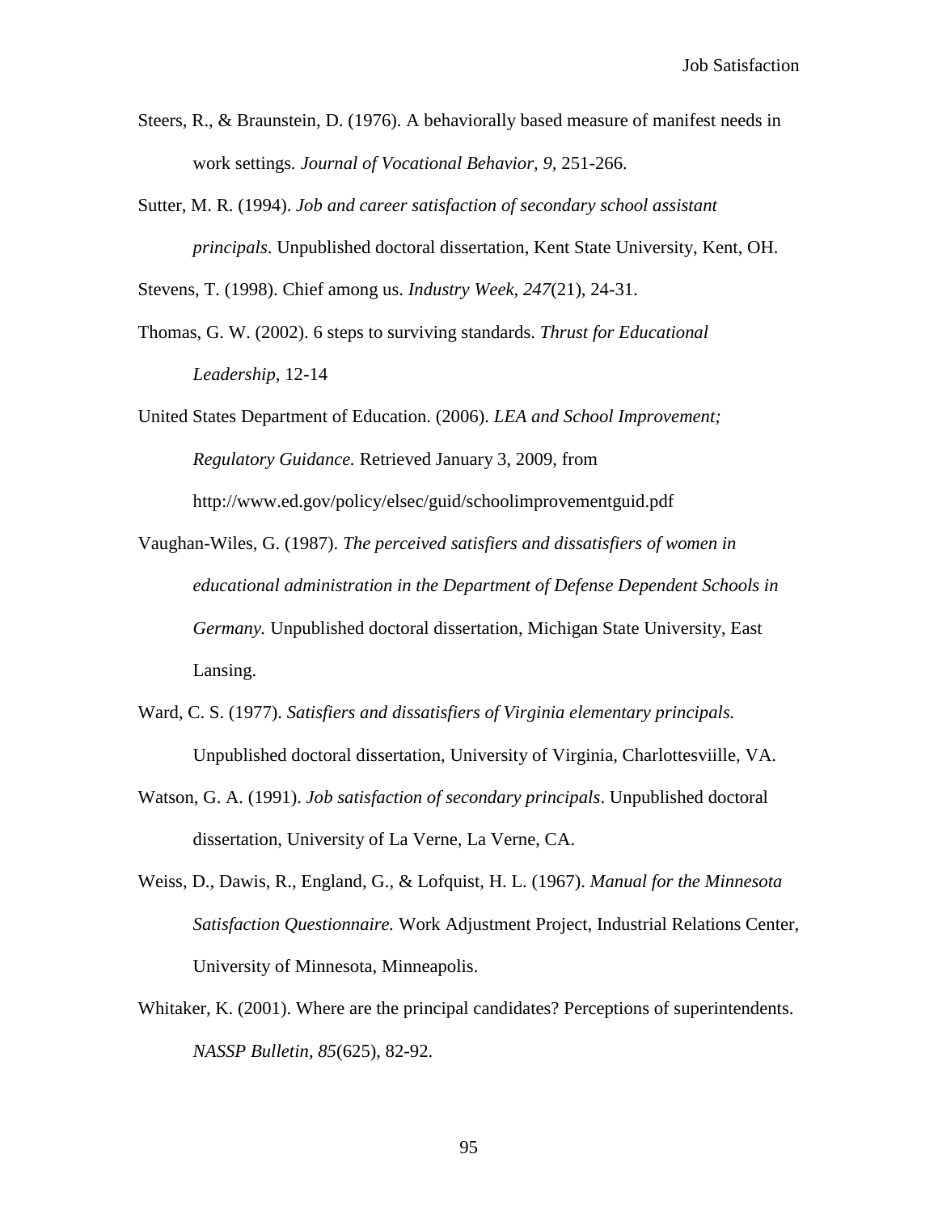Steers, R., & Braunstein, D. (1976). A behaviorally based measure of manifest needs in work settings. *Journal of Vocational Behavior, 9*, 251-266.

Sutter, M. R. (1994). *Job and career satisfaction of secondary school assistant principals*. Unpublished doctoral dissertation, Kent State University, Kent, OH.

Stevens, T. (1998). Chief among us. *Industry Week, 247*(21), 24-31.

Thomas, G. W. (2002). 6 steps to surviving standards. *Thrust for Educational Leadership*, 12-14

United States Department of Education. (2006). *LEA and School Improvement; Regulatory Guidance.* Retrieved January 3, 2009, from http://www.ed.gov/policy/elsec/guid/schoolimprovementguid.pdf

Vaughan-Wiles, G. (1987). *The perceived satisfiers and dissatisfiers of women in educational administration in the Department of Defense Dependent Schools in Germany.* Unpublished doctoral dissertation, Michigan State University, East Lansing.

Ward, C. S. (1977). *Satisfiers and dissatisfiers of Virginia elementary principals.* Unpublished doctoral dissertation, University of Virginia, Charlottesviille, VA.

Watson, G. A. (1991). *Job satisfaction of secondary principals*. Unpublished doctoral dissertation, University of La Verne, La Verne, CA.

Weiss, D., Dawis, R., England, G., & Lofquist, H. L. (1967). *Manual for the Minnesota Satisfaction Questionnaire.* Work Adjustment Project, Industrial Relations Center, University of Minnesota, Minneapolis.

Whitaker, K. (2001). Where are the principal candidates? Perceptions of superintendents. *NASSP Bulletin, 85*(625), 82-92.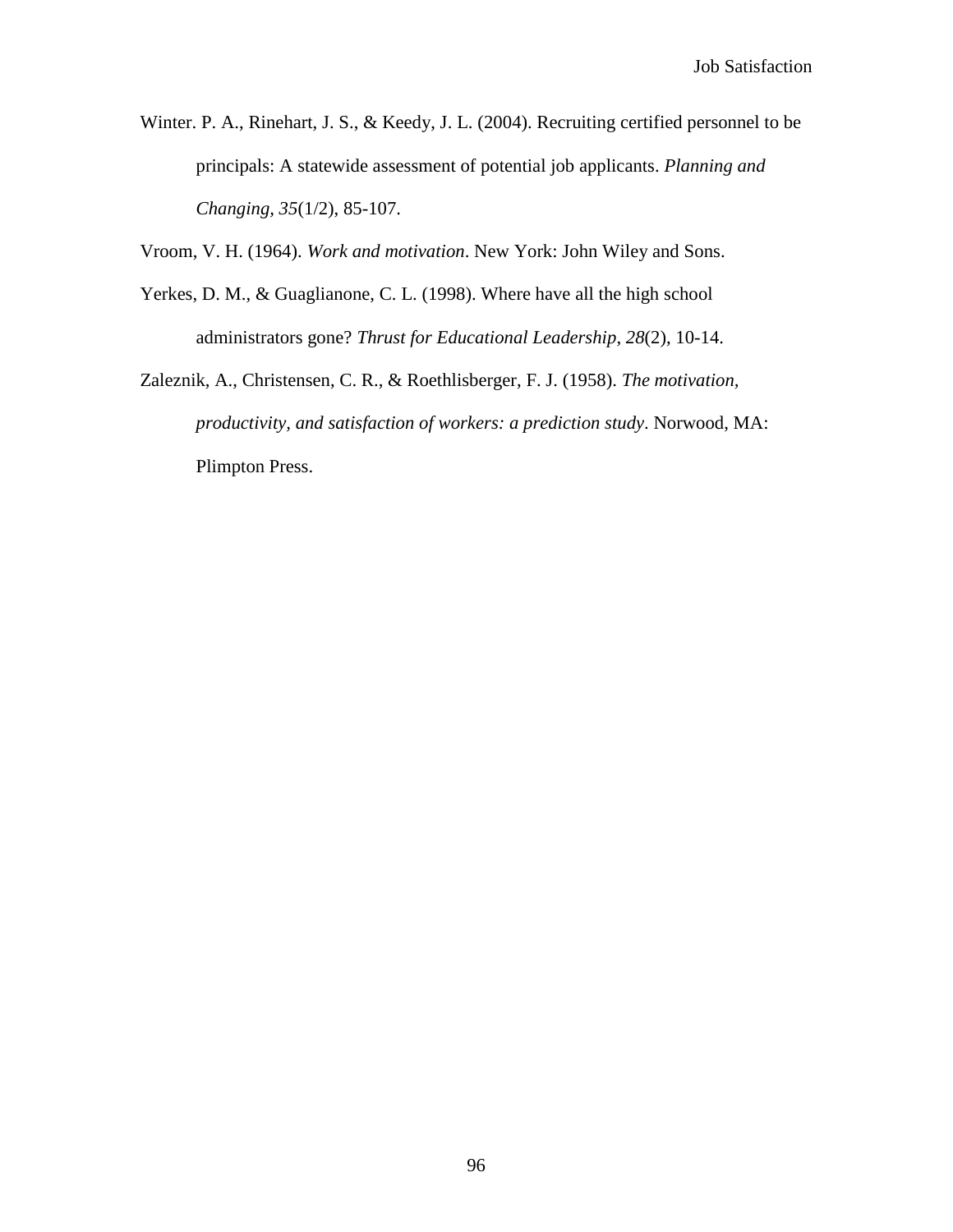Winter. P. A., Rinehart, J. S., & Keedy, J. L. (2004). Recruiting certified personnel to be principals: A statewide assessment of potential job applicants. *Planning and Changing, 35*(1/2), 85-107.

Vroom, V. H. (1964). *Work and motivation*. New York: John Wiley and Sons.

Yerkes, D. M., & Guaglianone, C. L. (1998). Where have all the high school administrators gone? *Thrust for Educational Leadership*, *28*(2), 10-14.

Zaleznik, A., Christensen, C. R., & Roethlisberger, F. J. (1958). *The motivation, productivity, and satisfaction of workers: a prediction study*. Norwood, MA: Plimpton Press.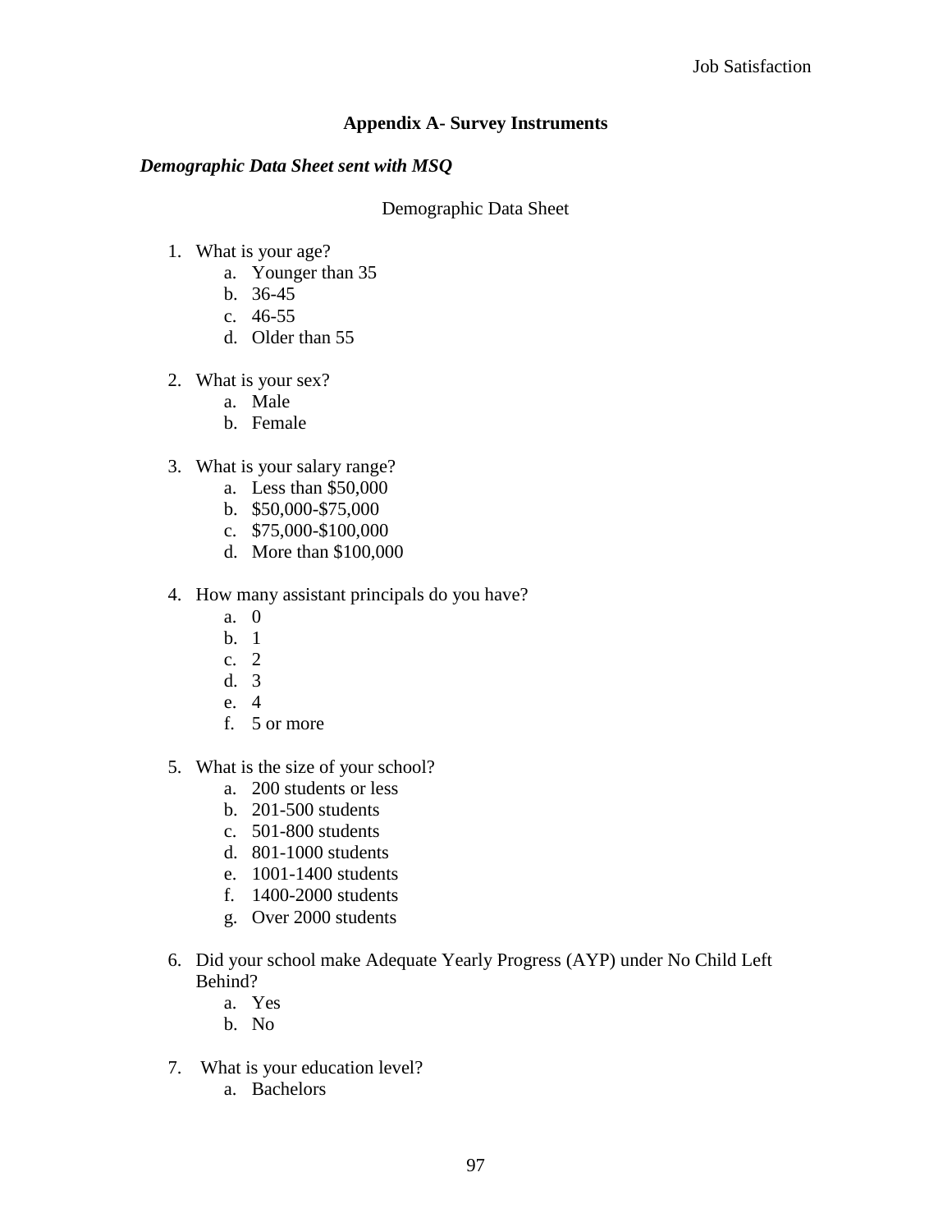## Appendix A- Survey Instruments

### *Demographic Data Sheet sent with MSQ*

Demographic Data Sheet

1. What is your age?
    a. Younger than 35
    b. 36-45
    c. 46-55
    d. Older than 55

2. What is your sex?
    a. Male
    b. Female

3. What is your salary range?
    a. Less than $50,000
    b. $50,000-$75,000
    c. $75,000-$100,000
    d. More than $100,000

4. How many assistant principals do you have?
    a. 0
    b. 1
    c. 2
    d. 3
    e. 4
    f. 5 or more

5. What is the size of your school?
    a. 200 students or less
    b. 201-500 students
    c. 501-800 students
    d. 801-1000 students
    e. 1001-1400 students
    f. 1400-2000 students
    g. Over 2000 students

6. Did your school make Adequate Yearly Progress (AYP) under No Child Left Behind?
    a. Yes
    b. No

7. What is your education level?
    a. Bachelors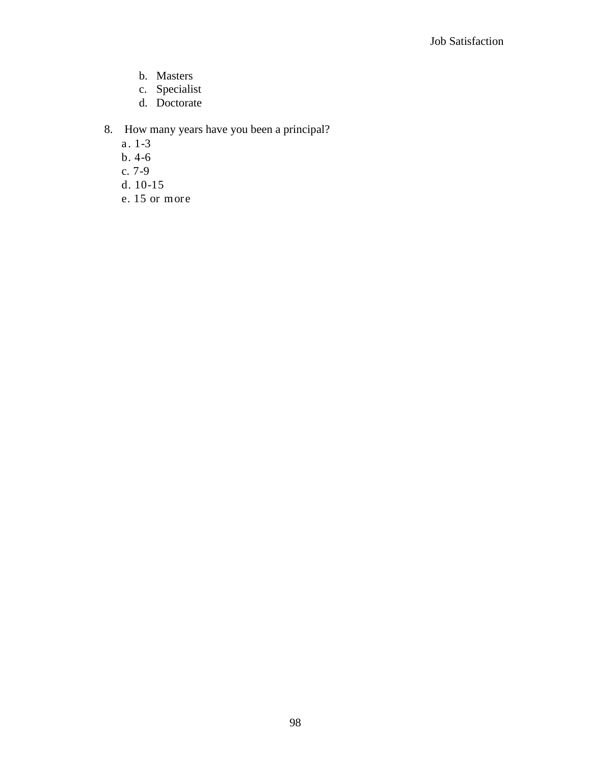b. Masters
c. Specialist
d. Doctorate

8. How many years have you been a principal?
   a. 1-3
   b. 4-6
   c. 7-9
   d. 10-15
   e. 15 or more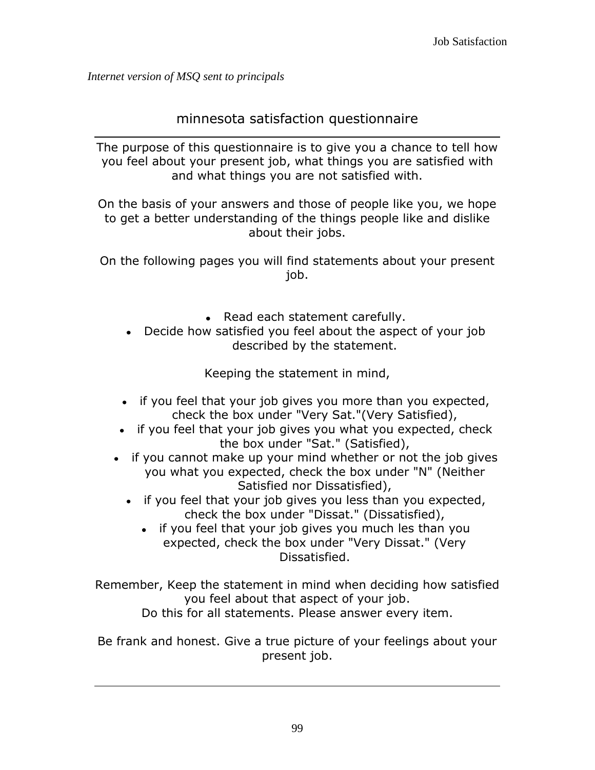*Internet version of MSQ sent to principals*

## minnesota satisfaction questionnaire

---

The purpose of this questionnaire is to give you a chance to tell how you feel about your present job, what things you are satisfied with and what things you are not satisfied with.

On the basis of your answers and those of people like you, we hope to get a better understanding of the things people like and dislike about their jobs.

On the following pages you will find statements about your present job.

- Read each statement carefully.
- Decide how satisfied you feel about the aspect of your job described by the statement.

Keeping the statement in mind,

- if you feel that your job gives you more than you expected, check the box under "Very Sat."(Very Satisfied),
- if you feel that your job gives you what you expected, check the box under "Sat." (Satisfied),
- if you cannot make up your mind whether or not the job gives you what you expected, check the box under "N" (Neither Satisfied nor Dissatisfied),
- if you feel that your job gives you less than you expected, check the box under "Dissat." (Dissatisfied),
- if you feel that your job gives you much les than you expected, check the box under "Very Dissat." (Very Dissatisfied.

Remember, Keep the statement in mind when deciding how satisfied you feel about that aspect of your job.
Do this for all statements. Please answer every item.

Be frank and honest. Give a true picture of your feelings about your present job.

---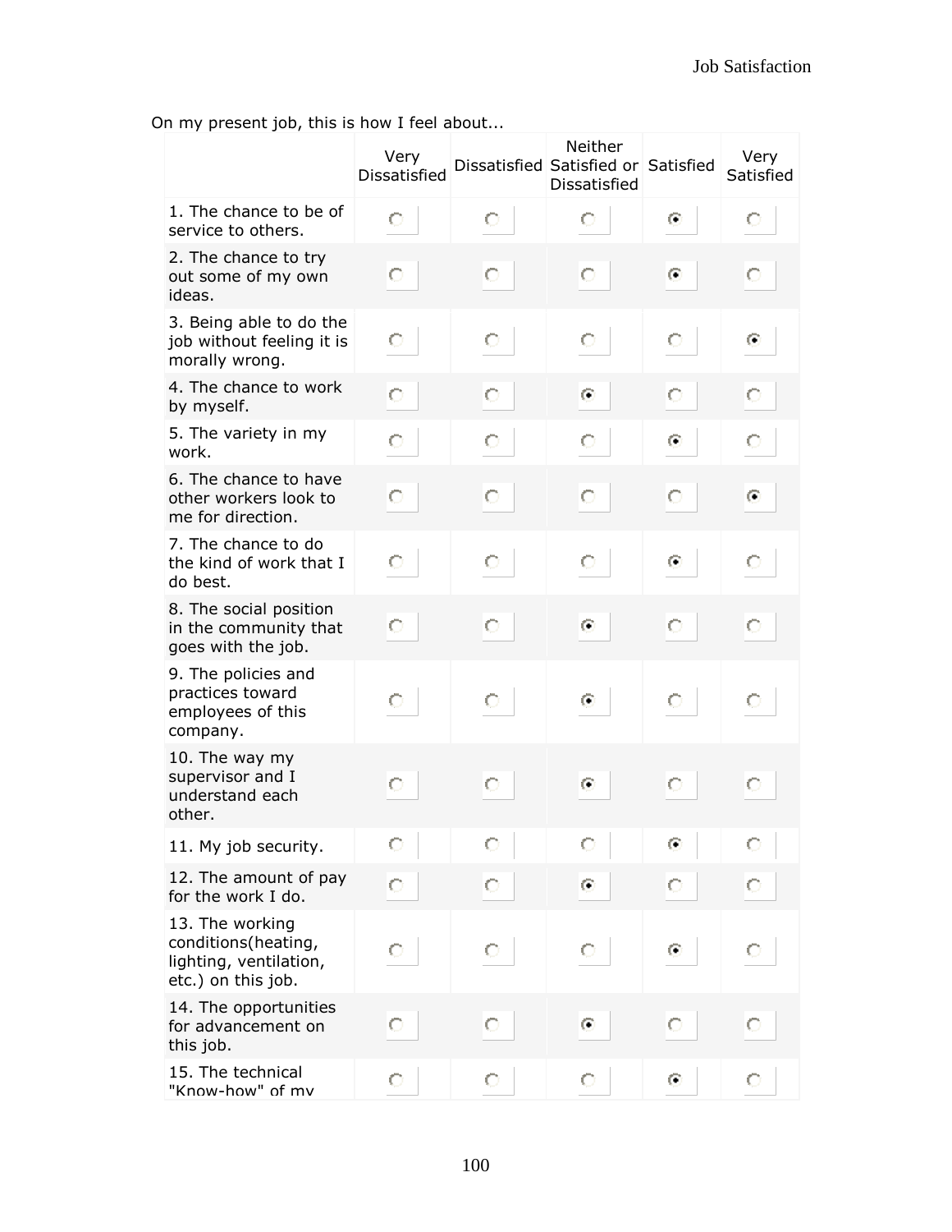On my present job, this is how I feel about...

| | Very Dissatisfied | Dissatisfied | Neither Satisfied or Dissatisfied | Satisfied | Very Satisfied |
|---|---|---|---|---|---|
| 1. The chance to be of service to others. | ○ | ○ | ○ | ◉ | ○ |
| 2. The chance to try out some of my own ideas. | ○ | ○ | ○ | ◉ | ○ |
| 3. Being able to do the job without feeling it is morally wrong. | ○ | ○ | ○ | ○ | ◉ |
| 4. The chance to work by myself. | ○ | ○ | ◉ | ○ | ○ |
| 5. The variety in my work. | ○ | ○ | ○ | ◉ | ○ |
| 6. The chance to have other workers look to me for direction. | ○ | ○ | ○ | ○ | ◉ |
| 7. The chance to do the kind of work that I do best. | ○ | ○ | ○ | ◉ | ○ |
| 8. The social position in the community that goes with the job. | ○ | ○ | ◉ | ○ | ○ |
| 9. The policies and practices toward employees of this company. | ○ | ○ | ◉ | ○ | ○ |
| 10. The way my supervisor and I understand each other. | ○ | ○ | ◉ | ○ | ○ |
| 11. My job security. | ○ | ○ | ○ | ◉ | ○ |
| 12. The amount of pay for the work I do. | ○ | ○ | ◉ | ○ | ○ |
| 13. The working conditions(heating, lighting, ventilation, etc.) on this job. | ○ | ○ | ○ | ◉ | ○ |
| 14. The opportunities for advancement on this job. | ○ | ○ | ◉ | ○ | ○ |
| 15. The technical "Know-how" of my | ○ | ○ | ○ | ◉ | ○ |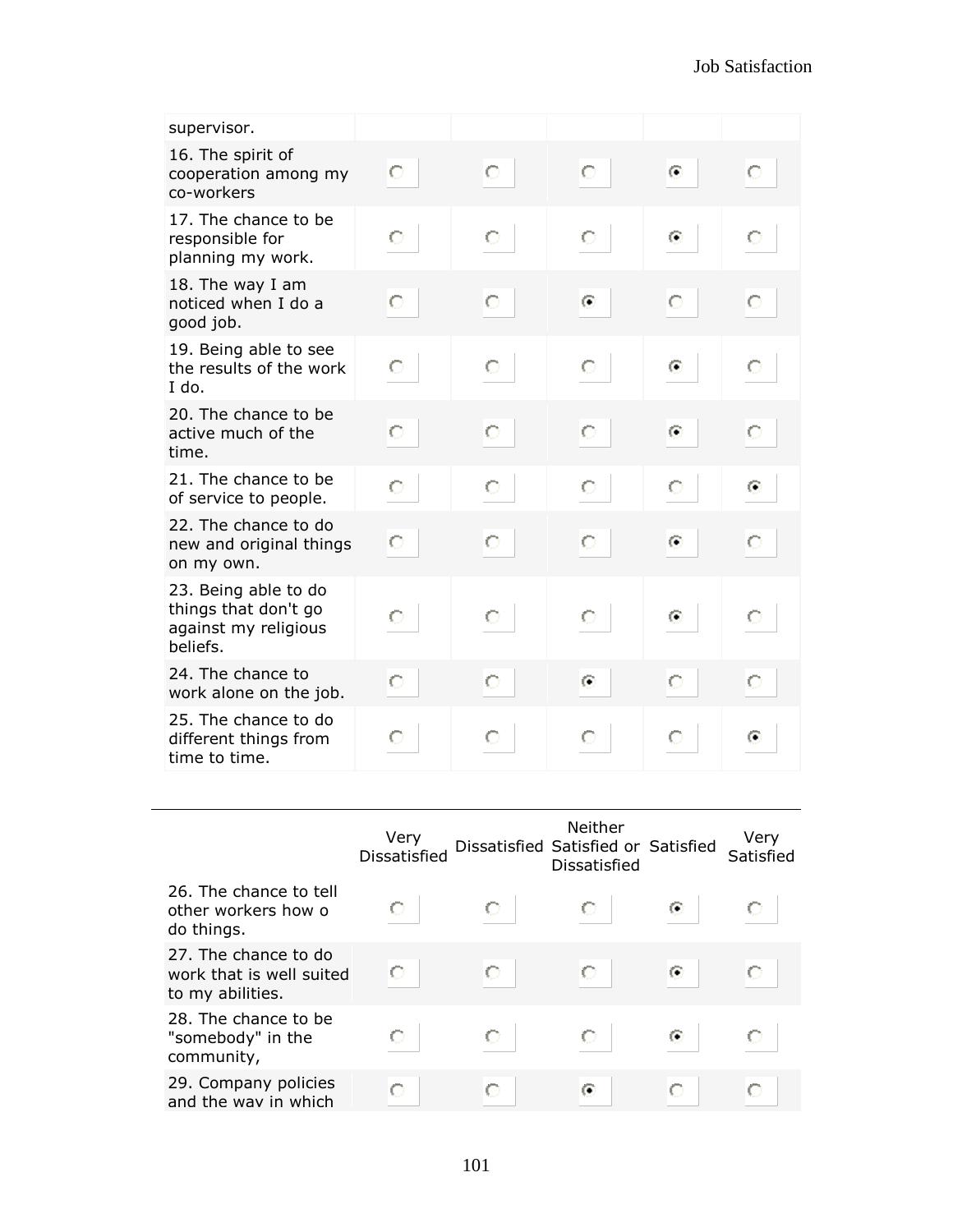| | | | | | |
|---|---|---|---|---|---|
| supervisor. | | | | | |
| 16. The spirit of cooperation among my co-workers | ○ | ○ | ○ | ◉ | ○ |
| 17. The chance to be responsible for planning my work. | ○ | ○ | ○ | ◉ | ○ |
| 18. The way I am noticed when I do a good job. | ○ | ○ | ◉ | ○ | ○ |
| 19. Being able to see the results of the work I do. | ○ | ○ | ○ | ◉ | ○ |
| 20. The chance to be active much of the time. | ○ | ○ | ○ | ◉ | ○ |
| 21. The chance to be of service to people. | ○ | ○ | ○ | ○ | ◉ |
| 22. The chance to do new and original things on my own. | ○ | ○ | ○ | ◉ | ○ |
| 23. Being able to do things that don't go against my religious beliefs. | ○ | ○ | ○ | ◉ | ○ |
| 24. The chance to work alone on the job. | ○ | ○ | ◉ | ○ | ○ |
| 25. The chance to do different things from time to time. | ○ | ○ | ○ | ○ | ◉ |

| | Very Dissatisfied | Dissatisfied | Neither Satisfied or Dissatisfied | Satisfied | Very Satisfied |
|---|---|---|---|---|---|
| 26. The chance to tell other workers how o do things. | ○ | ○ | ○ | ◉ | ○ |
| 27. The chance to do work that is well suited to my abilities. | ○ | ○ | ○ | ◉ | ○ |
| 28. The chance to be "somebody" in the community, | ○ | ○ | ○ | ◉ | ○ |
| 29. Company policies and the way in which | ○ | ○ | ◉ | ○ | ○ |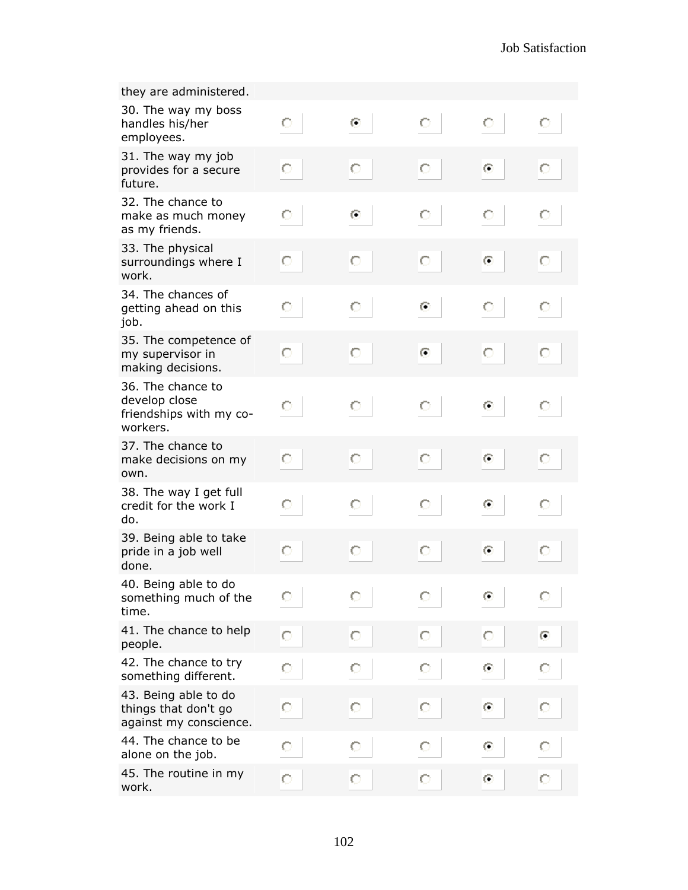| | | | | | |
|---|---|---|---|---|---|
| they are administered. | | | | | |
| 30. The way my boss handles his/her employees. | ○ | ◉ | ○ | ○ | ○ |
| 31. The way my job provides for a secure future. | ○ | ○ | ○ | ◉ | ○ |
| 32. The chance to make as much money as my friends. | ○ | ◉ | ○ | ○ | ○ |
| 33. The physical surroundings where I work. | ○ | ○ | ○ | ◉ | ○ |
| 34. The chances of getting ahead on this job. | ○ | ○ | ◉ | ○ | ○ |
| 35. The competence of my supervisor in making decisions. | ○ | ○ | ◉ | ○ | ○ |
| 36. The chance to develop close friendships with my co-workers. | ○ | ○ | ○ | ◉ | ○ |
| 37. The chance to make decisions on my own. | ○ | ○ | ○ | ◉ | ○ |
| 38. The way I get full credit for the work I do. | ○ | ○ | ○ | ◉ | ○ |
| 39. Being able to take pride in a job well done. | ○ | ○ | ○ | ◉ | ○ |
| 40. Being able to do something much of the time. | ○ | ○ | ○ | ◉ | ○ |
| 41. The chance to help people. | ○ | ○ | ○ | ○ | ◉ |
| 42. The chance to try something different. | ○ | ○ | ○ | ◉ | ○ |
| 43. Being able to do things that don't go against my conscience. | ○ | ○ | ○ | ◉ | ○ |
| 44. The chance to be alone on the job. | ○ | ○ | ○ | ◉ | ○ |
| 45. The routine in my work. | ○ | ○ | ○ | ◉ | ○ |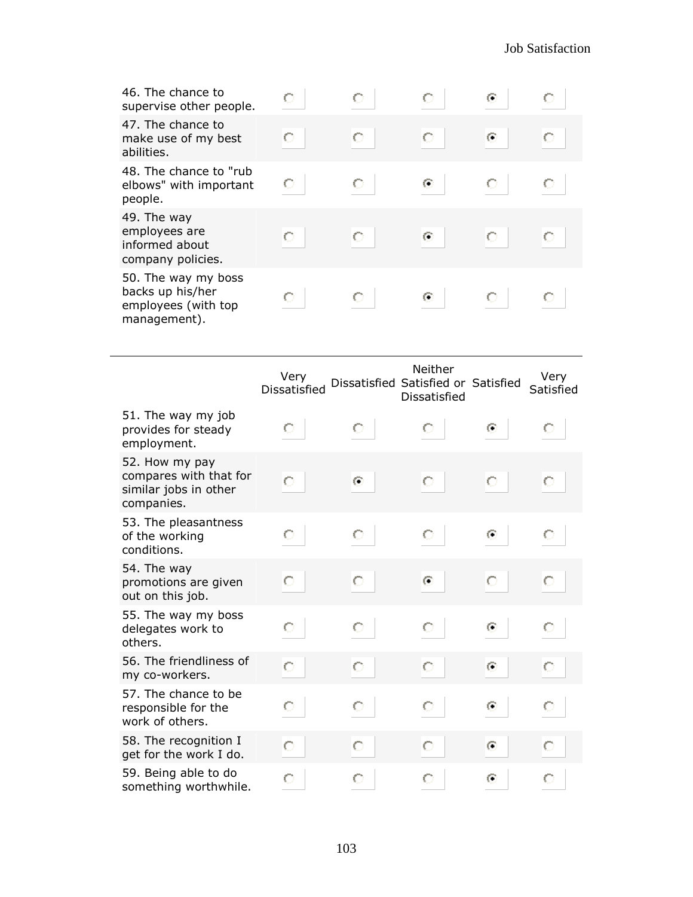| | Very Dissatisfied | Dissatisfied | Neither Satisfied or Dissatisfied | Satisfied | Very Satisfied |
|---|---|---|---|---|---|
| 46. The chance to supervise other people. | ○ | ○ | ○ | ◉ | ○ |
| 47. The chance to make use of my best abilities. | ○ | ○ | ○ | ◉ | ○ |
| 48. The chance to "rub elbows" with important people. | ○ | ○ | ◉ | ○ | ○ |
| 49. The way employees are informed about company policies. | ○ | ○ | ◉ | ○ | ○ |
| 50. The way my boss backs up his/her employees (with top management). | ○ | ○ | ◉ | ○ | ○ |

---

| | Very Dissatisfied | Dissatisfied | Neither Satisfied or Dissatisfied | Satisfied | Very Satisfied |
|---|---|---|---|---|---|
| 51. The way my job provides for steady employment. | ○ | ○ | ○ | ◉ | ○ |
| 52. How my pay compares with that for similar jobs in other companies. | ○ | ◉ | ○ | ○ | ○ |
| 53. The pleasantness of the working conditions. | ○ | ○ | ○ | ◉ | ○ |
| 54. The way promotions are given out on this job. | ○ | ○ | ◉ | ○ | ○ |
| 55. The way my boss delegates work to others. | ○ | ○ | ○ | ◉ | ○ |
| 56. The friendliness of my co-workers. | ○ | ○ | ○ | ◉ | ○ |
| 57. The chance to be responsible for the work of others. | ○ | ○ | ○ | ◉ | ○ |
| 58. The recognition I get for the work I do. | ○ | ○ | ○ | ◉ | ○ |
| 59. Being able to do something worthwhile. | ○ | ○ | ○ | ◉ | ○ |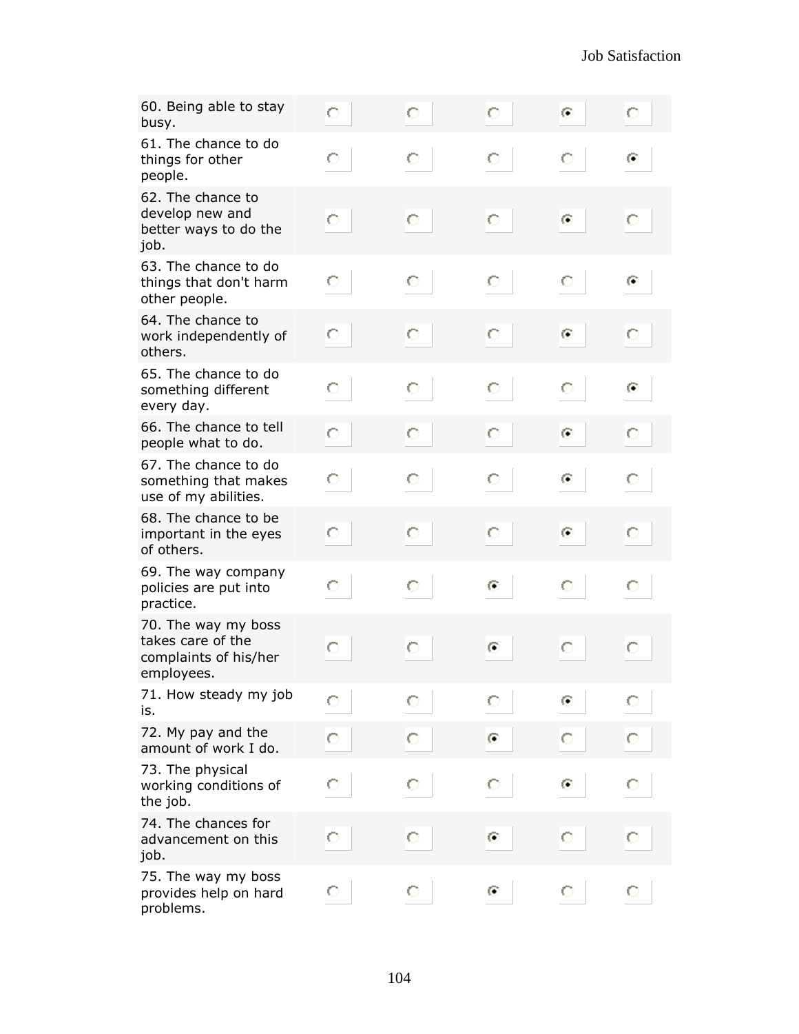| Item | 1 | 2 | 3 | 4 | 5 |
|---|---|---|---|---|---|
| 60. Being able to stay busy. | ○ | ○ | ○ | ◉ | ○ |
| 61. The chance to do things for other people. | ○ | ○ | ○ | ○ | ◉ |
| 62. The chance to develop new and better ways to do the job. | ○ | ○ | ○ | ◉ | ○ |
| 63. The chance to do things that don't harm other people. | ○ | ○ | ○ | ○ | ◉ |
| 64. The chance to work independently of others. | ○ | ○ | ○ | ◉ | ○ |
| 65. The chance to do something different every day. | ○ | ○ | ○ | ○ | ◉ |
| 66. The chance to tell people what to do. | ○ | ○ | ○ | ◉ | ○ |
| 67. The chance to do something that makes use of my abilities. | ○ | ○ | ○ | ◉ | ○ |
| 68. The chance to be important in the eyes of others. | ○ | ○ | ○ | ◉ | ○ |
| 69. The way company policies are put into practice. | ○ | ○ | ◉ | ○ | ○ |
| 70. The way my boss takes care of the complaints of his/her employees. | ○ | ○ | ◉ | ○ | ○ |
| 71. How steady my job is. | ○ | ○ | ○ | ◉ | ○ |
| 72. My pay and the amount of work I do. | ○ | ○ | ◉ | ○ | ○ |
| 73. The physical working conditions of the job. | ○ | ○ | ○ | ◉ | ○ |
| 74. The chances for advancement on this job. | ○ | ○ | ◉ | ○ | ○ |
| 75. The way my boss provides help on hard problems. | ○ | ○ | ◉ | ○ | ○ |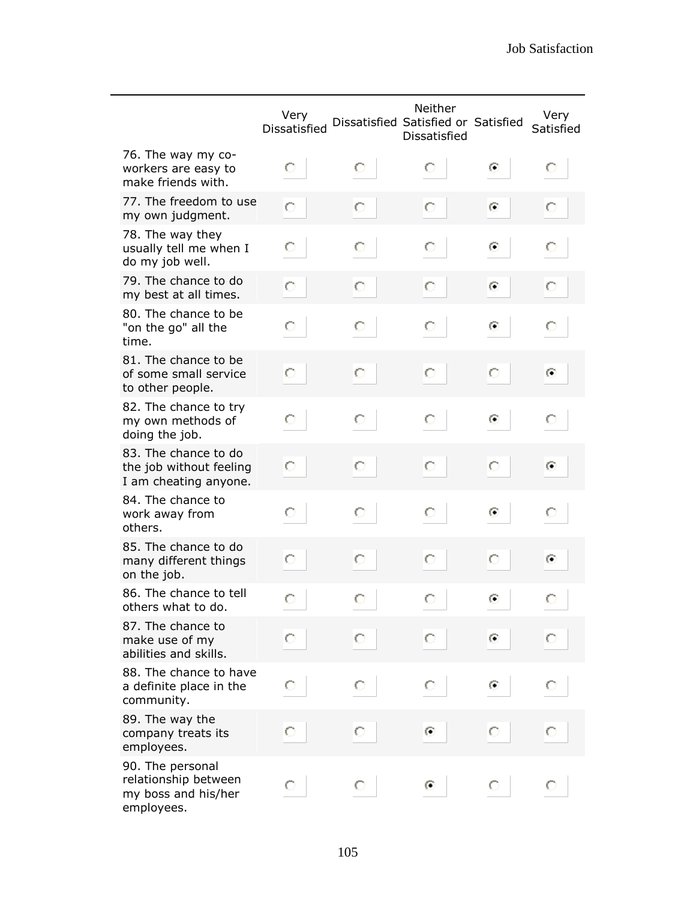| | Very Dissatisfied | Dissatisfied | Neither Satisfied or Dissatisfied | Satisfied | Very Satisfied |
|---|---|---|---|---|---|
| 76. The way my co-workers are easy to make friends with. | ○ | ○ | ○ | ● | ○ |
| 77. The freedom to use my own judgment. | ○ | ○ | ○ | ● | ○ |
| 78. The way they usually tell me when I do my job well. | ○ | ○ | ○ | ● | ○ |
| 79. The chance to do my best at all times. | ○ | ○ | ○ | ● | ○ |
| 80. The chance to be "on the go" all the time. | ○ | ○ | ○ | ● | ○ |
| 81. The chance to be of some small service to other people. | ○ | ○ | ○ | ○ | ● |
| 82. The chance to try my own methods of doing the job. | ○ | ○ | ○ | ● | ○ |
| 83. The chance to do the job without feeling I am cheating anyone. | ○ | ○ | ○ | ○ | ● |
| 84. The chance to work away from others. | ○ | ○ | ○ | ● | ○ |
| 85. The chance to do many different things on the job. | ○ | ○ | ○ | ○ | ● |
| 86. The chance to tell others what to do. | ○ | ○ | ○ | ● | ○ |
| 87. The chance to make use of my abilities and skills. | ○ | ○ | ○ | ● | ○ |
| 88. The chance to have a definite place in the community. | ○ | ○ | ○ | ● | ○ |
| 89. The way the company treats its employees. | ○ | ○ | ● | ○ | ○ |
| 90. The personal relationship between my boss and his/her employees. | ○ | ○ | ● | ○ | ○ |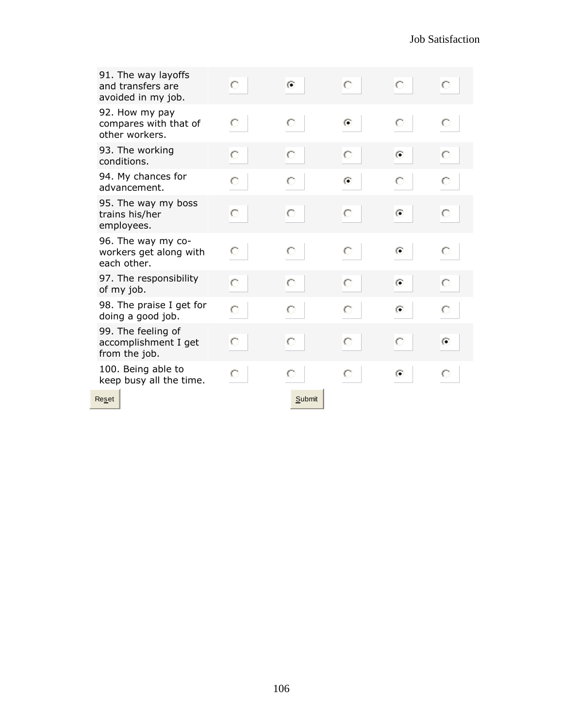| | | | | | |
|---|---|---|---|---|---|
| 91. The way layoffs and transfers are avoided in my job. | ○ | ◉ | ○ | ○ | ○ |
| 92. How my pay compares with that of other workers. | ○ | ○ | ◉ | ○ | ○ |
| 93. The working conditions. | ○ | ○ | ○ | ◉ | ○ |
| 94. My chances for advancement. | ○ | ○ | ◉ | ○ | ○ |
| 95. The way my boss trains his/her employees. | ○ | ○ | ○ | ◉ | ○ |
| 96. The way my co-workers get along with each other. | ○ | ○ | ○ | ◉ | ○ |
| 97. The responsibility of my job. | ○ | ○ | ○ | ◉ | ○ |
| 98. The praise I get for doing a good job. | ○ | ○ | ○ | ◉ | ○ |
| 99. The feeling of accomplishment I get from the job. | ○ | ○ | ○ | ○ | ◉ |
| 100. Being able to keep busy all the time. | ○ | ○ | ○ | ◉ | ○ |

Reset    Submit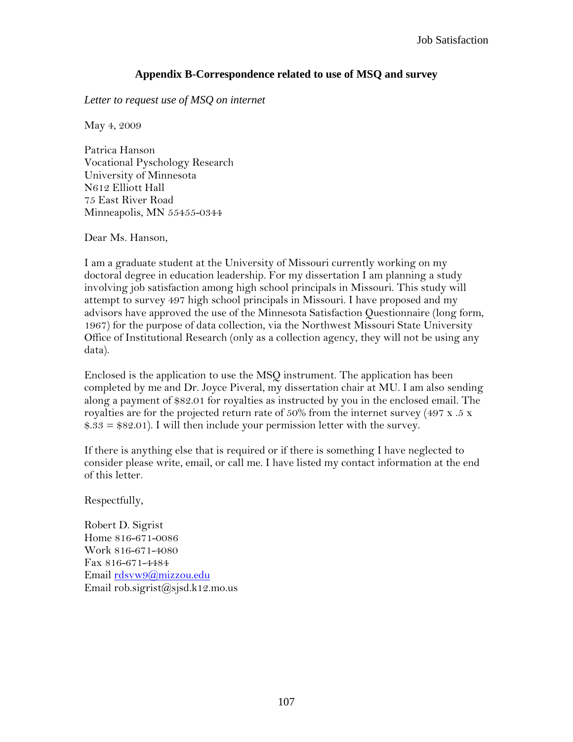## Appendix B-Correspondence related to use of MSQ and survey

*Letter to request use of MSQ on internet*

May 4, 2009

Patrica Hanson
Vocational Pyschology Research
University of Minnesota
N612 Elliott Hall
75 East River Road
Minneapolis, MN 55455-0344

Dear Ms. Hanson,

I am a graduate student at the University of Missouri currently working on my doctoral degree in education leadership. For my dissertation I am planning a study involving job satisfaction among high school principals in Missouri. This study will attempt to survey 497 high school principals in Missouri. I have proposed and my advisors have approved the use of the Minnesota Satisfaction Questionnaire (long form, 1967) for the purpose of data collection, via the Northwest Missouri State University Office of Institutional Research (only as a collection agency, they will not be using any data).

Enclosed is the application to use the MSQ instrument. The application has been completed by me and Dr. Joyce Piveral, my dissertation chair at MU. I am also sending along a payment of $82.01 for royalties as instructed by you in the enclosed email. The royalties are for the projected return rate of 50% from the internet survey (497 x .5 x $.33 = $82.01). I will then include your permission letter with the survey.

If there is anything else that is required or if there is something I have neglected to consider please write, email, or call me. I have listed my contact information at the end of this letter.

Respectfully,

Robert D. Sigrist
Home 816-671-0086
Work 816-671-4080
Fax 816-671-4484
Email rdsvw9@mizzou.edu
Email rob.sigrist@sjsd.k12.mo.us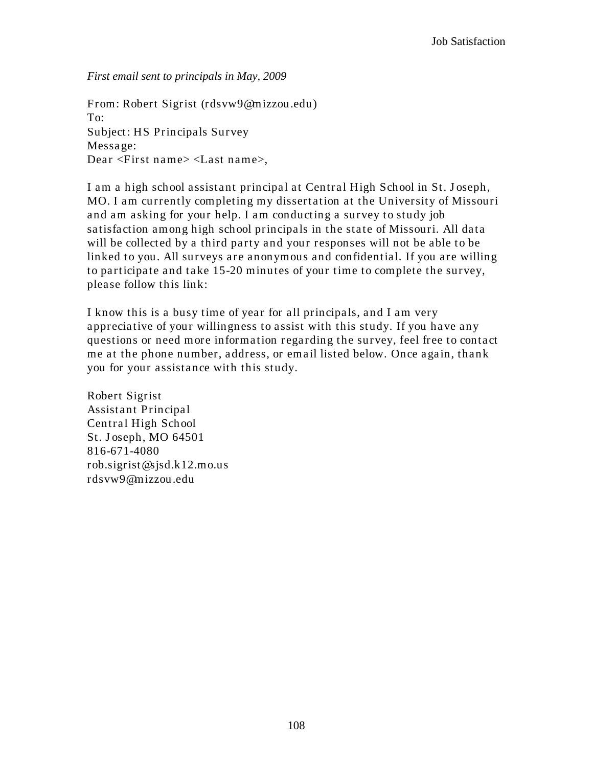*First email sent to principals in May, 2009*

From: Robert Sigrist (rdsvw9@mizzou.edu)
To:
Subject: HS Principals Survey
Message:
Dear <First name> <Last name>,

I am a high school assistant principal at Central High School in St. Joseph, MO. I am currently completing my dissertation at the University of Missouri and am asking for your help. I am conducting a survey to study job satisfaction among high school principals in the state of Missouri. All data will be collected by a third party and your responses will not be able to be linked to you. All surveys are anonymous and confidential. If you are willing to participate and take 15-20 minutes of your time to complete the survey, please follow this link:

I know this is a busy time of year for all principals, and I am very appreciative of your willingness to assist with this study. If you have any questions or need more information regarding the survey, feel free to contact me at the phone number, address, or email listed below. Once again, thank you for your assistance with this study.

Robert Sigrist
Assistant Principal
Central High School
St. Joseph, MO 64501
816-671-4080
rob.sigrist@sjsd.k12.mo.us
rdsvw9@mizzou.edu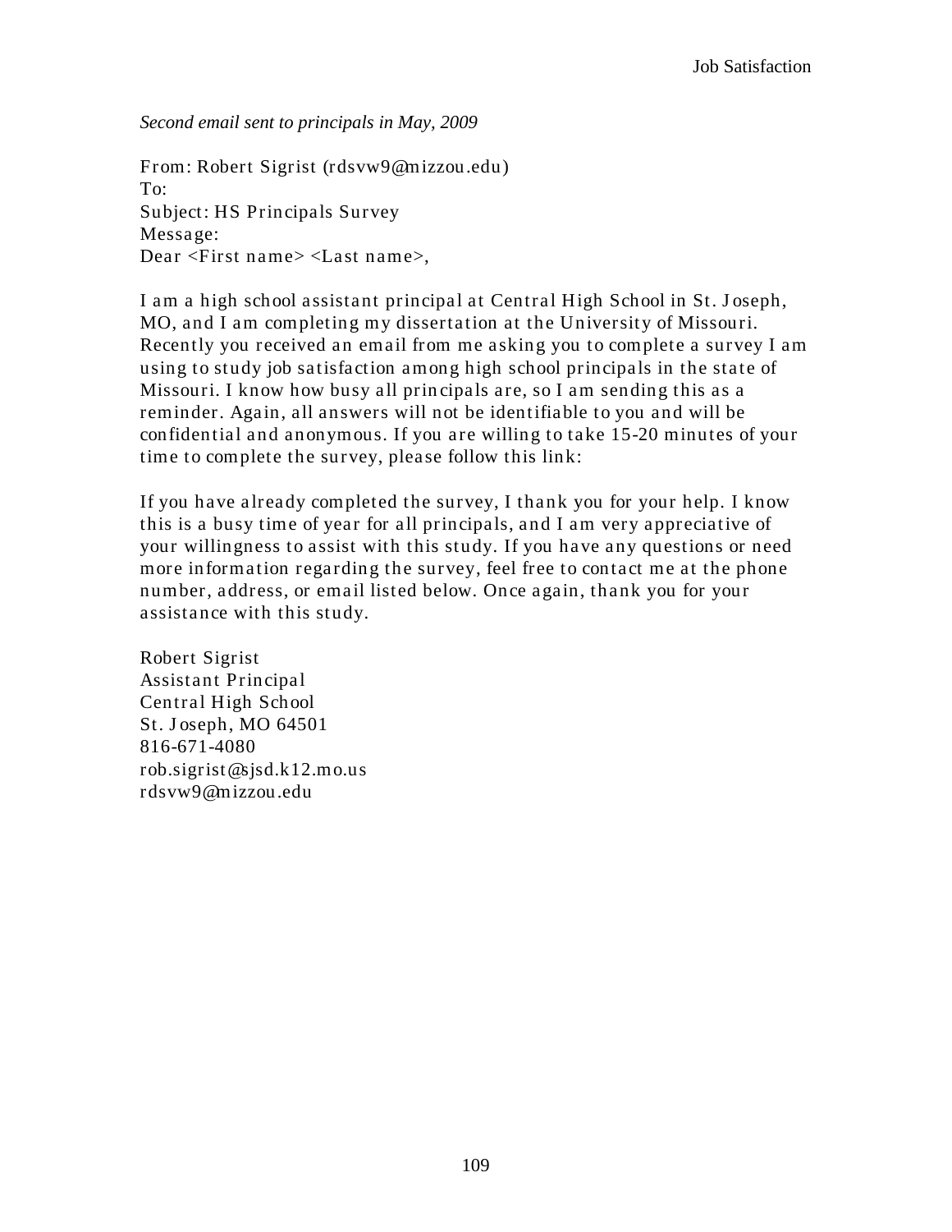*Second email sent to principals in May, 2009*

From: Robert Sigrist (rdsvw9@mizzou.edu)
To:
Subject: HS Principals Survey
Message:
Dear <First name> <Last name>,

I am a high school assistant principal at Central High School in St. Joseph, MO, and I am completing my dissertation at the University of Missouri. Recently you received an email from me asking you to complete a survey I am using to study job satisfaction among high school principals in the state of Missouri. I know how busy all principals are, so I am sending this as a reminder. Again, all answers will not be identifiable to you and will be confidential and anonymous. If you are willing to take 15-20 minutes of your time to complete the survey, please follow this link:

If you have already completed the survey, I thank you for your help. I know this is a busy time of year for all principals, and I am very appreciative of your willingness to assist with this study. If you have any questions or need more information regarding the survey, feel free to contact me at the phone number, address, or email listed below. Once again, thank you for your assistance with this study.

Robert Sigrist
Assistant Principal
Central High School
St. Joseph, MO 64501
816-671-4080
rob.sigrist@sjsd.k12.mo.us
rdsvw9@mizzou.edu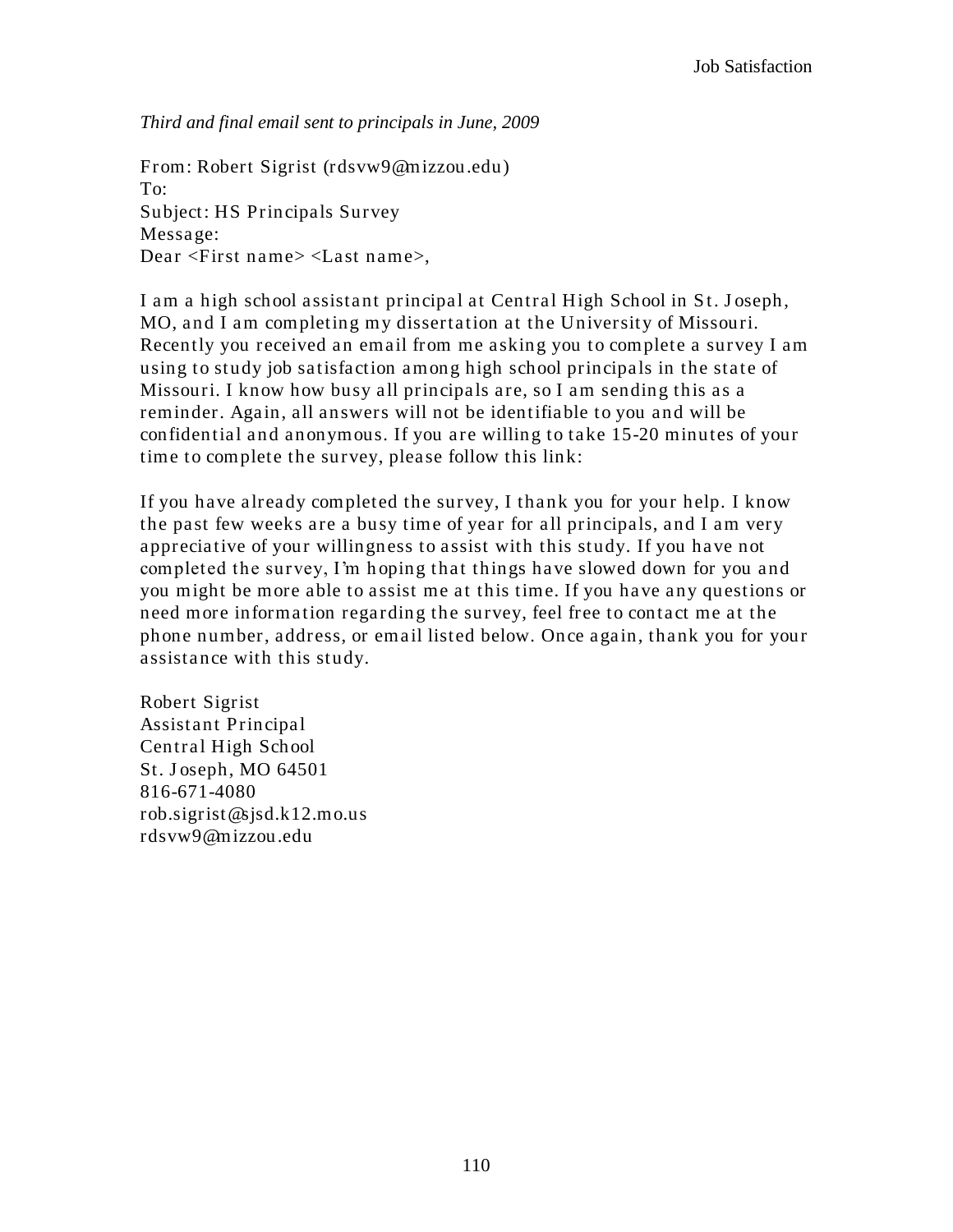*Third and final email sent to principals in June, 2009*

From: Robert Sigrist (rdsvw9@mizzou.edu)
To:
Subject: HS Principals Survey
Message:
Dear <First name> <Last name>,

I am a high school assistant principal at Central High School in St. Joseph, MO, and I am completing my dissertation at the University of Missouri. Recently you received an email from me asking you to complete a survey I am using to study job satisfaction among high school principals in the state of Missouri. I know how busy all principals are, so I am sending this as a reminder. Again, all answers will not be identifiable to you and will be confidential and anonymous. If you are willing to take 15-20 minutes of your time to complete the survey, please follow this link:

If you have already completed the survey, I thank you for your help. I know the past few weeks are a busy time of year for all principals, and I am very appreciative of your willingness to assist with this study. If you have not completed the survey, I'm hoping that things have slowed down for you and you might be more able to assist me at this time. If you have any questions or need more information regarding the survey, feel free to contact me at the phone number, address, or email listed below. Once again, thank you for your assistance with this study.

Robert Sigrist
Assistant Principal
Central High School
St. Joseph, MO 64501
816-671-4080
rob.sigrist@sjsd.k12.mo.us
rdsvw9@mizzou.edu